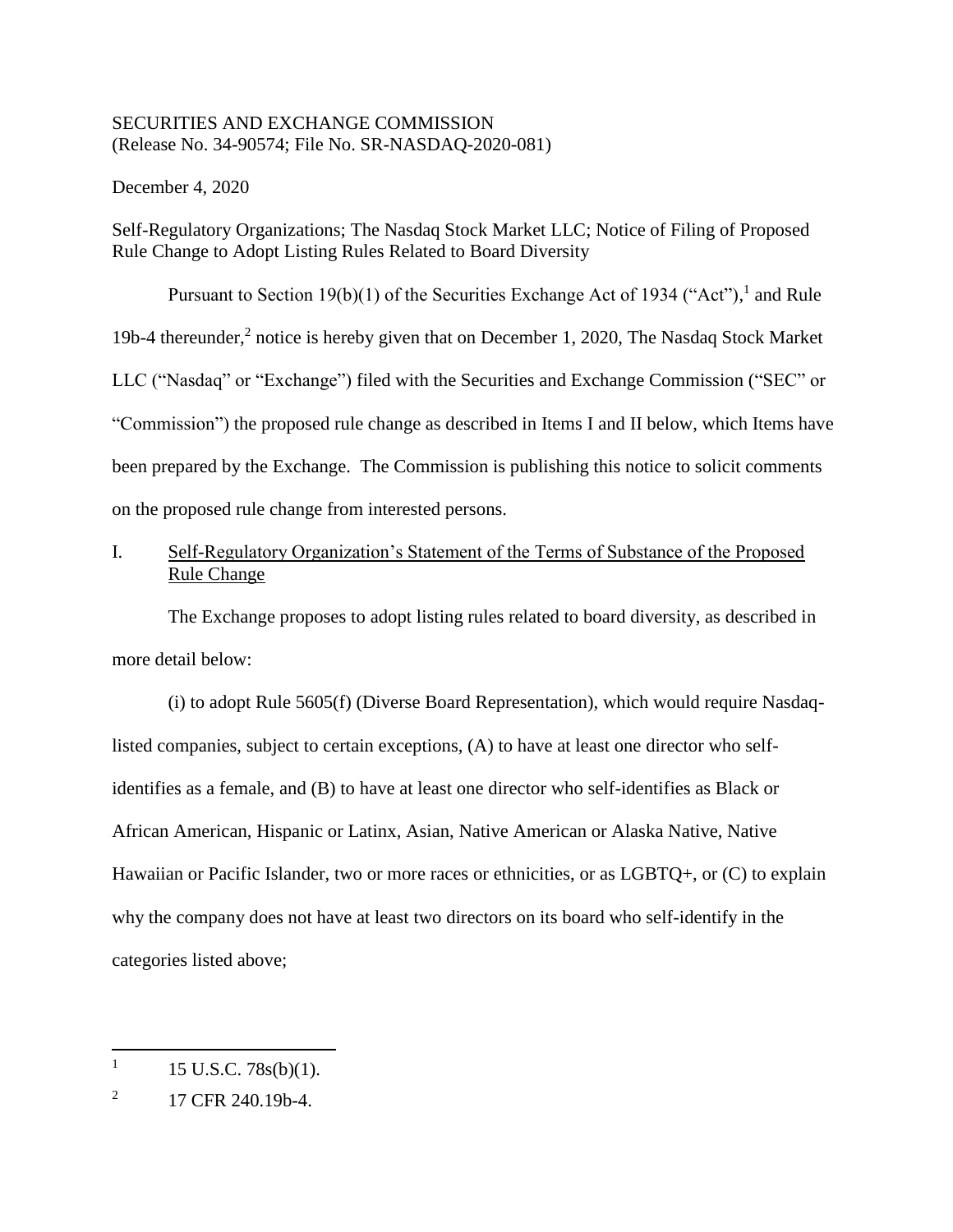SECURITIES AND EXCHANGE COMMISSION
(Release No. 34-90574; File No. SR-NASDAQ-2020-081)

December 4, 2020

Self-Regulatory Organizations; The Nasdaq Stock Market LLC; Notice of Filing of Proposed Rule Change to Adopt Listing Rules Related to Board Diversity

Pursuant to Section 19(b)(1) of the Securities Exchange Act of 1934 ("Act"),[1] and Rule 19b-4 thereunder,[2] notice is hereby given that on December 1, 2020, The Nasdaq Stock Market LLC ("Nasdaq" or "Exchange") filed with the Securities and Exchange Commission ("SEC" or "Commission") the proposed rule change as described in Items I and II below, which Items have been prepared by the Exchange. The Commission is publishing this notice to solicit comments on the proposed rule change from interested persons.

I. Self-Regulatory Organization's Statement of the Terms of Substance of the Proposed Rule Change

The Exchange proposes to adopt listing rules related to board diversity, as described in more detail below:

(i) to adopt Rule 5605(f) (Diverse Board Representation), which would require Nasdaq-listed companies, subject to certain exceptions, (A) to have at least one director who self-identifies as a female, and (B) to have at least one director who self-identifies as Black or African American, Hispanic or Latinx, Asian, Native American or Alaska Native, Native Hawaiian or Pacific Islander, two or more races or ethnicities, or as LGBTQ+, or (C) to explain why the company does not have at least two directors on its board who self-identify in the categories listed above;

---

[1] 15 U.S.C. 78s(b)(1).

[2] 17 CFR 240.19b-4.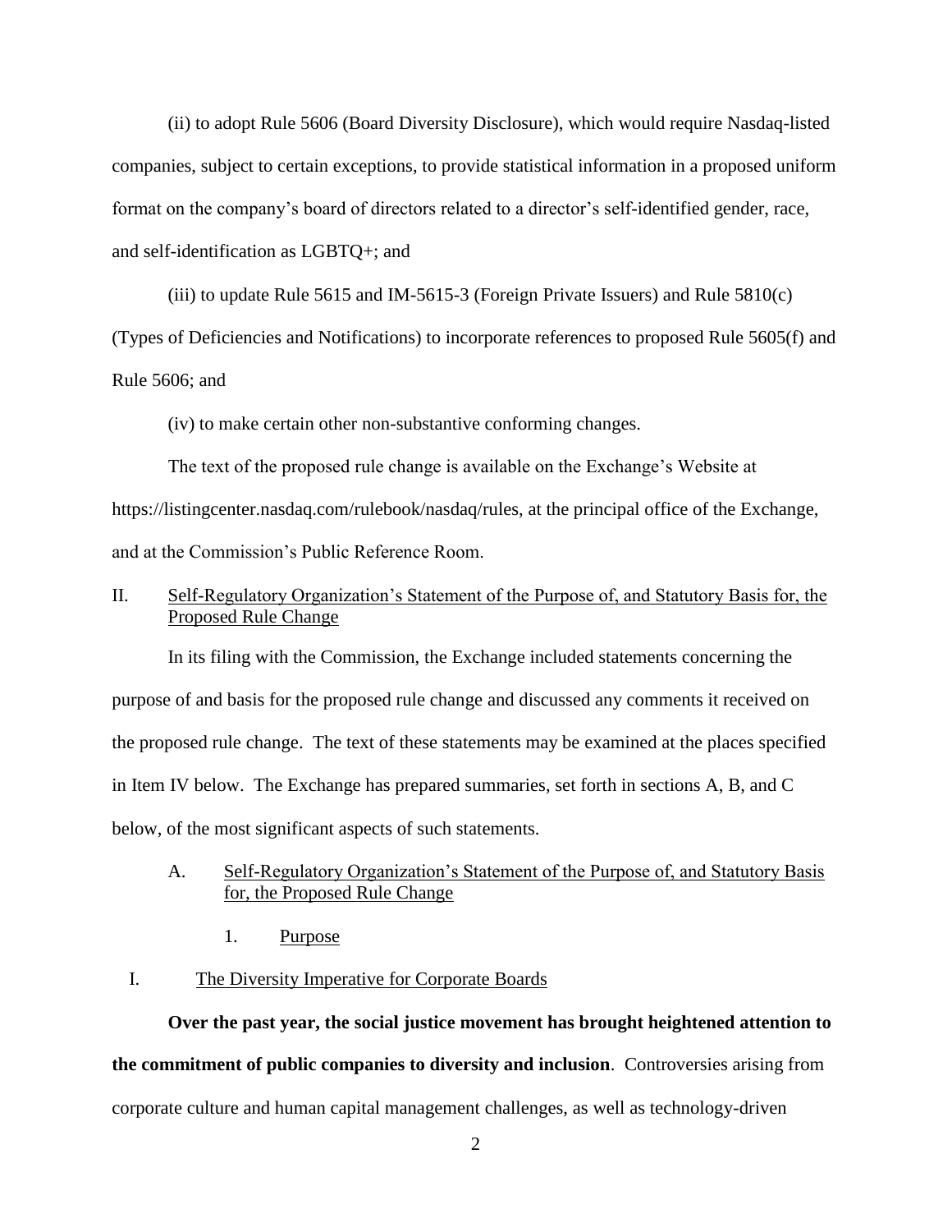(ii) to adopt Rule 5606 (Board Diversity Disclosure), which would require Nasdaq-listed companies, subject to certain exceptions, to provide statistical information in a proposed uniform format on the company's board of directors related to a director's self-identified gender, race, and self-identification as LGBTQ+; and

(iii) to update Rule 5615 and IM-5615-3 (Foreign Private Issuers) and Rule 5810(c) (Types of Deficiencies and Notifications) to incorporate references to proposed Rule 5605(f) and Rule 5606; and

(iv) to make certain other non-substantive conforming changes.

The text of the proposed rule change is available on the Exchange's Website at https://listingcenter.nasdaq.com/rulebook/nasdaq/rules, at the principal office of the Exchange, and at the Commission's Public Reference Room.

## II. Self-Regulatory Organization's Statement of the Purpose of, and Statutory Basis for, the Proposed Rule Change

In its filing with the Commission, the Exchange included statements concerning the purpose of and basis for the proposed rule change and discussed any comments it received on the proposed rule change. The text of these statements may be examined at the places specified in Item IV below. The Exchange has prepared summaries, set forth in sections A, B, and C below, of the most significant aspects of such statements.

### A. Self-Regulatory Organization's Statement of the Purpose of, and Statutory Basis for, the Proposed Rule Change

#### 1. Purpose

#### I. The Diversity Imperative for Corporate Boards

**Over the past year, the social justice movement has brought heightened attention to the commitment of public companies to diversity and inclusion**. Controversies arising from corporate culture and human capital management challenges, as well as technology-driven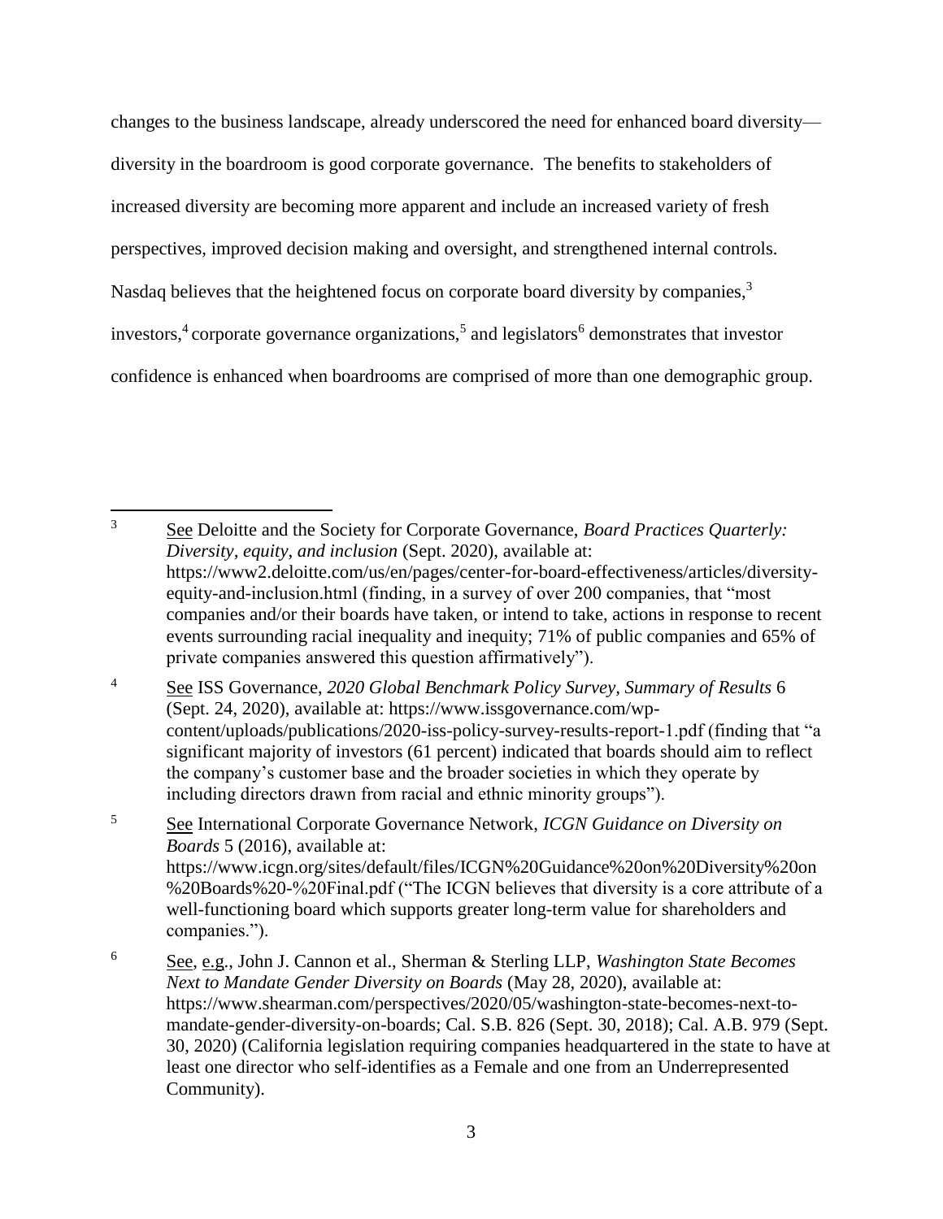changes to the business landscape, already underscored the need for enhanced board diversity—diversity in the boardroom is good corporate governance. The benefits to stakeholders of increased diversity are becoming more apparent and include an increased variety of fresh perspectives, improved decision making and oversight, and strengthened internal controls. Nasdaq believes that the heightened focus on corporate board diversity by companies,[3] investors,[4] corporate governance organizations,[5] and legislators[6] demonstrates that investor confidence is enhanced when boardrooms are comprised of more than one demographic group.

---

[3] See Deloitte and the Society for Corporate Governance, *Board Practices Quarterly: Diversity, equity, and inclusion* (Sept. 2020), available at: https://www2.deloitte.com/us/en/pages/center-for-board-effectiveness/articles/diversity-equity-and-inclusion.html (finding, in a survey of over 200 companies, that "most companies and/or their boards have taken, or intend to take, actions in response to recent events surrounding racial inequality and inequity; 71% of public companies and 65% of private companies answered this question affirmatively").

[4] See ISS Governance, *2020 Global Benchmark Policy Survey, Summary of Results* 6 (Sept. 24, 2020), available at: https://www.issgovernance.com/wp-content/uploads/publications/2020-iss-policy-survey-results-report-1.pdf (finding that "a significant majority of investors (61 percent) indicated that boards should aim to reflect the company's customer base and the broader societies in which they operate by including directors drawn from racial and ethnic minority groups").

[5] See International Corporate Governance Network, *ICGN Guidance on Diversity on Boards* 5 (2016), available at: https://www.icgn.org/sites/default/files/ICGN%20Guidance%20on%20Diversity%20on%20Boards%20-%20Final.pdf ("The ICGN believes that diversity is a core attribute of a well-functioning board which supports greater long-term value for shareholders and companies.").

[6] See, e.g., John J. Cannon et al., Sherman & Sterling LLP, *Washington State Becomes Next to Mandate Gender Diversity on Boards* (May 28, 2020), available at: https://www.shearman.com/perspectives/2020/05/washington-state-becomes-next-to-mandate-gender-diversity-on-boards; Cal. S.B. 826 (Sept. 30, 2018); Cal. A.B. 979 (Sept. 30, 2020) (California legislation requiring companies headquartered in the state to have at least one director who self-identifies as a Female and one from an Underrepresented Community).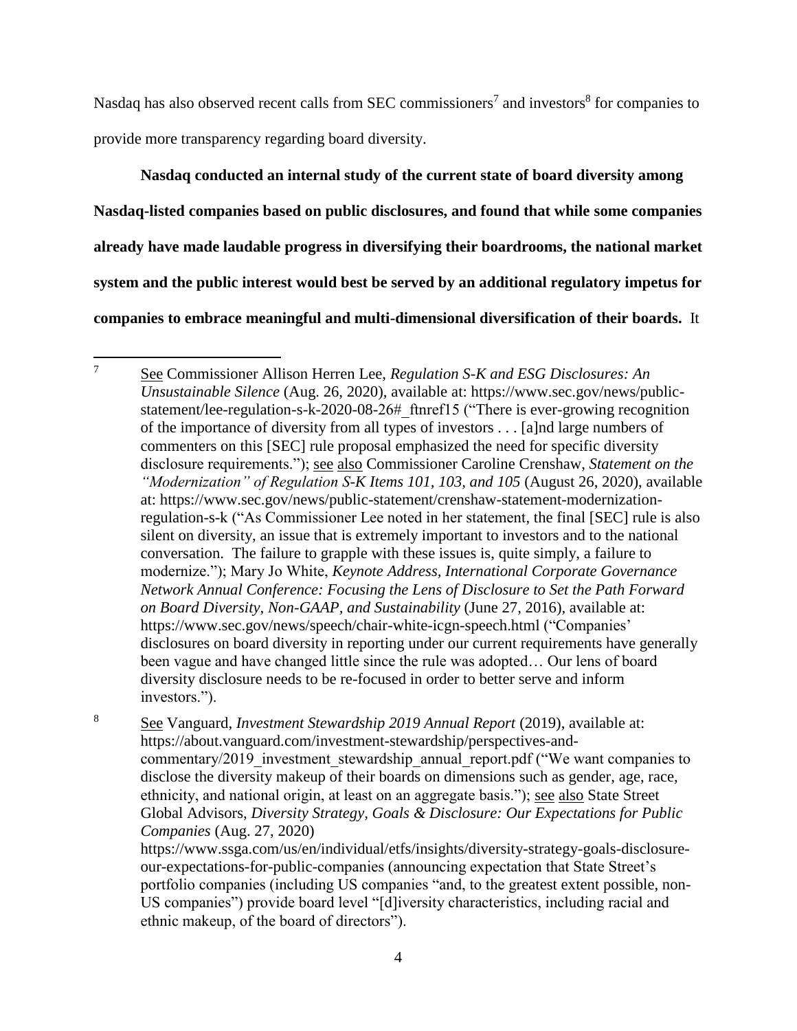Nasdaq has also observed recent calls from SEC commissioners[7] and investors[8] for companies to provide more transparency regarding board diversity.

**Nasdaq conducted an internal study of the current state of board diversity among Nasdaq-listed companies based on public disclosures, and found that while some companies already have made laudable progress in diversifying their boardrooms, the national market system and the public interest would best be served by an additional regulatory impetus for companies to embrace meaningful and multi-dimensional diversification of their boards.** It

---

[7] See Commissioner Allison Herren Lee, *Regulation S-K and ESG Disclosures: An Unsustainable Silence* (Aug. 26, 2020), available at: https://www.sec.gov/news/public-statement/lee-regulation-s-k-2020-08-26#_ftnref15 ("There is ever-growing recognition of the importance of diversity from all types of investors . . . [a]nd large numbers of commenters on this [SEC] rule proposal emphasized the need for specific diversity disclosure requirements."); see also Commissioner Caroline Crenshaw, *Statement on the "Modernization" of Regulation S-K Items 101, 103, and 105* (August 26, 2020), available at: https://www.sec.gov/news/public-statement/crenshaw-statement-modernization-regulation-s-k ("As Commissioner Lee noted in her statement, the final [SEC] rule is also silent on diversity, an issue that is extremely important to investors and to the national conversation. The failure to grapple with these issues is, quite simply, a failure to modernize."); Mary Jo White, *Keynote Address, International Corporate Governance Network Annual Conference: Focusing the Lens of Disclosure to Set the Path Forward on Board Diversity, Non-GAAP, and Sustainability* (June 27, 2016), available at: https://www.sec.gov/news/speech/chair-white-icgn-speech.html ("Companies' disclosures on board diversity in reporting under our current requirements have generally been vague and have changed little since the rule was adopted… Our lens of board diversity disclosure needs to be re-focused in order to better serve and inform investors.").

[8] See Vanguard, *Investment Stewardship 2019 Annual Report* (2019), available at: https://about.vanguard.com/investment-stewardship/perspectives-and-commentary/2019_investment_stewardship_annual_report.pdf ("We want companies to disclose the diversity makeup of their boards on dimensions such as gender, age, race, ethnicity, and national origin, at least on an aggregate basis."); see also State Street Global Advisors, *Diversity Strategy, Goals & Disclosure: Our Expectations for Public Companies* (Aug. 27, 2020) https://www.ssga.com/us/en/individual/etfs/insights/diversity-strategy-goals-disclosure-our-expectations-for-public-companies (announcing expectation that State Street's portfolio companies (including US companies "and, to the greatest extent possible, non-US companies") provide board level "[d]iversity characteristics, including racial and ethnic makeup, of the board of directors").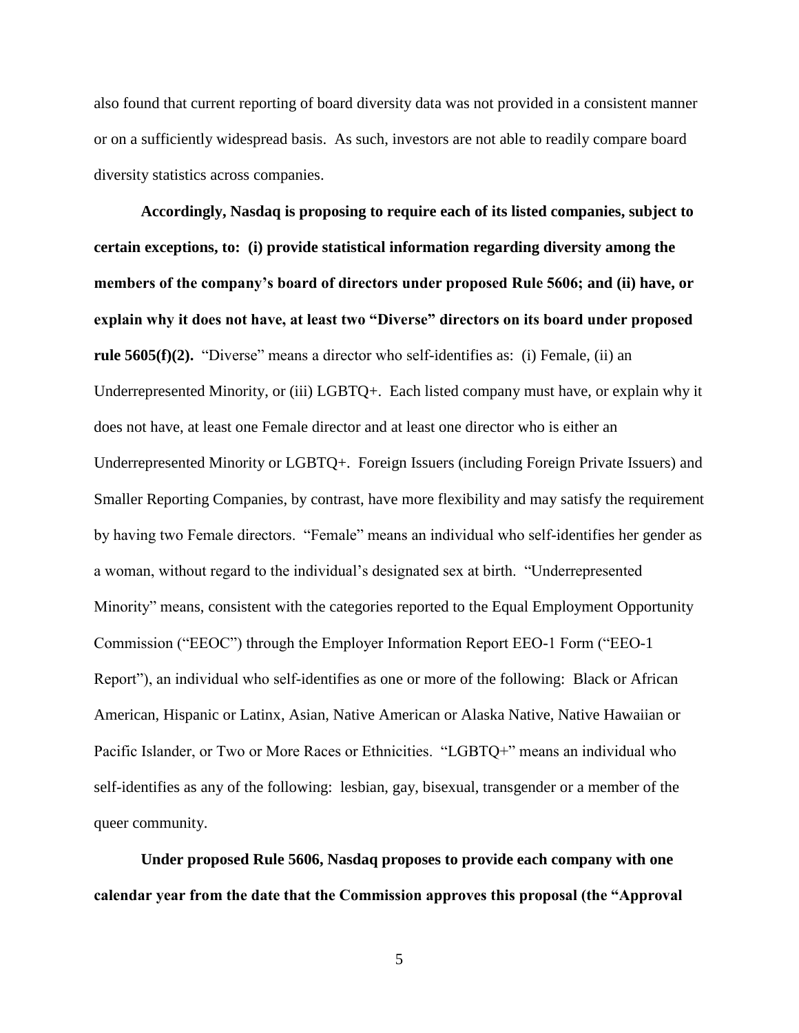also found that current reporting of board diversity data was not provided in a consistent manner or on a sufficiently widespread basis. As such, investors are not able to readily compare board diversity statistics across companies.

**Accordingly, Nasdaq is proposing to require each of its listed companies, subject to certain exceptions, to: (i) provide statistical information regarding diversity among the members of the company's board of directors under proposed Rule 5606; and (ii) have, or explain why it does not have, at least two "Diverse" directors on its board under proposed rule 5605(f)(2).** "Diverse" means a director who self-identifies as: (i) Female, (ii) an Underrepresented Minority, or (iii) LGBTQ+. Each listed company must have, or explain why it does not have, at least one Female director and at least one director who is either an Underrepresented Minority or LGBTQ+. Foreign Issuers (including Foreign Private Issuers) and Smaller Reporting Companies, by contrast, have more flexibility and may satisfy the requirement by having two Female directors. "Female" means an individual who self-identifies her gender as a woman, without regard to the individual's designated sex at birth. "Underrepresented Minority" means, consistent with the categories reported to the Equal Employment Opportunity Commission ("EEOC") through the Employer Information Report EEO-1 Form ("EEO-1 Report"), an individual who self-identifies as one or more of the following: Black or African American, Hispanic or Latinx, Asian, Native American or Alaska Native, Native Hawaiian or Pacific Islander, or Two or More Races or Ethnicities. "LGBTQ+" means an individual who self-identifies as any of the following: lesbian, gay, bisexual, transgender or a member of the queer community.

**Under proposed Rule 5606, Nasdaq proposes to provide each company with one calendar year from the date that the Commission approves this proposal (the "Approval**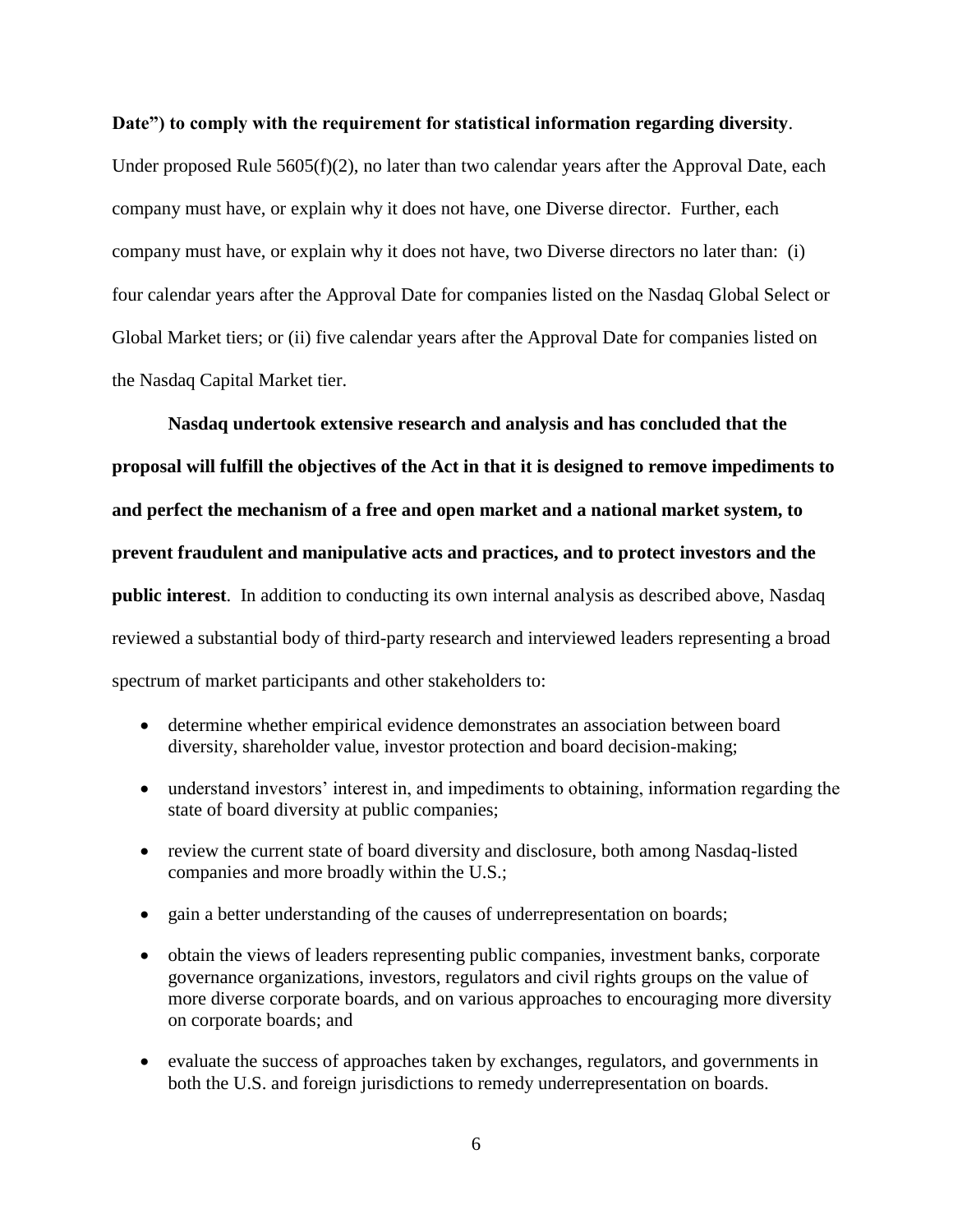**Date") to comply with the requirement for statistical information regarding diversity**. Under proposed Rule 5605(f)(2), no later than two calendar years after the Approval Date, each company must have, or explain why it does not have, one Diverse director. Further, each company must have, or explain why it does not have, two Diverse directors no later than: (i) four calendar years after the Approval Date for companies listed on the Nasdaq Global Select or Global Market tiers; or (ii) five calendar years after the Approval Date for companies listed on the Nasdaq Capital Market tier.

**Nasdaq undertook extensive research and analysis and has concluded that the proposal will fulfill the objectives of the Act in that it is designed to remove impediments to and perfect the mechanism of a free and open market and a national market system, to prevent fraudulent and manipulative acts and practices, and to protect investors and the public interest**. In addition to conducting its own internal analysis as described above, Nasdaq reviewed a substantial body of third-party research and interviewed leaders representing a broad spectrum of market participants and other stakeholders to:

- determine whether empirical evidence demonstrates an association between board diversity, shareholder value, investor protection and board decision-making;
- understand investors' interest in, and impediments to obtaining, information regarding the state of board diversity at public companies;
- review the current state of board diversity and disclosure, both among Nasdaq-listed companies and more broadly within the U.S.;
- gain a better understanding of the causes of underrepresentation on boards;
- obtain the views of leaders representing public companies, investment banks, corporate governance organizations, investors, regulators and civil rights groups on the value of more diverse corporate boards, and on various approaches to encouraging more diversity on corporate boards; and
- evaluate the success of approaches taken by exchanges, regulators, and governments in both the U.S. and foreign jurisdictions to remedy underrepresentation on boards.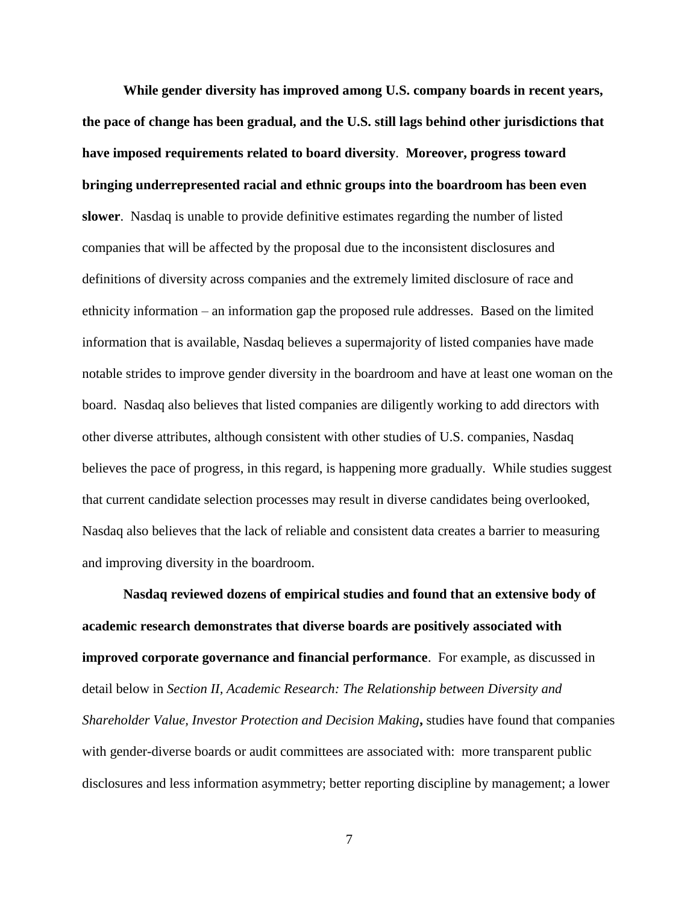**While gender diversity has improved among U.S. company boards in recent years, the pace of change has been gradual, and the U.S. still lags behind other jurisdictions that have imposed requirements related to board diversity**. **Moreover, progress toward bringing underrepresented racial and ethnic groups into the boardroom has been even slower**. Nasdaq is unable to provide definitive estimates regarding the number of listed companies that will be affected by the proposal due to the inconsistent disclosures and definitions of diversity across companies and the extremely limited disclosure of race and ethnicity information – an information gap the proposed rule addresses. Based on the limited information that is available, Nasdaq believes a supermajority of listed companies have made notable strides to improve gender diversity in the boardroom and have at least one woman on the board. Nasdaq also believes that listed companies are diligently working to add directors with other diverse attributes, although consistent with other studies of U.S. companies, Nasdaq believes the pace of progress, in this regard, is happening more gradually. While studies suggest that current candidate selection processes may result in diverse candidates being overlooked, Nasdaq also believes that the lack of reliable and consistent data creates a barrier to measuring and improving diversity in the boardroom.

**Nasdaq reviewed dozens of empirical studies and found that an extensive body of academic research demonstrates that diverse boards are positively associated with improved corporate governance and financial performance**. For example, as discussed in detail below in *Section II, Academic Research: The Relationship between Diversity and Shareholder Value, Investor Protection and Decision Making***,** studies have found that companies with gender-diverse boards or audit committees are associated with: more transparent public disclosures and less information asymmetry; better reporting discipline by management; a lower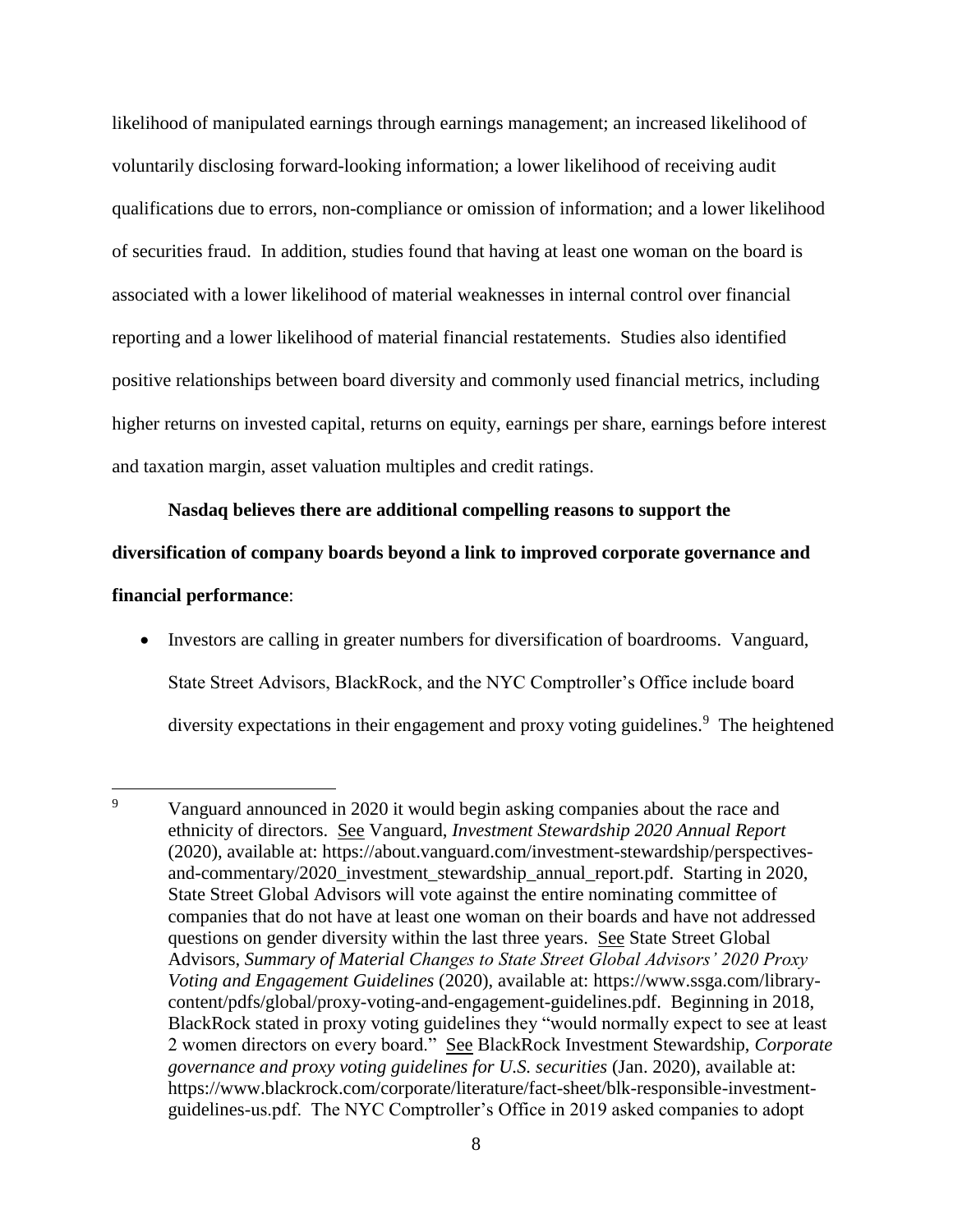likelihood of manipulated earnings through earnings management; an increased likelihood of voluntarily disclosing forward-looking information; a lower likelihood of receiving audit qualifications due to errors, non-compliance or omission of information; and a lower likelihood of securities fraud. In addition, studies found that having at least one woman on the board is associated with a lower likelihood of material weaknesses in internal control over financial reporting and a lower likelihood of material financial restatements. Studies also identified positive relationships between board diversity and commonly used financial metrics, including higher returns on invested capital, returns on equity, earnings per share, earnings before interest and taxation margin, asset valuation multiples and credit ratings.

**Nasdaq believes there are additional compelling reasons to support the diversification of company boards beyond a link to improved corporate governance and financial performance**:

- Investors are calling in greater numbers for diversification of boardrooms. Vanguard, State Street Advisors, BlackRock, and the NYC Comptroller's Office include board diversity expectations in their engagement and proxy voting guidelines.[9] The heightened

[9] Vanguard announced in 2020 it would begin asking companies about the race and ethnicity of directors. See Vanguard, *Investment Stewardship 2020 Annual Report* (2020), available at: https://about.vanguard.com/investment-stewardship/perspectives-and-commentary/2020_investment_stewardship_annual_report.pdf. Starting in 2020, State Street Global Advisors will vote against the entire nominating committee of companies that do not have at least one woman on their boards and have not addressed questions on gender diversity within the last three years. See State Street Global Advisors, *Summary of Material Changes to State Street Global Advisors' 2020 Proxy Voting and Engagement Guidelines* (2020), available at: https://www.ssga.com/library-content/pdfs/global/proxy-voting-and-engagement-guidelines.pdf. Beginning in 2018, BlackRock stated in proxy voting guidelines they "would normally expect to see at least 2 women directors on every board." See BlackRock Investment Stewardship, *Corporate governance and proxy voting guidelines for U.S. securities* (Jan. 2020), available at: https://www.blackrock.com/corporate/literature/fact-sheet/blk-responsible-investment-guidelines-us.pdf. The NYC Comptroller's Office in 2019 asked companies to adopt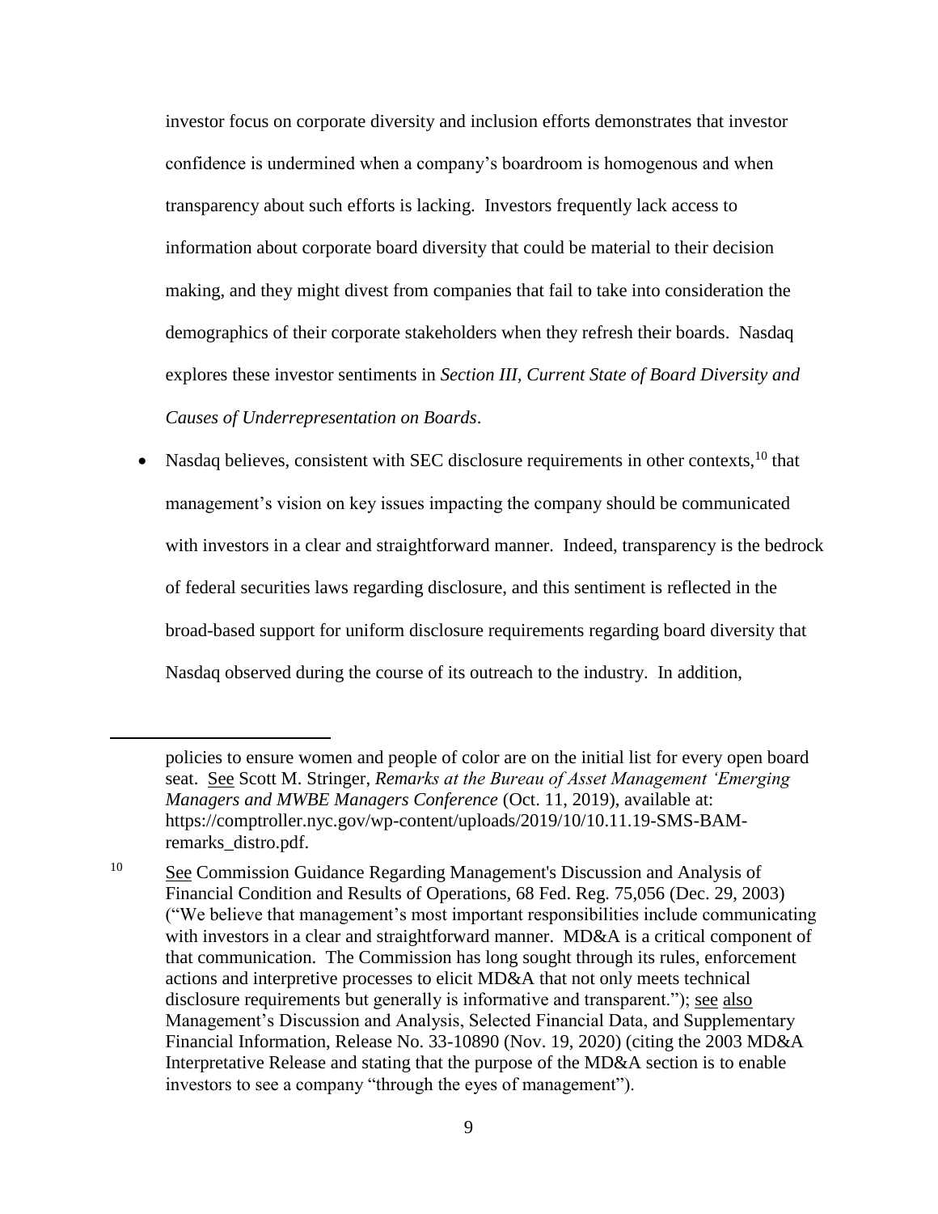investor focus on corporate diversity and inclusion efforts demonstrates that investor confidence is undermined when a company's boardroom is homogenous and when transparency about such efforts is lacking. Investors frequently lack access to information about corporate board diversity that could be material to their decision making, and they might divest from companies that fail to take into consideration the demographics of their corporate stakeholders when they refresh their boards. Nasdaq explores these investor sentiments in *Section III, Current State of Board Diversity and Causes of Underrepresentation on Boards*.

- Nasdaq believes, consistent with SEC disclosure requirements in other contexts,[10] that management's vision on key issues impacting the company should be communicated with investors in a clear and straightforward manner. Indeed, transparency is the bedrock of federal securities laws regarding disclosure, and this sentiment is reflected in the broad-based support for uniform disclosure requirements regarding board diversity that Nasdaq observed during the course of its outreach to the industry. In addition,

---

policies to ensure women and people of color are on the initial list for every open board seat. See Scott M. Stringer, *Remarks at the Bureau of Asset Management 'Emerging Managers and MWBE Managers Conference* (Oct. 11, 2019), available at: https://comptroller.nyc.gov/wp-content/uploads/2019/10/10.11.19-SMS-BAM-remarks_distro.pdf.

[10] See Commission Guidance Regarding Management's Discussion and Analysis of Financial Condition and Results of Operations, 68 Fed. Reg. 75,056 (Dec. 29, 2003) ("We believe that management's most important responsibilities include communicating with investors in a clear and straightforward manner. MD&A is a critical component of that communication. The Commission has long sought through its rules, enforcement actions and interpretive processes to elicit MD&A that not only meets technical disclosure requirements but generally is informative and transparent."); see also Management's Discussion and Analysis, Selected Financial Data, and Supplementary Financial Information, Release No. 33-10890 (Nov. 19, 2020) (citing the 2003 MD&A Interpretative Release and stating that the purpose of the MD&A section is to enable investors to see a company "through the eyes of management").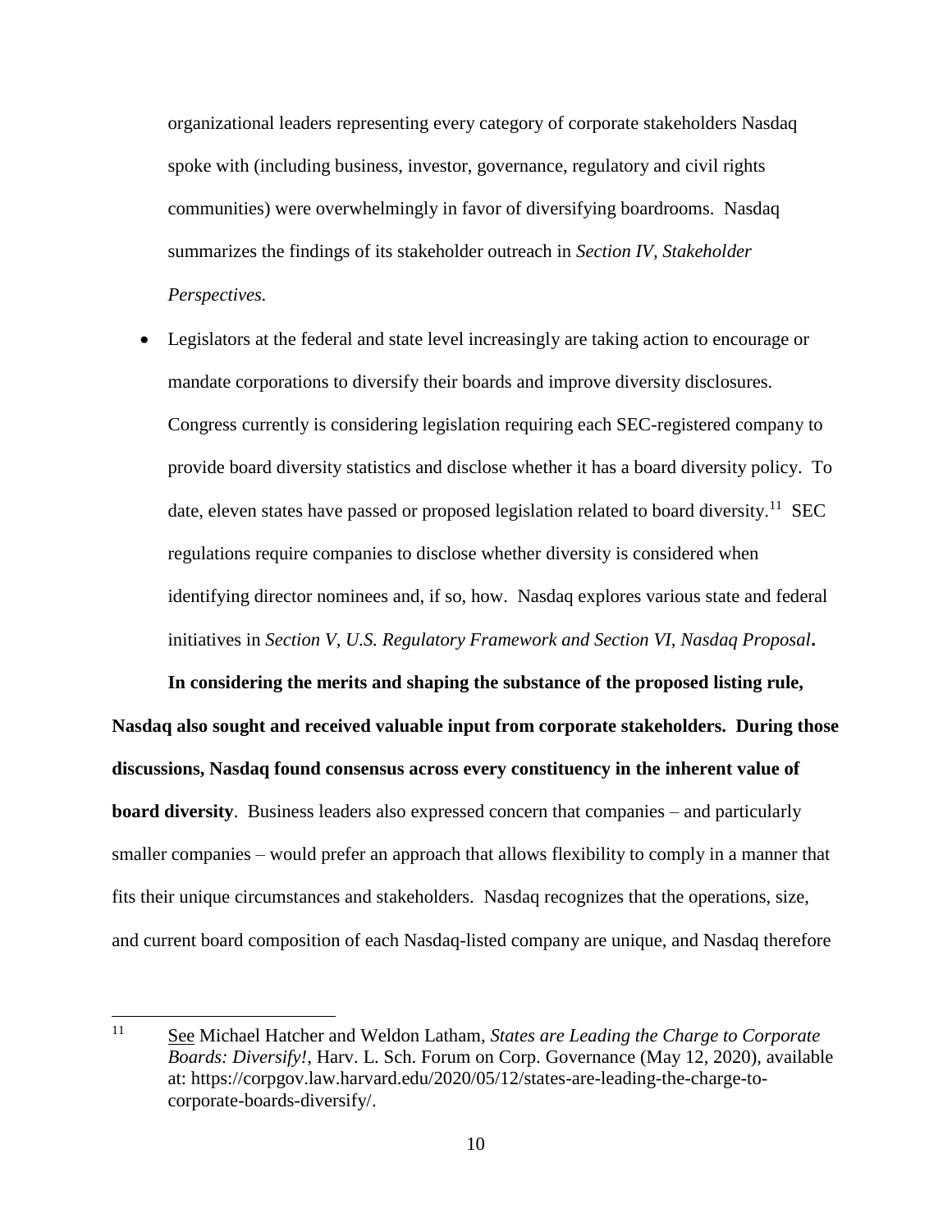organizational leaders representing every category of corporate stakeholders Nasdaq spoke with (including business, investor, governance, regulatory and civil rights communities) were overwhelmingly in favor of diversifying boardrooms. Nasdaq summarizes the findings of its stakeholder outreach in *Section IV, Stakeholder Perspectives.*

- Legislators at the federal and state level increasingly are taking action to encourage or mandate corporations to diversify their boards and improve diversity disclosures. Congress currently is considering legislation requiring each SEC-registered company to provide board diversity statistics and disclose whether it has a board diversity policy. To date, eleven states have passed or proposed legislation related to board diversity.[11] SEC regulations require companies to disclose whether diversity is considered when identifying director nominees and, if so, how. Nasdaq explores various state and federal initiatives in *Section V, U.S. Regulatory Framework and Section VI, Nasdaq Proposal***.**

**In considering the merits and shaping the substance of the proposed listing rule, Nasdaq also sought and received valuable input from corporate stakeholders. During those discussions, Nasdaq found consensus across every constituency in the inherent value of board diversity**. Business leaders also expressed concern that companies – and particularly smaller companies – would prefer an approach that allows flexibility to comply in a manner that fits their unique circumstances and stakeholders. Nasdaq recognizes that the operations, size, and current board composition of each Nasdaq-listed company are unique, and Nasdaq therefore

---

[11] See Michael Hatcher and Weldon Latham, *States are Leading the Charge to Corporate Boards: Diversify!*, Harv. L. Sch. Forum on Corp. Governance (May 12, 2020), available at: https://corpgov.law.harvard.edu/2020/05/12/states-are-leading-the-charge-to-corporate-boards-diversify/.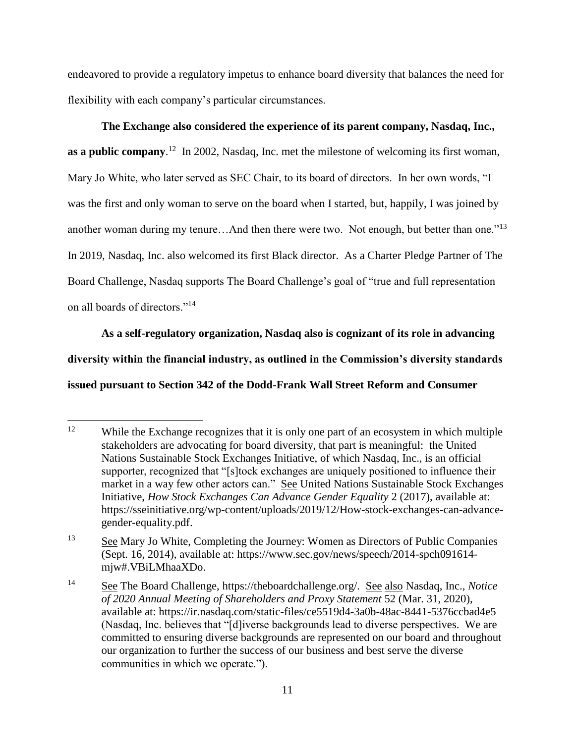endeavored to provide a regulatory impetus to enhance board diversity that balances the need for flexibility with each company's particular circumstances.

**The Exchange also considered the experience of its parent company, Nasdaq, Inc., as a public company**.[12] In 2002, Nasdaq, Inc. met the milestone of welcoming its first woman, Mary Jo White, who later served as SEC Chair, to its board of directors. In her own words, "I was the first and only woman to serve on the board when I started, but, happily, I was joined by another woman during my tenure…And then there were two. Not enough, but better than one."[13] In 2019, Nasdaq, Inc. also welcomed its first Black director. As a Charter Pledge Partner of The Board Challenge, Nasdaq supports The Board Challenge's goal of "true and full representation on all boards of directors."[14]

**As a self-regulatory organization, Nasdaq also is cognizant of its role in advancing diversity within the financial industry, as outlined in the Commission's diversity standards issued pursuant to Section 342 of the Dodd-Frank Wall Street Reform and Consumer**

---

[12] While the Exchange recognizes that it is only one part of an ecosystem in which multiple stakeholders are advocating for board diversity, that part is meaningful: the United Nations Sustainable Stock Exchanges Initiative, of which Nasdaq, Inc., is an official supporter, recognized that "[s]tock exchanges are uniquely positioned to influence their market in a way few other actors can." See United Nations Sustainable Stock Exchanges Initiative, *How Stock Exchanges Can Advance Gender Equality* 2 (2017), available at: https://sseinitiative.org/wp-content/uploads/2019/12/How-stock-exchanges-can-advance-gender-equality.pdf.

[13] See Mary Jo White, Completing the Journey: Women as Directors of Public Companies (Sept. 16, 2014), available at: https://www.sec.gov/news/speech/2014-spch091614-mjw#.VBiLMhaaXDo.

[14] See The Board Challenge, https://theboardchallenge.org/. See also Nasdaq, Inc., *Notice of 2020 Annual Meeting of Shareholders and Proxy Statement* 52 (Mar. 31, 2020), available at: https://ir.nasdaq.com/static-files/ce5519d4-3a0b-48ac-8441-5376ccbad4e5 (Nasdaq, Inc. believes that "[d]iverse backgrounds lead to diverse perspectives. We are committed to ensuring diverse backgrounds are represented on our board and throughout our organization to further the success of our business and best serve the diverse communities in which we operate.").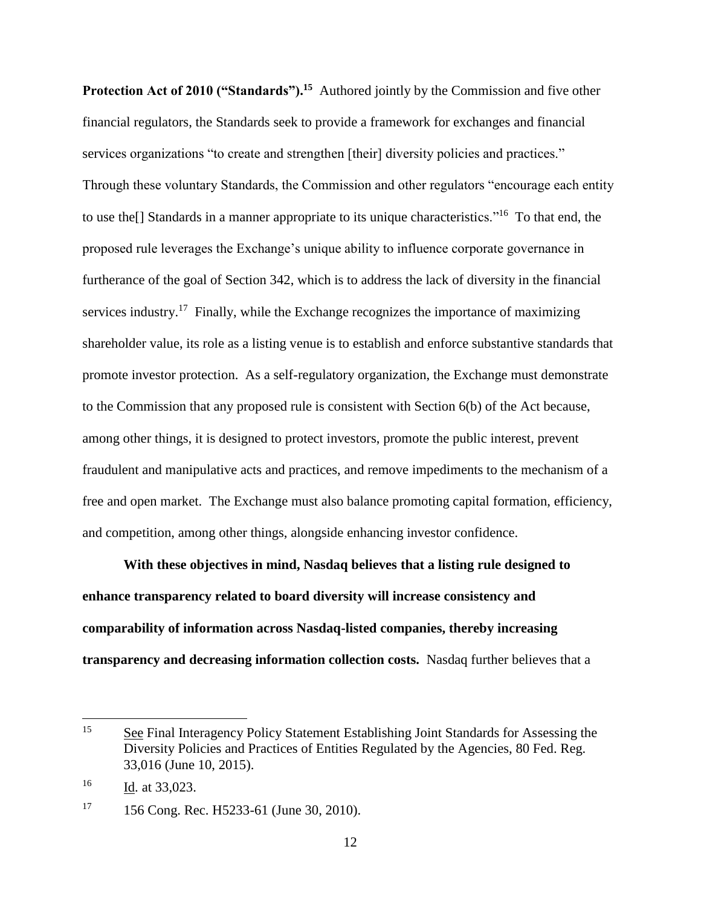**Protection Act of 2010 ("Standards").[15]** Authored jointly by the Commission and five other financial regulators, the Standards seek to provide a framework for exchanges and financial services organizations "to create and strengthen [their] diversity policies and practices." Through these voluntary Standards, the Commission and other regulators "encourage each entity to use the[] Standards in a manner appropriate to its unique characteristics."[16] To that end, the proposed rule leverages the Exchange's unique ability to influence corporate governance in furtherance of the goal of Section 342, which is to address the lack of diversity in the financial services industry.[17] Finally, while the Exchange recognizes the importance of maximizing shareholder value, its role as a listing venue is to establish and enforce substantive standards that promote investor protection. As a self-regulatory organization, the Exchange must demonstrate to the Commission that any proposed rule is consistent with Section 6(b) of the Act because, among other things, it is designed to protect investors, promote the public interest, prevent fraudulent and manipulative acts and practices, and remove impediments to the mechanism of a free and open market. The Exchange must also balance promoting capital formation, efficiency, and competition, among other things, alongside enhancing investor confidence.

**With these objectives in mind, Nasdaq believes that a listing rule designed to enhance transparency related to board diversity will increase consistency and comparability of information across Nasdaq-listed companies, thereby increasing transparency and decreasing information collection costs.** Nasdaq further believes that a

---

[15] See Final Interagency Policy Statement Establishing Joint Standards for Assessing the Diversity Policies and Practices of Entities Regulated by the Agencies, 80 Fed. Reg. 33,016 (June 10, 2015).

[16] Id. at 33,023.

[17] 156 Cong. Rec. H5233-61 (June 30, 2010).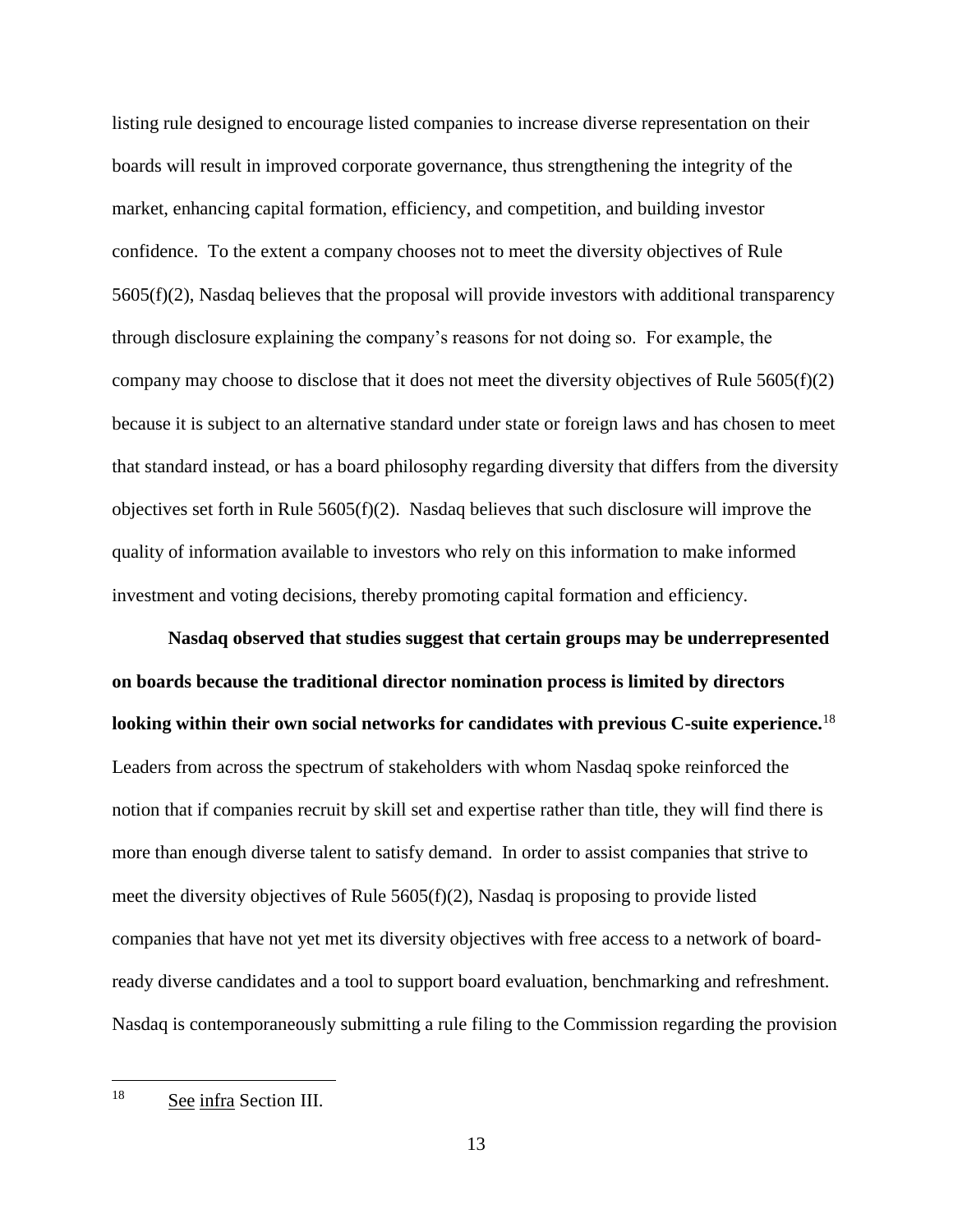listing rule designed to encourage listed companies to increase diverse representation on their boards will result in improved corporate governance, thus strengthening the integrity of the market, enhancing capital formation, efficiency, and competition, and building investor confidence. To the extent a company chooses not to meet the diversity objectives of Rule 5605(f)(2), Nasdaq believes that the proposal will provide investors with additional transparency through disclosure explaining the company's reasons for not doing so. For example, the company may choose to disclose that it does not meet the diversity objectives of Rule 5605(f)(2) because it is subject to an alternative standard under state or foreign laws and has chosen to meet that standard instead, or has a board philosophy regarding diversity that differs from the diversity objectives set forth in Rule 5605(f)(2). Nasdaq believes that such disclosure will improve the quality of information available to investors who rely on this information to make informed investment and voting decisions, thereby promoting capital formation and efficiency.

**Nasdaq observed that studies suggest that certain groups may be underrepresented on boards because the traditional director nomination process is limited by directors looking within their own social networks for candidates with previous C-suite experience.**[18] Leaders from across the spectrum of stakeholders with whom Nasdaq spoke reinforced the notion that if companies recruit by skill set and expertise rather than title, they will find there is more than enough diverse talent to satisfy demand. In order to assist companies that strive to meet the diversity objectives of Rule 5605(f)(2), Nasdaq is proposing to provide listed companies that have not yet met its diversity objectives with free access to a network of board-ready diverse candidates and a tool to support board evaluation, benchmarking and refreshment. Nasdaq is contemporaneously submitting a rule filing to the Commission regarding the provision

---

[18] See infra Section III.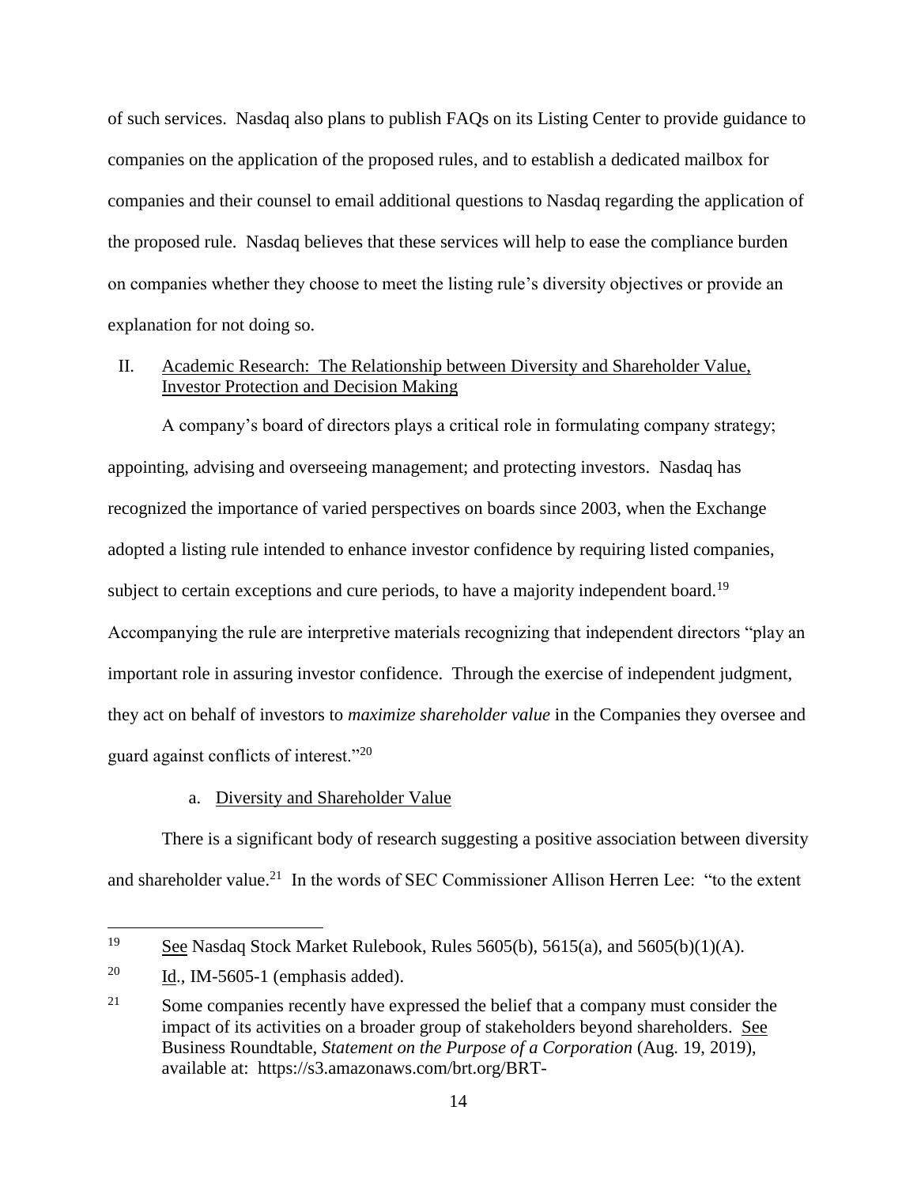of such services. Nasdaq also plans to publish FAQs on its Listing Center to provide guidance to companies on the application of the proposed rules, and to establish a dedicated mailbox for companies and their counsel to email additional questions to Nasdaq regarding the application of the proposed rule. Nasdaq believes that these services will help to ease the compliance burden on companies whether they choose to meet the listing rule's diversity objectives or provide an explanation for not doing so.

## II. Academic Research: The Relationship between Diversity and Shareholder Value, Investor Protection and Decision Making

A company's board of directors plays a critical role in formulating company strategy; appointing, advising and overseeing management; and protecting investors. Nasdaq has recognized the importance of varied perspectives on boards since 2003, when the Exchange adopted a listing rule intended to enhance investor confidence by requiring listed companies, subject to certain exceptions and cure periods, to have a majority independent board.[19] Accompanying the rule are interpretive materials recognizing that independent directors "play an important role in assuring investor confidence. Through the exercise of independent judgment, they act on behalf of investors to *maximize shareholder value* in the Companies they oversee and guard against conflicts of interest."[20]

### a. Diversity and Shareholder Value

There is a significant body of research suggesting a positive association between diversity and shareholder value.[21] In the words of SEC Commissioner Allison Herren Lee: "to the extent

---

[19] See Nasdaq Stock Market Rulebook, Rules 5605(b), 5615(a), and 5605(b)(1)(A).

[20] Id., IM-5605-1 (emphasis added).

[21] Some companies recently have expressed the belief that a company must consider the impact of its activities on a broader group of stakeholders beyond shareholders. See Business Roundtable, *Statement on the Purpose of a Corporation* (Aug. 19, 2019), available at: https://s3.amazonaws.com/brt.org/BRT-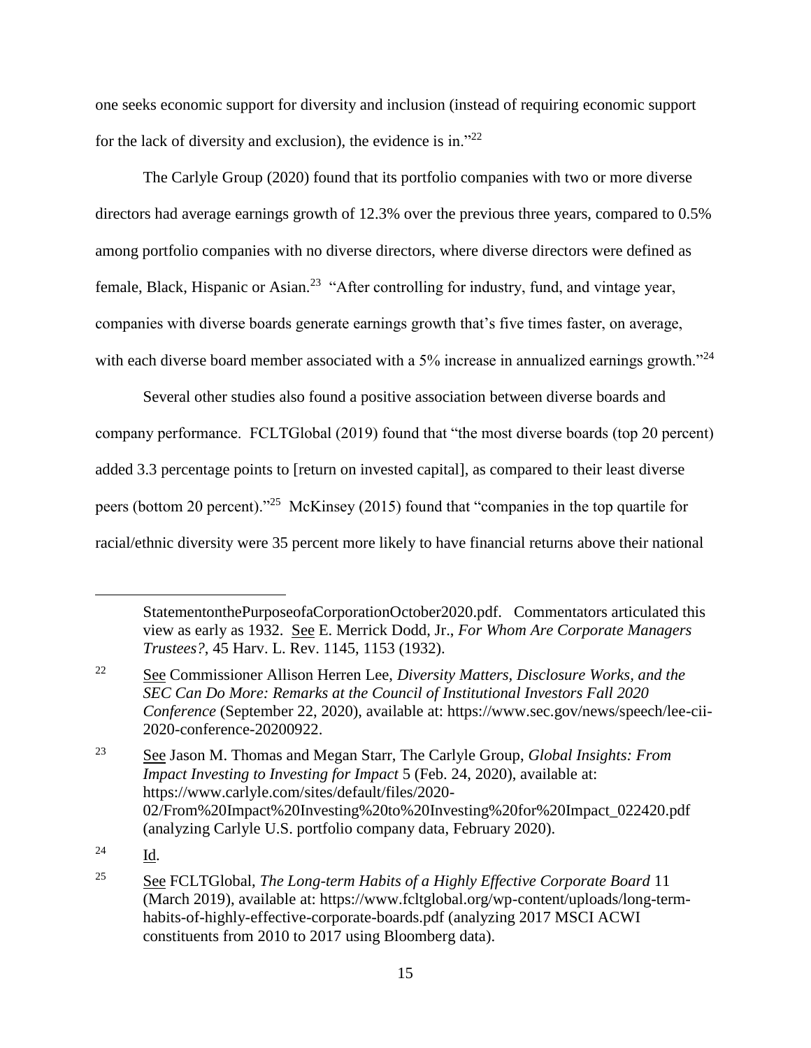one seeks economic support for diversity and inclusion (instead of requiring economic support for the lack of diversity and exclusion), the evidence is in."[22]

The Carlyle Group (2020) found that its portfolio companies with two or more diverse directors had average earnings growth of 12.3% over the previous three years, compared to 0.5% among portfolio companies with no diverse directors, where diverse directors were defined as female, Black, Hispanic or Asian.[23] "After controlling for industry, fund, and vintage year, companies with diverse boards generate earnings growth that's five times faster, on average, with each diverse board member associated with a 5% increase in annualized earnings growth."[24]

Several other studies also found a positive association between diverse boards and company performance. FCLTGlobal (2019) found that "the most diverse boards (top 20 percent) added 3.3 percentage points to [return on invested capital], as compared to their least diverse peers (bottom 20 percent)."[25] McKinsey (2015) found that "companies in the top quartile for racial/ethnic diversity were 35 percent more likely to have financial returns above their national

---

StatementonthePurposeofaCorporationOctober2020.pdf. Commentators articulated this view as early as 1932. See E. Merrick Dodd, Jr., *For Whom Are Corporate Managers Trustees?*, 45 Harv. L. Rev. 1145, 1153 (1932).

[22] See Commissioner Allison Herren Lee, *Diversity Matters, Disclosure Works, and the SEC Can Do More: Remarks at the Council of Institutional Investors Fall 2020 Conference* (September 22, 2020), available at: https://www.sec.gov/news/speech/lee-cii-2020-conference-20200922.

[23] See Jason M. Thomas and Megan Starr, The Carlyle Group, *Global Insights: From Impact Investing to Investing for Impact* 5 (Feb. 24, 2020), available at: https://www.carlyle.com/sites/default/files/2020-02/From%20Impact%20Investing%20to%20Investing%20for%20Impact_022420.pdf (analyzing Carlyle U.S. portfolio company data, February 2020).

[24] Id.

[25] See FCLTGlobal, *The Long-term Habits of a Highly Effective Corporate Board* 11 (March 2019), available at: https://www.fcltglobal.org/wp-content/uploads/long-term-habits-of-highly-effective-corporate-boards.pdf (analyzing 2017 MSCI ACWI constituents from 2010 to 2017 using Bloomberg data).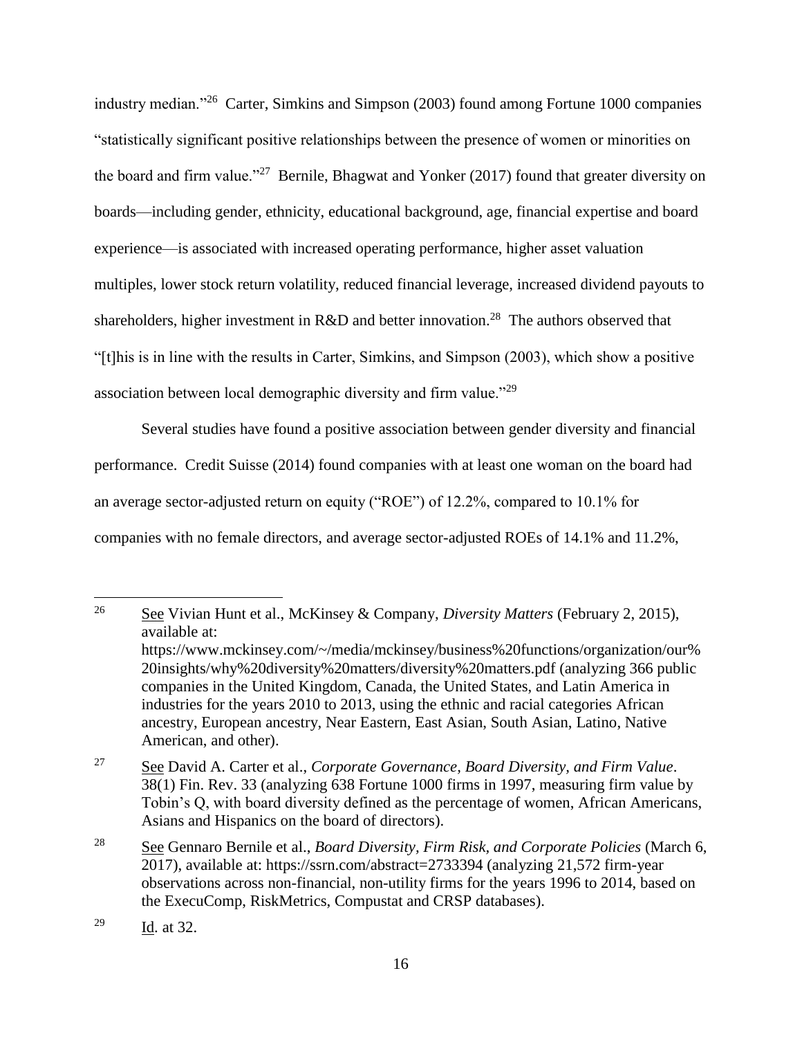industry median."[26] Carter, Simkins and Simpson (2003) found among Fortune 1000 companies "statistically significant positive relationships between the presence of women or minorities on the board and firm value."[27] Bernile, Bhagwat and Yonker (2017) found that greater diversity on boards—including gender, ethnicity, educational background, age, financial expertise and board experience—is associated with increased operating performance, higher asset valuation multiples, lower stock return volatility, reduced financial leverage, increased dividend payouts to shareholders, higher investment in R&D and better innovation.[28] The authors observed that "[t]his is in line with the results in Carter, Simkins, and Simpson (2003), which show a positive association between local demographic diversity and firm value."[29]

Several studies have found a positive association between gender diversity and financial performance. Credit Suisse (2014) found companies with at least one woman on the board had an average sector-adjusted return on equity ("ROE") of 12.2%, compared to 10.1% for companies with no female directors, and average sector-adjusted ROEs of 14.1% and 11.2%,

---

[26] See Vivian Hunt et al., McKinsey & Company, *Diversity Matters* (February 2, 2015), available at: https://www.mckinsey.com/~/media/mckinsey/business%20functions/organization/our%20insights/why%20diversity%20matters/diversity%20matters.pdf (analyzing 366 public companies in the United Kingdom, Canada, the United States, and Latin America in industries for the years 2010 to 2013, using the ethnic and racial categories African ancestry, European ancestry, Near Eastern, East Asian, South Asian, Latino, Native American, and other).

[27] See David A. Carter et al., *Corporate Governance, Board Diversity, and Firm Value*. 38(1) Fin. Rev. 33 (analyzing 638 Fortune 1000 firms in 1997, measuring firm value by Tobin's Q, with board diversity defined as the percentage of women, African Americans, Asians and Hispanics on the board of directors).

[28] See Gennaro Bernile et al., *Board Diversity, Firm Risk, and Corporate Policies* (March 6, 2017), available at: https://ssrn.com/abstract=2733394 (analyzing 21,572 firm-year observations across non-financial, non-utility firms for the years 1996 to 2014, based on the ExecuComp, RiskMetrics, Compustat and CRSP databases).

[29] Id. at 32.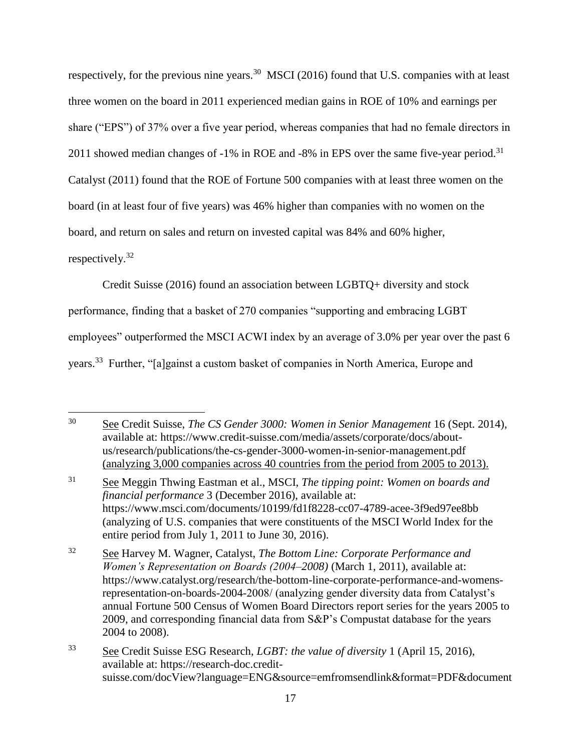respectively, for the previous nine years.[30] MSCI (2016) found that U.S. companies with at least three women on the board in 2011 experienced median gains in ROE of 10% and earnings per share ("EPS") of 37% over a five year period, whereas companies that had no female directors in 2011 showed median changes of -1% in ROE and -8% in EPS over the same five-year period.[31] Catalyst (2011) found that the ROE of Fortune 500 companies with at least three women on the board (in at least four of five years) was 46% higher than companies with no women on the board, and return on sales and return on invested capital was 84% and 60% higher, respectively.[32]

Credit Suisse (2016) found an association between LGBTQ+ diversity and stock performance, finding that a basket of 270 companies "supporting and embracing LGBT employees" outperformed the MSCI ACWI index by an average of 3.0% per year over the past 6 years.[33] Further, "[a]gainst a custom basket of companies in North America, Europe and

---

[30] See Credit Suisse, *The CS Gender 3000: Women in Senior Management* 16 (Sept. 2014), available at: https://www.credit-suisse.com/media/assets/corporate/docs/about-us/research/publications/the-cs-gender-3000-women-in-senior-management.pdf (analyzing 3,000 companies across 40 countries from the period from 2005 to 2013).

[31] See Meggin Thwing Eastman et al., MSCI, *The tipping point: Women on boards and financial performance* 3 (December 2016), available at: https://www.msci.com/documents/10199/fd1f8228-cc07-4789-acee-3f9ed97ee8bb (analyzing of U.S. companies that were constituents of the MSCI World Index for the entire period from July 1, 2011 to June 30, 2016).

[32] See Harvey M. Wagner, Catalyst, *The Bottom Line: Corporate Performance and Women's Representation on Boards (2004–2008)* (March 1, 2011), available at: https://www.catalyst.org/research/the-bottom-line-corporate-performance-and-womens-representation-on-boards-2004-2008/ (analyzing gender diversity data from Catalyst's annual Fortune 500 Census of Women Board Directors report series for the years 2005 to 2009, and corresponding financial data from S&P's Compustat database for the years 2004 to 2008).

[33] See Credit Suisse ESG Research, *LGBT: the value of diversity* 1 (April 15, 2016), available at: https://research-doc.credit-suisse.com/docView?language=ENG&source=emfromsendlink&format=PDF&document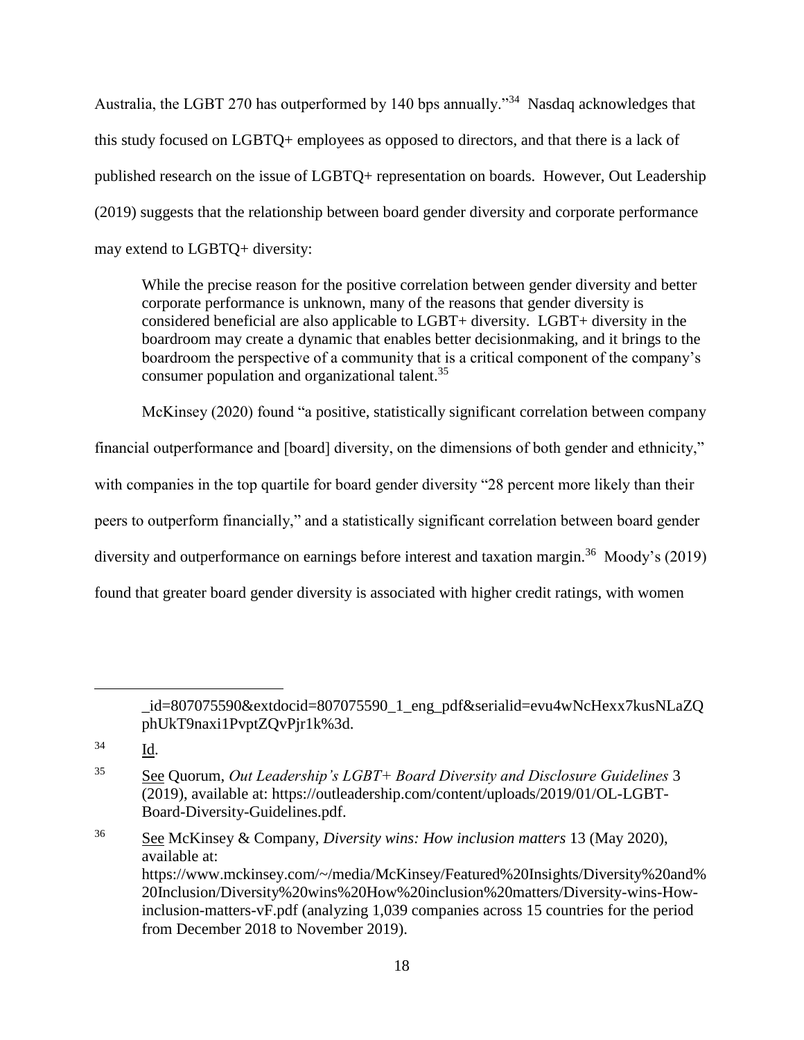Australia, the LGBT 270 has outperformed by 140 bps annually."[34] Nasdaq acknowledges that this study focused on LGBTQ+ employees as opposed to directors, and that there is a lack of published research on the issue of LGBTQ+ representation on boards. However, Out Leadership (2019) suggests that the relationship between board gender diversity and corporate performance may extend to LGBTQ+ diversity:

> While the precise reason for the positive correlation between gender diversity and better corporate performance is unknown, many of the reasons that gender diversity is considered beneficial are also applicable to LGBT+ diversity. LGBT+ diversity in the boardroom may create a dynamic that enables better decisionmaking, and it brings to the boardroom the perspective of a community that is a critical component of the company's consumer population and organizational talent.[35]

McKinsey (2020) found "a positive, statistically significant correlation between company financial outperformance and [board] diversity, on the dimensions of both gender and ethnicity," with companies in the top quartile for board gender diversity "28 percent more likely than their peers to outperform financially," and a statistically significant correlation between board gender diversity and outperformance on earnings before interest and taxation margin.[36] Moody's (2019) found that greater board gender diversity is associated with higher credit ratings, with women

---

_id=807075590&extdocid=807075590_1_eng_pdf&serialid=evu4wNcHexx7kusNLaZQphUkT9naxi1PvptZQvPjr1k%3d.

[34] Id.

[35] See Quorum, *Out Leadership's LGBT+ Board Diversity and Disclosure Guidelines* 3 (2019), available at: https://outleadership.com/content/uploads/2019/01/OL-LGBT-Board-Diversity-Guidelines.pdf.

[36] See McKinsey & Company, *Diversity wins: How inclusion matters* 13 (May 2020), available at: https://www.mckinsey.com/~/media/McKinsey/Featured%20Insights/Diversity%20and%20Inclusion/Diversity%20wins%20How%20inclusion%20matters/Diversity-wins-How-inclusion-matters-vF.pdf (analyzing 1,039 companies across 15 countries for the period from December 2018 to November 2019).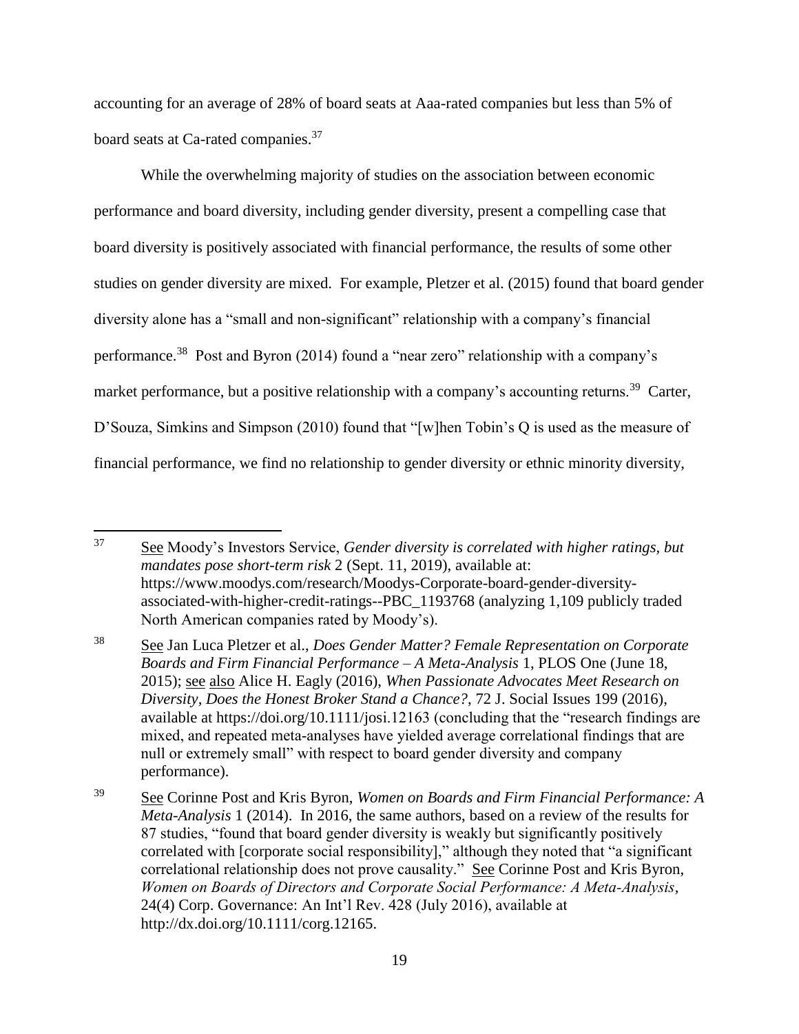accounting for an average of 28% of board seats at Aaa-rated companies but less than 5% of board seats at Ca-rated companies.[37]

While the overwhelming majority of studies on the association between economic performance and board diversity, including gender diversity, present a compelling case that board diversity is positively associated with financial performance, the results of some other studies on gender diversity are mixed. For example, Pletzer et al. (2015) found that board gender diversity alone has a "small and non-significant" relationship with a company's financial performance.[38] Post and Byron (2014) found a "near zero" relationship with a company's market performance, but a positive relationship with a company's accounting returns.[39] Carter, D'Souza, Simkins and Simpson (2010) found that "[w]hen Tobin's Q is used as the measure of financial performance, we find no relationship to gender diversity or ethnic minority diversity,

---

[37] See Moody's Investors Service, *Gender diversity is correlated with higher ratings, but mandates pose short-term risk* 2 (Sept. 11, 2019), available at: https://www.moodys.com/research/Moodys-Corporate-board-gender-diversity-associated-with-higher-credit-ratings--PBC_1193768 (analyzing 1,109 publicly traded North American companies rated by Moody's).

[38] See Jan Luca Pletzer et al., *Does Gender Matter? Female Representation on Corporate Boards and Firm Financial Performance – A Meta-Analysis* 1, PLOS One (June 18, 2015); see also Alice H. Eagly (2016), *When Passionate Advocates Meet Research on Diversity, Does the Honest Broker Stand a Chance?*, 72 J. Social Issues 199 (2016), available at https://doi.org/10.1111/josi.12163 (concluding that the "research findings are mixed, and repeated meta-analyses have yielded average correlational findings that are null or extremely small" with respect to board gender diversity and company performance).

[39] See Corinne Post and Kris Byron, *Women on Boards and Firm Financial Performance: A Meta-Analysis* 1 (2014). In 2016, the same authors, based on a review of the results for 87 studies, "found that board gender diversity is weakly but significantly positively correlated with [corporate social responsibility]," although they noted that "a significant correlational relationship does not prove causality." See Corinne Post and Kris Byron, *Women on Boards of Directors and Corporate Social Performance: A Meta-Analysis*, 24(4) Corp. Governance: An Int'l Rev. 428 (July 2016), available at http://dx.doi.org/10.1111/corg.12165.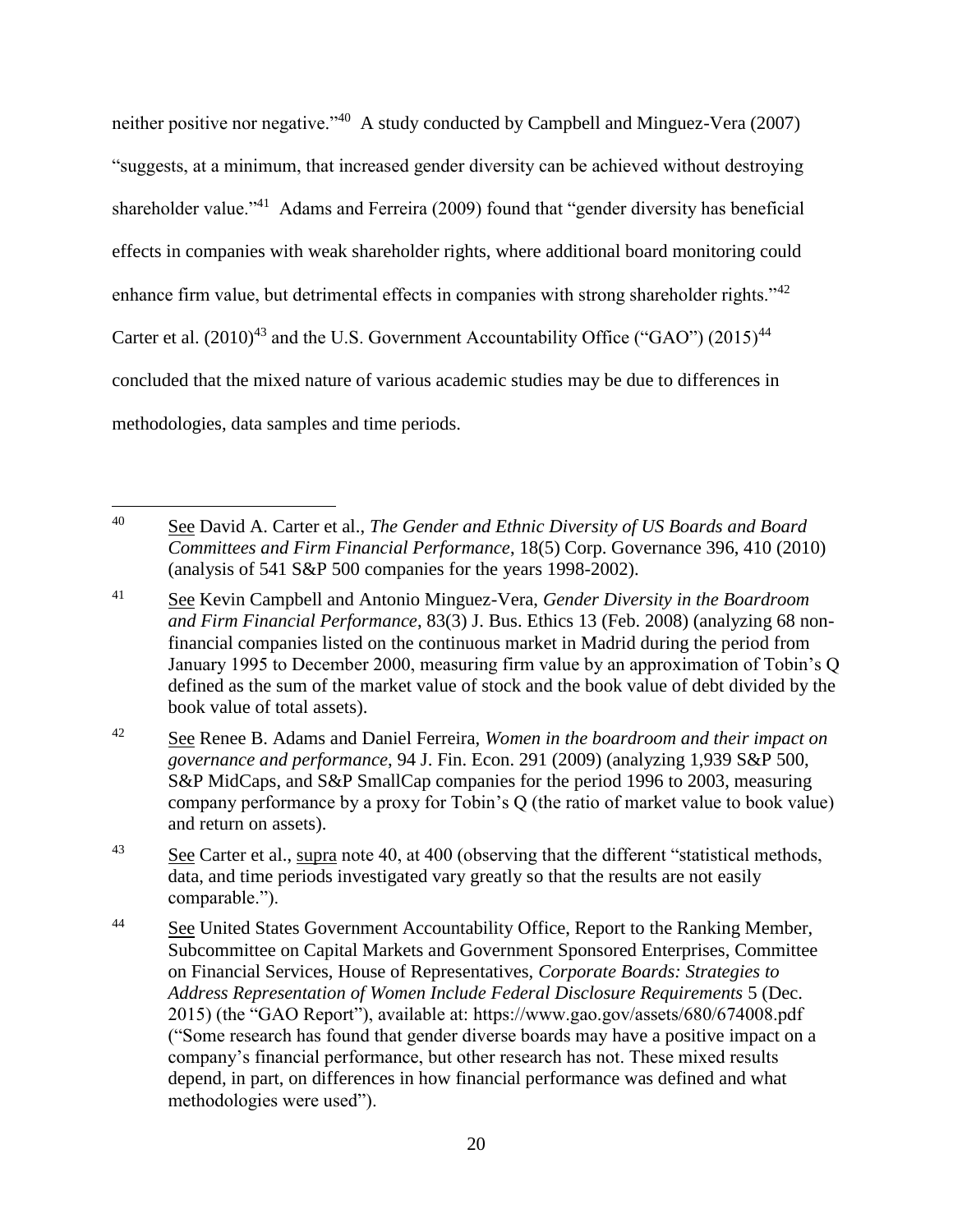neither positive nor negative."[40] A study conducted by Campbell and Minguez-Vera (2007) "suggests, at a minimum, that increased gender diversity can be achieved without destroying shareholder value."[41] Adams and Ferreira (2009) found that "gender diversity has beneficial effects in companies with weak shareholder rights, where additional board monitoring could enhance firm value, but detrimental effects in companies with strong shareholder rights."[42] Carter et al. (2010)[43] and the U.S. Government Accountability Office ("GAO") (2015)[44] concluded that the mixed nature of various academic studies may be due to differences in methodologies, data samples and time periods.

---

[40] See David A. Carter et al., *The Gender and Ethnic Diversity of US Boards and Board Committees and Firm Financial Performance*, 18(5) Corp. Governance 396, 410 (2010) (analysis of 541 S&P 500 companies for the years 1998-2002).

[41] See Kevin Campbell and Antonio Minguez-Vera, *Gender Diversity in the Boardroom and Firm Financial Performance*, 83(3) J. Bus. Ethics 13 (Feb. 2008) (analyzing 68 non-financial companies listed on the continuous market in Madrid during the period from January 1995 to December 2000, measuring firm value by an approximation of Tobin's Q defined as the sum of the market value of stock and the book value of debt divided by the book value of total assets).

[42] See Renee B. Adams and Daniel Ferreira, *Women in the boardroom and their impact on governance and performance*, 94 J. Fin. Econ. 291 (2009) (analyzing 1,939 S&P 500, S&P MidCaps, and S&P SmallCap companies for the period 1996 to 2003, measuring company performance by a proxy for Tobin's Q (the ratio of market value to book value) and return on assets).

[43] See Carter et al., supra note 40, at 400 (observing that the different "statistical methods, data, and time periods investigated vary greatly so that the results are not easily comparable.").

[44] See United States Government Accountability Office, Report to the Ranking Member, Subcommittee on Capital Markets and Government Sponsored Enterprises, Committee on Financial Services, House of Representatives, *Corporate Boards: Strategies to Address Representation of Women Include Federal Disclosure Requirements* 5 (Dec. 2015) (the "GAO Report"), available at: https://www.gao.gov/assets/680/674008.pdf ("Some research has found that gender diverse boards may have a positive impact on a company's financial performance, but other research has not. These mixed results depend, in part, on differences in how financial performance was defined and what methodologies were used").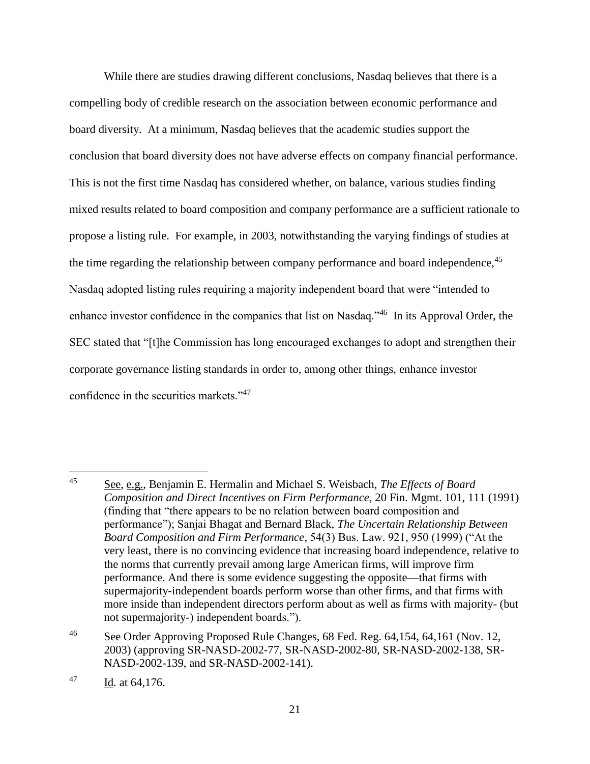While there are studies drawing different conclusions, Nasdaq believes that there is a compelling body of credible research on the association between economic performance and board diversity. At a minimum, Nasdaq believes that the academic studies support the conclusion that board diversity does not have adverse effects on company financial performance. This is not the first time Nasdaq has considered whether, on balance, various studies finding mixed results related to board composition and company performance are a sufficient rationale to propose a listing rule. For example, in 2003, notwithstanding the varying findings of studies at the time regarding the relationship between company performance and board independence,[45] Nasdaq adopted listing rules requiring a majority independent board that were "intended to enhance investor confidence in the companies that list on Nasdaq."[46] In its Approval Order, the SEC stated that "[t]he Commission has long encouraged exchanges to adopt and strengthen their corporate governance listing standards in order to, among other things, enhance investor confidence in the securities markets."[47]

---

[45] See, e.g., Benjamin E. Hermalin and Michael S. Weisbach, *The Effects of Board Composition and Direct Incentives on Firm Performance*, 20 Fin. Mgmt. 101, 111 (1991) (finding that "there appears to be no relation between board composition and performance"); Sanjai Bhagat and Bernard Black, *The Uncertain Relationship Between Board Composition and Firm Performance*, 54(3) Bus. Law. 921, 950 (1999) ("At the very least, there is no convincing evidence that increasing board independence, relative to the norms that currently prevail among large American firms, will improve firm performance. And there is some evidence suggesting the opposite—that firms with supermajority-independent boards perform worse than other firms, and that firms with more inside than independent directors perform about as well as firms with majority- (but not supermajority-) independent boards.").

[46] See Order Approving Proposed Rule Changes, 68 Fed. Reg. 64,154, 64,161 (Nov. 12, 2003) (approving SR-NASD-2002-77, SR-NASD-2002-80, SR-NASD-2002-138, SR-NASD-2002-139, and SR-NASD-2002-141).

[47] Id. at 64,176.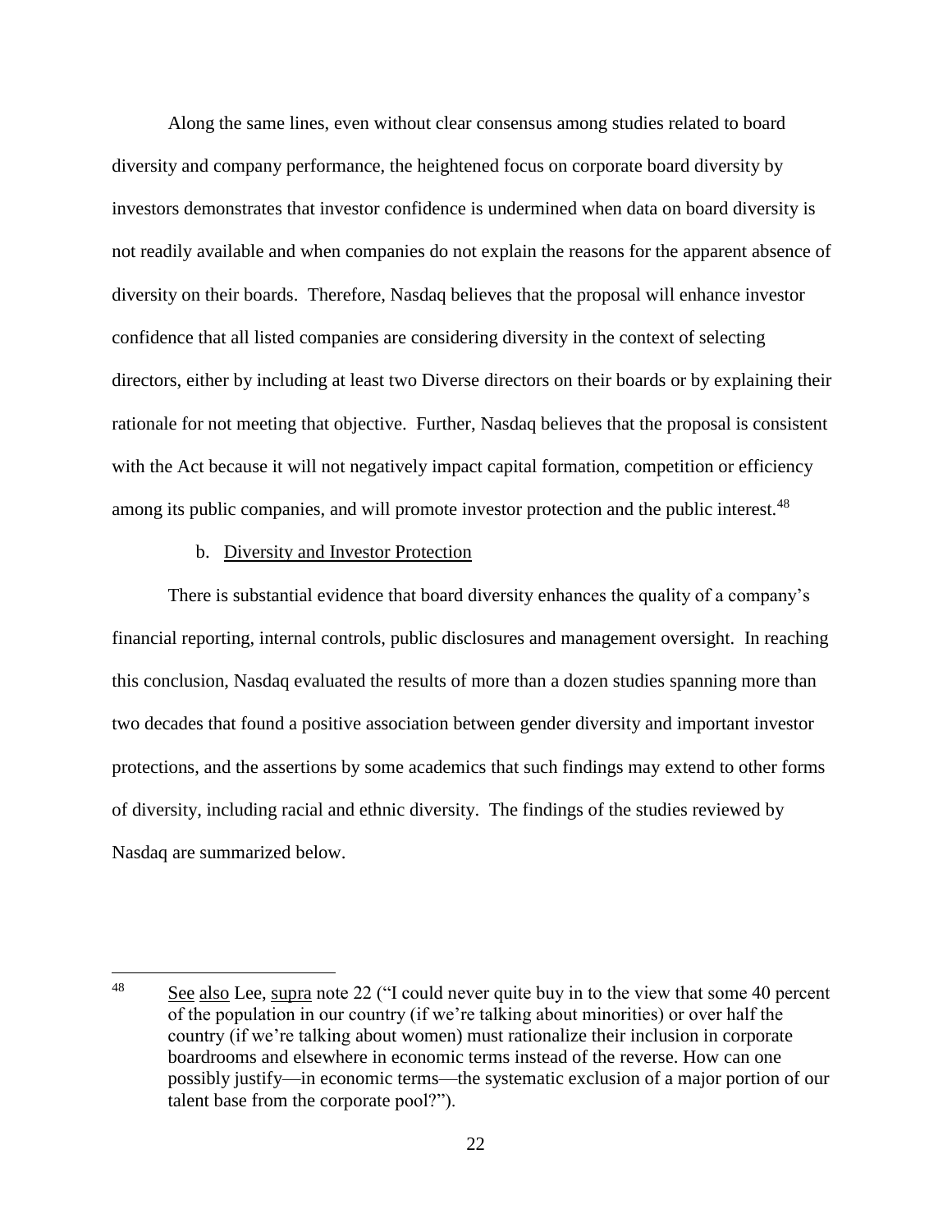Along the same lines, even without clear consensus among studies related to board diversity and company performance, the heightened focus on corporate board diversity by investors demonstrates that investor confidence is undermined when data on board diversity is not readily available and when companies do not explain the reasons for the apparent absence of diversity on their boards. Therefore, Nasdaq believes that the proposal will enhance investor confidence that all listed companies are considering diversity in the context of selecting directors, either by including at least two Diverse directors on their boards or by explaining their rationale for not meeting that objective. Further, Nasdaq believes that the proposal is consistent with the Act because it will not negatively impact capital formation, competition or efficiency among its public companies, and will promote investor protection and the public interest.[48]

b. Diversity and Investor Protection

There is substantial evidence that board diversity enhances the quality of a company's financial reporting, internal controls, public disclosures and management oversight. In reaching this conclusion, Nasdaq evaluated the results of more than a dozen studies spanning more than two decades that found a positive association between gender diversity and important investor protections, and the assertions by some academics that such findings may extend to other forms of diversity, including racial and ethnic diversity. The findings of the studies reviewed by Nasdaq are summarized below.

---

[48] See also Lee, supra note 22 ("I could never quite buy in to the view that some 40 percent of the population in our country (if we're talking about minorities) or over half the country (if we're talking about women) must rationalize their inclusion in corporate boardrooms and elsewhere in economic terms instead of the reverse. How can one possibly justify—in economic terms—the systematic exclusion of a major portion of our talent base from the corporate pool?").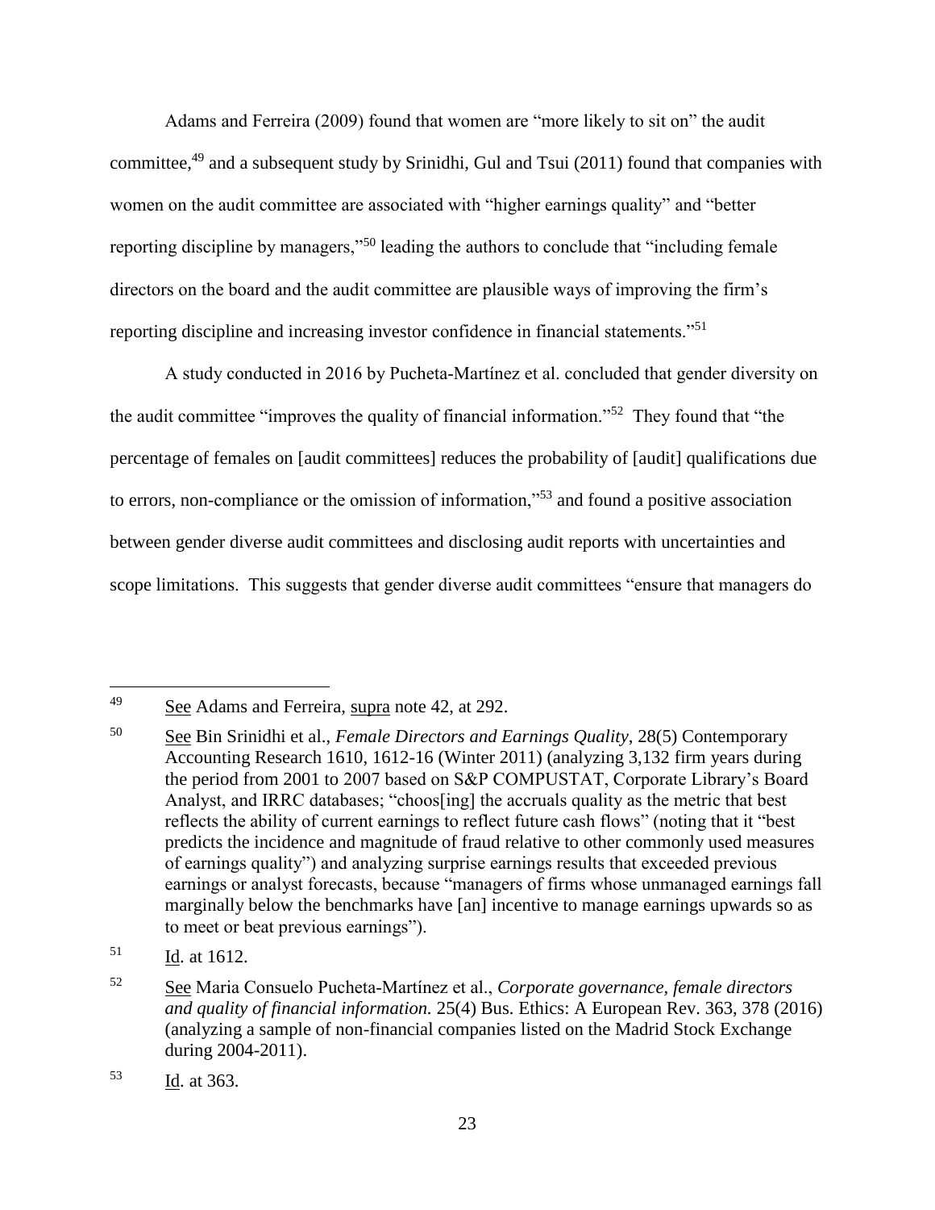Adams and Ferreira (2009) found that women are "more likely to sit on" the audit committee,[49] and a subsequent study by Srinidhi, Gul and Tsui (2011) found that companies with women on the audit committee are associated with "higher earnings quality" and "better reporting discipline by managers,"[50] leading the authors to conclude that "including female directors on the board and the audit committee are plausible ways of improving the firm's reporting discipline and increasing investor confidence in financial statements."[51]

A study conducted in 2016 by Pucheta-Martínez et al. concluded that gender diversity on the audit committee "improves the quality of financial information."[52] They found that "the percentage of females on [audit committees] reduces the probability of [audit] qualifications due to errors, non-compliance or the omission of information,"[53] and found a positive association between gender diverse audit committees and disclosing audit reports with uncertainties and scope limitations. This suggests that gender diverse audit committees "ensure that managers do

---

[49] See Adams and Ferreira, supra note 42, at 292.

[50] See Bin Srinidhi et al., *Female Directors and Earnings Quality*, 28(5) Contemporary Accounting Research 1610, 1612-16 (Winter 2011) (analyzing 3,132 firm years during the period from 2001 to 2007 based on S&P COMPUSTAT, Corporate Library's Board Analyst, and IRRC databases; "choos[ing] the accruals quality as the metric that best reflects the ability of current earnings to reflect future cash flows" (noting that it "best predicts the incidence and magnitude of fraud relative to other commonly used measures of earnings quality") and analyzing surprise earnings results that exceeded previous earnings or analyst forecasts, because "managers of firms whose unmanaged earnings fall marginally below the benchmarks have [an] incentive to manage earnings upwards so as to meet or beat previous earnings").

[51] Id. at 1612.

[52] See Maria Consuelo Pucheta-Martínez et al., *Corporate governance, female directors and quality of financial information.* 25(4) Bus. Ethics: A European Rev. 363, 378 (2016) (analyzing a sample of non-financial companies listed on the Madrid Stock Exchange during 2004-2011).

[53] Id. at 363.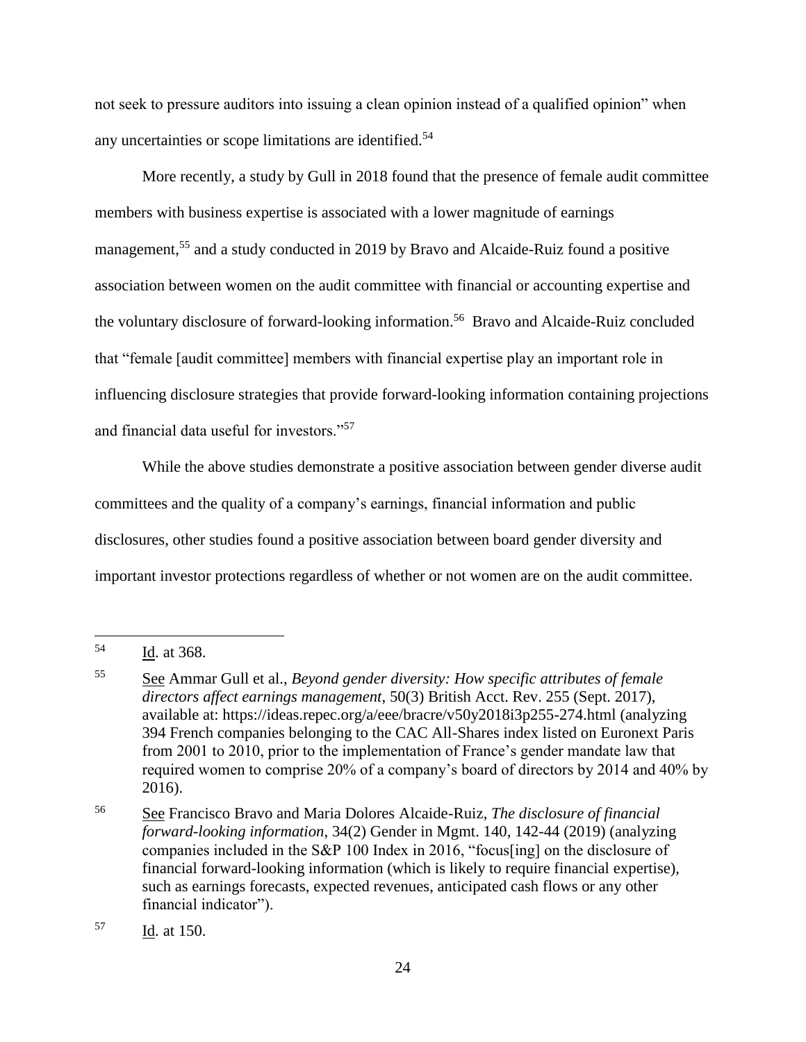not seek to pressure auditors into issuing a clean opinion instead of a qualified opinion" when any uncertainties or scope limitations are identified.[54]

More recently, a study by Gull in 2018 found that the presence of female audit committee members with business expertise is associated with a lower magnitude of earnings management,[55] and a study conducted in 2019 by Bravo and Alcaide-Ruiz found a positive association between women on the audit committee with financial or accounting expertise and the voluntary disclosure of forward-looking information.[56] Bravo and Alcaide-Ruiz concluded that "female [audit committee] members with financial expertise play an important role in influencing disclosure strategies that provide forward-looking information containing projections and financial data useful for investors."[57]

While the above studies demonstrate a positive association between gender diverse audit committees and the quality of a company's earnings, financial information and public disclosures, other studies found a positive association between board gender diversity and important investor protections regardless of whether or not women are on the audit committee.

---

[54] Id. at 368.

[55] See Ammar Gull et al., *Beyond gender diversity: How specific attributes of female directors affect earnings management*, 50(3) British Acct. Rev. 255 (Sept. 2017), available at: https://ideas.repec.org/a/eee/bracre/v50y2018i3p255-274.html (analyzing 394 French companies belonging to the CAC All-Shares index listed on Euronext Paris from 2001 to 2010, prior to the implementation of France's gender mandate law that required women to comprise 20% of a company's board of directors by 2014 and 40% by 2016).

[56] See Francisco Bravo and Maria Dolores Alcaide-Ruiz, *The disclosure of financial forward-looking information*, 34(2) Gender in Mgmt. 140, 142-44 (2019) (analyzing companies included in the S&P 100 Index in 2016, "focus[ing] on the disclosure of financial forward-looking information (which is likely to require financial expertise), such as earnings forecasts, expected revenues, anticipated cash flows or any other financial indicator").

[57] Id. at 150.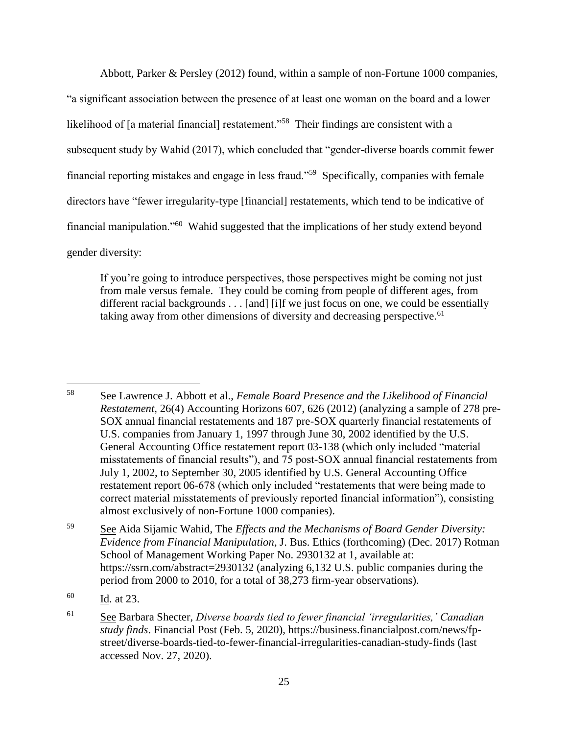Abbott, Parker & Persley (2012) found, within a sample of non-Fortune 1000 companies, "a significant association between the presence of at least one woman on the board and a lower likelihood of [a material financial] restatement."[58] Their findings are consistent with a subsequent study by Wahid (2017), which concluded that "gender-diverse boards commit fewer financial reporting mistakes and engage in less fraud."[59] Specifically, companies with female directors have "fewer irregularity-type [financial] restatements, which tend to be indicative of financial manipulation."[60] Wahid suggested that the implications of her study extend beyond gender diversity:

> If you're going to introduce perspectives, those perspectives might be coming not just from male versus female. They could be coming from people of different ages, from different racial backgrounds . . . [and] [i]f we just focus on one, we could be essentially taking away from other dimensions of diversity and decreasing perspective.[61]

---

[58] See Lawrence J. Abbott et al., *Female Board Presence and the Likelihood of Financial Restatement*, 26(4) Accounting Horizons 607, 626 (2012) (analyzing a sample of 278 pre-SOX annual financial restatements and 187 pre-SOX quarterly financial restatements of U.S. companies from January 1, 1997 through June 30, 2002 identified by the U.S. General Accounting Office restatement report 03-138 (which only included "material misstatements of financial results"), and 75 post-SOX annual financial restatements from July 1, 2002, to September 30, 2005 identified by U.S. General Accounting Office restatement report 06-678 (which only included "restatements that were being made to correct material misstatements of previously reported financial information"), consisting almost exclusively of non-Fortune 1000 companies).

[59] See Aida Sijamic Wahid, The *Effects and the Mechanisms of Board Gender Diversity: Evidence from Financial Manipulation*, J. Bus. Ethics (forthcoming) (Dec. 2017) Rotman School of Management Working Paper No. 2930132 at 1, available at: https://ssrn.com/abstract=2930132 (analyzing 6,132 U.S. public companies during the period from 2000 to 2010, for a total of 38,273 firm-year observations).

[60] Id. at 23.

[61] See Barbara Shecter, *Diverse boards tied to fewer financial 'irregularities,' Canadian study finds*. Financial Post (Feb. 5, 2020), https://business.financialpost.com/news/fp-street/diverse-boards-tied-to-fewer-financial-irregularities-canadian-study-finds (last accessed Nov. 27, 2020).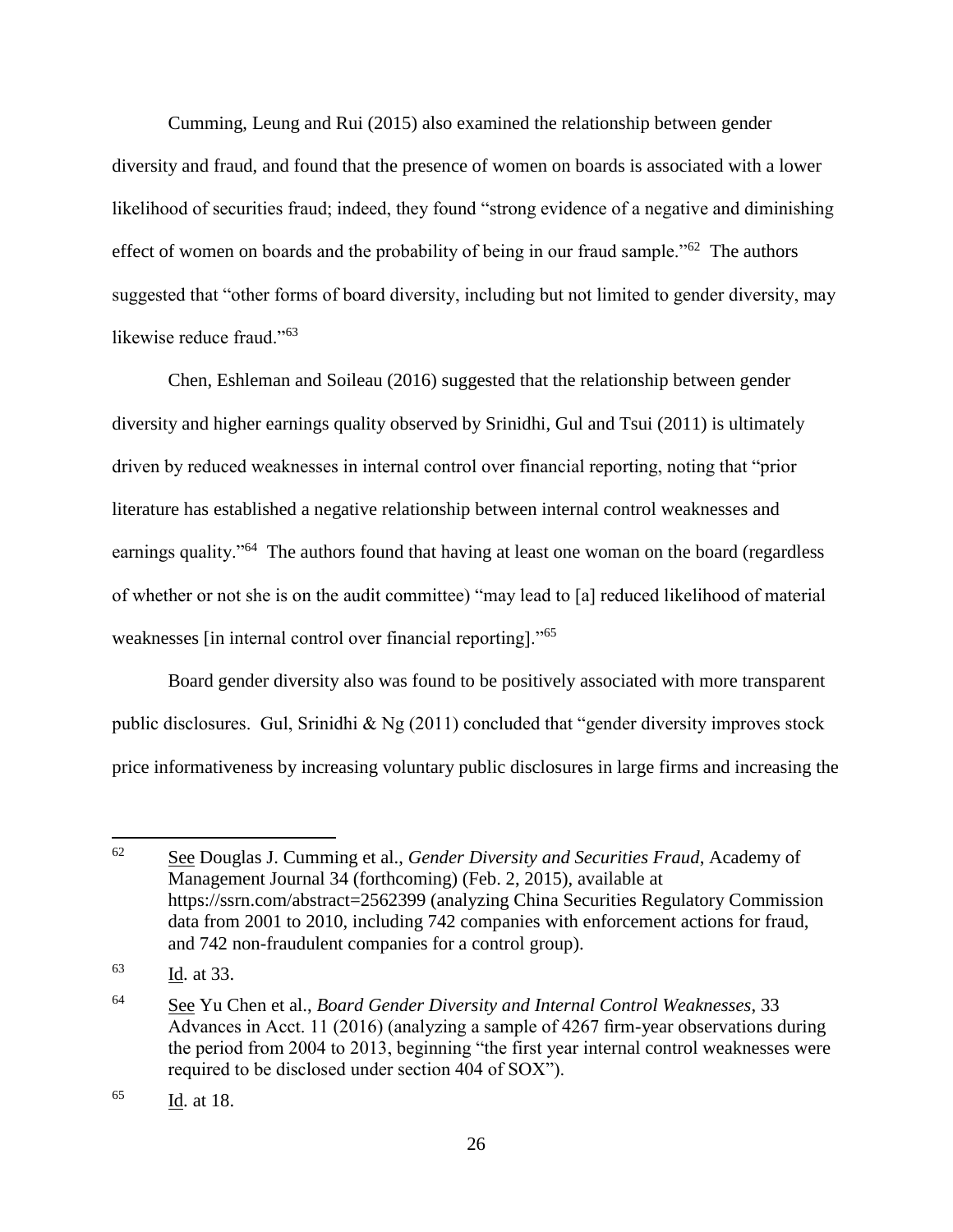Cumming, Leung and Rui (2015) also examined the relationship between gender diversity and fraud, and found that the presence of women on boards is associated with a lower likelihood of securities fraud; indeed, they found "strong evidence of a negative and diminishing effect of women on boards and the probability of being in our fraud sample."[62] The authors suggested that "other forms of board diversity, including but not limited to gender diversity, may likewise reduce fraud."[63]

Chen, Eshleman and Soileau (2016) suggested that the relationship between gender diversity and higher earnings quality observed by Srinidhi, Gul and Tsui (2011) is ultimately driven by reduced weaknesses in internal control over financial reporting, noting that "prior literature has established a negative relationship between internal control weaknesses and earnings quality."[64] The authors found that having at least one woman on the board (regardless of whether or not she is on the audit committee) "may lead to [a] reduced likelihood of material weaknesses [in internal control over financial reporting]."[65]

Board gender diversity also was found to be positively associated with more transparent public disclosures. Gul, Srinidhi & Ng (2011) concluded that "gender diversity improves stock price informativeness by increasing voluntary public disclosures in large firms and increasing the

---

[62] See Douglas J. Cumming et al., *Gender Diversity and Securities Fraud*, Academy of Management Journal 34 (forthcoming) (Feb. 2, 2015), available at https://ssrn.com/abstract=2562399 (analyzing China Securities Regulatory Commission data from 2001 to 2010, including 742 companies with enforcement actions for fraud, and 742 non-fraudulent companies for a control group).

[63] Id. at 33.

[64] See Yu Chen et al., *Board Gender Diversity and Internal Control Weaknesses*, 33 Advances in Acct. 11 (2016) (analyzing a sample of 4267 firm-year observations during the period from 2004 to 2013, beginning "the first year internal control weaknesses were required to be disclosed under section 404 of SOX").

[65] Id. at 18.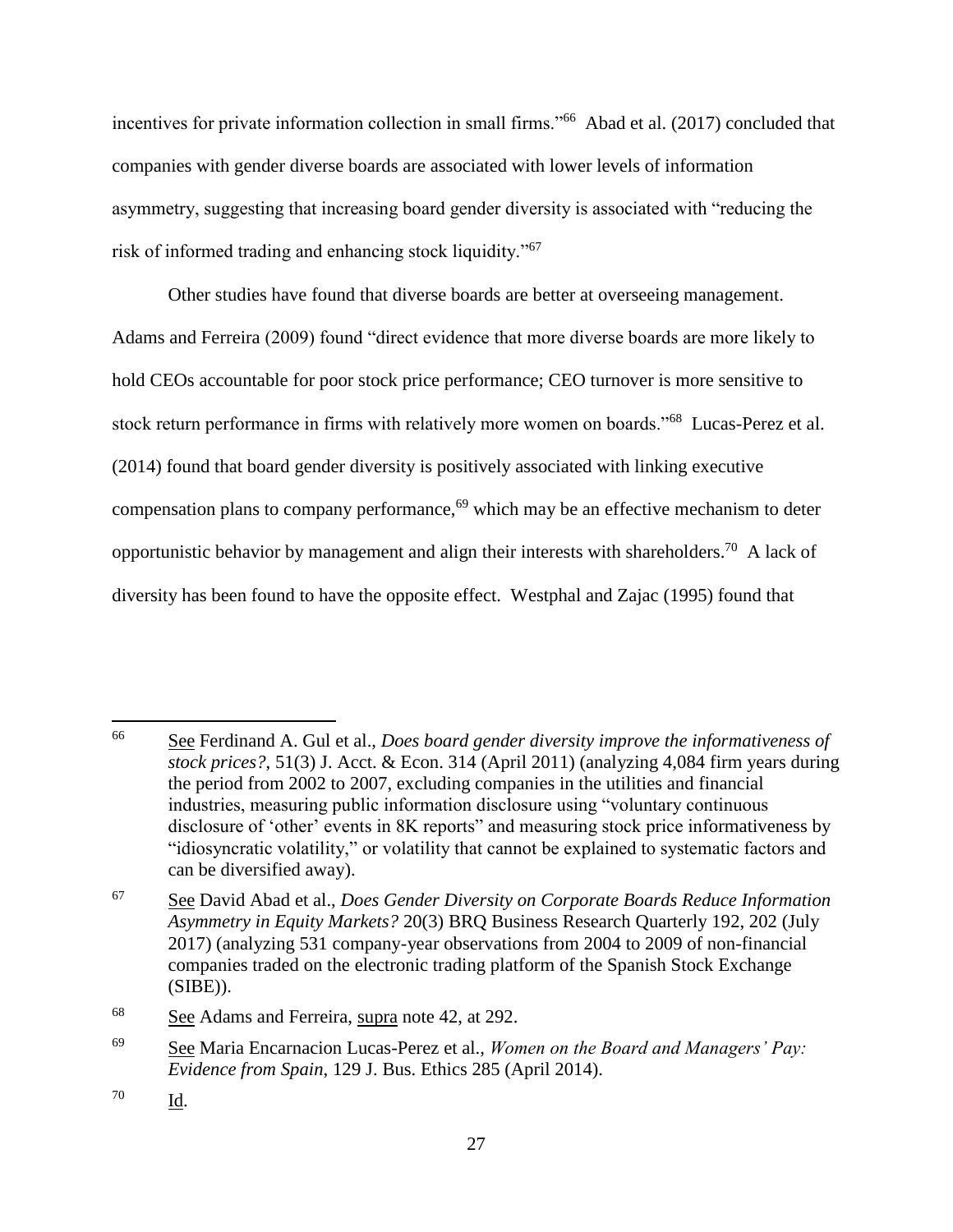incentives for private information collection in small firms."[66] Abad et al. (2017) concluded that companies with gender diverse boards are associated with lower levels of information asymmetry, suggesting that increasing board gender diversity is associated with "reducing the risk of informed trading and enhancing stock liquidity."[67]

Other studies have found that diverse boards are better at overseeing management. Adams and Ferreira (2009) found "direct evidence that more diverse boards are more likely to hold CEOs accountable for poor stock price performance; CEO turnover is more sensitive to stock return performance in firms with relatively more women on boards."[68] Lucas-Perez et al. (2014) found that board gender diversity is positively associated with linking executive compensation plans to company performance,[69] which may be an effective mechanism to deter opportunistic behavior by management and align their interests with shareholders.[70] A lack of diversity has been found to have the opposite effect. Westphal and Zajac (1995) found that

---

[66] See Ferdinand A. Gul et al., *Does board gender diversity improve the informativeness of stock prices?*, 51(3) J. Acct. & Econ. 314 (April 2011) (analyzing 4,084 firm years during the period from 2002 to 2007, excluding companies in the utilities and financial industries, measuring public information disclosure using "voluntary continuous disclosure of 'other' events in 8K reports" and measuring stock price informativeness by "idiosyncratic volatility," or volatility that cannot be explained to systematic factors and can be diversified away).

[67] See David Abad et al., *Does Gender Diversity on Corporate Boards Reduce Information Asymmetry in Equity Markets?* 20(3) BRQ Business Research Quarterly 192, 202 (July 2017) (analyzing 531 company-year observations from 2004 to 2009 of non-financial companies traded on the electronic trading platform of the Spanish Stock Exchange (SIBE)).

[68] See Adams and Ferreira, supra note 42, at 292.

[69] See Maria Encarnacion Lucas-Perez et al., *Women on the Board and Managers' Pay: Evidence from Spain*, 129 J. Bus. Ethics 285 (April 2014).

[70] Id.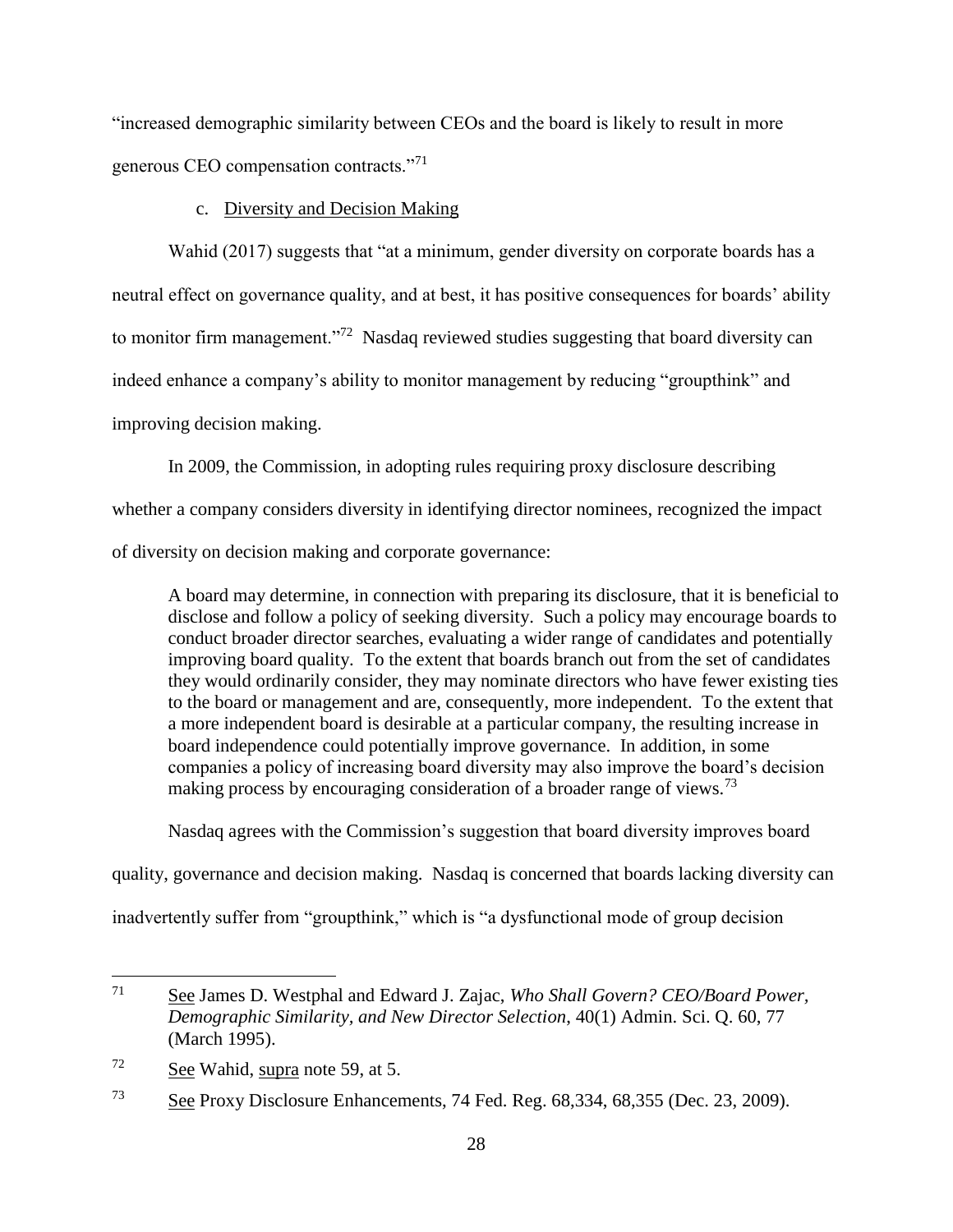"increased demographic similarity between CEOs and the board is likely to result in more generous CEO compensation contracts."[71]

c. Diversity and Decision Making

Wahid (2017) suggests that "at a minimum, gender diversity on corporate boards has a neutral effect on governance quality, and at best, it has positive consequences for boards' ability to monitor firm management."[72] Nasdaq reviewed studies suggesting that board diversity can indeed enhance a company's ability to monitor management by reducing "groupthink" and improving decision making.

In 2009, the Commission, in adopting rules requiring proxy disclosure describing whether a company considers diversity in identifying director nominees, recognized the impact of diversity on decision making and corporate governance:

> A board may determine, in connection with preparing its disclosure, that it is beneficial to disclose and follow a policy of seeking diversity. Such a policy may encourage boards to conduct broader director searches, evaluating a wider range of candidates and potentially improving board quality. To the extent that boards branch out from the set of candidates they would ordinarily consider, they may nominate directors who have fewer existing ties to the board or management and are, consequently, more independent. To the extent that a more independent board is desirable at a particular company, the resulting increase in board independence could potentially improve governance. In addition, in some companies a policy of increasing board diversity may also improve the board's decision making process by encouraging consideration of a broader range of views.[73]

Nasdaq agrees with the Commission's suggestion that board diversity improves board quality, governance and decision making. Nasdaq is concerned that boards lacking diversity can inadvertently suffer from "groupthink," which is "a dysfunctional mode of group decision

---

[71] See James D. Westphal and Edward J. Zajac, *Who Shall Govern? CEO/Board Power, Demographic Similarity, and New Director Selection*, 40(1) Admin. Sci. Q. 60, 77 (March 1995).

[72] See Wahid, supra note 59, at 5.

[73] See Proxy Disclosure Enhancements, 74 Fed. Reg. 68,334, 68,355 (Dec. 23, 2009).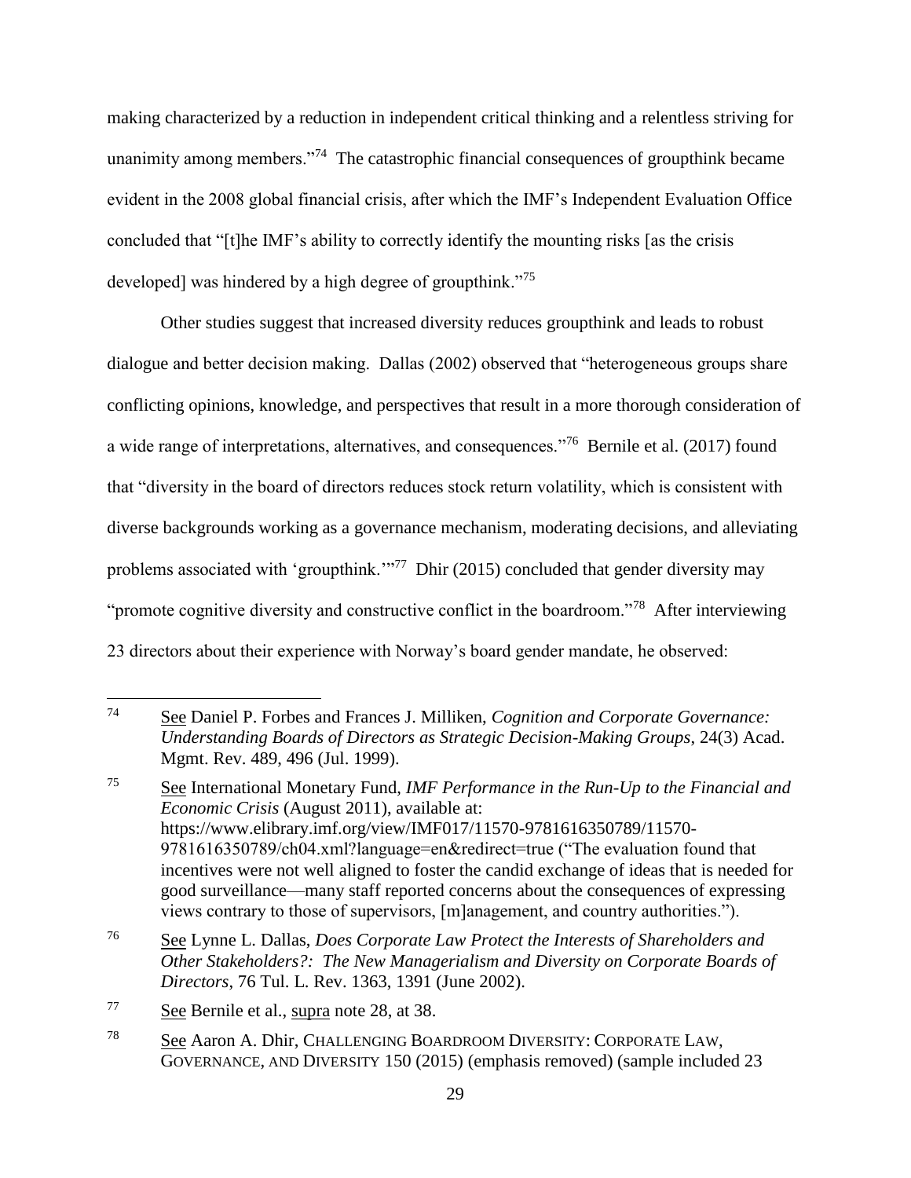making characterized by a reduction in independent critical thinking and a relentless striving for unanimity among members."[74] The catastrophic financial consequences of groupthink became evident in the 2008 global financial crisis, after which the IMF's Independent Evaluation Office concluded that "[t]he IMF's ability to correctly identify the mounting risks [as the crisis developed] was hindered by a high degree of groupthink."[75]

Other studies suggest that increased diversity reduces groupthink and leads to robust dialogue and better decision making. Dallas (2002) observed that "heterogeneous groups share conflicting opinions, knowledge, and perspectives that result in a more thorough consideration of a wide range of interpretations, alternatives, and consequences."[76] Bernile et al. (2017) found that "diversity in the board of directors reduces stock return volatility, which is consistent with diverse backgrounds working as a governance mechanism, moderating decisions, and alleviating problems associated with 'groupthink.'"[77] Dhir (2015) concluded that gender diversity may "promote cognitive diversity and constructive conflict in the boardroom."[78] After interviewing 23 directors about their experience with Norway's board gender mandate, he observed:

---

[74] See Daniel P. Forbes and Frances J. Milliken, *Cognition and Corporate Governance: Understanding Boards of Directors as Strategic Decision-Making Groups*, 24(3) Acad. Mgmt. Rev. 489, 496 (Jul. 1999).

[75] See International Monetary Fund, *IMF Performance in the Run-Up to the Financial and Economic Crisis* (August 2011), available at: https://www.elibrary.imf.org/view/IMF017/11570-9781616350789/11570-9781616350789/ch04.xml?language=en&redirect=true ("The evaluation found that incentives were not well aligned to foster the candid exchange of ideas that is needed for good surveillance—many staff reported concerns about the consequences of expressing views contrary to those of supervisors, [m]anagement, and country authorities.").

[76] See Lynne L. Dallas, *Does Corporate Law Protect the Interests of Shareholders and Other Stakeholders?: The New Managerialism and Diversity on Corporate Boards of Directors*, 76 Tul. L. Rev. 1363, 1391 (June 2002).

[77] See Bernile et al., supra note 28, at 38.

[78] See Aaron A. Dhir, CHALLENGING BOARDROOM DIVERSITY: CORPORATE LAW, GOVERNANCE, AND DIVERSITY 150 (2015) (emphasis removed) (sample included 23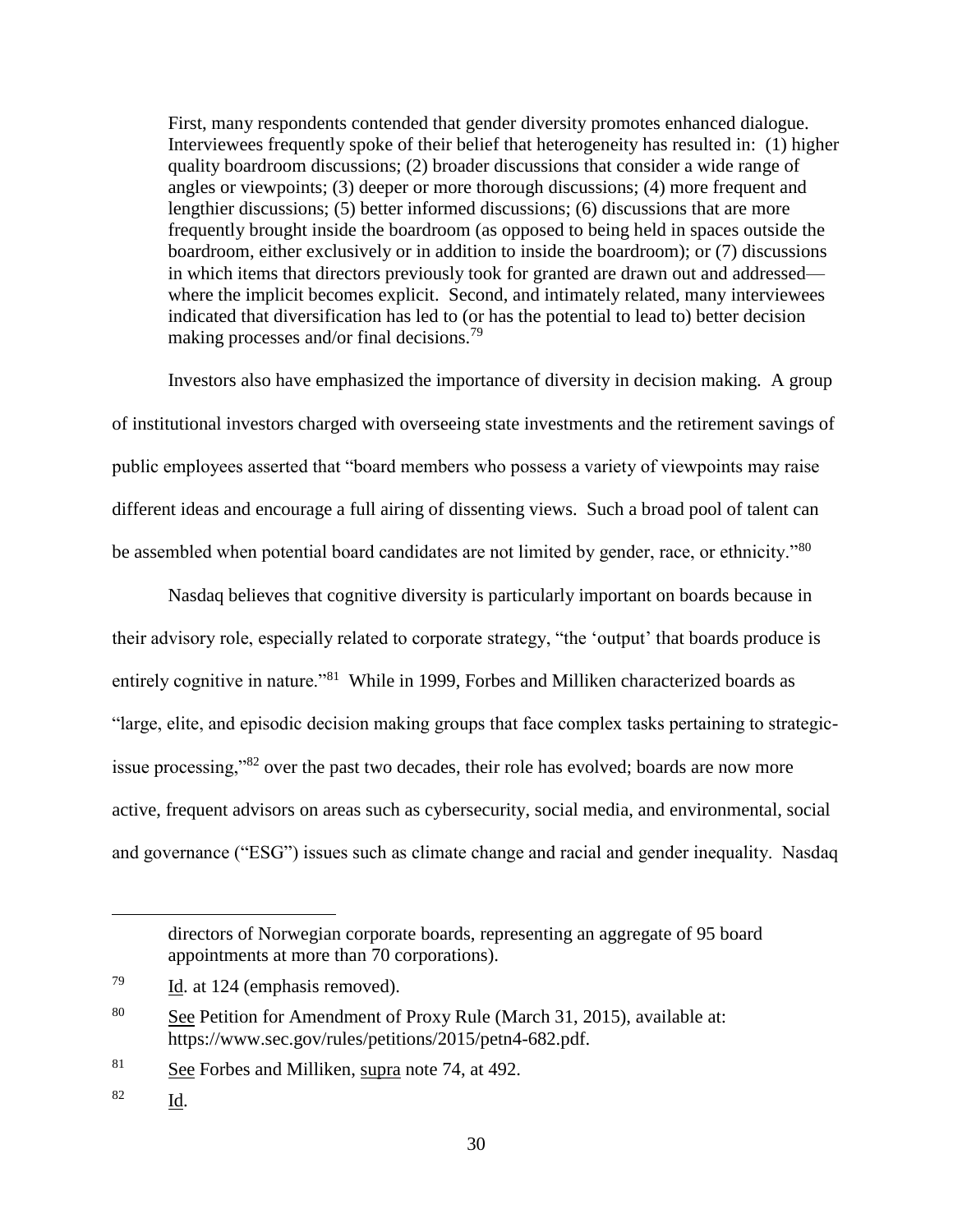> First, many respondents contended that gender diversity promotes enhanced dialogue. Interviewees frequently spoke of their belief that heterogeneity has resulted in: (1) higher quality boardroom discussions; (2) broader discussions that consider a wide range of angles or viewpoints; (3) deeper or more thorough discussions; (4) more frequent and lengthier discussions; (5) better informed discussions; (6) discussions that are more frequently brought inside the boardroom (as opposed to being held in spaces outside the boardroom, either exclusively or in addition to inside the boardroom); or (7) discussions in which items that directors previously took for granted are drawn out and addressed—where the implicit becomes explicit. Second, and intimately related, many interviewees indicated that diversification has led to (or has the potential to lead to) better decision making processes and/or final decisions.[79]

Investors also have emphasized the importance of diversity in decision making. A group of institutional investors charged with overseeing state investments and the retirement savings of public employees asserted that "board members who possess a variety of viewpoints may raise different ideas and encourage a full airing of dissenting views. Such a broad pool of talent can be assembled when potential board candidates are not limited by gender, race, or ethnicity."[80]

Nasdaq believes that cognitive diversity is particularly important on boards because in their advisory role, especially related to corporate strategy, "the 'output' that boards produce is entirely cognitive in nature."[81] While in 1999, Forbes and Milliken characterized boards as "large, elite, and episodic decision making groups that face complex tasks pertaining to strategic-issue processing,"[82] over the past two decades, their role has evolved; boards are now more active, frequent advisors on areas such as cybersecurity, social media, and environmental, social and governance ("ESG") issues such as climate change and racial and gender inequality. Nasdaq

---

directors of Norwegian corporate boards, representing an aggregate of 95 board appointments at more than 70 corporations).

[79] Id. at 124 (emphasis removed).

[80] See Petition for Amendment of Proxy Rule (March 31, 2015), available at: https://www.sec.gov/rules/petitions/2015/petn4-682.pdf.

[81] See Forbes and Milliken, supra note 74, at 492.

[82] Id.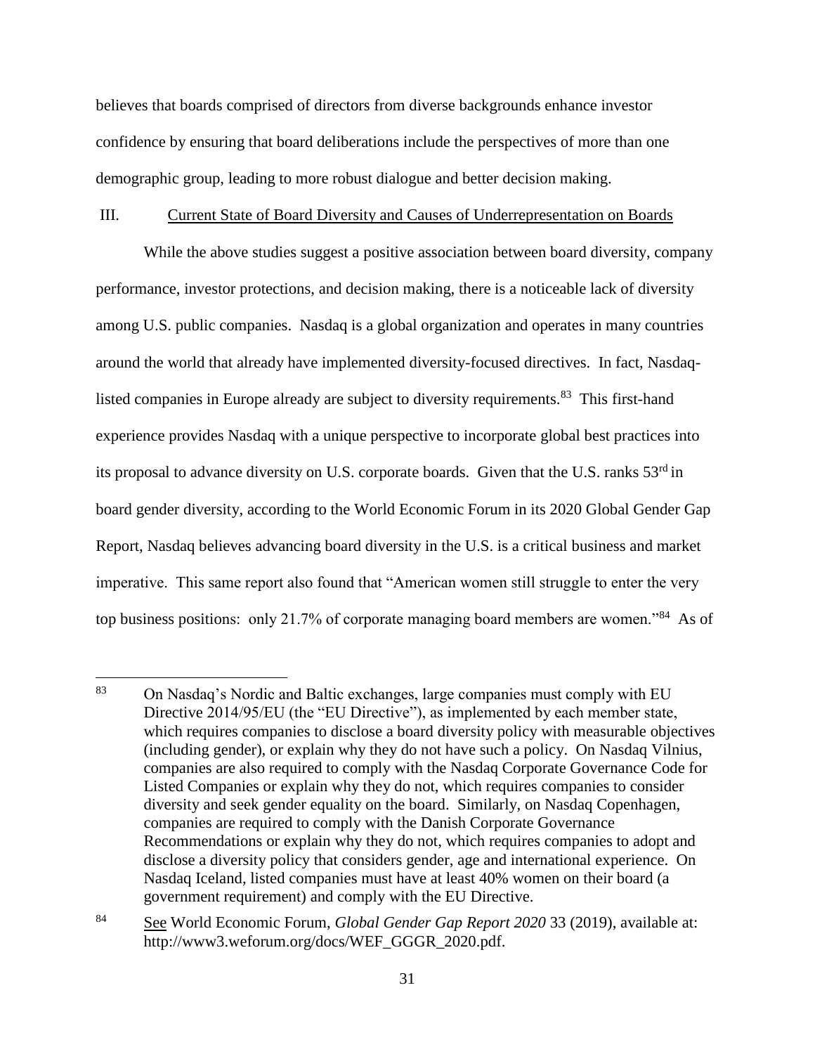believes that boards comprised of directors from diverse backgrounds enhance investor confidence by ensuring that board deliberations include the perspectives of more than one demographic group, leading to more robust dialogue and better decision making.

## III. Current State of Board Diversity and Causes of Underrepresentation on Boards

While the above studies suggest a positive association between board diversity, company performance, investor protections, and decision making, there is a noticeable lack of diversity among U.S. public companies. Nasdaq is a global organization and operates in many countries around the world that already have implemented diversity-focused directives. In fact, Nasdaq-listed companies in Europe already are subject to diversity requirements.[83] This first-hand experience provides Nasdaq with a unique perspective to incorporate global best practices into its proposal to advance diversity on U.S. corporate boards. Given that the U.S. ranks 53rd in board gender diversity, according to the World Economic Forum in its 2020 Global Gender Gap Report, Nasdaq believes advancing board diversity in the U.S. is a critical business and market imperative. This same report also found that "American women still struggle to enter the very top business positions: only 21.7% of corporate managing board members are women."[84] As of

---

[83] On Nasdaq's Nordic and Baltic exchanges, large companies must comply with EU Directive 2014/95/EU (the "EU Directive"), as implemented by each member state, which requires companies to disclose a board diversity policy with measurable objectives (including gender), or explain why they do not have such a policy. On Nasdaq Vilnius, companies are also required to comply with the Nasdaq Corporate Governance Code for Listed Companies or explain why they do not, which requires companies to consider diversity and seek gender equality on the board. Similarly, on Nasdaq Copenhagen, companies are required to comply with the Danish Corporate Governance Recommendations or explain why they do not, which requires companies to adopt and disclose a diversity policy that considers gender, age and international experience. On Nasdaq Iceland, listed companies must have at least 40% women on their board (a government requirement) and comply with the EU Directive.

[84] See World Economic Forum, *Global Gender Gap Report 2020* 33 (2019), available at: http://www3.weforum.org/docs/WEF_GGGR_2020.pdf.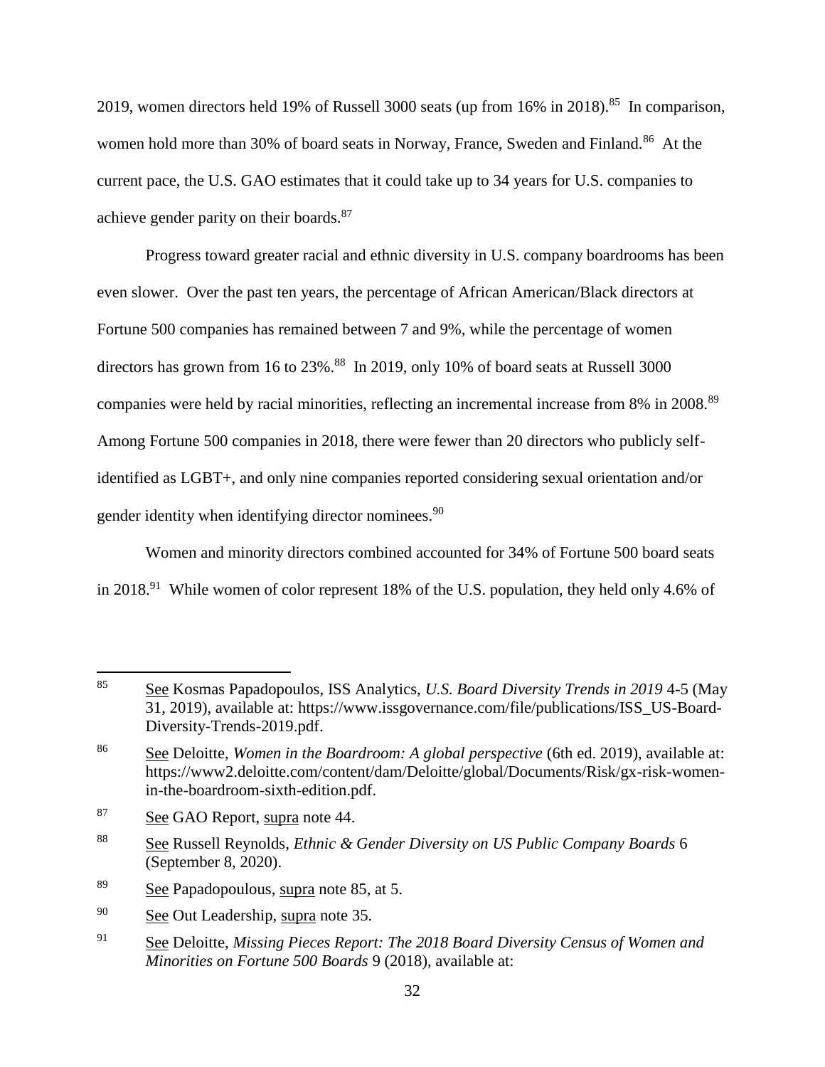2019, women directors held 19% of Russell 3000 seats (up from 16% in 2018).[85] In comparison, women hold more than 30% of board seats in Norway, France, Sweden and Finland.[86] At the current pace, the U.S. GAO estimates that it could take up to 34 years for U.S. companies to achieve gender parity on their boards.[87]

Progress toward greater racial and ethnic diversity in U.S. company boardrooms has been even slower. Over the past ten years, the percentage of African American/Black directors at Fortune 500 companies has remained between 7 and 9%, while the percentage of women directors has grown from 16 to 23%.[88] In 2019, only 10% of board seats at Russell 3000 companies were held by racial minorities, reflecting an incremental increase from 8% in 2008.[89] Among Fortune 500 companies in 2018, there were fewer than 20 directors who publicly self-identified as LGBT+, and only nine companies reported considering sexual orientation and/or gender identity when identifying director nominees.[90]

Women and minority directors combined accounted for 34% of Fortune 500 board seats in 2018.[91] While women of color represent 18% of the U.S. population, they held only 4.6% of

---

[85] See Kosmas Papadopoulos, ISS Analytics, *U.S. Board Diversity Trends in 2019* 4-5 (May 31, 2019), available at: https://www.issgovernance.com/file/publications/ISS_US-Board-Diversity-Trends-2019.pdf.

[86] See Deloitte, *Women in the Boardroom: A global perspective* (6th ed. 2019), available at: https://www2.deloitte.com/content/dam/Deloitte/global/Documents/Risk/gx-risk-women-in-the-boardroom-sixth-edition.pdf.

[87] See GAO Report, supra note 44.

[88] See Russell Reynolds, *Ethnic & Gender Diversity on US Public Company Boards* 6 (September 8, 2020).

[89] See Papadopoulous, supra note 85, at 5.

[90] See Out Leadership, supra note 35.

[91] See Deloitte, *Missing Pieces Report: The 2018 Board Diversity Census of Women and Minorities on Fortune 500 Boards* 9 (2018), available at: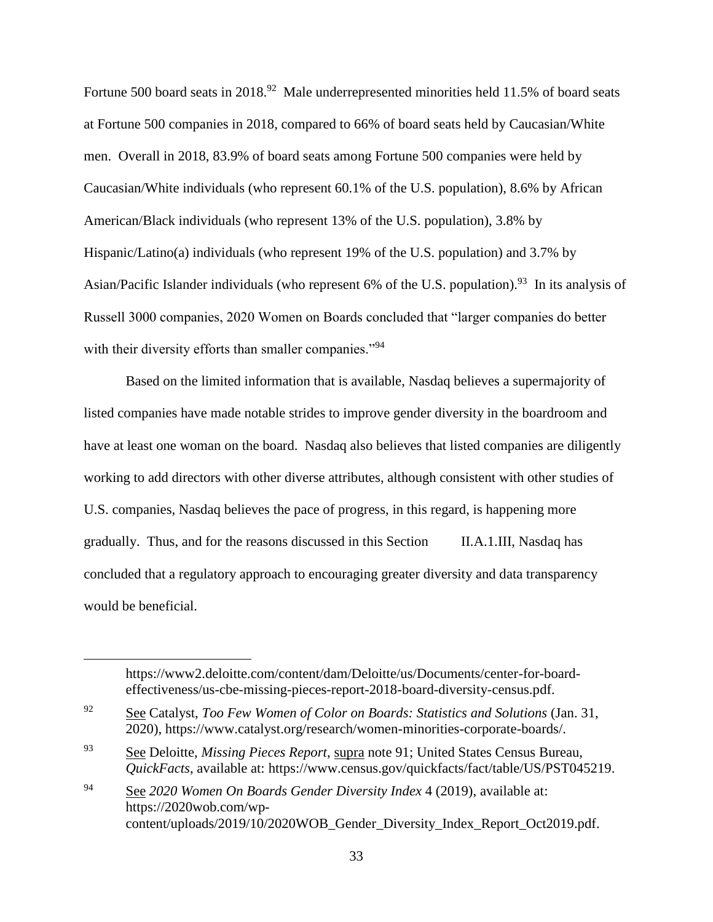Fortune 500 board seats in 2018.[92] Male underrepresented minorities held 11.5% of board seats at Fortune 500 companies in 2018, compared to 66% of board seats held by Caucasian/White men. Overall in 2018, 83.9% of board seats among Fortune 500 companies were held by Caucasian/White individuals (who represent 60.1% of the U.S. population), 8.6% by African American/Black individuals (who represent 13% of the U.S. population), 3.8% by Hispanic/Latino(a) individuals (who represent 19% of the U.S. population) and 3.7% by Asian/Pacific Islander individuals (who represent 6% of the U.S. population).[93] In its analysis of Russell 3000 companies, 2020 Women on Boards concluded that "larger companies do better with their diversity efforts than smaller companies."[94]

Based on the limited information that is available, Nasdaq believes a supermajority of listed companies have made notable strides to improve gender diversity in the boardroom and have at least one woman on the board. Nasdaq also believes that listed companies are diligently working to add directors with other diverse attributes, although consistent with other studies of U.S. companies, Nasdaq believes the pace of progress, in this regard, is happening more gradually. Thus, and for the reasons discussed in this Section II.A.1.III, Nasdaq has concluded that a regulatory approach to encouraging greater diversity and data transparency would be beneficial.

---

https://www2.deloitte.com/content/dam/Deloitte/us/Documents/center-for-board-effectiveness/us-cbe-missing-pieces-report-2018-board-diversity-census.pdf.

[92] See Catalyst, *Too Few Women of Color on Boards: Statistics and Solutions* (Jan. 31, 2020), https://www.catalyst.org/research/women-minorities-corporate-boards/.

[93] See Deloitte, *Missing Pieces Report*, supra note 91; United States Census Bureau, *QuickFacts*, available at: https://www.census.gov/quickfacts/fact/table/US/PST045219.

[94] See *2020 Women On Boards Gender Diversity Index* 4 (2019), available at: https://2020wob.com/wp-content/uploads/2019/10/2020WOB_Gender_Diversity_Index_Report_Oct2019.pdf.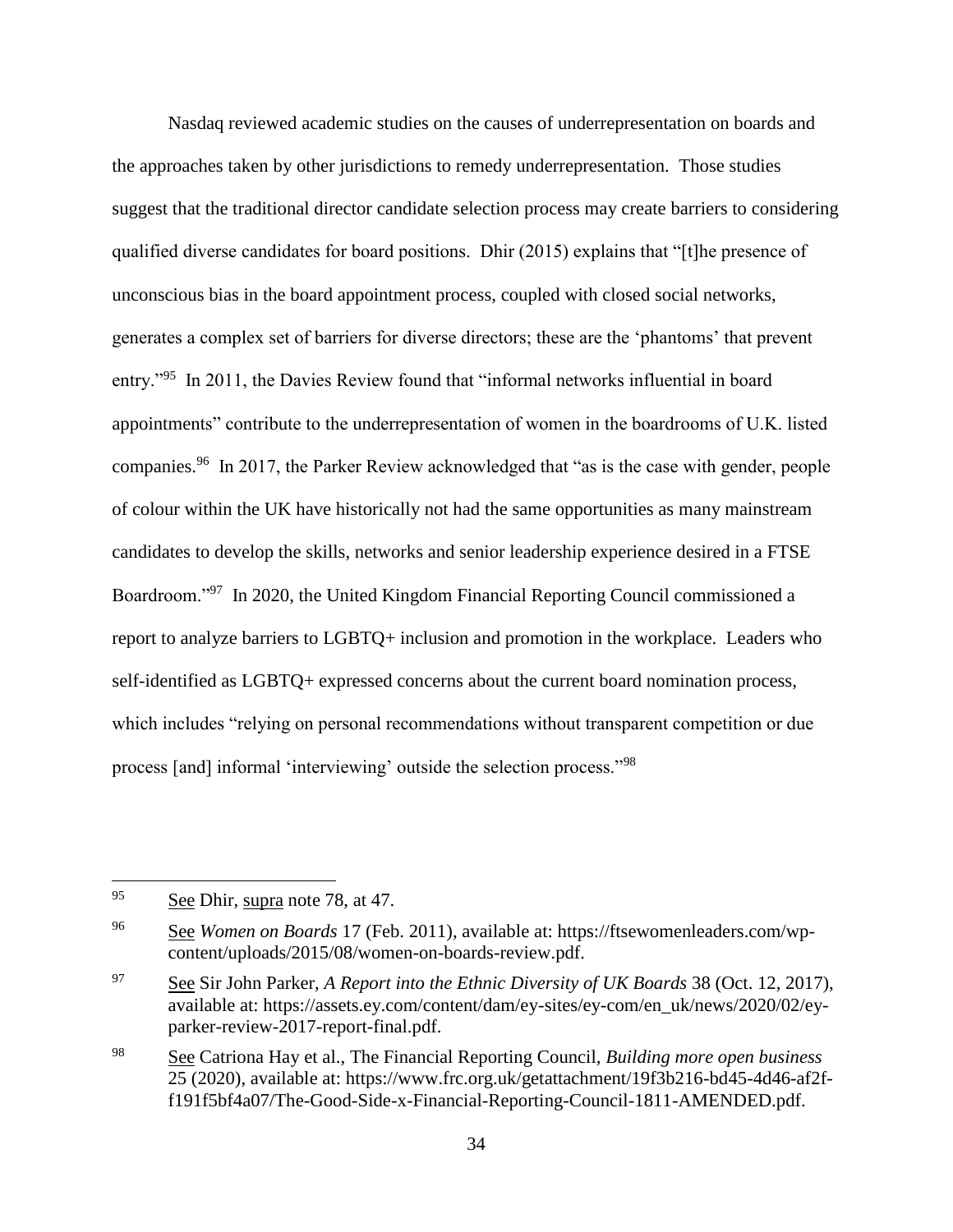Nasdaq reviewed academic studies on the causes of underrepresentation on boards and the approaches taken by other jurisdictions to remedy underrepresentation. Those studies suggest that the traditional director candidate selection process may create barriers to considering qualified diverse candidates for board positions. Dhir (2015) explains that "[t]he presence of unconscious bias in the board appointment process, coupled with closed social networks, generates a complex set of barriers for diverse directors; these are the 'phantoms' that prevent entry."[95] In 2011, the Davies Review found that "informal networks influential in board appointments" contribute to the underrepresentation of women in the boardrooms of U.K. listed companies.[96] In 2017, the Parker Review acknowledged that "as is the case with gender, people of colour within the UK have historically not had the same opportunities as many mainstream candidates to develop the skills, networks and senior leadership experience desired in a FTSE Boardroom."[97] In 2020, the United Kingdom Financial Reporting Council commissioned a report to analyze barriers to LGBTQ+ inclusion and promotion in the workplace. Leaders who self-identified as LGBTQ+ expressed concerns about the current board nomination process, which includes "relying on personal recommendations without transparent competition or due process [and] informal 'interviewing' outside the selection process."[98]

---

[95] See Dhir, supra note 78, at 47.

[96] See *Women on Boards* 17 (Feb. 2011), available at: https://ftsewomenleaders.com/wp-content/uploads/2015/08/women-on-boards-review.pdf.

[97] See Sir John Parker, *A Report into the Ethnic Diversity of UK Boards* 38 (Oct. 12, 2017), available at: https://assets.ey.com/content/dam/ey-sites/ey-com/en_uk/news/2020/02/ey-parker-review-2017-report-final.pdf.

[98] See Catriona Hay et al., The Financial Reporting Council, *Building more open business* 25 (2020), available at: https://www.frc.org.uk/getattachment/19f3b216-bd45-4d46-af2f-f191f5bf4a07/The-Good-Side-x-Financial-Reporting-Council-1811-AMENDED.pdf.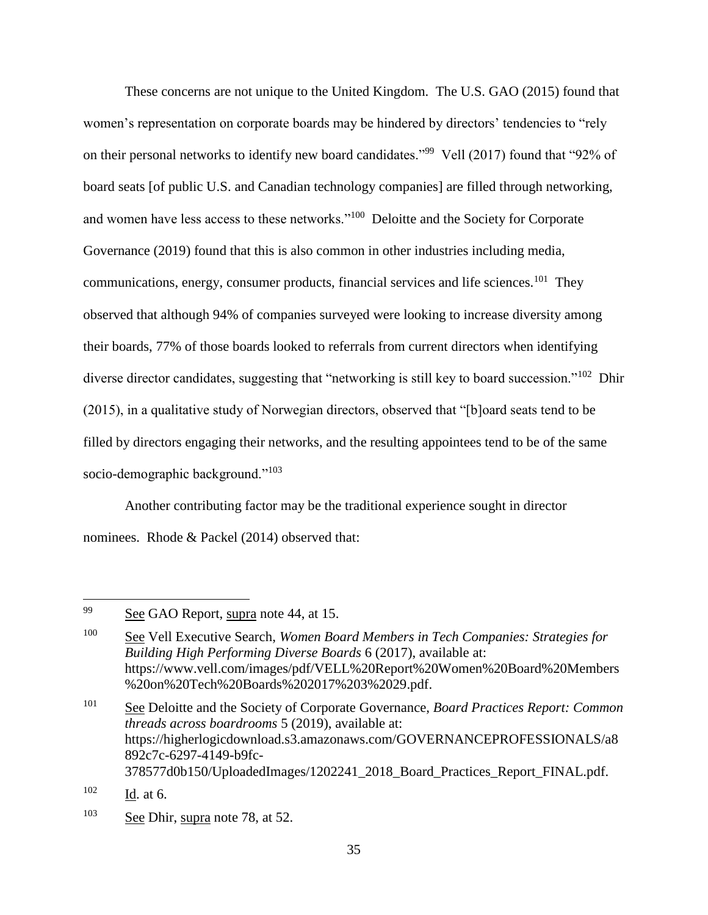These concerns are not unique to the United Kingdom. The U.S. GAO (2015) found that women's representation on corporate boards may be hindered by directors' tendencies to "rely on their personal networks to identify new board candidates."[99] Vell (2017) found that "92% of board seats [of public U.S. and Canadian technology companies] are filled through networking, and women have less access to these networks."[100] Deloitte and the Society for Corporate Governance (2019) found that this is also common in other industries including media, communications, energy, consumer products, financial services and life sciences.[101] They observed that although 94% of companies surveyed were looking to increase diversity among their boards, 77% of those boards looked to referrals from current directors when identifying diverse director candidates, suggesting that "networking is still key to board succession."[102] Dhir (2015), in a qualitative study of Norwegian directors, observed that "[b]oard seats tend to be filled by directors engaging their networks, and the resulting appointees tend to be of the same socio-demographic background."[103]

Another contributing factor may be the traditional experience sought in director nominees. Rhode & Packel (2014) observed that:

---

[99] See GAO Report, supra note 44, at 15.

[100] See Vell Executive Search, *Women Board Members in Tech Companies: Strategies for Building High Performing Diverse Boards* 6 (2017), available at: https://www.vell.com/images/pdf/VELL%20Report%20Women%20Board%20Members%20on%20Tech%20Boards%202017%203%2029.pdf.

[101] See Deloitte and the Society of Corporate Governance, *Board Practices Report: Common threads across boardrooms* 5 (2019), available at: https://higherlogicdownload.s3.amazonaws.com/GOVERNANCEPROFESSIONALS/a8892c7c-6297-4149-b9fc-378577d0b150/UploadedImages/1202241_2018_Board_Practices_Report_FINAL.pdf.

[102] Id. at 6.

[103] See Dhir, supra note 78, at 52.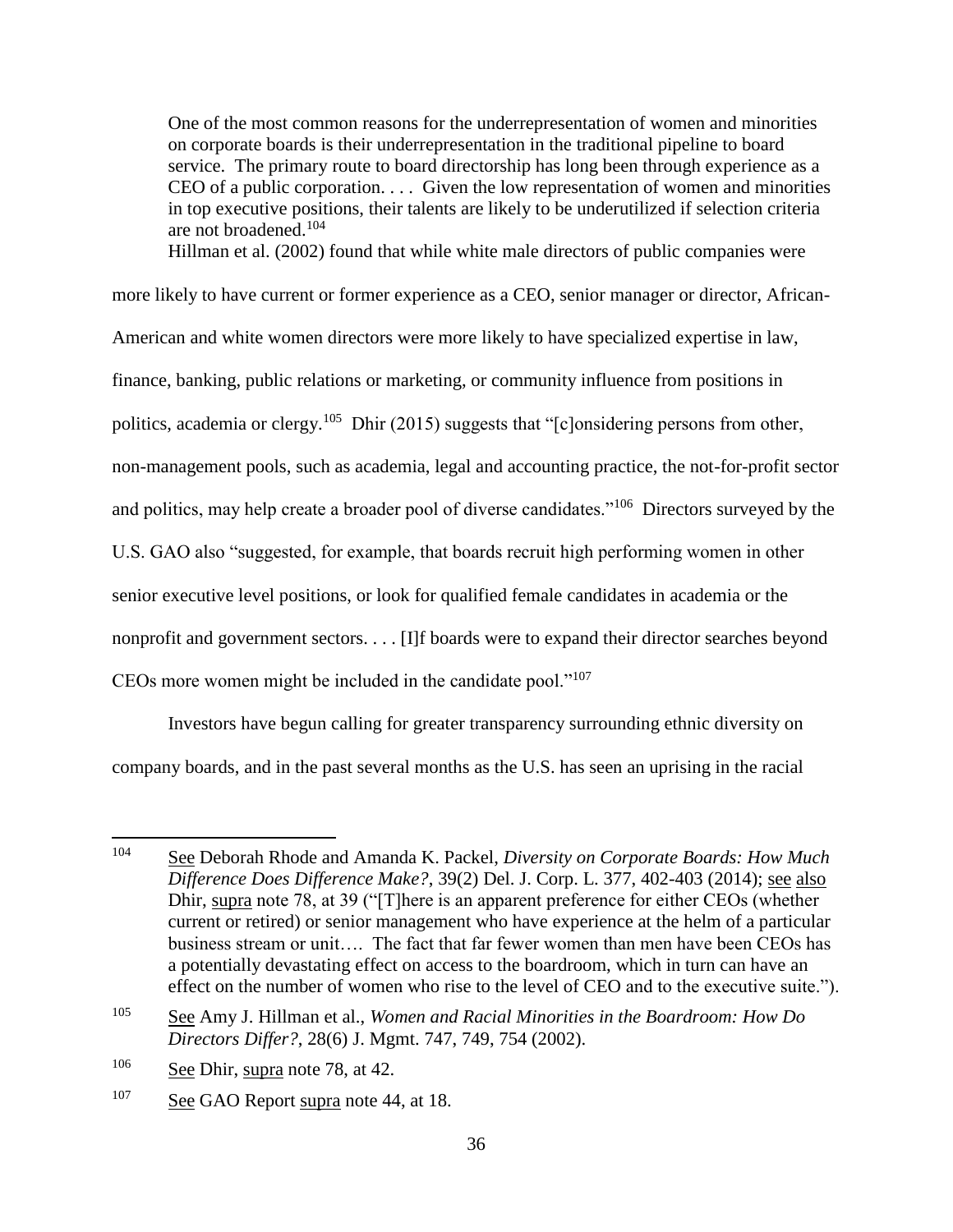> One of the most common reasons for the underrepresentation of women and minorities on corporate boards is their underrepresentation in the traditional pipeline to board service. The primary route to board directorship has long been through experience as a CEO of a public corporation. . . . Given the low representation of women and minorities in top executive positions, their talents are likely to be underutilized if selection criteria are not broadened.[104]

Hillman et al. (2002) found that while white male directors of public companies were more likely to have current or former experience as a CEO, senior manager or director, African-American and white women directors were more likely to have specialized expertise in law, finance, banking, public relations or marketing, or community influence from positions in politics, academia or clergy.[105] Dhir (2015) suggests that "[c]onsidering persons from other, non-management pools, such as academia, legal and accounting practice, the not-for-profit sector and politics, may help create a broader pool of diverse candidates."[106] Directors surveyed by the U.S. GAO also "suggested, for example, that boards recruit high performing women in other senior executive level positions, or look for qualified female candidates in academia or the nonprofit and government sectors. . . . [I]f boards were to expand their director searches beyond CEOs more women might be included in the candidate pool."[107]

Investors have begun calling for greater transparency surrounding ethnic diversity on company boards, and in the past several months as the U.S. has seen an uprising in the racial

---

[104] See Deborah Rhode and Amanda K. Packel, *Diversity on Corporate Boards: How Much Difference Does Difference Make?*, 39(2) Del. J. Corp. L. 377, 402-403 (2014); see also Dhir, supra note 78, at 39 ("[T]here is an apparent preference for either CEOs (whether current or retired) or senior management who have experience at the helm of a particular business stream or unit…. The fact that far fewer women than men have been CEOs has a potentially devastating effect on access to the boardroom, which in turn can have an effect on the number of women who rise to the level of CEO and to the executive suite.").

[105] See Amy J. Hillman et al., *Women and Racial Minorities in the Boardroom: How Do Directors Differ?*, 28(6) J. Mgmt. 747, 749, 754 (2002).

[106] See Dhir, supra note 78, at 42.

[107] See GAO Report supra note 44, at 18.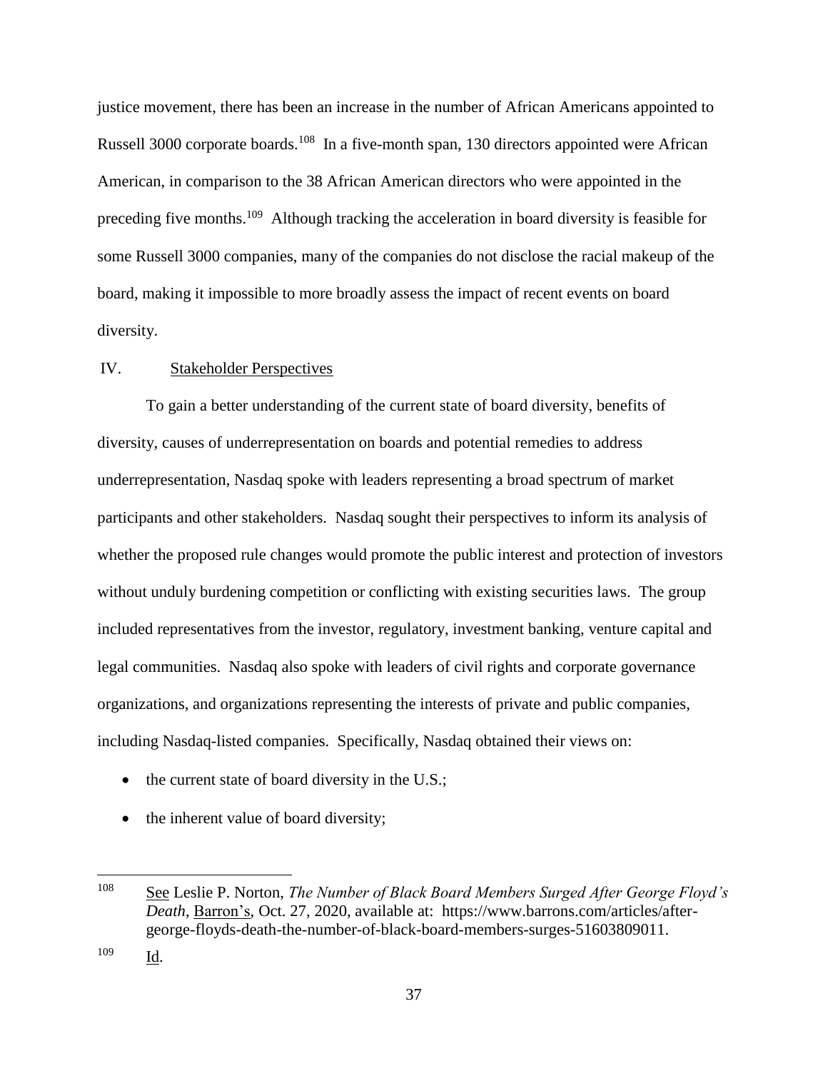justice movement, there has been an increase in the number of African Americans appointed to Russell 3000 corporate boards.[108] In a five-month span, 130 directors appointed were African American, in comparison to the 38 African American directors who were appointed in the preceding five months.[109] Although tracking the acceleration in board diversity is feasible for some Russell 3000 companies, many of the companies do not disclose the racial makeup of the board, making it impossible to more broadly assess the impact of recent events on board diversity.

## IV. Stakeholder Perspectives

To gain a better understanding of the current state of board diversity, benefits of diversity, causes of underrepresentation on boards and potential remedies to address underrepresentation, Nasdaq spoke with leaders representing a broad spectrum of market participants and other stakeholders. Nasdaq sought their perspectives to inform its analysis of whether the proposed rule changes would promote the public interest and protection of investors without unduly burdening competition or conflicting with existing securities laws. The group included representatives from the investor, regulatory, investment banking, venture capital and legal communities. Nasdaq also spoke with leaders of civil rights and corporate governance organizations, and organizations representing the interests of private and public companies, including Nasdaq-listed companies. Specifically, Nasdaq obtained their views on:

- the current state of board diversity in the U.S.;
- the inherent value of board diversity;

---

108 See Leslie P. Norton, *The Number of Black Board Members Surged After George Floyd's Death*, Barron's, Oct. 27, 2020, available at: https://www.barrons.com/articles/after-george-floyds-death-the-number-of-black-board-members-surges-51603809011.

109 Id.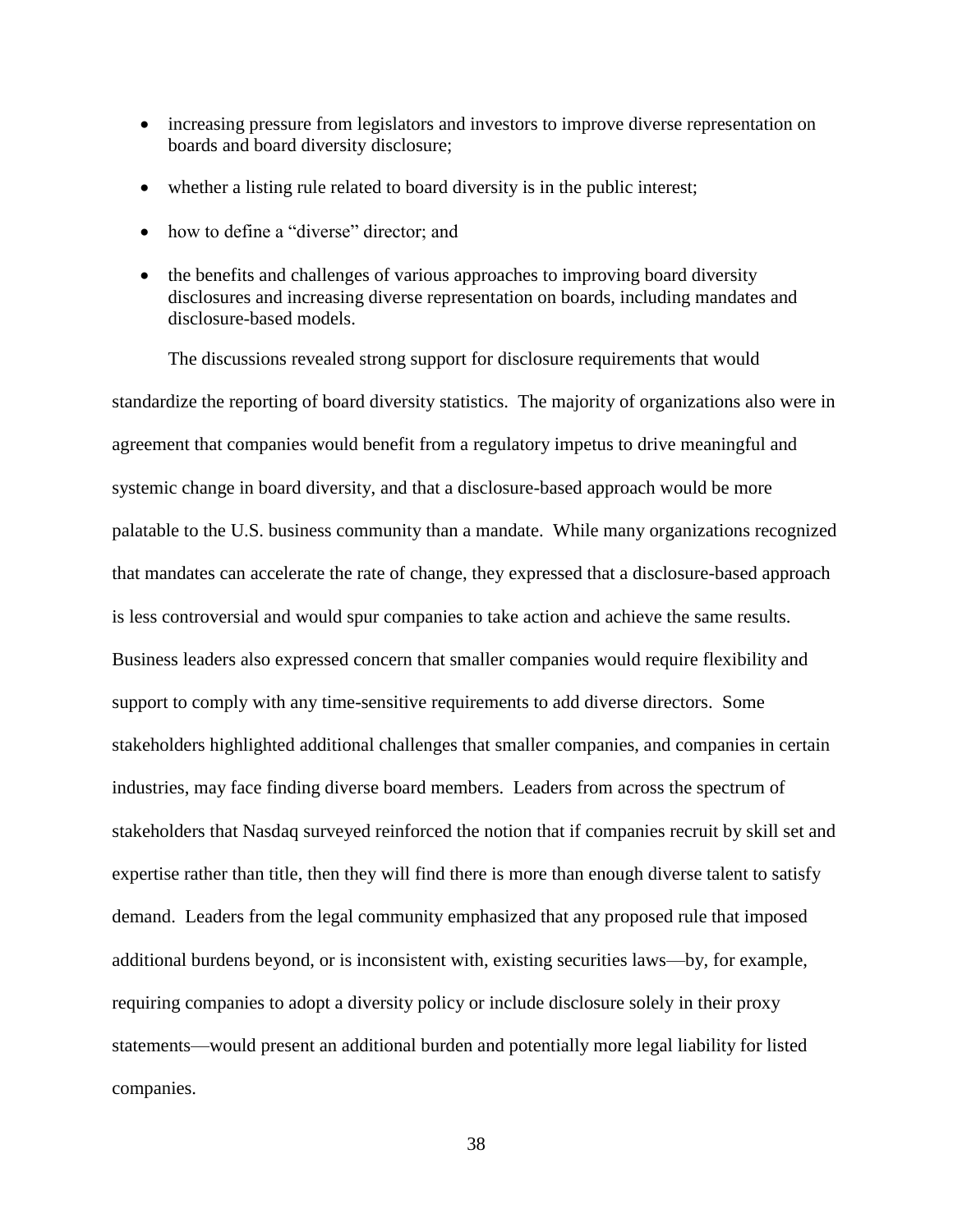- increasing pressure from legislators and investors to improve diverse representation on boards and board diversity disclosure;
- whether a listing rule related to board diversity is in the public interest;
- how to define a "diverse" director; and
- the benefits and challenges of various approaches to improving board diversity disclosures and increasing diverse representation on boards, including mandates and disclosure-based models.

The discussions revealed strong support for disclosure requirements that would standardize the reporting of board diversity statistics. The majority of organizations also were in agreement that companies would benefit from a regulatory impetus to drive meaningful and systemic change in board diversity, and that a disclosure-based approach would be more palatable to the U.S. business community than a mandate. While many organizations recognized that mandates can accelerate the rate of change, they expressed that a disclosure-based approach is less controversial and would spur companies to take action and achieve the same results. Business leaders also expressed concern that smaller companies would require flexibility and support to comply with any time-sensitive requirements to add diverse directors. Some stakeholders highlighted additional challenges that smaller companies, and companies in certain industries, may face finding diverse board members. Leaders from across the spectrum of stakeholders that Nasdaq surveyed reinforced the notion that if companies recruit by skill set and expertise rather than title, then they will find there is more than enough diverse talent to satisfy demand. Leaders from the legal community emphasized that any proposed rule that imposed additional burdens beyond, or is inconsistent with, existing securities laws—by, for example, requiring companies to adopt a diversity policy or include disclosure solely in their proxy statements—would present an additional burden and potentially more legal liability for listed companies.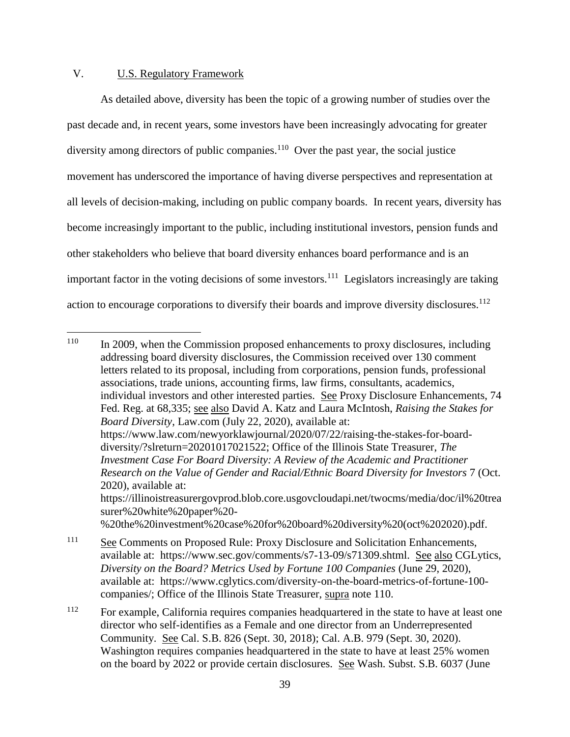## V. U.S. Regulatory Framework

As detailed above, diversity has been the topic of a growing number of studies over the past decade and, in recent years, some investors have been increasingly advocating for greater diversity among directors of public companies.[110] Over the past year, the social justice movement has underscored the importance of having diverse perspectives and representation at all levels of decision-making, including on public company boards. In recent years, diversity has become increasingly important to the public, including institutional investors, pension funds and other stakeholders who believe that board diversity enhances board performance and is an important factor in the voting decisions of some investors.[111] Legislators increasingly are taking action to encourage corporations to diversify their boards and improve diversity disclosures.[112]

---

[110] In 2009, when the Commission proposed enhancements to proxy disclosures, including addressing board diversity disclosures, the Commission received over 130 comment letters related to its proposal, including from corporations, pension funds, professional associations, trade unions, accounting firms, law firms, consultants, academics, individual investors and other interested parties. See Proxy Disclosure Enhancements, 74 Fed. Reg. at 68,335; see also David A. Katz and Laura McIntosh, *Raising the Stakes for Board Diversity*, Law.com (July 22, 2020), available at: https://www.law.com/newyorklawjournal/2020/07/22/raising-the-stakes-for-board-diversity/?slreturn=20201017021522; Office of the Illinois State Treasurer, *The Investment Case For Board Diversity: A Review of the Academic and Practitioner Research on the Value of Gender and Racial/Ethnic Board Diversity for Investors* 7 (Oct. 2020), available at: https://illinoistreasurergovprod.blob.core.usgovcloudapi.net/twocms/media/doc/il%20treasurer%20white%20paper%20-%20the%20investment%20case%20for%20board%20diversity%20(oct%202020).pdf.

[111] See Comments on Proposed Rule: Proxy Disclosure and Solicitation Enhancements, available at: https://www.sec.gov/comments/s7-13-09/s71309.shtml. See also CGLytics, *Diversity on the Board? Metrics Used by Fortune 100 Companies* (June 29, 2020), available at: https://www.cglytics.com/diversity-on-the-board-metrics-of-fortune-100-companies/; Office of the Illinois State Treasurer, supra note 110.

[112] For example, California requires companies headquartered in the state to have at least one director who self-identifies as a Female and one director from an Underrepresented Community. See Cal. S.B. 826 (Sept. 30, 2018); Cal. A.B. 979 (Sept. 30, 2020). Washington requires companies headquartered in the state to have at least 25% women on the board by 2022 or provide certain disclosures. See Wash. Subst. S.B. 6037 (June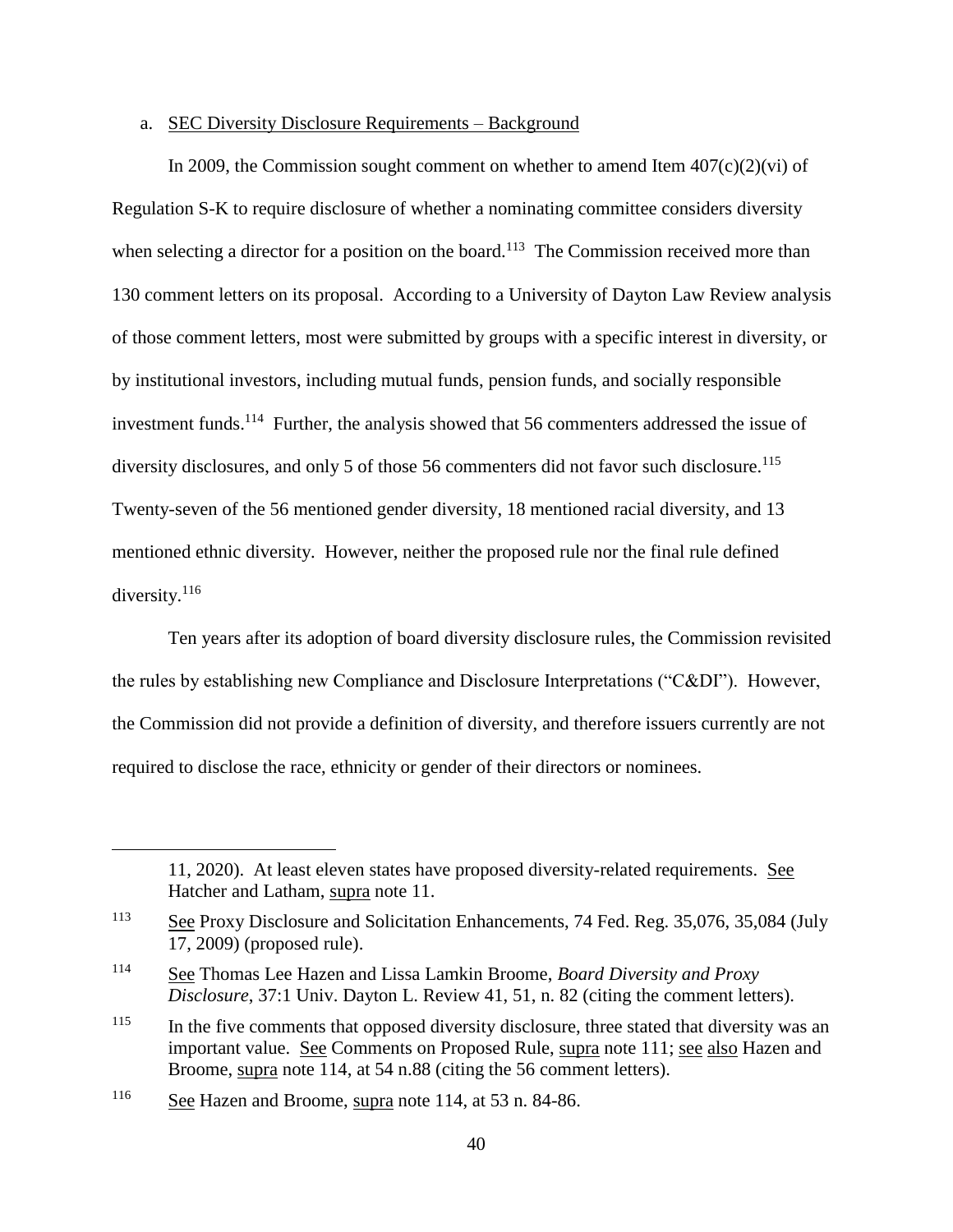a. SEC Diversity Disclosure Requirements – Background

In 2009, the Commission sought comment on whether to amend Item 407(c)(2)(vi) of Regulation S-K to require disclosure of whether a nominating committee considers diversity when selecting a director for a position on the board.[113] The Commission received more than 130 comment letters on its proposal. According to a University of Dayton Law Review analysis of those comment letters, most were submitted by groups with a specific interest in diversity, or by institutional investors, including mutual funds, pension funds, and socially responsible investment funds.[114] Further, the analysis showed that 56 commenters addressed the issue of diversity disclosures, and only 5 of those 56 commenters did not favor such disclosure.[115] Twenty-seven of the 56 mentioned gender diversity, 18 mentioned racial diversity, and 13 mentioned ethnic diversity. However, neither the proposed rule nor the final rule defined diversity.[116]

Ten years after its adoption of board diversity disclosure rules, the Commission revisited the rules by establishing new Compliance and Disclosure Interpretations ("C&DI"). However, the Commission did not provide a definition of diversity, and therefore issuers currently are not required to disclose the race, ethnicity or gender of their directors or nominees.

---

11, 2020). At least eleven states have proposed diversity-related requirements. See Hatcher and Latham, supra note 11.

[113] See Proxy Disclosure and Solicitation Enhancements, 74 Fed. Reg. 35,076, 35,084 (July 17, 2009) (proposed rule).

[114] See Thomas Lee Hazen and Lissa Lamkin Broome, *Board Diversity and Proxy Disclosure*, 37:1 Univ. Dayton L. Review 41, 51, n. 82 (citing the comment letters).

[115] In the five comments that opposed diversity disclosure, three stated that diversity was an important value. See Comments on Proposed Rule, supra note 111; see also Hazen and Broome, supra note 114, at 54 n.88 (citing the 56 comment letters).

[116] See Hazen and Broome, supra note 114, at 53 n. 84-86.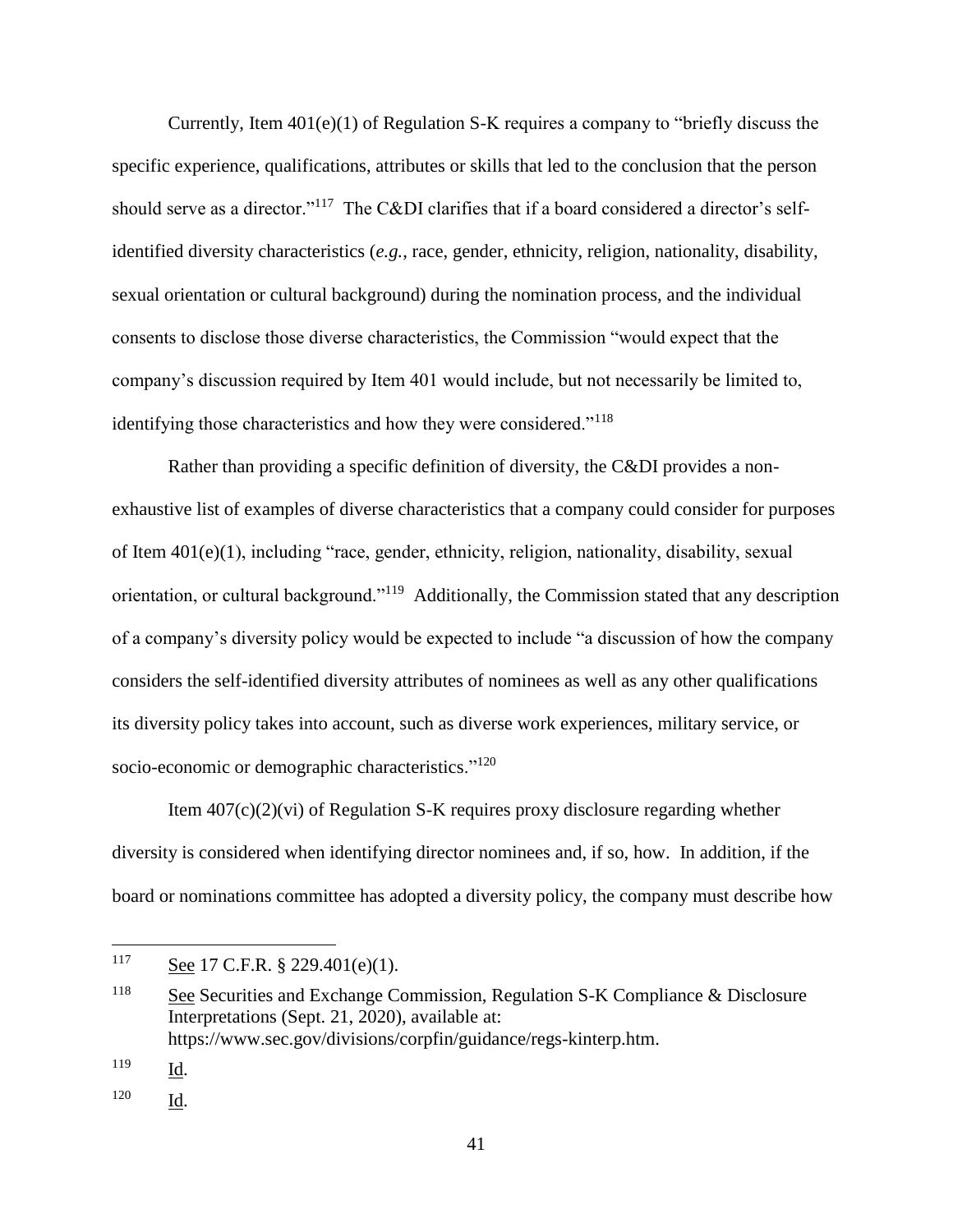Currently, Item 401(e)(1) of Regulation S-K requires a company to "briefly discuss the specific experience, qualifications, attributes or skills that led to the conclusion that the person should serve as a director."[117] The C&DI clarifies that if a board considered a director's self-identified diversity characteristics (*e.g.*, race, gender, ethnicity, religion, nationality, disability, sexual orientation or cultural background) during the nomination process, and the individual consents to disclose those diverse characteristics, the Commission "would expect that the company's discussion required by Item 401 would include, but not necessarily be limited to, identifying those characteristics and how they were considered."[118]

Rather than providing a specific definition of diversity, the C&DI provides a non-exhaustive list of examples of diverse characteristics that a company could consider for purposes of Item 401(e)(1), including "race, gender, ethnicity, religion, nationality, disability, sexual orientation, or cultural background."[119] Additionally, the Commission stated that any description of a company's diversity policy would be expected to include "a discussion of how the company considers the self-identified diversity attributes of nominees as well as any other qualifications its diversity policy takes into account, such as diverse work experiences, military service, or socio-economic or demographic characteristics."[120]

Item 407(c)(2)(vi) of Regulation S-K requires proxy disclosure regarding whether diversity is considered when identifying director nominees and, if so, how. In addition, if the board or nominations committee has adopted a diversity policy, the company must describe how

---

[117] See 17 C.F.R. § 229.401(e)(1).

[118] See Securities and Exchange Commission, Regulation S-K Compliance & Disclosure Interpretations (Sept. 21, 2020), available at: https://www.sec.gov/divisions/corpfin/guidance/regs-kinterp.htm.

[119] Id.

[120] Id.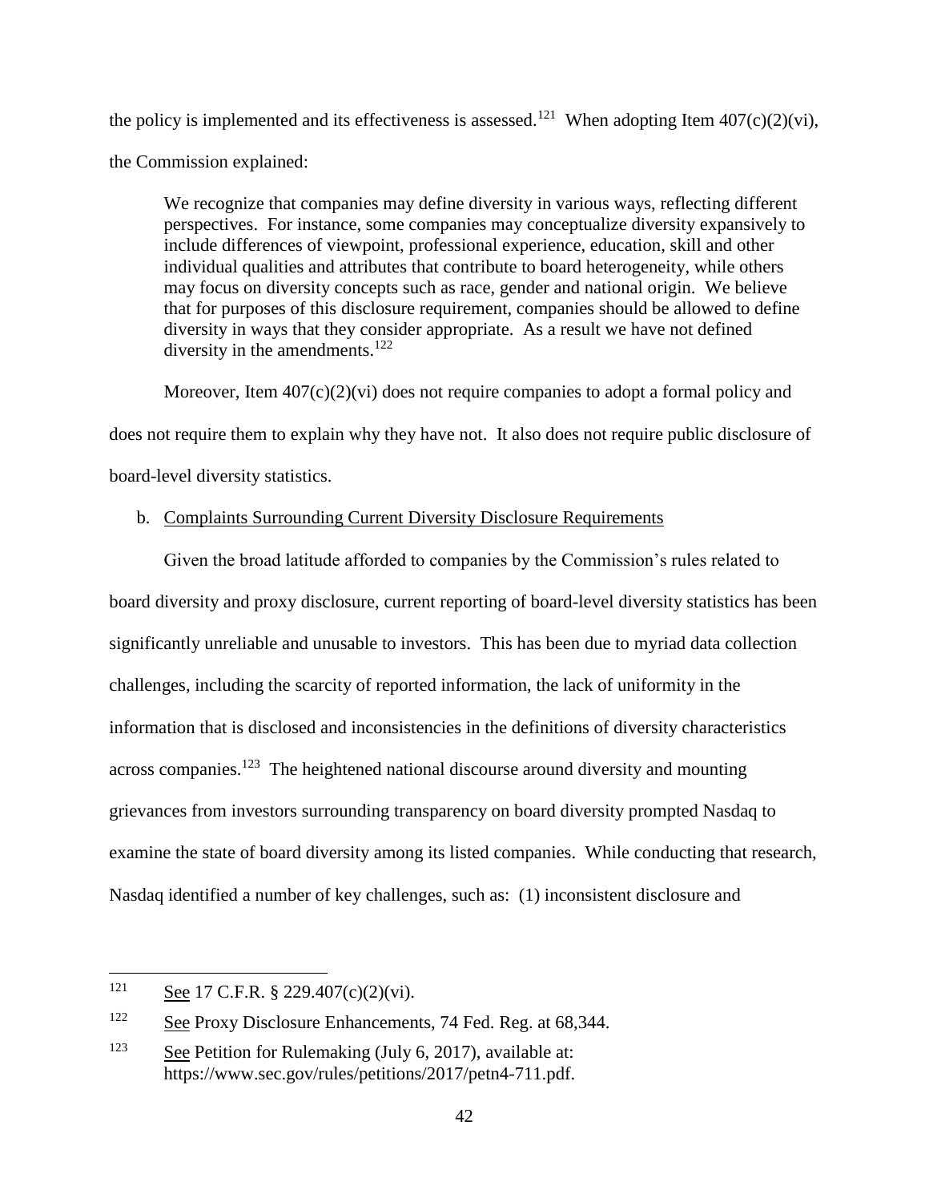the policy is implemented and its effectiveness is assessed.[121] When adopting Item 407(c)(2)(vi), the Commission explained:

> We recognize that companies may define diversity in various ways, reflecting different perspectives. For instance, some companies may conceptualize diversity expansively to include differences of viewpoint, professional experience, education, skill and other individual qualities and attributes that contribute to board heterogeneity, while others may focus on diversity concepts such as race, gender and national origin. We believe that for purposes of this disclosure requirement, companies should be allowed to define diversity in ways that they consider appropriate. As a result we have not defined diversity in the amendments.[122]

Moreover, Item 407(c)(2)(vi) does not require companies to adopt a formal policy and does not require them to explain why they have not. It also does not require public disclosure of board-level diversity statistics.

b. Complaints Surrounding Current Diversity Disclosure Requirements

Given the broad latitude afforded to companies by the Commission's rules related to board diversity and proxy disclosure, current reporting of board-level diversity statistics has been significantly unreliable and unusable to investors. This has been due to myriad data collection challenges, including the scarcity of reported information, the lack of uniformity in the information that is disclosed and inconsistencies in the definitions of diversity characteristics across companies.[123] The heightened national discourse around diversity and mounting grievances from investors surrounding transparency on board diversity prompted Nasdaq to examine the state of board diversity among its listed companies. While conducting that research, Nasdaq identified a number of key challenges, such as: (1) inconsistent disclosure and

---

[121] See 17 C.F.R. § 229.407(c)(2)(vi).

[122] See Proxy Disclosure Enhancements, 74 Fed. Reg. at 68,344.

[123] See Petition for Rulemaking (July 6, 2017), available at: https://www.sec.gov/rules/petitions/2017/petn4-711.pdf.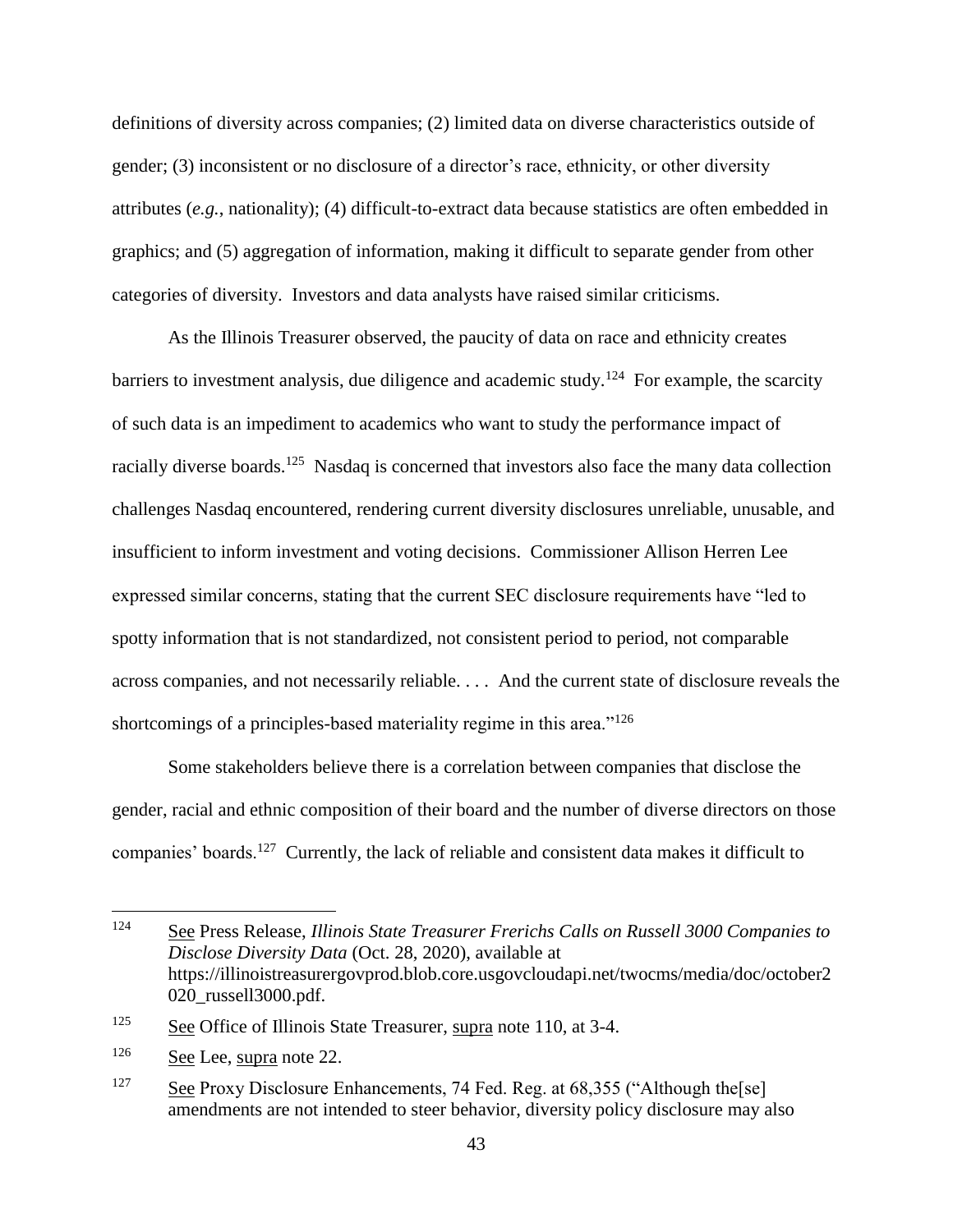definitions of diversity across companies; (2) limited data on diverse characteristics outside of gender; (3) inconsistent or no disclosure of a director's race, ethnicity, or other diversity attributes (*e.g.*, nationality); (4) difficult-to-extract data because statistics are often embedded in graphics; and (5) aggregation of information, making it difficult to separate gender from other categories of diversity. Investors and data analysts have raised similar criticisms.

As the Illinois Treasurer observed, the paucity of data on race and ethnicity creates barriers to investment analysis, due diligence and academic study.[124] For example, the scarcity of such data is an impediment to academics who want to study the performance impact of racially diverse boards.[125] Nasdaq is concerned that investors also face the many data collection challenges Nasdaq encountered, rendering current diversity disclosures unreliable, unusable, and insufficient to inform investment and voting decisions. Commissioner Allison Herren Lee expressed similar concerns, stating that the current SEC disclosure requirements have "led to spotty information that is not standardized, not consistent period to period, not comparable across companies, and not necessarily reliable. . . . And the current state of disclosure reveals the shortcomings of a principles-based materiality regime in this area."[126]

Some stakeholders believe there is a correlation between companies that disclose the gender, racial and ethnic composition of their board and the number of diverse directors on those companies' boards.[127] Currently, the lack of reliable and consistent data makes it difficult to

---

[124] See Press Release, *Illinois State Treasurer Frerichs Calls on Russell 3000 Companies to Disclose Diversity Data* (Oct. 28, 2020), available at https://illinoistreasurergovprod.blob.core.usgovcloudapi.net/twocms/media/doc/october2020_russell3000.pdf.

[125] See Office of Illinois State Treasurer, supra note 110, at 3-4.

[126] See Lee, supra note 22.

[127] See Proxy Disclosure Enhancements, 74 Fed. Reg. at 68,355 ("Although the[se] amendments are not intended to steer behavior, diversity policy disclosure may also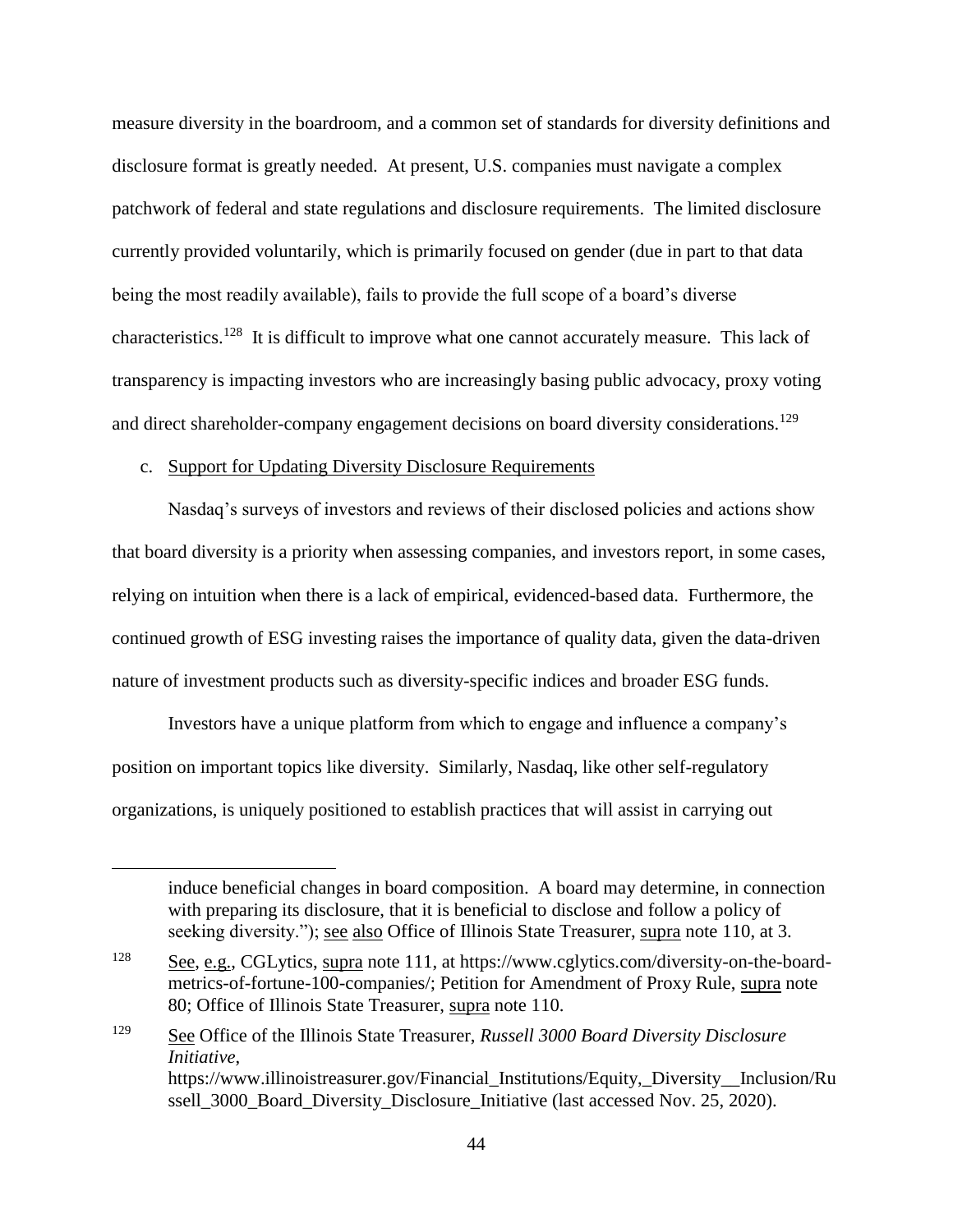measure diversity in the boardroom, and a common set of standards for diversity definitions and disclosure format is greatly needed. At present, U.S. companies must navigate a complex patchwork of federal and state regulations and disclosure requirements. The limited disclosure currently provided voluntarily, which is primarily focused on gender (due in part to that data being the most readily available), fails to provide the full scope of a board's diverse characteristics.[128] It is difficult to improve what one cannot accurately measure. This lack of transparency is impacting investors who are increasingly basing public advocacy, proxy voting and direct shareholder-company engagement decisions on board diversity considerations.[129]

c. Support for Updating Diversity Disclosure Requirements

Nasdaq's surveys of investors and reviews of their disclosed policies and actions show that board diversity is a priority when assessing companies, and investors report, in some cases, relying on intuition when there is a lack of empirical, evidenced-based data. Furthermore, the continued growth of ESG investing raises the importance of quality data, given the data-driven nature of investment products such as diversity-specific indices and broader ESG funds.

Investors have a unique platform from which to engage and influence a company's position on important topics like diversity. Similarly, Nasdaq, like other self-regulatory organizations, is uniquely positioned to establish practices that will assist in carrying out

---

induce beneficial changes in board composition. A board may determine, in connection with preparing its disclosure, that it is beneficial to disclose and follow a policy of seeking diversity."); see also Office of Illinois State Treasurer, supra note 110, at 3.

[128] See, e.g., CGLytics, supra note 111, at https://www.cglytics.com/diversity-on-the-board-metrics-of-fortune-100-companies/; Petition for Amendment of Proxy Rule, supra note 80; Office of Illinois State Treasurer, supra note 110.

[129] See Office of the Illinois State Treasurer, *Russell 3000 Board Diversity Disclosure Initiative*, https://www.illinoistreasurer.gov/Financial_Institutions/Equity,_Diversity__Inclusion/Russell_3000_Board_Diversity_Disclosure_Initiative (last accessed Nov. 25, 2020).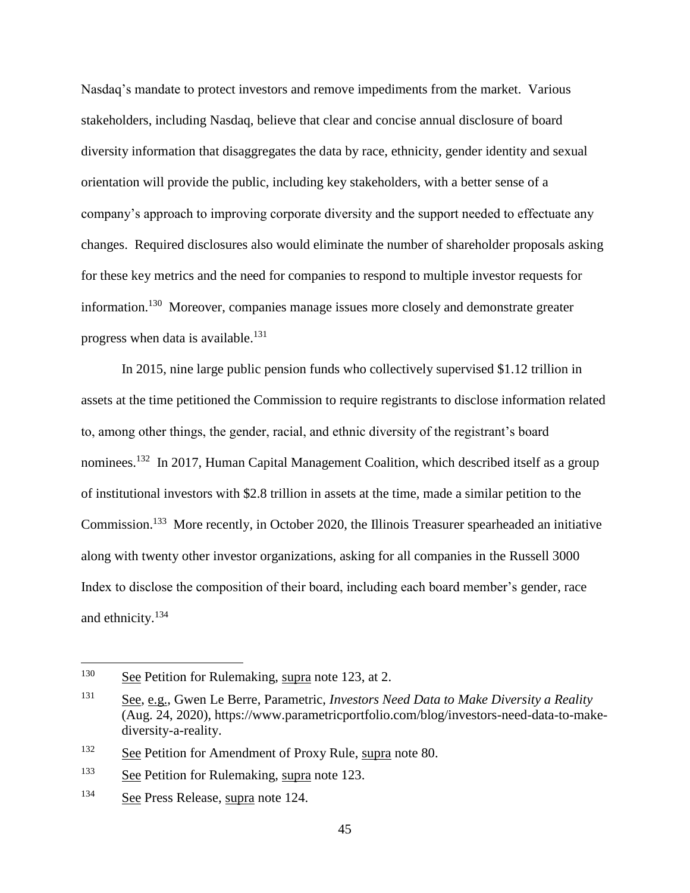Nasdaq's mandate to protect investors and remove impediments from the market. Various stakeholders, including Nasdaq, believe that clear and concise annual disclosure of board diversity information that disaggregates the data by race, ethnicity, gender identity and sexual orientation will provide the public, including key stakeholders, with a better sense of a company's approach to improving corporate diversity and the support needed to effectuate any changes. Required disclosures also would eliminate the number of shareholder proposals asking for these key metrics and the need for companies to respond to multiple investor requests for information.[130] Moreover, companies manage issues more closely and demonstrate greater progress when data is available.[131]

In 2015, nine large public pension funds who collectively supervised $1.12 trillion in assets at the time petitioned the Commission to require registrants to disclose information related to, among other things, the gender, racial, and ethnic diversity of the registrant's board nominees.[132] In 2017, Human Capital Management Coalition, which described itself as a group of institutional investors with $2.8 trillion in assets at the time, made a similar petition to the Commission.[133] More recently, in October 2020, the Illinois Treasurer spearheaded an initiative along with twenty other investor organizations, asking for all companies in the Russell 3000 Index to disclose the composition of their board, including each board member's gender, race and ethnicity.[134]

---

[130] See Petition for Rulemaking, supra note 123, at 2.

[131] See, e.g., Gwen Le Berre, Parametric, *Investors Need Data to Make Diversity a Reality* (Aug. 24, 2020), https://www.parametricportfolio.com/blog/investors-need-data-to-make-diversity-a-reality.

[132] See Petition for Amendment of Proxy Rule, supra note 80.

[133] See Petition for Rulemaking, supra note 123.

[134] See Press Release, supra note 124.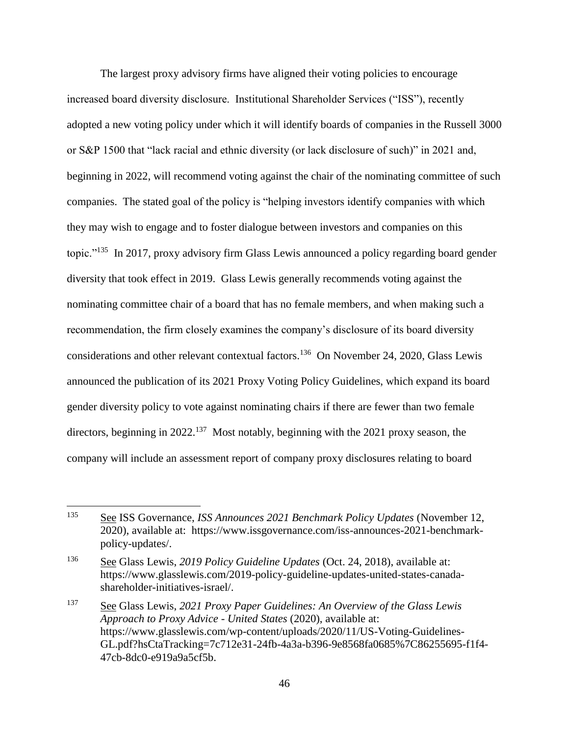The largest proxy advisory firms have aligned their voting policies to encourage increased board diversity disclosure. Institutional Shareholder Services ("ISS"), recently adopted a new voting policy under which it will identify boards of companies in the Russell 3000 or S&P 1500 that "lack racial and ethnic diversity (or lack disclosure of such)" in 2021 and, beginning in 2022, will recommend voting against the chair of the nominating committee of such companies. The stated goal of the policy is "helping investors identify companies with which they may wish to engage and to foster dialogue between investors and companies on this topic."[135] In 2017, proxy advisory firm Glass Lewis announced a policy regarding board gender diversity that took effect in 2019. Glass Lewis generally recommends voting against the nominating committee chair of a board that has no female members, and when making such a recommendation, the firm closely examines the company's disclosure of its board diversity considerations and other relevant contextual factors.[136] On November 24, 2020, Glass Lewis announced the publication of its 2021 Proxy Voting Policy Guidelines, which expand its board gender diversity policy to vote against nominating chairs if there are fewer than two female directors, beginning in 2022.[137] Most notably, beginning with the 2021 proxy season, the company will include an assessment report of company proxy disclosures relating to board

---

[135] See ISS Governance, *ISS Announces 2021 Benchmark Policy Updates* (November 12, 2020), available at: https://www.issgovernance.com/iss-announces-2021-benchmark-policy-updates/.

[136] See Glass Lewis, *2019 Policy Guideline Updates* (Oct. 24, 2018), available at: https://www.glasslewis.com/2019-policy-guideline-updates-united-states-canada-shareholder-initiatives-israel/.

[137] See Glass Lewis, *2021 Proxy Paper Guidelines: An Overview of the Glass Lewis Approach to Proxy Advice - United States* (2020), available at: https://www.glasslewis.com/wp-content/uploads/2020/11/US-Voting-Guidelines-GL.pdf?hsCtaTracking=7c712e31-24fb-4a3a-b396-9e8568fa0685%7C86255695-f1f4-47cb-8dc0-e919a9a5cf5b.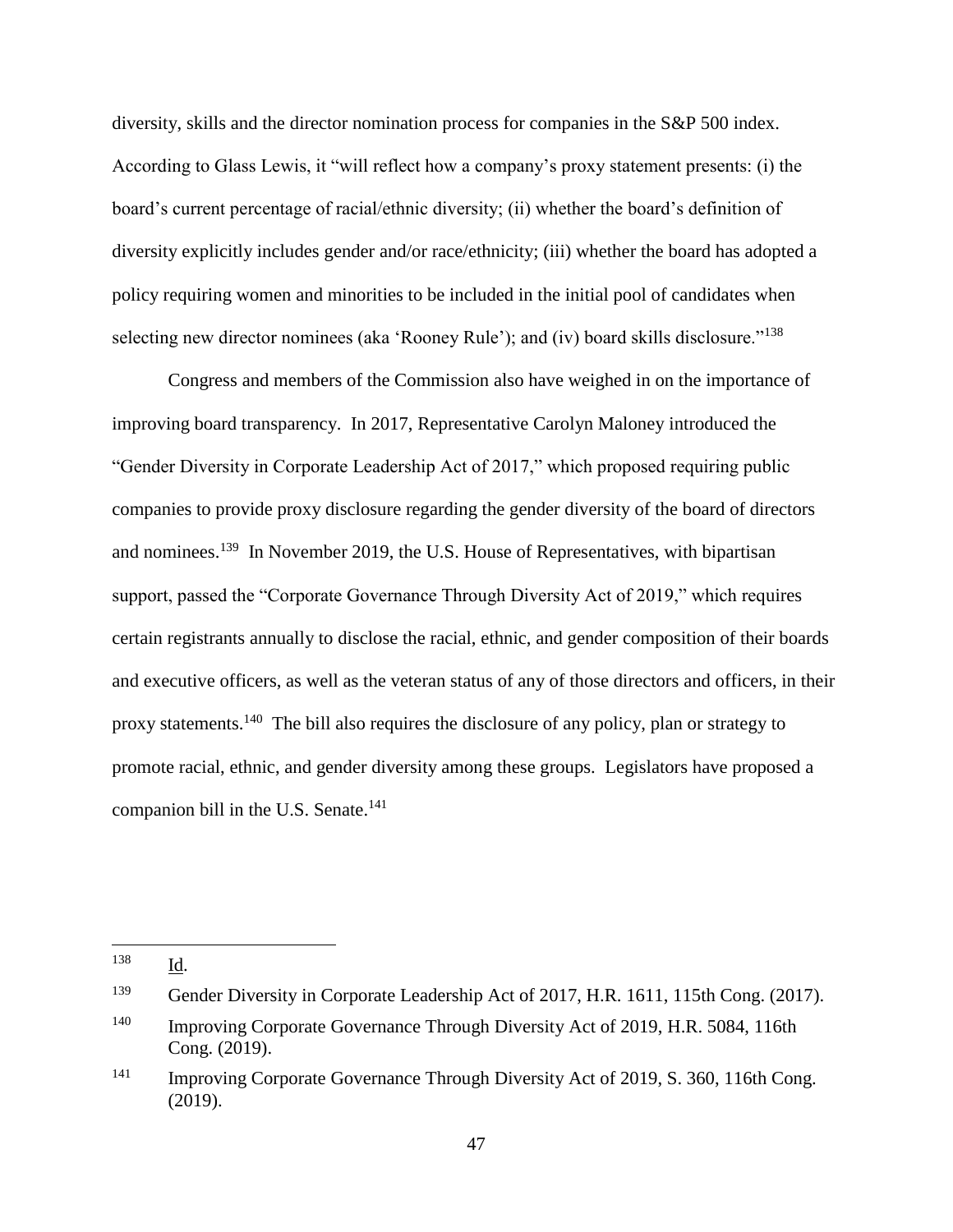diversity, skills and the director nomination process for companies in the S&P 500 index. According to Glass Lewis, it "will reflect how a company's proxy statement presents: (i) the board's current percentage of racial/ethnic diversity; (ii) whether the board's definition of diversity explicitly includes gender and/or race/ethnicity; (iii) whether the board has adopted a policy requiring women and minorities to be included in the initial pool of candidates when selecting new director nominees (aka 'Rooney Rule'); and (iv) board skills disclosure."[138]

Congress and members of the Commission also have weighed in on the importance of improving board transparency. In 2017, Representative Carolyn Maloney introduced the "Gender Diversity in Corporate Leadership Act of 2017," which proposed requiring public companies to provide proxy disclosure regarding the gender diversity of the board of directors and nominees.[139] In November 2019, the U.S. House of Representatives, with bipartisan support, passed the "Corporate Governance Through Diversity Act of 2019," which requires certain registrants annually to disclose the racial, ethnic, and gender composition of their boards and executive officers, as well as the veteran status of any of those directors and officers, in their proxy statements.[140] The bill also requires the disclosure of any policy, plan or strategy to promote racial, ethnic, and gender diversity among these groups. Legislators have proposed a companion bill in the U.S. Senate.[141]

---

[138] Id.

[139] Gender Diversity in Corporate Leadership Act of 2017, H.R. 1611, 115th Cong. (2017).

[140] Improving Corporate Governance Through Diversity Act of 2019, H.R. 5084, 116th Cong. (2019).

[141] Improving Corporate Governance Through Diversity Act of 2019, S. 360, 116th Cong. (2019).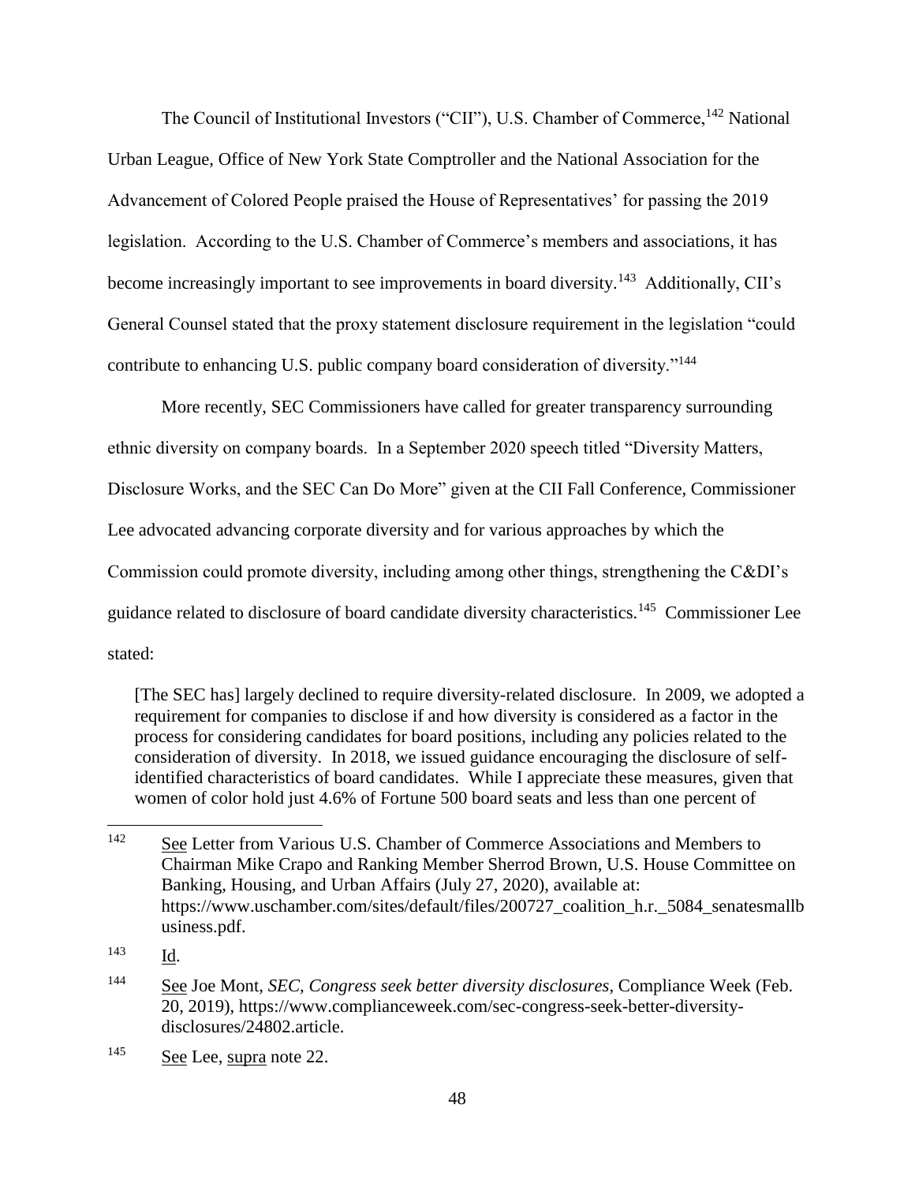The Council of Institutional Investors ("CII"), U.S. Chamber of Commerce,[142] National Urban League, Office of New York State Comptroller and the National Association for the Advancement of Colored People praised the House of Representatives' for passing the 2019 legislation. According to the U.S. Chamber of Commerce's members and associations, it has become increasingly important to see improvements in board diversity.[143] Additionally, CII's General Counsel stated that the proxy statement disclosure requirement in the legislation "could contribute to enhancing U.S. public company board consideration of diversity."[144]

More recently, SEC Commissioners have called for greater transparency surrounding ethnic diversity on company boards. In a September 2020 speech titled "Diversity Matters, Disclosure Works, and the SEC Can Do More" given at the CII Fall Conference, Commissioner Lee advocated advancing corporate diversity and for various approaches by which the Commission could promote diversity, including among other things, strengthening the C&DI's guidance related to disclosure of board candidate diversity characteristics.[145] Commissioner Lee stated:

> [The SEC has] largely declined to require diversity-related disclosure. In 2009, we adopted a requirement for companies to disclose if and how diversity is considered as a factor in the process for considering candidates for board positions, including any policies related to the consideration of diversity. In 2018, we issued guidance encouraging the disclosure of self-identified characteristics of board candidates. While I appreciate these measures, given that women of color hold just 4.6% of Fortune 500 board seats and less than one percent of

---

[142] See Letter from Various U.S. Chamber of Commerce Associations and Members to Chairman Mike Crapo and Ranking Member Sherrod Brown, U.S. House Committee on Banking, Housing, and Urban Affairs (July 27, 2020), available at: https://www.uschamber.com/sites/default/files/200727_coalition_h.r._5084_senatesmallbusiness.pdf.

[143] Id.

[144] See Joe Mont, *SEC, Congress seek better diversity disclosures*, Compliance Week (Feb. 20, 2019), https://www.complianceweek.com/sec-congress-seek-better-diversity-disclosures/24802.article.

[145] See Lee, supra note 22.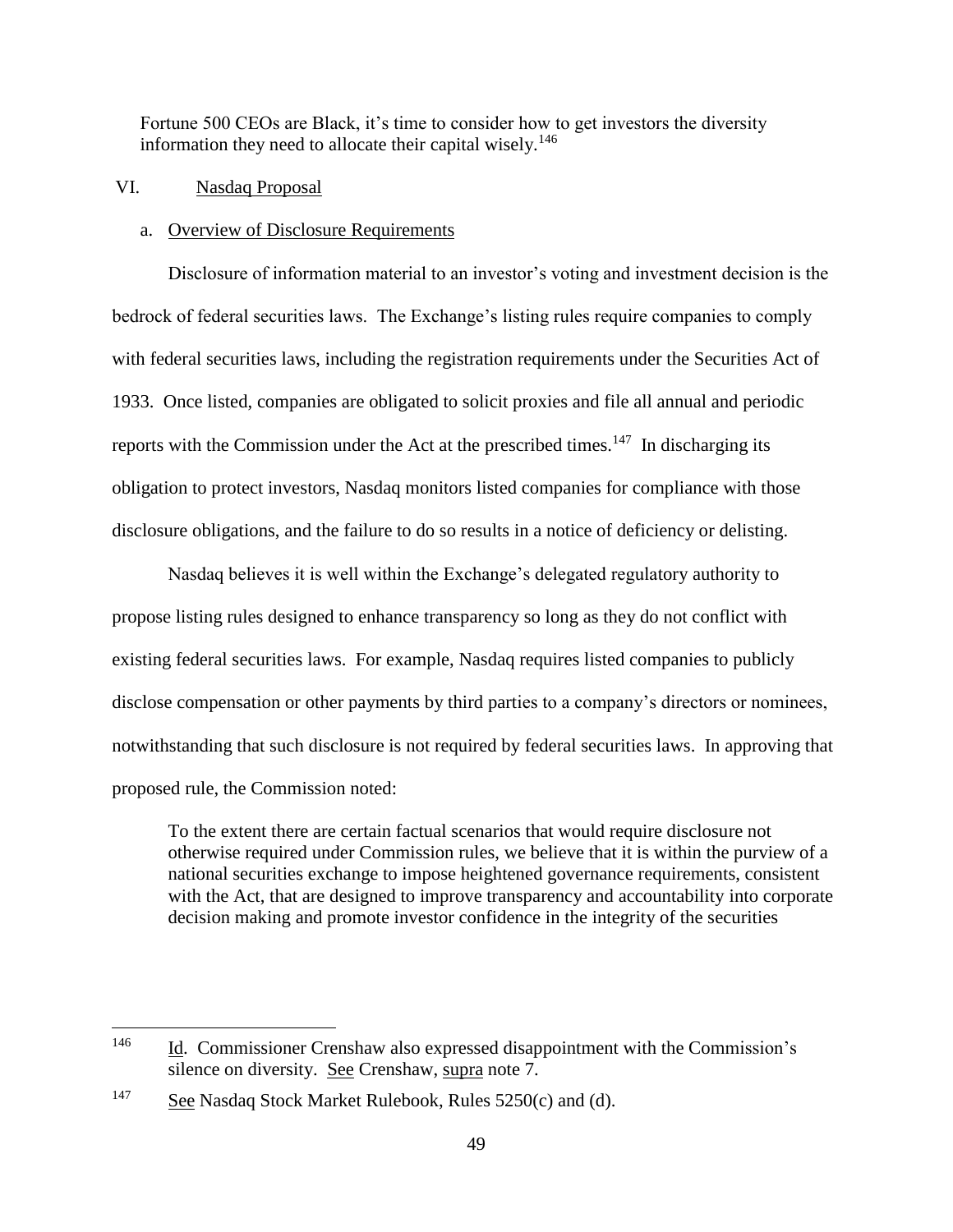> Fortune 500 CEOs are Black, it's time to consider how to get investors the diversity information they need to allocate their capital wisely.[146]

## VI. Nasdaq Proposal

### a. Overview of Disclosure Requirements

Disclosure of information material to an investor's voting and investment decision is the bedrock of federal securities laws. The Exchange's listing rules require companies to comply with federal securities laws, including the registration requirements under the Securities Act of 1933. Once listed, companies are obligated to solicit proxies and file all annual and periodic reports with the Commission under the Act at the prescribed times.[147] In discharging its obligation to protect investors, Nasdaq monitors listed companies for compliance with those disclosure obligations, and the failure to do so results in a notice of deficiency or delisting.

Nasdaq believes it is well within the Exchange's delegated regulatory authority to propose listing rules designed to enhance transparency so long as they do not conflict with existing federal securities laws. For example, Nasdaq requires listed companies to publicly disclose compensation or other payments by third parties to a company's directors or nominees, notwithstanding that such disclosure is not required by federal securities laws. In approving that proposed rule, the Commission noted:

> To the extent there are certain factual scenarios that would require disclosure not otherwise required under Commission rules, we believe that it is within the purview of a national securities exchange to impose heightened governance requirements, consistent with the Act, that are designed to improve transparency and accountability into corporate decision making and promote investor confidence in the integrity of the securities

---

[146] Id. Commissioner Crenshaw also expressed disappointment with the Commission's silence on diversity. See Crenshaw, supra note 7.

[147] See Nasdaq Stock Market Rulebook, Rules 5250(c) and (d).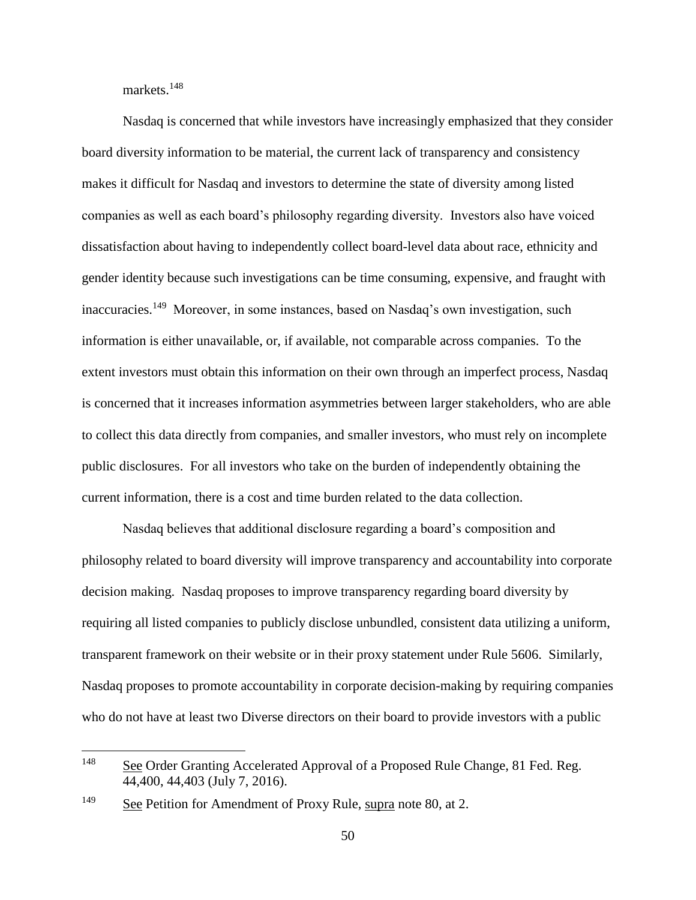markets.[148]

Nasdaq is concerned that while investors have increasingly emphasized that they consider board diversity information to be material, the current lack of transparency and consistency makes it difficult for Nasdaq and investors to determine the state of diversity among listed companies as well as each board's philosophy regarding diversity. Investors also have voiced dissatisfaction about having to independently collect board-level data about race, ethnicity and gender identity because such investigations can be time consuming, expensive, and fraught with inaccuracies.[149] Moreover, in some instances, based on Nasdaq's own investigation, such information is either unavailable, or, if available, not comparable across companies. To the extent investors must obtain this information on their own through an imperfect process, Nasdaq is concerned that it increases information asymmetries between larger stakeholders, who are able to collect this data directly from companies, and smaller investors, who must rely on incomplete public disclosures. For all investors who take on the burden of independently obtaining the current information, there is a cost and time burden related to the data collection.

Nasdaq believes that additional disclosure regarding a board's composition and philosophy related to board diversity will improve transparency and accountability into corporate decision making. Nasdaq proposes to improve transparency regarding board diversity by requiring all listed companies to publicly disclose unbundled, consistent data utilizing a uniform, transparent framework on their website or in their proxy statement under Rule 5606. Similarly, Nasdaq proposes to promote accountability in corporate decision-making by requiring companies who do not have at least two Diverse directors on their board to provide investors with a public

---

[148] See Order Granting Accelerated Approval of a Proposed Rule Change, 81 Fed. Reg. 44,400, 44,403 (July 7, 2016).

[149] See Petition for Amendment of Proxy Rule, supra note 80, at 2.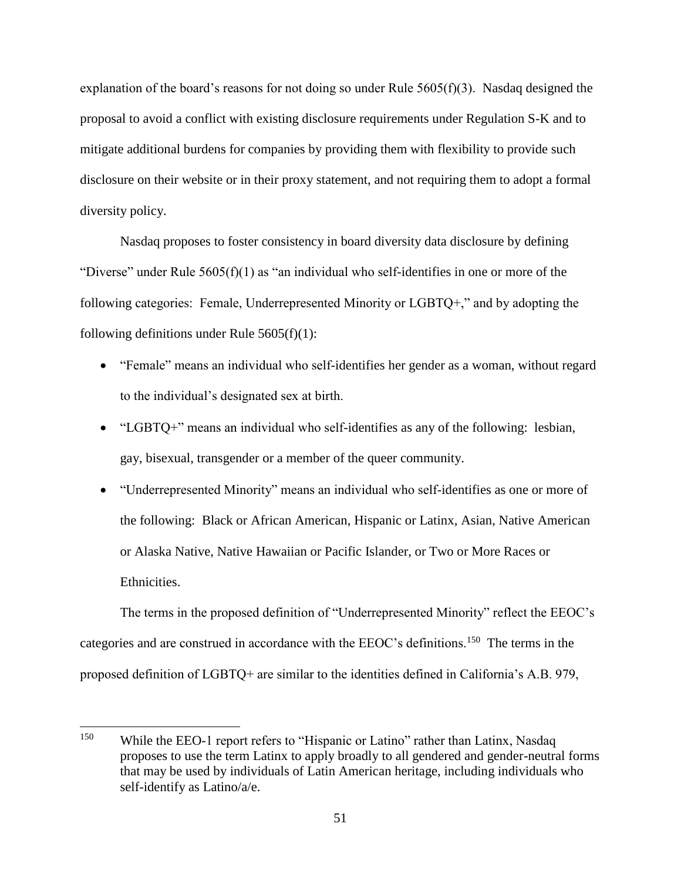explanation of the board's reasons for not doing so under Rule 5605(f)(3). Nasdaq designed the proposal to avoid a conflict with existing disclosure requirements under Regulation S-K and to mitigate additional burdens for companies by providing them with flexibility to provide such disclosure on their website or in their proxy statement, and not requiring them to adopt a formal diversity policy.

Nasdaq proposes to foster consistency in board diversity data disclosure by defining "Diverse" under Rule 5605(f)(1) as "an individual who self-identifies in one or more of the following categories: Female, Underrepresented Minority or LGBTQ+," and by adopting the following definitions under Rule 5605(f)(1):

- "Female" means an individual who self-identifies her gender as a woman, without regard to the individual's designated sex at birth.
- "LGBTQ+" means an individual who self-identifies as any of the following: lesbian, gay, bisexual, transgender or a member of the queer community.
- "Underrepresented Minority" means an individual who self-identifies as one or more of the following: Black or African American, Hispanic or Latinx, Asian, Native American or Alaska Native, Native Hawaiian or Pacific Islander, or Two or More Races or Ethnicities.

The terms in the proposed definition of "Underrepresented Minority" reflect the EEOC's categories and are construed in accordance with the EEOC's definitions.[150] The terms in the proposed definition of LGBTQ+ are similar to the identities defined in California's A.B. 979,

---

[150] While the EEO-1 report refers to "Hispanic or Latino" rather than Latinx, Nasdaq proposes to use the term Latinx to apply broadly to all gendered and gender-neutral forms that may be used by individuals of Latin American heritage, including individuals who self-identify as Latino/a/e.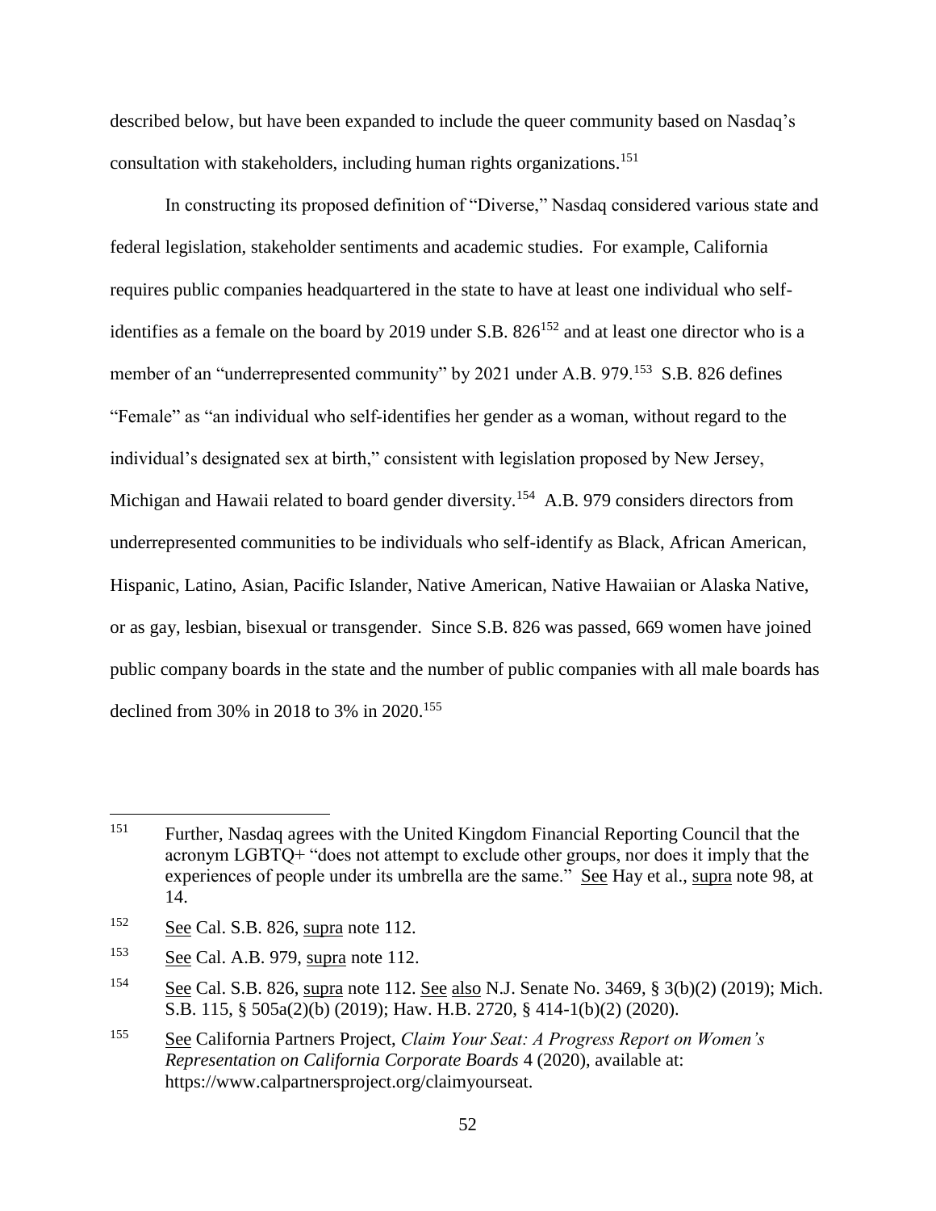described below, but have been expanded to include the queer community based on Nasdaq's consultation with stakeholders, including human rights organizations.[151]

In constructing its proposed definition of "Diverse," Nasdaq considered various state and federal legislation, stakeholder sentiments and academic studies. For example, California requires public companies headquartered in the state to have at least one individual who self-identifies as a female on the board by 2019 under S.B. 826[152] and at least one director who is a member of an "underrepresented community" by 2021 under A.B. 979.[153] S.B. 826 defines "Female" as "an individual who self-identifies her gender as a woman, without regard to the individual's designated sex at birth," consistent with legislation proposed by New Jersey, Michigan and Hawaii related to board gender diversity.[154] A.B. 979 considers directors from underrepresented communities to be individuals who self-identify as Black, African American, Hispanic, Latino, Asian, Pacific Islander, Native American, Native Hawaiian or Alaska Native, or as gay, lesbian, bisexual or transgender. Since S.B. 826 was passed, 669 women have joined public company boards in the state and the number of public companies with all male boards has declined from 30% in 2018 to 3% in 2020.[155]

---

[151] Further, Nasdaq agrees with the United Kingdom Financial Reporting Council that the acronym LGBTQ+ "does not attempt to exclude other groups, nor does it imply that the experiences of people under its umbrella are the same." See Hay et al., supra note 98, at 14.

[152] See Cal. S.B. 826, supra note 112.

[153] See Cal. A.B. 979, supra note 112.

[154] See Cal. S.B. 826, supra note 112. See also N.J. Senate No. 3469, § 3(b)(2) (2019); Mich. S.B. 115, § 505a(2)(b) (2019); Haw. H.B. 2720, § 414-1(b)(2) (2020).

[155] See California Partners Project, *Claim Your Seat: A Progress Report on Women's Representation on California Corporate Boards* 4 (2020), available at: https://www.calpartnersproject.org/claimyourseat.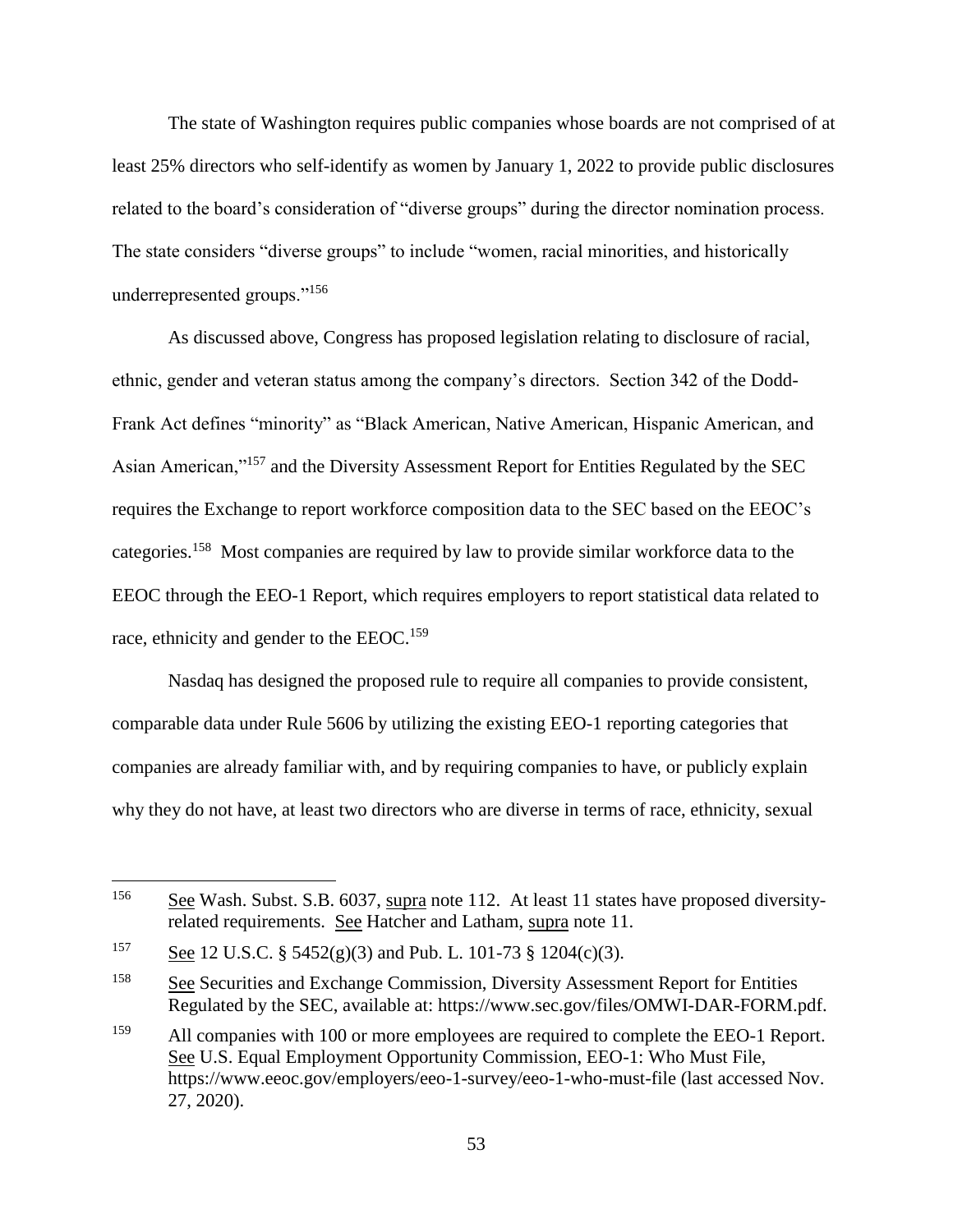The state of Washington requires public companies whose boards are not comprised of at least 25% directors who self-identify as women by January 1, 2022 to provide public disclosures related to the board's consideration of "diverse groups" during the director nomination process. The state considers "diverse groups" to include "women, racial minorities, and historically underrepresented groups."[156]

As discussed above, Congress has proposed legislation relating to disclosure of racial, ethnic, gender and veteran status among the company's directors. Section 342 of the Dodd-Frank Act defines "minority" as "Black American, Native American, Hispanic American, and Asian American,"[157] and the Diversity Assessment Report for Entities Regulated by the SEC requires the Exchange to report workforce composition data to the SEC based on the EEOC's categories.[158] Most companies are required by law to provide similar workforce data to the EEOC through the EEO-1 Report, which requires employers to report statistical data related to race, ethnicity and gender to the EEOC.[159]

Nasdaq has designed the proposed rule to require all companies to provide consistent, comparable data under Rule 5606 by utilizing the existing EEO-1 reporting categories that companies are already familiar with, and by requiring companies to have, or publicly explain why they do not have, at least two directors who are diverse in terms of race, ethnicity, sexual

---

[156] See Wash. Subst. S.B. 6037, supra note 112. At least 11 states have proposed diversity-related requirements. See Hatcher and Latham, supra note 11.

[157] See 12 U.S.C. § 5452(g)(3) and Pub. L. 101-73 § 1204(c)(3).

[158] See Securities and Exchange Commission, Diversity Assessment Report for Entities Regulated by the SEC, available at: https://www.sec.gov/files/OMWI-DAR-FORM.pdf.

[159] All companies with 100 or more employees are required to complete the EEO-1 Report. See U.S. Equal Employment Opportunity Commission, EEO-1: Who Must File, https://www.eeoc.gov/employers/eeo-1-survey/eeo-1-who-must-file (last accessed Nov. 27, 2020).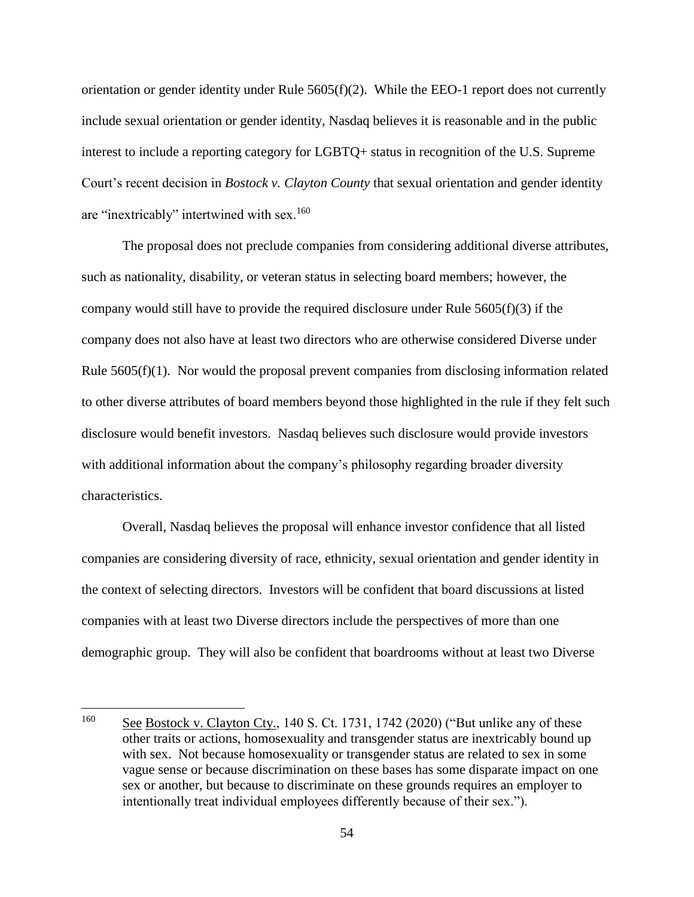orientation or gender identity under Rule 5605(f)(2). While the EEO-1 report does not currently include sexual orientation or gender identity, Nasdaq believes it is reasonable and in the public interest to include a reporting category for LGBTQ+ status in recognition of the U.S. Supreme Court's recent decision in *Bostock v. Clayton County* that sexual orientation and gender identity are "inextricably" intertwined with sex.[160]

The proposal does not preclude companies from considering additional diverse attributes, such as nationality, disability, or veteran status in selecting board members; however, the company would still have to provide the required disclosure under Rule 5605(f)(3) if the company does not also have at least two directors who are otherwise considered Diverse under Rule 5605(f)(1). Nor would the proposal prevent companies from disclosing information related to other diverse attributes of board members beyond those highlighted in the rule if they felt such disclosure would benefit investors. Nasdaq believes such disclosure would provide investors with additional information about the company's philosophy regarding broader diversity characteristics.

Overall, Nasdaq believes the proposal will enhance investor confidence that all listed companies are considering diversity of race, ethnicity, sexual orientation and gender identity in the context of selecting directors. Investors will be confident that board discussions at listed companies with at least two Diverse directors include the perspectives of more than one demographic group. They will also be confident that boardrooms without at least two Diverse

---

[160] See Bostock v. Clayton Cty., 140 S. Ct. 1731, 1742 (2020) ("But unlike any of these other traits or actions, homosexuality and transgender status are inextricably bound up with sex. Not because homosexuality or transgender status are related to sex in some vague sense or because discrimination on these bases has some disparate impact on one sex or another, but because to discriminate on these grounds requires an employer to intentionally treat individual employees differently because of their sex.").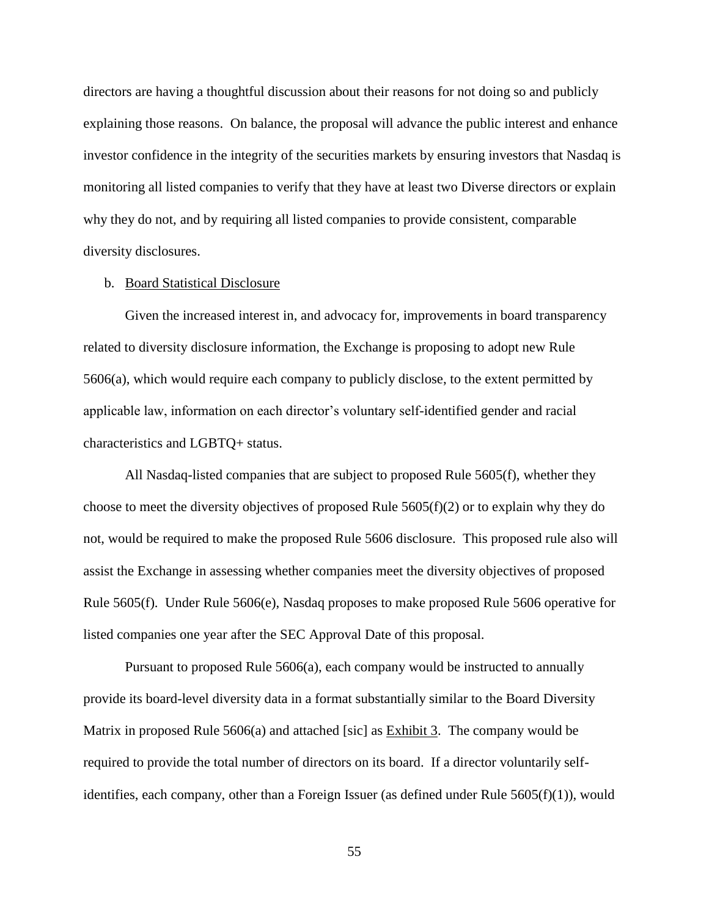directors are having a thoughtful discussion about their reasons for not doing so and publicly explaining those reasons. On balance, the proposal will advance the public interest and enhance investor confidence in the integrity of the securities markets by ensuring investors that Nasdaq is monitoring all listed companies to verify that they have at least two Diverse directors or explain why they do not, and by requiring all listed companies to provide consistent, comparable diversity disclosures.

b. Board Statistical Disclosure

Given the increased interest in, and advocacy for, improvements in board transparency related to diversity disclosure information, the Exchange is proposing to adopt new Rule 5606(a), which would require each company to publicly disclose, to the extent permitted by applicable law, information on each director's voluntary self-identified gender and racial characteristics and LGBTQ+ status.

All Nasdaq-listed companies that are subject to proposed Rule 5605(f), whether they choose to meet the diversity objectives of proposed Rule 5605(f)(2) or to explain why they do not, would be required to make the proposed Rule 5606 disclosure. This proposed rule also will assist the Exchange in assessing whether companies meet the diversity objectives of proposed Rule 5605(f). Under Rule 5606(e), Nasdaq proposes to make proposed Rule 5606 operative for listed companies one year after the SEC Approval Date of this proposal.

Pursuant to proposed Rule 5606(a), each company would be instructed to annually provide its board-level diversity data in a format substantially similar to the Board Diversity Matrix in proposed Rule 5606(a) and attached [sic] as Exhibit 3. The company would be required to provide the total number of directors on its board. If a director voluntarily self-identifies, each company, other than a Foreign Issuer (as defined under Rule 5605(f)(1)), would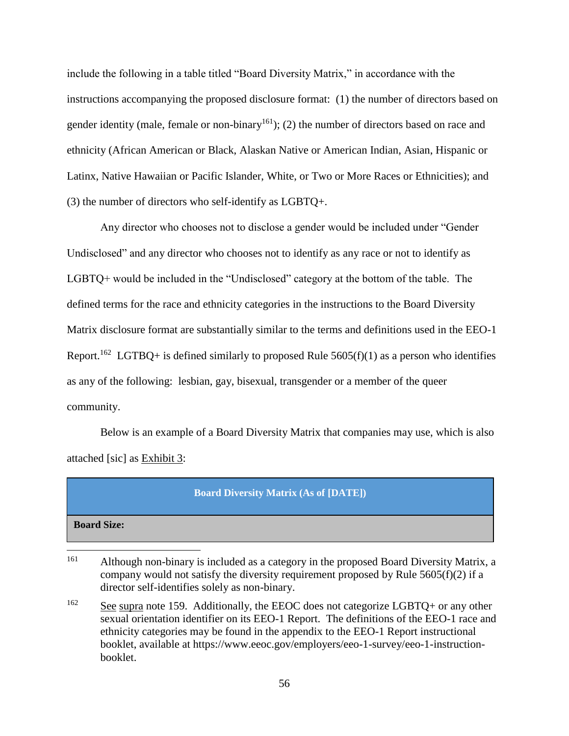include the following in a table titled "Board Diversity Matrix," in accordance with the instructions accompanying the proposed disclosure format: (1) the number of directors based on gender identity (male, female or non-binary[161]); (2) the number of directors based on race and ethnicity (African American or Black, Alaskan Native or American Indian, Asian, Hispanic or Latinx, Native Hawaiian or Pacific Islander, White, or Two or More Races or Ethnicities); and (3) the number of directors who self-identify as LGBTQ+.

Any director who chooses not to disclose a gender would be included under "Gender Undisclosed" and any director who chooses not to identify as any race or not to identify as LGBTQ+ would be included in the "Undisclosed" category at the bottom of the table. The defined terms for the race and ethnicity categories in the instructions to the Board Diversity Matrix disclosure format are substantially similar to the terms and definitions used in the EEO-1 Report.[162] LGTBQ+ is defined similarly to proposed Rule 5605(f)(1) as a person who identifies as any of the following: lesbian, gay, bisexual, transgender or a member of the queer community.

Below is an example of a Board Diversity Matrix that companies may use, which is also attached [sic] as Exhibit 3:

| **Board Diversity Matrix (As of [DATE])** |
|---|
| **Board Size:** |

[161] Although non-binary is included as a category in the proposed Board Diversity Matrix, a company would not satisfy the diversity requirement proposed by Rule 5605(f)(2) if a director self-identifies solely as non-binary.

[162] See supra note 159. Additionally, the EEOC does not categorize LGBTQ+ or any other sexual orientation identifier on its EEO-1 Report. The definitions of the EEO-1 race and ethnicity categories may be found in the appendix to the EEO-1 Report instructional booklet, available at https://www.eeoc.gov/employers/eeo-1-survey/eeo-1-instruction-booklet.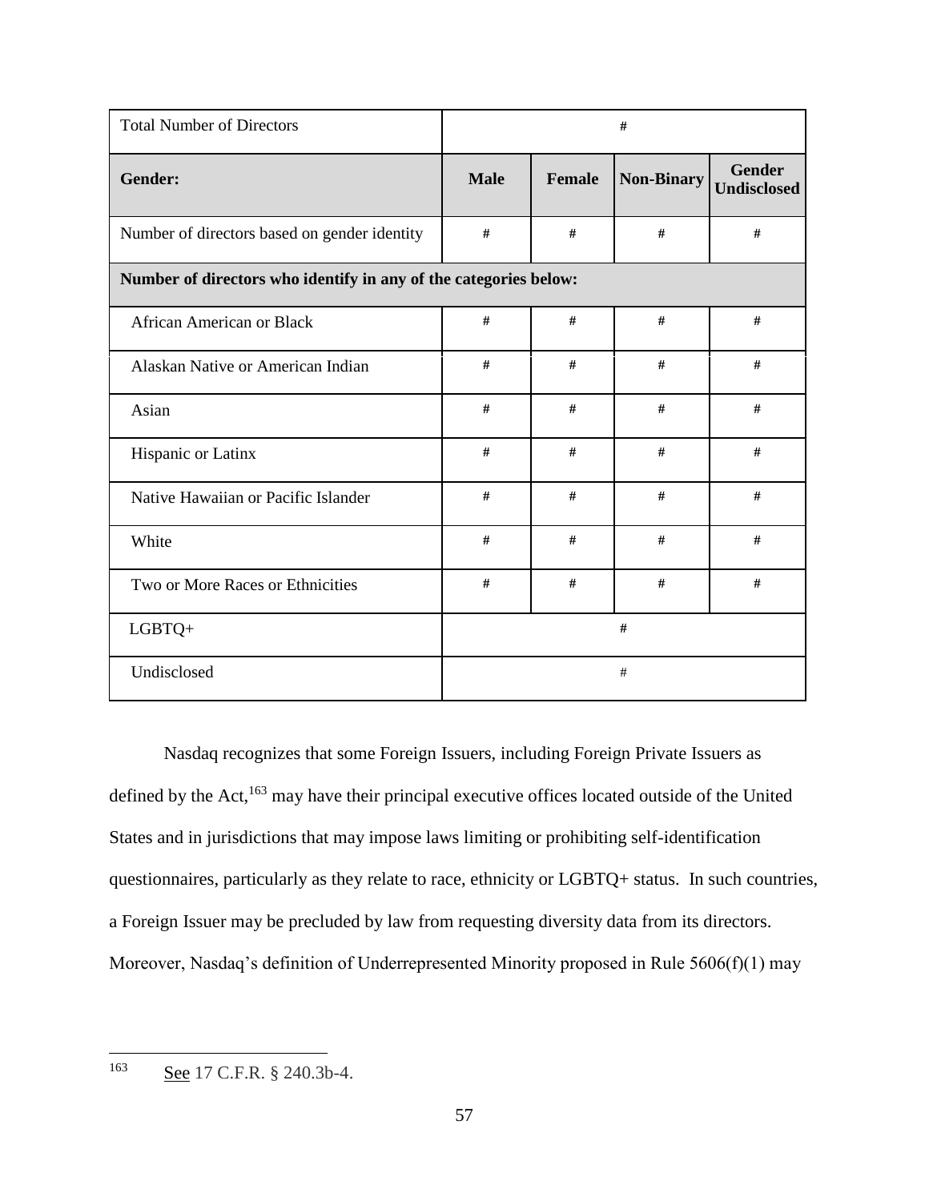| Total Number of Directors | # | | | |
|---|---|---|---|---|
| **Gender:** | **Male** | **Female** | **Non-Binary** | **Gender Undisclosed** |
| Number of directors based on gender identity | # | # | # | # |
| **Number of directors who identify in any of the categories below:** | | | | |
| African American or Black | # | # | # | # |
| Alaskan Native or American Indian | # | # | # | # |
| Asian | # | # | # | # |
| Hispanic or Latinx | # | # | # | # |
| Native Hawaiian or Pacific Islander | # | # | # | # |
| White | # | # | # | # |
| Two or More Races or Ethnicities | # | # | # | # |
| LGBTQ+ | # | | | |
| Undisclosed | # | | | |

Nasdaq recognizes that some Foreign Issuers, including Foreign Private Issuers as defined by the Act,[163] may have their principal executive offices located outside of the United States and in jurisdictions that may impose laws limiting or prohibiting self-identification questionnaires, particularly as they relate to race, ethnicity or LGBTQ+ status. In such countries, a Foreign Issuer may be precluded by law from requesting diversity data from its directors. Moreover, Nasdaq's definition of Underrepresented Minority proposed in Rule 5606(f)(1) may

---

[163] See 17 C.F.R. § 240.3b-4.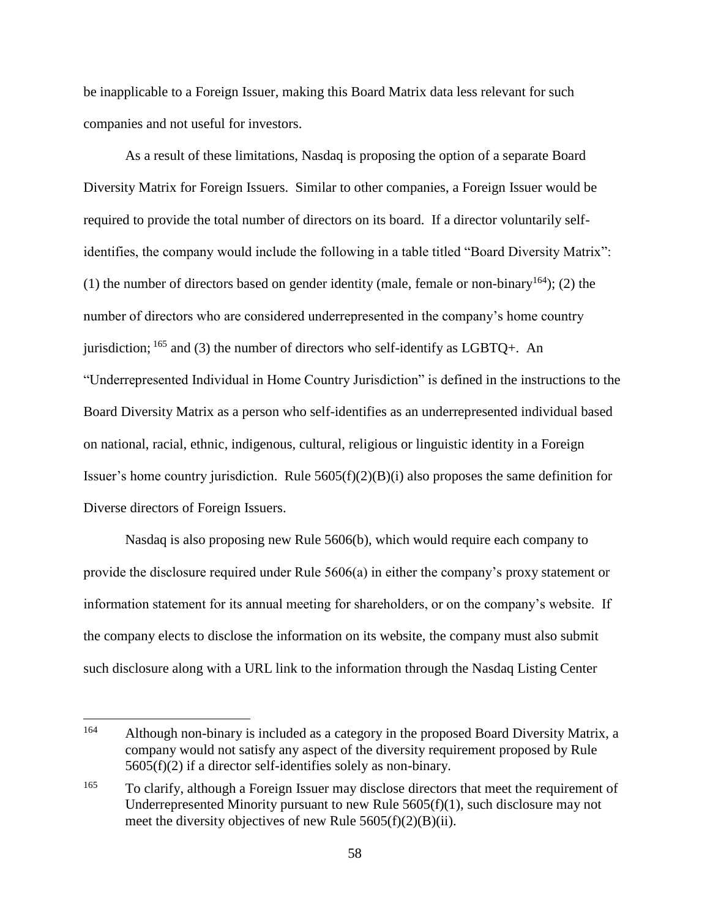be inapplicable to a Foreign Issuer, making this Board Matrix data less relevant for such companies and not useful for investors.

As a result of these limitations, Nasdaq is proposing the option of a separate Board Diversity Matrix for Foreign Issuers. Similar to other companies, a Foreign Issuer would be required to provide the total number of directors on its board. If a director voluntarily self-identifies, the company would include the following in a table titled "Board Diversity Matrix": (1) the number of directors based on gender identity (male, female or non-binary[164]); (2) the number of directors who are considered underrepresented in the company's home country jurisdiction; [165] and (3) the number of directors who self-identify as LGBTQ+. An "Underrepresented Individual in Home Country Jurisdiction" is defined in the instructions to the Board Diversity Matrix as a person who self-identifies as an underrepresented individual based on national, racial, ethnic, indigenous, cultural, religious or linguistic identity in a Foreign Issuer's home country jurisdiction. Rule 5605(f)(2)(B)(i) also proposes the same definition for Diverse directors of Foreign Issuers.

Nasdaq is also proposing new Rule 5606(b), which would require each company to provide the disclosure required under Rule 5606(a) in either the company's proxy statement or information statement for its annual meeting for shareholders, or on the company's website. If the company elects to disclose the information on its website, the company must also submit such disclosure along with a URL link to the information through the Nasdaq Listing Center

---

[164] Although non-binary is included as a category in the proposed Board Diversity Matrix, a company would not satisfy any aspect of the diversity requirement proposed by Rule 5605(f)(2) if a director self-identifies solely as non-binary.

[165] To clarify, although a Foreign Issuer may disclose directors that meet the requirement of Underrepresented Minority pursuant to new Rule 5605(f)(1), such disclosure may not meet the diversity objectives of new Rule 5605(f)(2)(B)(ii).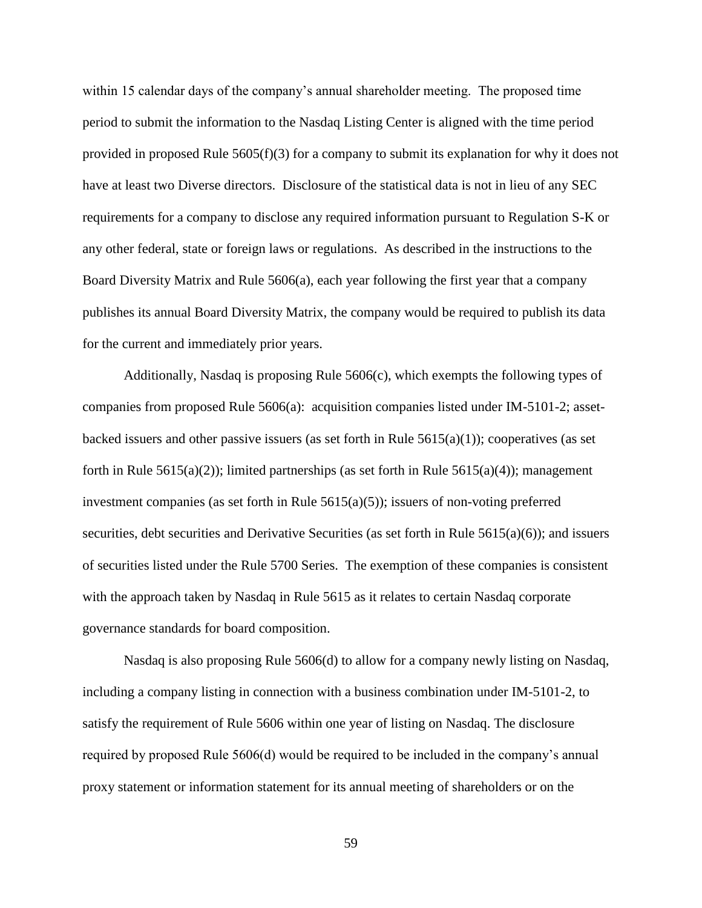within 15 calendar days of the company's annual shareholder meeting. The proposed time period to submit the information to the Nasdaq Listing Center is aligned with the time period provided in proposed Rule 5605(f)(3) for a company to submit its explanation for why it does not have at least two Diverse directors. Disclosure of the statistical data is not in lieu of any SEC requirements for a company to disclose any required information pursuant to Regulation S-K or any other federal, state or foreign laws or regulations. As described in the instructions to the Board Diversity Matrix and Rule 5606(a), each year following the first year that a company publishes its annual Board Diversity Matrix, the company would be required to publish its data for the current and immediately prior years.

Additionally, Nasdaq is proposing Rule 5606(c), which exempts the following types of companies from proposed Rule 5606(a): acquisition companies listed under IM-5101-2; asset-backed issuers and other passive issuers (as set forth in Rule 5615(a)(1)); cooperatives (as set forth in Rule 5615(a)(2)); limited partnerships (as set forth in Rule 5615(a)(4)); management investment companies (as set forth in Rule 5615(a)(5)); issuers of non-voting preferred securities, debt securities and Derivative Securities (as set forth in Rule 5615(a)(6)); and issuers of securities listed under the Rule 5700 Series. The exemption of these companies is consistent with the approach taken by Nasdaq in Rule 5615 as it relates to certain Nasdaq corporate governance standards for board composition.

Nasdaq is also proposing Rule 5606(d) to allow for a company newly listing on Nasdaq, including a company listing in connection with a business combination under IM-5101-2, to satisfy the requirement of Rule 5606 within one year of listing on Nasdaq. The disclosure required by proposed Rule 5606(d) would be required to be included in the company's annual proxy statement or information statement for its annual meeting of shareholders or on the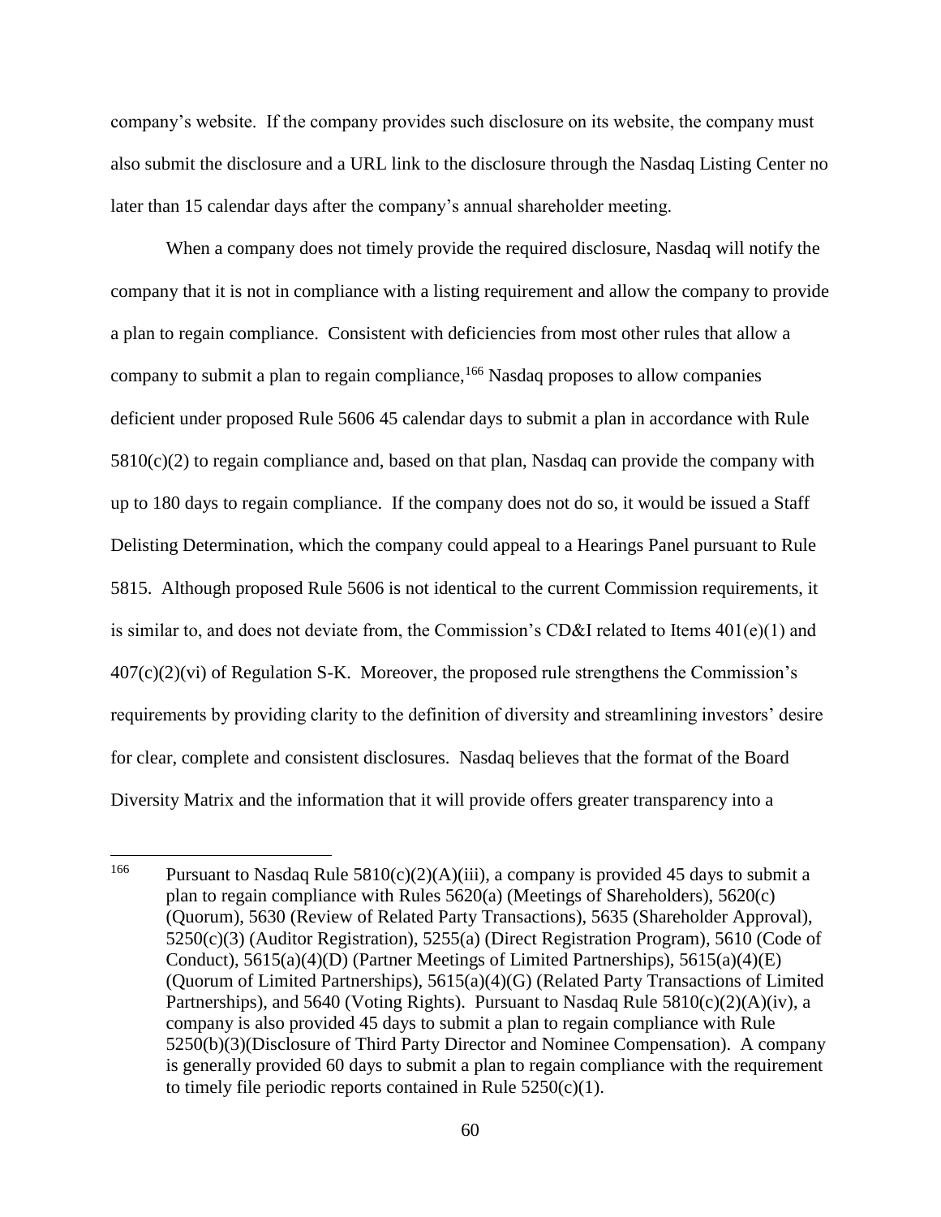company's website. If the company provides such disclosure on its website, the company must also submit the disclosure and a URL link to the disclosure through the Nasdaq Listing Center no later than 15 calendar days after the company's annual shareholder meeting.

When a company does not timely provide the required disclosure, Nasdaq will notify the company that it is not in compliance with a listing requirement and allow the company to provide a plan to regain compliance. Consistent with deficiencies from most other rules that allow a company to submit a plan to regain compliance,[166] Nasdaq proposes to allow companies deficient under proposed Rule 5606 45 calendar days to submit a plan in accordance with Rule 5810(c)(2) to regain compliance and, based on that plan, Nasdaq can provide the company with up to 180 days to regain compliance. If the company does not do so, it would be issued a Staff Delisting Determination, which the company could appeal to a Hearings Panel pursuant to Rule 5815. Although proposed Rule 5606 is not identical to the current Commission requirements, it is similar to, and does not deviate from, the Commission's CD&I related to Items 401(e)(1) and 407(c)(2)(vi) of Regulation S-K. Moreover, the proposed rule strengthens the Commission's requirements by providing clarity to the definition of diversity and streamlining investors' desire for clear, complete and consistent disclosures. Nasdaq believes that the format of the Board Diversity Matrix and the information that it will provide offers greater transparency into a

---

[166] Pursuant to Nasdaq Rule 5810(c)(2)(A)(iii), a company is provided 45 days to submit a plan to regain compliance with Rules 5620(a) (Meetings of Shareholders), 5620(c) (Quorum), 5630 (Review of Related Party Transactions), 5635 (Shareholder Approval), 5250(c)(3) (Auditor Registration), 5255(a) (Direct Registration Program), 5610 (Code of Conduct), 5615(a)(4)(D) (Partner Meetings of Limited Partnerships), 5615(a)(4)(E) (Quorum of Limited Partnerships), 5615(a)(4)(G) (Related Party Transactions of Limited Partnerships), and 5640 (Voting Rights). Pursuant to Nasdaq Rule 5810(c)(2)(A)(iv), a company is also provided 45 days to submit a plan to regain compliance with Rule 5250(b)(3)(Disclosure of Third Party Director and Nominee Compensation). A company is generally provided 60 days to submit a plan to regain compliance with the requirement to timely file periodic reports contained in Rule 5250(c)(1).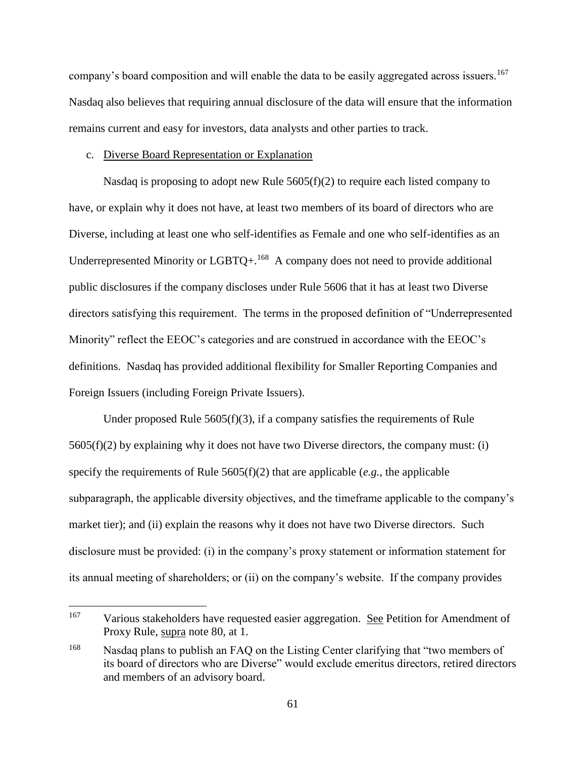company's board composition and will enable the data to be easily aggregated across issuers.[167] Nasdaq also believes that requiring annual disclosure of the data will ensure that the information remains current and easy for investors, data analysts and other parties to track.

c. Diverse Board Representation or Explanation

Nasdaq is proposing to adopt new Rule 5605(f)(2) to require each listed company to have, or explain why it does not have, at least two members of its board of directors who are Diverse, including at least one who self-identifies as Female and one who self-identifies as an Underrepresented Minority or LGBTQ+.[168] A company does not need to provide additional public disclosures if the company discloses under Rule 5606 that it has at least two Diverse directors satisfying this requirement. The terms in the proposed definition of "Underrepresented Minority" reflect the EEOC's categories and are construed in accordance with the EEOC's definitions. Nasdaq has provided additional flexibility for Smaller Reporting Companies and Foreign Issuers (including Foreign Private Issuers).

Under proposed Rule 5605(f)(3), if a company satisfies the requirements of Rule 5605(f)(2) by explaining why it does not have two Diverse directors, the company must: (i) specify the requirements of Rule 5605(f)(2) that are applicable (*e.g.*, the applicable subparagraph, the applicable diversity objectives, and the timeframe applicable to the company's market tier); and (ii) explain the reasons why it does not have two Diverse directors. Such disclosure must be provided: (i) in the company's proxy statement or information statement for its annual meeting of shareholders; or (ii) on the company's website. If the company provides

---

[167] Various stakeholders have requested easier aggregation. See Petition for Amendment of Proxy Rule, supra note 80, at 1.

[168] Nasdaq plans to publish an FAQ on the Listing Center clarifying that "two members of its board of directors who are Diverse" would exclude emeritus directors, retired directors and members of an advisory board.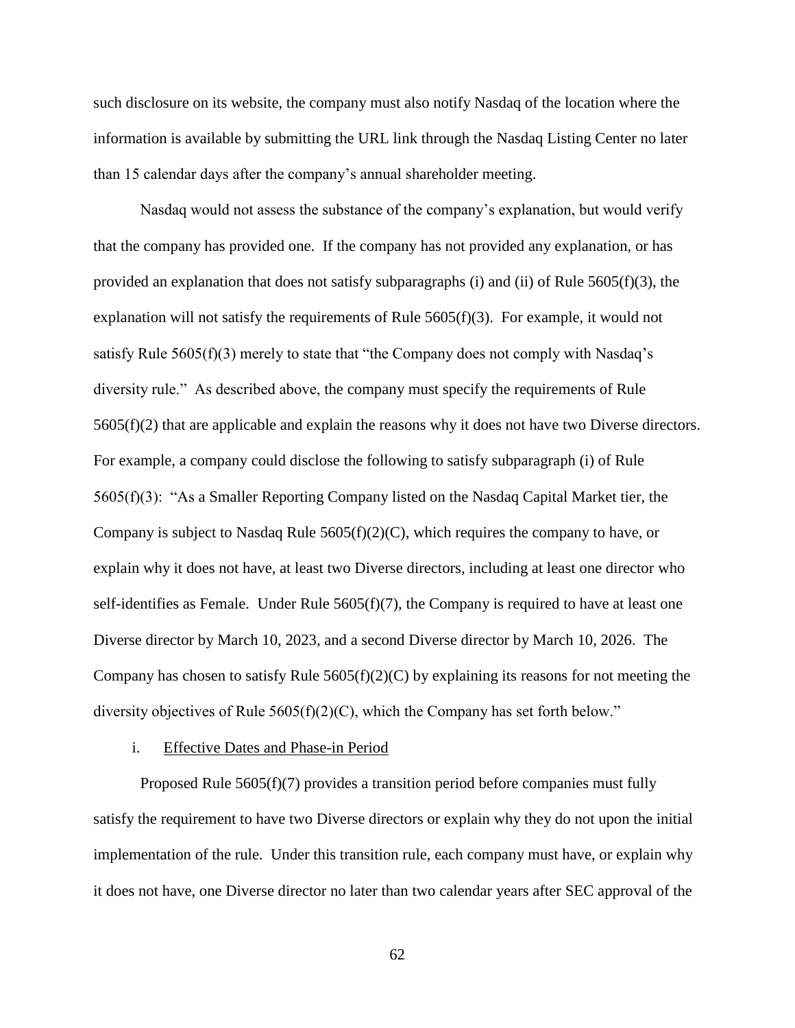such disclosure on its website, the company must also notify Nasdaq of the location where the information is available by submitting the URL link through the Nasdaq Listing Center no later than 15 calendar days after the company's annual shareholder meeting.

Nasdaq would not assess the substance of the company's explanation, but would verify that the company has provided one. If the company has not provided any explanation, or has provided an explanation that does not satisfy subparagraphs (i) and (ii) of Rule 5605(f)(3), the explanation will not satisfy the requirements of Rule 5605(f)(3). For example, it would not satisfy Rule 5605(f)(3) merely to state that "the Company does not comply with Nasdaq's diversity rule." As described above, the company must specify the requirements of Rule 5605(f)(2) that are applicable and explain the reasons why it does not have two Diverse directors. For example, a company could disclose the following to satisfy subparagraph (i) of Rule 5605(f)(3): "As a Smaller Reporting Company listed on the Nasdaq Capital Market tier, the Company is subject to Nasdaq Rule 5605(f)(2)(C), which requires the company to have, or explain why it does not have, at least two Diverse directors, including at least one director who self-identifies as Female. Under Rule 5605(f)(7), the Company is required to have at least one Diverse director by March 10, 2023, and a second Diverse director by March 10, 2026. The Company has chosen to satisfy Rule 5605(f)(2)(C) by explaining its reasons for not meeting the diversity objectives of Rule 5605(f)(2)(C), which the Company has set forth below."

i. Effective Dates and Phase-in Period

Proposed Rule 5605(f)(7) provides a transition period before companies must fully satisfy the requirement to have two Diverse directors or explain why they do not upon the initial implementation of the rule. Under this transition rule, each company must have, or explain why it does not have, one Diverse director no later than two calendar years after SEC approval of the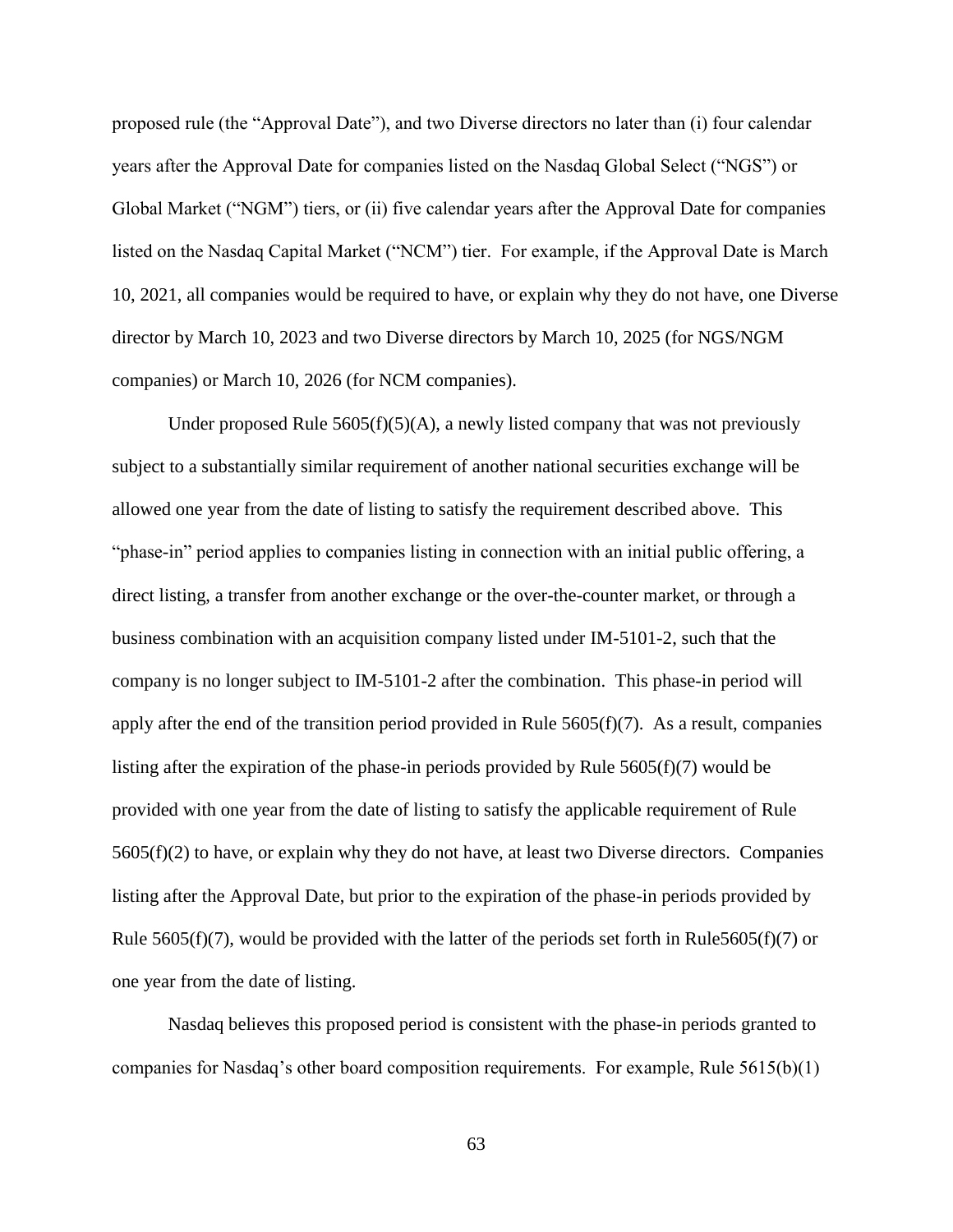proposed rule (the "Approval Date"), and two Diverse directors no later than (i) four calendar years after the Approval Date for companies listed on the Nasdaq Global Select ("NGS") or Global Market ("NGM") tiers, or (ii) five calendar years after the Approval Date for companies listed on the Nasdaq Capital Market ("NCM") tier. For example, if the Approval Date is March 10, 2021, all companies would be required to have, or explain why they do not have, one Diverse director by March 10, 2023 and two Diverse directors by March 10, 2025 (for NGS/NGM companies) or March 10, 2026 (for NCM companies).

Under proposed Rule 5605(f)(5)(A), a newly listed company that was not previously subject to a substantially similar requirement of another national securities exchange will be allowed one year from the date of listing to satisfy the requirement described above. This "phase-in" period applies to companies listing in connection with an initial public offering, a direct listing, a transfer from another exchange or the over-the-counter market, or through a business combination with an acquisition company listed under IM-5101-2, such that the company is no longer subject to IM-5101-2 after the combination. This phase-in period will apply after the end of the transition period provided in Rule 5605(f)(7). As a result, companies listing after the expiration of the phase-in periods provided by Rule 5605(f)(7) would be provided with one year from the date of listing to satisfy the applicable requirement of Rule 5605(f)(2) to have, or explain why they do not have, at least two Diverse directors. Companies listing after the Approval Date, but prior to the expiration of the phase-in periods provided by Rule 5605(f)(7), would be provided with the latter of the periods set forth in Rule5605(f)(7) or one year from the date of listing.

Nasdaq believes this proposed period is consistent with the phase-in periods granted to companies for Nasdaq's other board composition requirements. For example, Rule 5615(b)(1)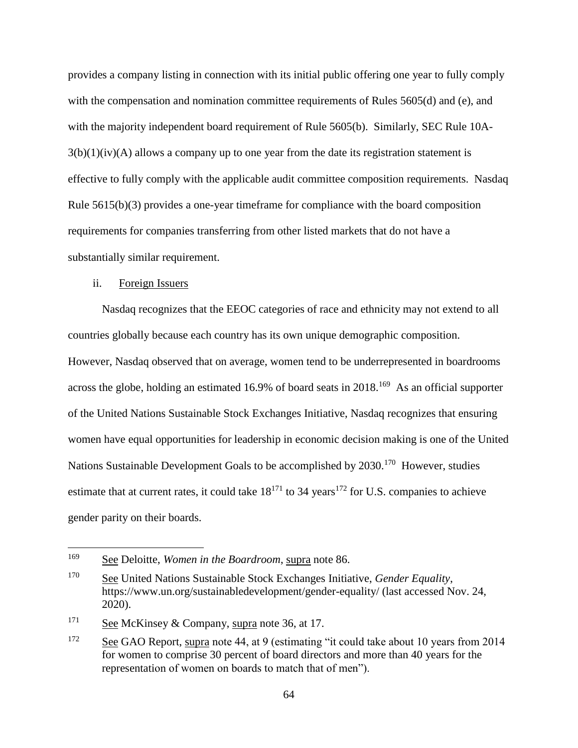provides a company listing in connection with its initial public offering one year to fully comply with the compensation and nomination committee requirements of Rules 5605(d) and (e), and with the majority independent board requirement of Rule 5605(b). Similarly, SEC Rule 10A-3(b)(1)(iv)(A) allows a company up to one year from the date its registration statement is effective to fully comply with the applicable audit committee composition requirements. Nasdaq Rule 5615(b)(3) provides a one-year timeframe for compliance with the board composition requirements for companies transferring from other listed markets that do not have a substantially similar requirement.

ii. Foreign Issuers

Nasdaq recognizes that the EEOC categories of race and ethnicity may not extend to all countries globally because each country has its own unique demographic composition. However, Nasdaq observed that on average, women tend to be underrepresented in boardrooms across the globe, holding an estimated 16.9% of board seats in 2018.[169] As an official supporter of the United Nations Sustainable Stock Exchanges Initiative, Nasdaq recognizes that ensuring women have equal opportunities for leadership in economic decision making is one of the United Nations Sustainable Development Goals to be accomplished by 2030.[170] However, studies estimate that at current rates, it could take 18[171] to 34 years[172] for U.S. companies to achieve gender parity on their boards.

---

[169] See Deloitte, *Women in the Boardroom*, supra note 86.

[170] See United Nations Sustainable Stock Exchanges Initiative, *Gender Equality*, https://www.un.org/sustainabledevelopment/gender-equality/ (last accessed Nov. 24, 2020).

[171] See McKinsey & Company, supra note 36, at 17.

[172] See GAO Report, supra note 44, at 9 (estimating "it could take about 10 years from 2014 for women to comprise 30 percent of board directors and more than 40 years for the representation of women on boards to match that of men").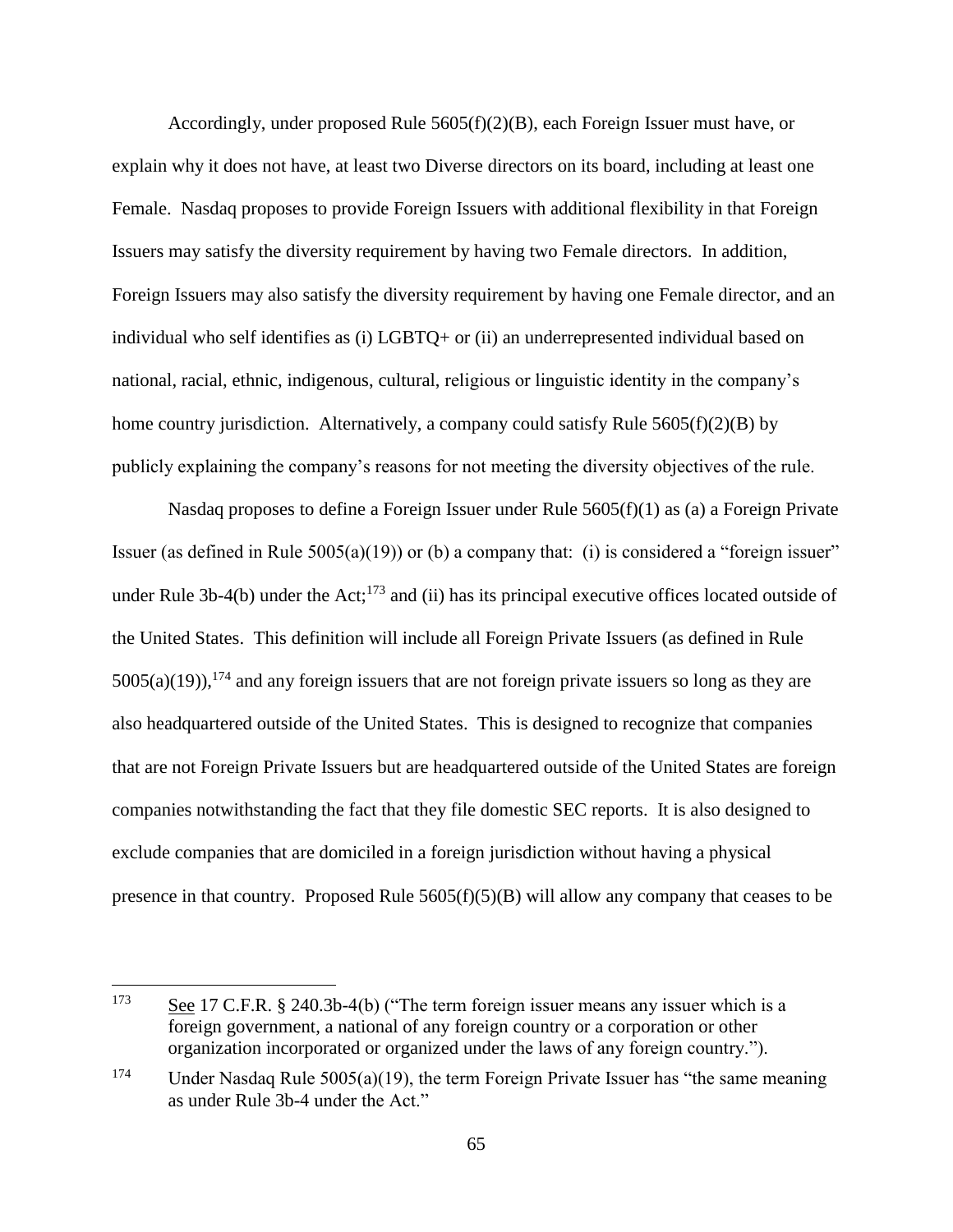Accordingly, under proposed Rule 5605(f)(2)(B), each Foreign Issuer must have, or explain why it does not have, at least two Diverse directors on its board, including at least one Female. Nasdaq proposes to provide Foreign Issuers with additional flexibility in that Foreign Issuers may satisfy the diversity requirement by having two Female directors. In addition, Foreign Issuers may also satisfy the diversity requirement by having one Female director, and an individual who self identifies as (i) LGBTQ+ or (ii) an underrepresented individual based on national, racial, ethnic, indigenous, cultural, religious or linguistic identity in the company's home country jurisdiction. Alternatively, a company could satisfy Rule 5605(f)(2)(B) by publicly explaining the company's reasons for not meeting the diversity objectives of the rule.

Nasdaq proposes to define a Foreign Issuer under Rule 5605(f)(1) as (a) a Foreign Private Issuer (as defined in Rule 5005(a)(19)) or (b) a company that: (i) is considered a "foreign issuer" under Rule 3b-4(b) under the Act;[173] and (ii) has its principal executive offices located outside of the United States. This definition will include all Foreign Private Issuers (as defined in Rule 5005(a)(19)),[174] and any foreign issuers that are not foreign private issuers so long as they are also headquartered outside of the United States. This is designed to recognize that companies that are not Foreign Private Issuers but are headquartered outside of the United States are foreign companies notwithstanding the fact that they file domestic SEC reports. It is also designed to exclude companies that are domiciled in a foreign jurisdiction without having a physical presence in that country. Proposed Rule 5605(f)(5)(B) will allow any company that ceases to be

---

[173] See 17 C.F.R. § 240.3b-4(b) ("The term foreign issuer means any issuer which is a foreign government, a national of any foreign country or a corporation or other organization incorporated or organized under the laws of any foreign country.").

[174] Under Nasdaq Rule 5005(a)(19), the term Foreign Private Issuer has "the same meaning as under Rule 3b-4 under the Act."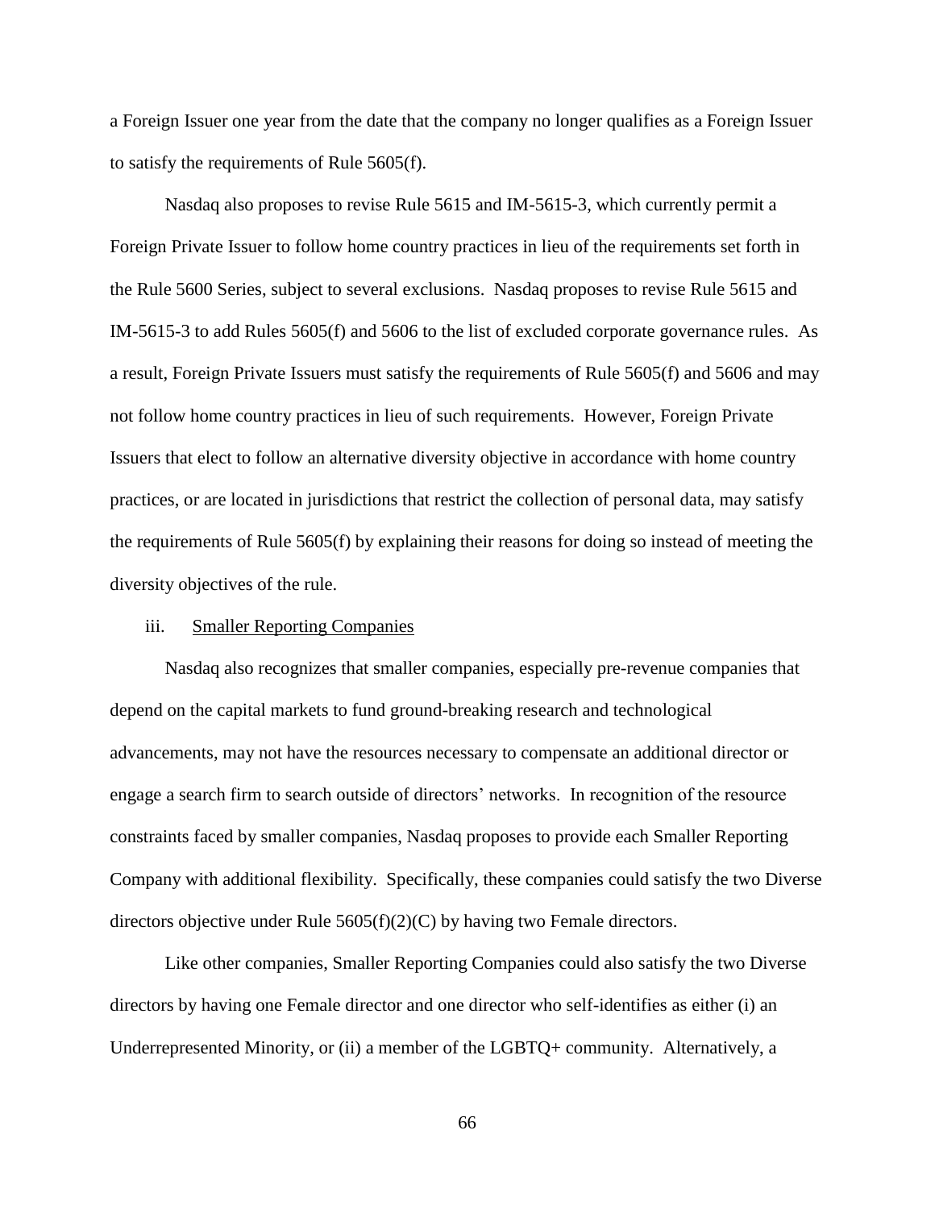a Foreign Issuer one year from the date that the company no longer qualifies as a Foreign Issuer to satisfy the requirements of Rule 5605(f).

Nasdaq also proposes to revise Rule 5615 and IM-5615-3, which currently permit a Foreign Private Issuer to follow home country practices in lieu of the requirements set forth in the Rule 5600 Series, subject to several exclusions. Nasdaq proposes to revise Rule 5615 and IM-5615-3 to add Rules 5605(f) and 5606 to the list of excluded corporate governance rules. As a result, Foreign Private Issuers must satisfy the requirements of Rule 5605(f) and 5606 and may not follow home country practices in lieu of such requirements. However, Foreign Private Issuers that elect to follow an alternative diversity objective in accordance with home country practices, or are located in jurisdictions that restrict the collection of personal data, may satisfy the requirements of Rule 5605(f) by explaining their reasons for doing so instead of meeting the diversity objectives of the rule.

iii. Smaller Reporting Companies

Nasdaq also recognizes that smaller companies, especially pre-revenue companies that depend on the capital markets to fund ground-breaking research and technological advancements, may not have the resources necessary to compensate an additional director or engage a search firm to search outside of directors' networks. In recognition of the resource constraints faced by smaller companies, Nasdaq proposes to provide each Smaller Reporting Company with additional flexibility. Specifically, these companies could satisfy the two Diverse directors objective under Rule 5605(f)(2)(C) by having two Female directors.

Like other companies, Smaller Reporting Companies could also satisfy the two Diverse directors by having one Female director and one director who self-identifies as either (i) an Underrepresented Minority, or (ii) a member of the LGBTQ+ community. Alternatively, a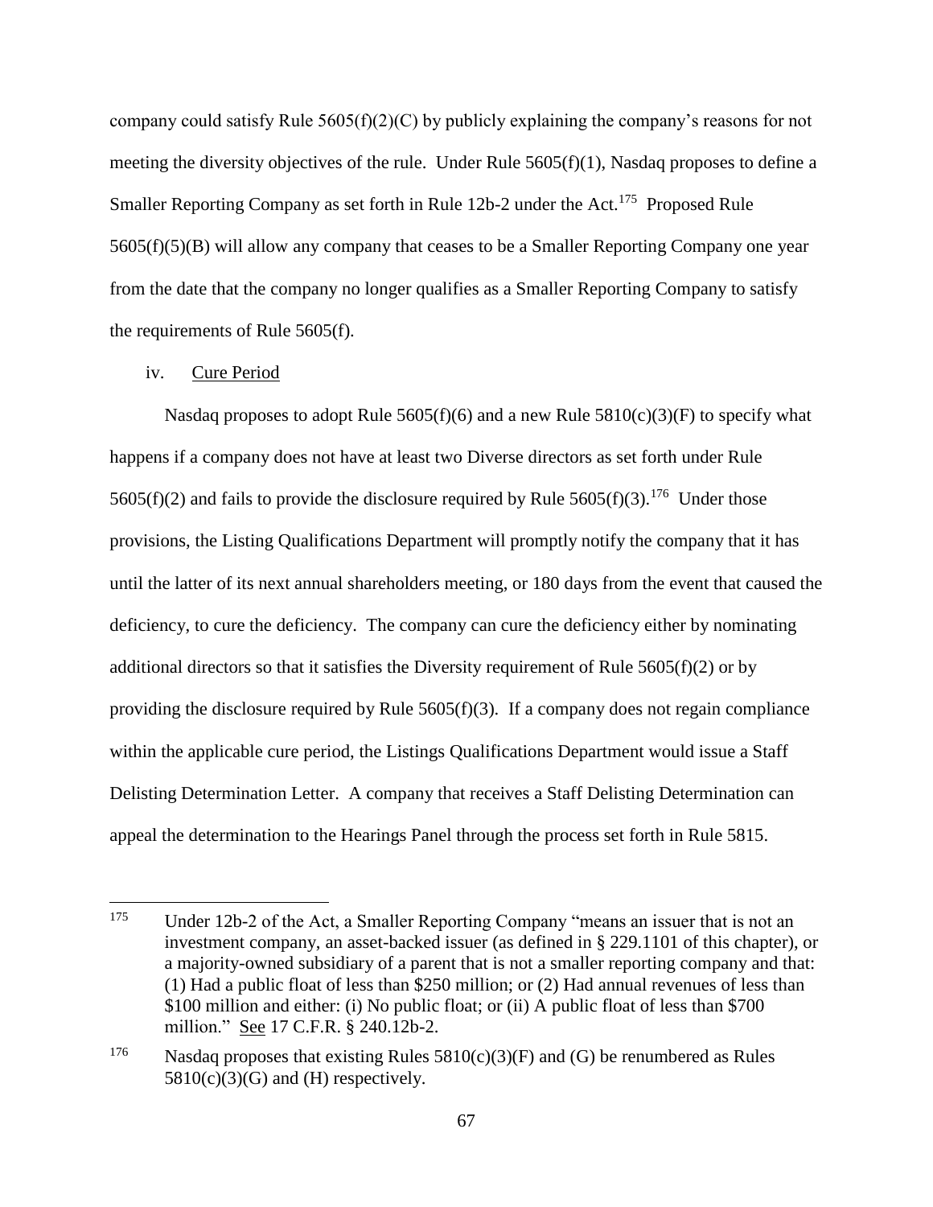company could satisfy Rule 5605(f)(2)(C) by publicly explaining the company's reasons for not meeting the diversity objectives of the rule. Under Rule 5605(f)(1), Nasdaq proposes to define a Smaller Reporting Company as set forth in Rule 12b-2 under the Act.[175] Proposed Rule 5605(f)(5)(B) will allow any company that ceases to be a Smaller Reporting Company one year from the date that the company no longer qualifies as a Smaller Reporting Company to satisfy the requirements of Rule 5605(f).

iv. Cure Period

Nasdaq proposes to adopt Rule 5605(f)(6) and a new Rule 5810(c)(3)(F) to specify what happens if a company does not have at least two Diverse directors as set forth under Rule 5605(f)(2) and fails to provide the disclosure required by Rule 5605(f)(3).[176] Under those provisions, the Listing Qualifications Department will promptly notify the company that it has until the latter of its next annual shareholders meeting, or 180 days from the event that caused the deficiency, to cure the deficiency. The company can cure the deficiency either by nominating additional directors so that it satisfies the Diversity requirement of Rule 5605(f)(2) or by providing the disclosure required by Rule 5605(f)(3). If a company does not regain compliance within the applicable cure period, the Listings Qualifications Department would issue a Staff Delisting Determination Letter. A company that receives a Staff Delisting Determination can appeal the determination to the Hearings Panel through the process set forth in Rule 5815.

---

175 Under 12b-2 of the Act, a Smaller Reporting Company "means an issuer that is not an investment company, an asset-backed issuer (as defined in § 229.1101 of this chapter), or a majority-owned subsidiary of a parent that is not a smaller reporting company and that: (1) Had a public float of less than $250 million; or (2) Had annual revenues of less than $100 million and either: (i) No public float; or (ii) A public float of less than $700 million." See 17 C.F.R. § 240.12b-2.

176 Nasdaq proposes that existing Rules 5810(c)(3)(F) and (G) be renumbered as Rules 5810(c)(3)(G) and (H) respectively.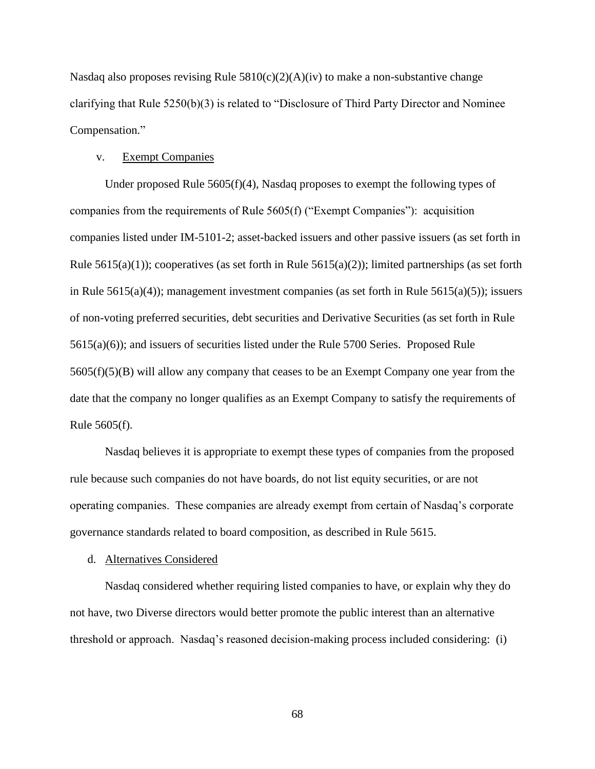Nasdaq also proposes revising Rule 5810(c)(2)(A)(iv) to make a non-substantive change clarifying that Rule 5250(b)(3) is related to "Disclosure of Third Party Director and Nominee Compensation."

v. Exempt Companies

Under proposed Rule 5605(f)(4), Nasdaq proposes to exempt the following types of companies from the requirements of Rule 5605(f) ("Exempt Companies"): acquisition companies listed under IM-5101-2; asset-backed issuers and other passive issuers (as set forth in Rule 5615(a)(1)); cooperatives (as set forth in Rule 5615(a)(2)); limited partnerships (as set forth in Rule 5615(a)(4)); management investment companies (as set forth in Rule 5615(a)(5)); issuers of non-voting preferred securities, debt securities and Derivative Securities (as set forth in Rule 5615(a)(6)); and issuers of securities listed under the Rule 5700 Series. Proposed Rule 5605(f)(5)(B) will allow any company that ceases to be an Exempt Company one year from the date that the company no longer qualifies as an Exempt Company to satisfy the requirements of Rule 5605(f).

Nasdaq believes it is appropriate to exempt these types of companies from the proposed rule because such companies do not have boards, do not list equity securities, or are not operating companies. These companies are already exempt from certain of Nasdaq's corporate governance standards related to board composition, as described in Rule 5615.

d. Alternatives Considered

Nasdaq considered whether requiring listed companies to have, or explain why they do not have, two Diverse directors would better promote the public interest than an alternative threshold or approach. Nasdaq's reasoned decision-making process included considering: (i)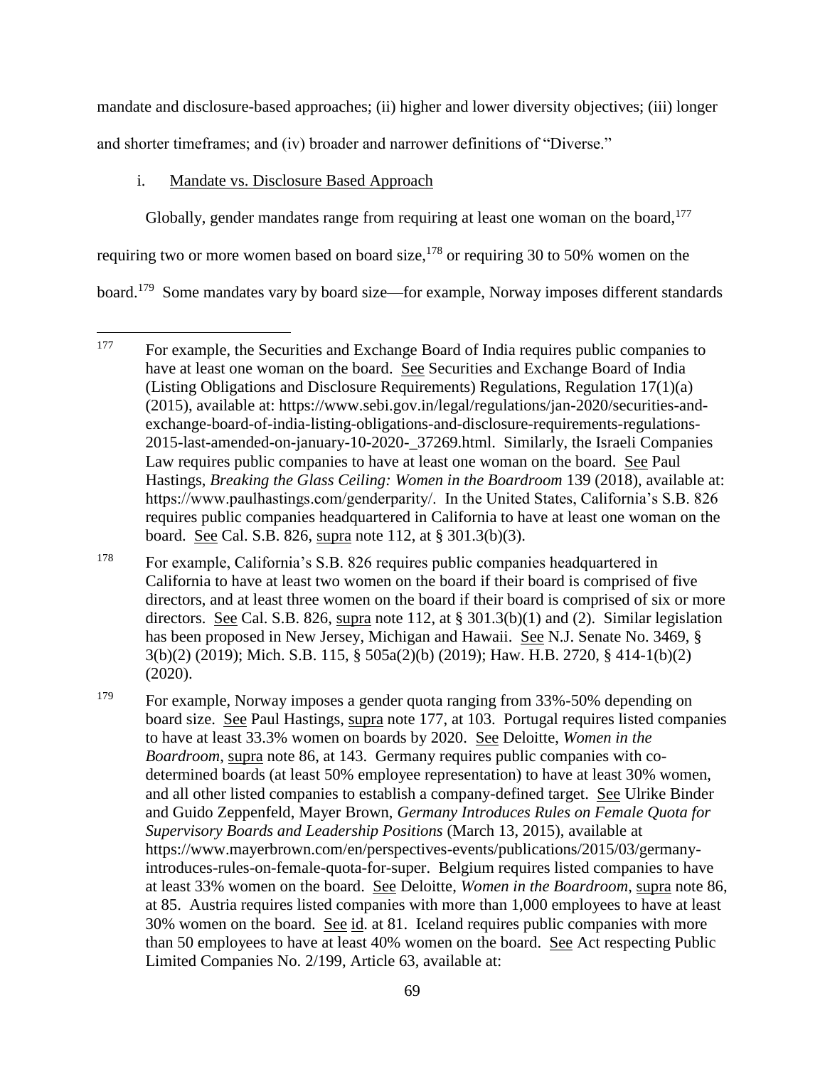mandate and disclosure-based approaches; (ii) higher and lower diversity objectives; (iii) longer and shorter timeframes; and (iv) broader and narrower definitions of "Diverse."

i. Mandate vs. Disclosure Based Approach

Globally, gender mandates range from requiring at least one woman on the board,[177] requiring two or more women based on board size,[178] or requiring 30 to 50% women on the board.[179] Some mandates vary by board size—for example, Norway imposes different standards

---

[177] For example, the Securities and Exchange Board of India requires public companies to have at least one woman on the board. See Securities and Exchange Board of India (Listing Obligations and Disclosure Requirements) Regulations, Regulation 17(1)(a) (2015), available at: https://www.sebi.gov.in/legal/regulations/jan-2020/securities-and-exchange-board-of-india-listing-obligations-and-disclosure-requirements-regulations-2015-last-amended-on-january-10-2020-_37269.html. Similarly, the Israeli Companies Law requires public companies to have at least one woman on the board. See Paul Hastings, *Breaking the Glass Ceiling: Women in the Boardroom* 139 (2018), available at: https://www.paulhastings.com/genderparity/. In the United States, California's S.B. 826 requires public companies headquartered in California to have at least one woman on the board. See Cal. S.B. 826, supra note 112, at § 301.3(b)(3).

[178] For example, California's S.B. 826 requires public companies headquartered in California to have at least two women on the board if their board is comprised of five directors, and at least three women on the board if their board is comprised of six or more directors. See Cal. S.B. 826, supra note 112, at § 301.3(b)(1) and (2). Similar legislation has been proposed in New Jersey, Michigan and Hawaii. See N.J. Senate No. 3469, § 3(b)(2) (2019); Mich. S.B. 115, § 505a(2)(b) (2019); Haw. H.B. 2720, § 414-1(b)(2) (2020).

[179] For example, Norway imposes a gender quota ranging from 33%-50% depending on board size. See Paul Hastings, supra note 177, at 103. Portugal requires listed companies to have at least 33.3% women on boards by 2020. See Deloitte, *Women in the Boardroom*, supra note 86, at 143. Germany requires public companies with co-determined boards (at least 50% employee representation) to have at least 30% women, and all other listed companies to establish a company-defined target. See Ulrike Binder and Guido Zeppenfeld, Mayer Brown, *Germany Introduces Rules on Female Quota for Supervisory Boards and Leadership Positions* (March 13, 2015), available at https://www.mayerbrown.com/en/perspectives-events/publications/2015/03/germany-introduces-rules-on-female-quota-for-super. Belgium requires listed companies to have at least 33% women on the board. See Deloitte, *Women in the Boardroom*, supra note 86, at 85. Austria requires listed companies with more than 1,000 employees to have at least 30% women on the board. See id. at 81. Iceland requires public companies with more than 50 employees to have at least 40% women on the board. See Act respecting Public Limited Companies No. 2/199, Article 63, available at: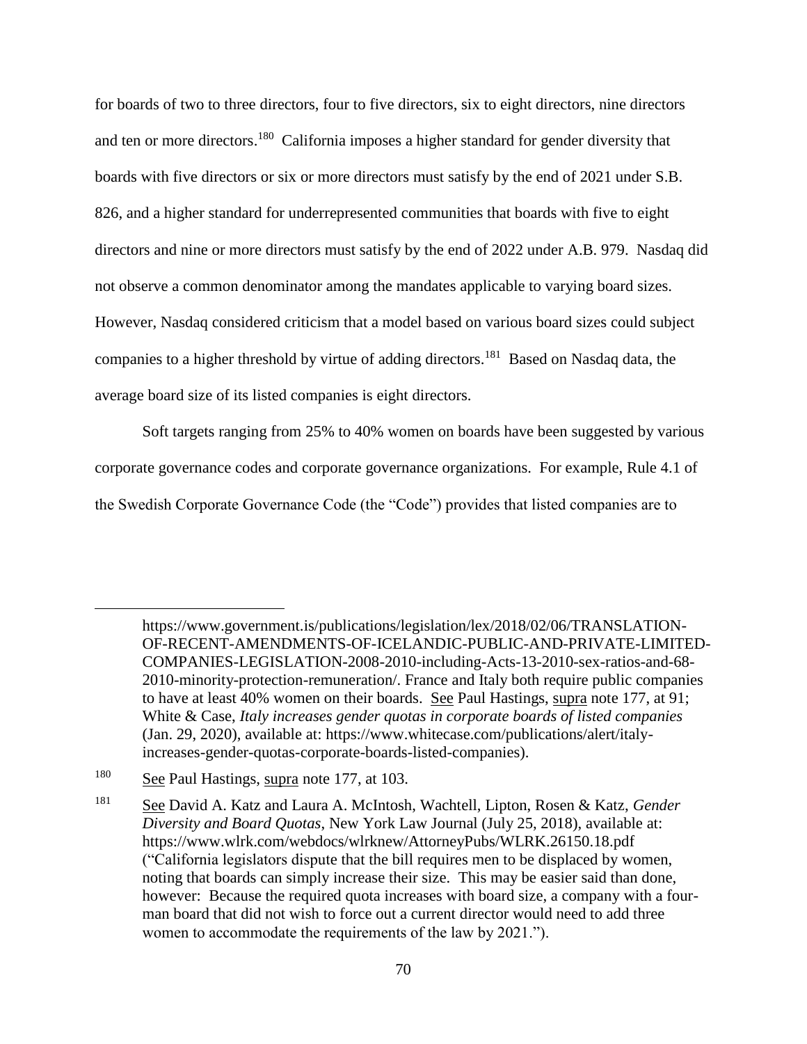for boards of two to three directors, four to five directors, six to eight directors, nine directors and ten or more directors.[180] California imposes a higher standard for gender diversity that boards with five directors or six or more directors must satisfy by the end of 2021 under S.B. 826, and a higher standard for underrepresented communities that boards with five to eight directors and nine or more directors must satisfy by the end of 2022 under A.B. 979. Nasdaq did not observe a common denominator among the mandates applicable to varying board sizes. However, Nasdaq considered criticism that a model based on various board sizes could subject companies to a higher threshold by virtue of adding directors.[181] Based on Nasdaq data, the average board size of its listed companies is eight directors.

Soft targets ranging from 25% to 40% women on boards have been suggested by various corporate governance codes and corporate governance organizations. For example, Rule 4.1 of the Swedish Corporate Governance Code (the "Code") provides that listed companies are to

---

https://www.government.is/publications/legislation/lex/2018/02/06/TRANSLATION-OF-RECENT-AMENDMENTS-OF-ICELANDIC-PUBLIC-AND-PRIVATE-LIMITED-COMPANIES-LEGISLATION-2008-2010-including-Acts-13-2010-sex-ratios-and-68-2010-minority-protection-remuneration/. France and Italy both require public companies to have at least 40% women on their boards. See Paul Hastings, supra note 177, at 91; White & Case, *Italy increases gender quotas in corporate boards of listed companies* (Jan. 29, 2020), available at: https://www.whitecase.com/publications/alert/italy-increases-gender-quotas-corporate-boards-listed-companies).

[180] See Paul Hastings, supra note 177, at 103.

[181] See David A. Katz and Laura A. McIntosh, Wachtell, Lipton, Rosen & Katz, *Gender Diversity and Board Quotas*, New York Law Journal (July 25, 2018), available at: https://www.wlrk.com/webdocs/wlrknew/AttorneyPubs/WLRK.26150.18.pdf ("California legislators dispute that the bill requires men to be displaced by women, noting that boards can simply increase their size. This may be easier said than done, however: Because the required quota increases with board size, a company with a four-man board that did not wish to force out a current director would need to add three women to accommodate the requirements of the law by 2021.").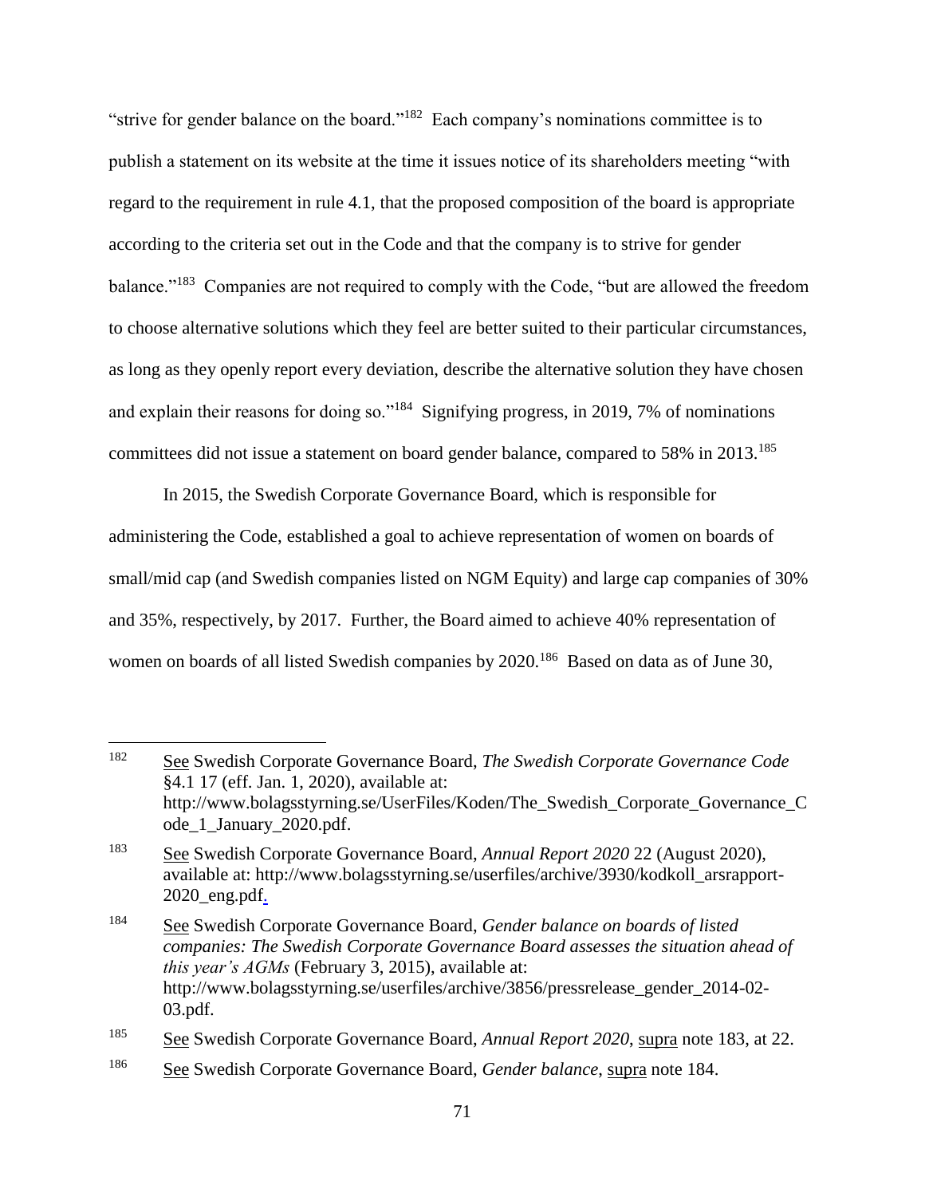"strive for gender balance on the board."[182] Each company's nominations committee is to publish a statement on its website at the time it issues notice of its shareholders meeting "with regard to the requirement in rule 4.1, that the proposed composition of the board is appropriate according to the criteria set out in the Code and that the company is to strive for gender balance."[183] Companies are not required to comply with the Code, "but are allowed the freedom to choose alternative solutions which they feel are better suited to their particular circumstances, as long as they openly report every deviation, describe the alternative solution they have chosen and explain their reasons for doing so."[184] Signifying progress, in 2019, 7% of nominations committees did not issue a statement on board gender balance, compared to 58% in 2013.[185]

In 2015, the Swedish Corporate Governance Board, which is responsible for administering the Code, established a goal to achieve representation of women on boards of small/mid cap (and Swedish companies listed on NGM Equity) and large cap companies of 30% and 35%, respectively, by 2017. Further, the Board aimed to achieve 40% representation of women on boards of all listed Swedish companies by 2020.[186] Based on data as of June 30,

---

[182] See Swedish Corporate Governance Board, *The Swedish Corporate Governance Code* §4.1 17 (eff. Jan. 1, 2020), available at: http://www.bolagsstyrning.se/UserFiles/Koden/The_Swedish_Corporate_Governance_Code_1_January_2020.pdf.

[183] See Swedish Corporate Governance Board, *Annual Report 2020* 22 (August 2020), available at: http://www.bolagsstyrning.se/userfiles/archive/3930/kodkoll_arsrapport-2020_eng.pdf.

[184] See Swedish Corporate Governance Board, *Gender balance on boards of listed companies: The Swedish Corporate Governance Board assesses the situation ahead of this year's AGMs* (February 3, 2015), available at: http://www.bolagsstyrning.se/userfiles/archive/3856/pressrelease_gender_2014-02-03.pdf.

[185] See Swedish Corporate Governance Board, *Annual Report 2020*, supra note 183, at 22.

[186] See Swedish Corporate Governance Board, *Gender balance*, supra note 184.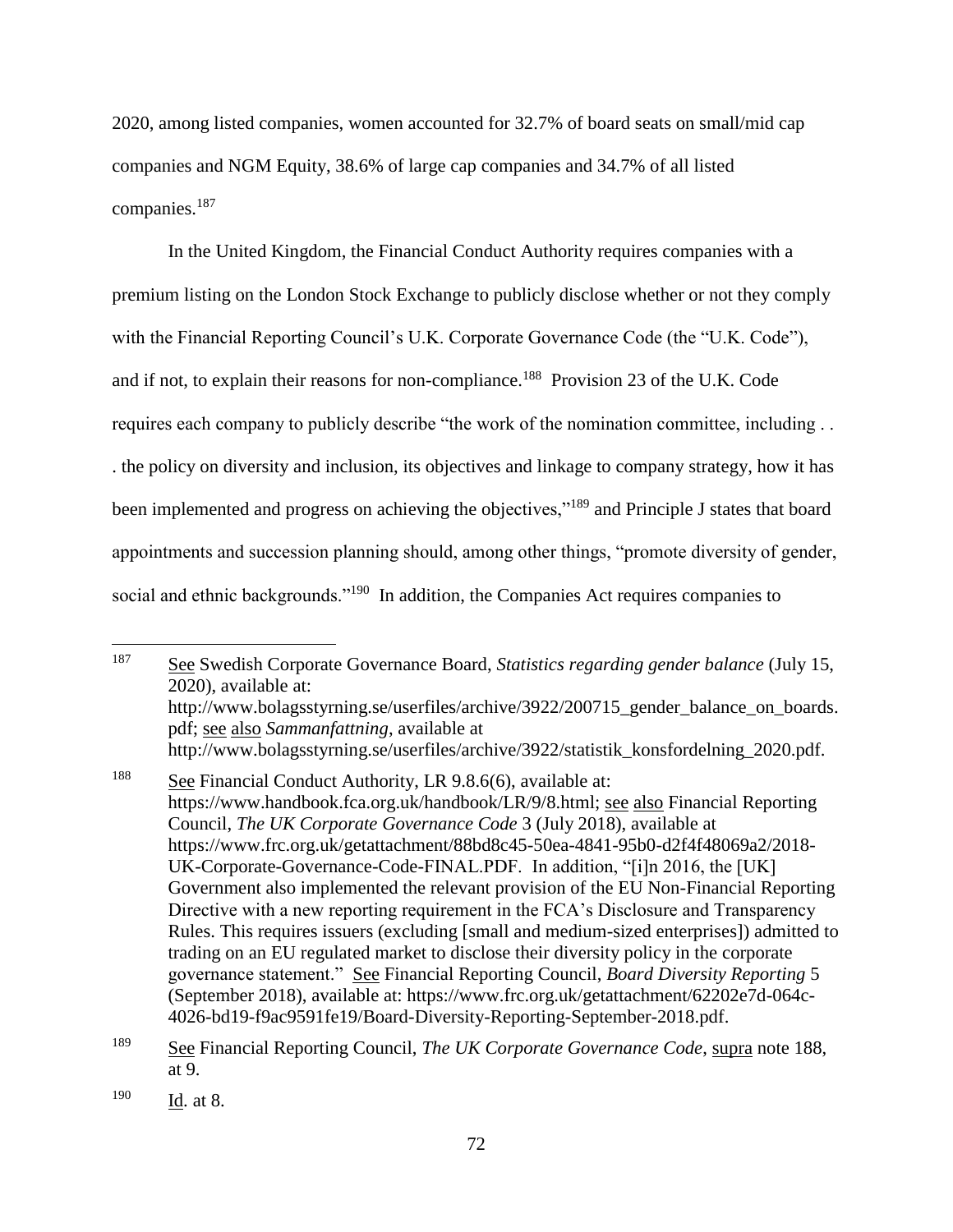2020, among listed companies, women accounted for 32.7% of board seats on small/mid cap companies and NGM Equity, 38.6% of large cap companies and 34.7% of all listed companies.[187]

In the United Kingdom, the Financial Conduct Authority requires companies with a premium listing on the London Stock Exchange to publicly disclose whether or not they comply with the Financial Reporting Council's U.K. Corporate Governance Code (the "U.K. Code"), and if not, to explain their reasons for non-compliance.[188] Provision 23 of the U.K. Code requires each company to publicly describe "the work of the nomination committee, including . . . the policy on diversity and inclusion, its objectives and linkage to company strategy, how it has been implemented and progress on achieving the objectives,"[189] and Principle J states that board appointments and succession planning should, among other things, "promote diversity of gender, social and ethnic backgrounds."[190] In addition, the Companies Act requires companies to

---

[187] See Swedish Corporate Governance Board, *Statistics regarding gender balance* (July 15, 2020), available at: http://www.bolagsstyrning.se/userfiles/archive/3922/200715_gender_balance_on_boards.pdf; see also *Sammanfattning*, available at http://www.bolagsstyrning.se/userfiles/archive/3922/statistik_konsfordelning_2020.pdf.

[188] See Financial Conduct Authority, LR 9.8.6(6), available at: https://www.handbook.fca.org.uk/handbook/LR/9/8.html; see also Financial Reporting Council, *The UK Corporate Governance Code* 3 (July 2018), available at https://www.frc.org.uk/getattachment/88bd8c45-50ea-4841-95b0-d2f4f48069a2/2018-UK-Corporate-Governance-Code-FINAL.PDF. In addition, "[i]n 2016, the [UK] Government also implemented the relevant provision of the EU Non-Financial Reporting Directive with a new reporting requirement in the FCA's Disclosure and Transparency Rules. This requires issuers (excluding [small and medium-sized enterprises]) admitted to trading on an EU regulated market to disclose their diversity policy in the corporate governance statement." See Financial Reporting Council, *Board Diversity Reporting* 5 (September 2018), available at: https://www.frc.org.uk/getattachment/62202e7d-064c-4026-bd19-f9ac9591fe19/Board-Diversity-Reporting-September-2018.pdf.

[189] See Financial Reporting Council, *The UK Corporate Governance Code*, supra note 188, at 9.

[190] Id. at 8.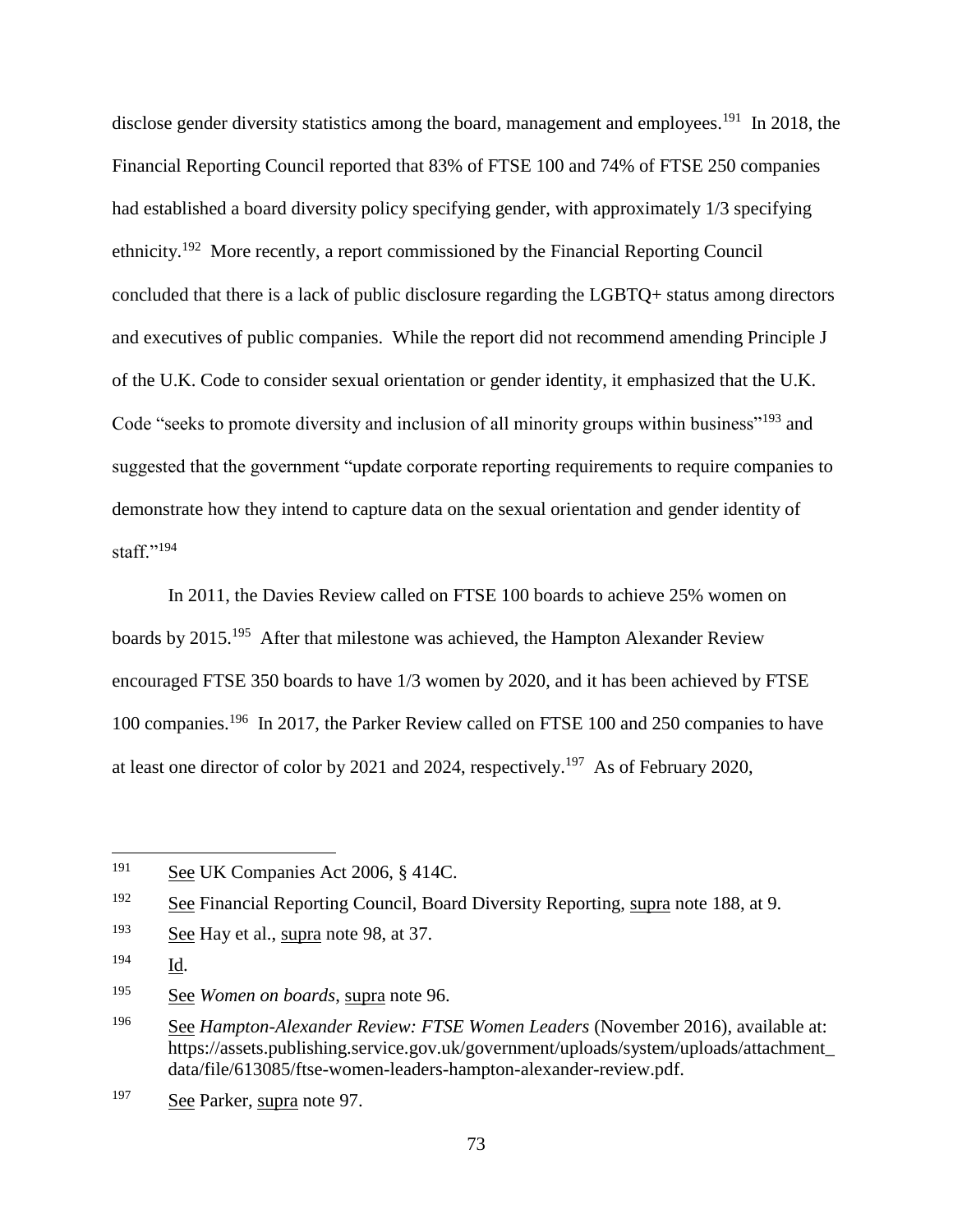disclose gender diversity statistics among the board, management and employees.[191] In 2018, the Financial Reporting Council reported that 83% of FTSE 100 and 74% of FTSE 250 companies had established a board diversity policy specifying gender, with approximately 1/3 specifying ethnicity.[192] More recently, a report commissioned by the Financial Reporting Council concluded that there is a lack of public disclosure regarding the LGBTQ+ status among directors and executives of public companies. While the report did not recommend amending Principle J of the U.K. Code to consider sexual orientation or gender identity, it emphasized that the U.K. Code "seeks to promote diversity and inclusion of all minority groups within business"[193] and suggested that the government "update corporate reporting requirements to require companies to demonstrate how they intend to capture data on the sexual orientation and gender identity of staff."[194]

In 2011, the Davies Review called on FTSE 100 boards to achieve 25% women on boards by 2015.[195] After that milestone was achieved, the Hampton Alexander Review encouraged FTSE 350 boards to have 1/3 women by 2020, and it has been achieved by FTSE 100 companies.[196] In 2017, the Parker Review called on FTSE 100 and 250 companies to have at least one director of color by 2021 and 2024, respectively.[197] As of February 2020,

---

[191] See UK Companies Act 2006, § 414C.

[192] See Financial Reporting Council, Board Diversity Reporting, supra note 188, at 9.

[193] See Hay et al., supra note 98, at 37.

[194] Id.

[195] See *Women on boards*, supra note 96.

[196] See *Hampton-Alexander Review: FTSE Women Leaders* (November 2016), available at: https://assets.publishing.service.gov.uk/government/uploads/system/uploads/attachment_data/file/613085/ftse-women-leaders-hampton-alexander-review.pdf.

[197] See Parker, supra note 97.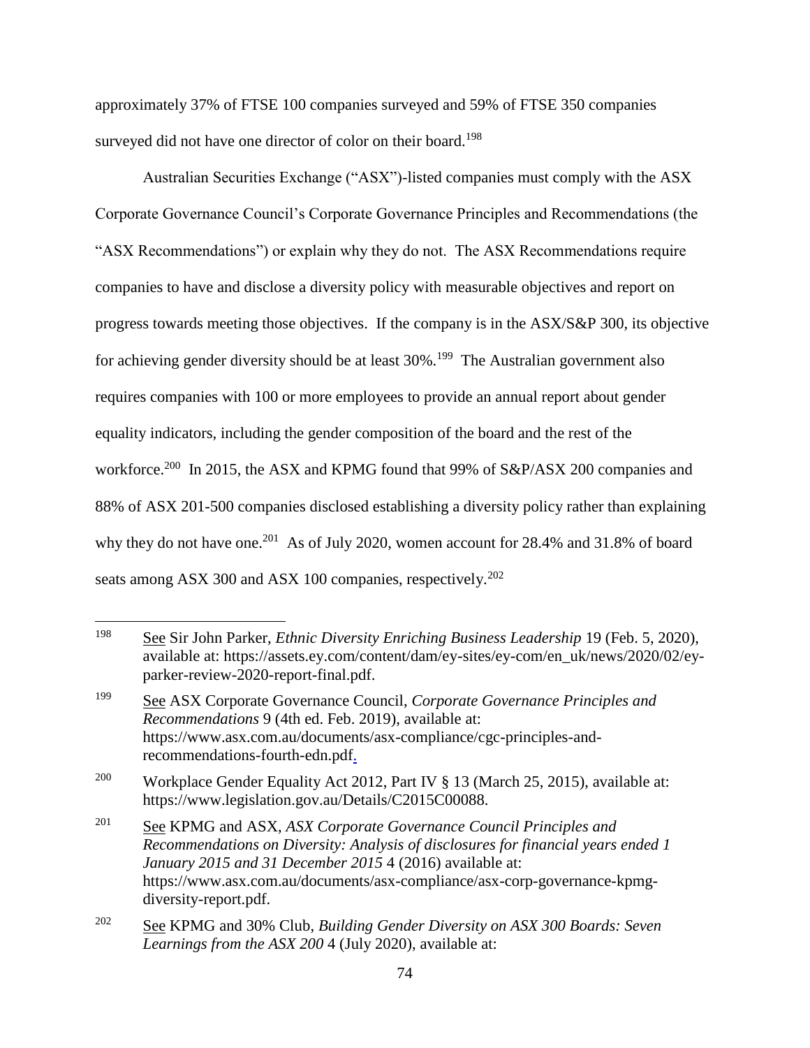approximately 37% of FTSE 100 companies surveyed and 59% of FTSE 350 companies surveyed did not have one director of color on their board.[198]

Australian Securities Exchange ("ASX")-listed companies must comply with the ASX Corporate Governance Council's Corporate Governance Principles and Recommendations (the "ASX Recommendations") or explain why they do not. The ASX Recommendations require companies to have and disclose a diversity policy with measurable objectives and report on progress towards meeting those objectives. If the company is in the ASX/S&P 300, its objective for achieving gender diversity should be at least 30%.[199] The Australian government also requires companies with 100 or more employees to provide an annual report about gender equality indicators, including the gender composition of the board and the rest of the workforce.[200] In 2015, the ASX and KPMG found that 99% of S&P/ASX 200 companies and 88% of ASX 201-500 companies disclosed establishing a diversity policy rather than explaining why they do not have one.[201] As of July 2020, women account for 28.4% and 31.8% of board seats among ASX 300 and ASX 100 companies, respectively.[202]

---

[198] See Sir John Parker, *Ethnic Diversity Enriching Business Leadership* 19 (Feb. 5, 2020), available at: https://assets.ey.com/content/dam/ey-sites/ey-com/en_uk/news/2020/02/ey-parker-review-2020-report-final.pdf.

[199] See ASX Corporate Governance Council, *Corporate Governance Principles and Recommendations* 9 (4th ed. Feb. 2019), available at: https://www.asx.com.au/documents/asx-compliance/cgc-principles-and-recommendations-fourth-edn.pdf.

[200] Workplace Gender Equality Act 2012, Part IV § 13 (March 25, 2015), available at: https://www.legislation.gov.au/Details/C2015C00088.

[201] See KPMG and ASX, *ASX Corporate Governance Council Principles and Recommendations on Diversity: Analysis of disclosures for financial years ended 1 January 2015 and 31 December 2015* 4 (2016) available at: https://www.asx.com.au/documents/asx-compliance/asx-corp-governance-kpmg-diversity-report.pdf.

[202] See KPMG and 30% Club, *Building Gender Diversity on ASX 300 Boards: Seven Learnings from the ASX 200* 4 (July 2020), available at: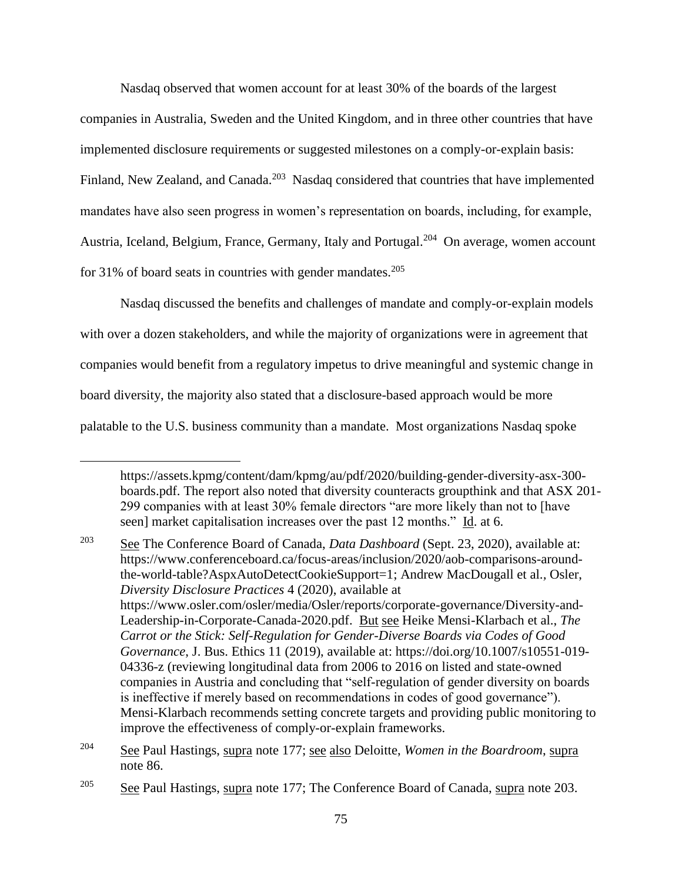Nasdaq observed that women account for at least 30% of the boards of the largest companies in Australia, Sweden and the United Kingdom, and in three other countries that have implemented disclosure requirements or suggested milestones on a comply-or-explain basis: Finland, New Zealand, and Canada.[203] Nasdaq considered that countries that have implemented mandates have also seen progress in women's representation on boards, including, for example, Austria, Iceland, Belgium, France, Germany, Italy and Portugal.[204] On average, women account for 31% of board seats in countries with gender mandates.[205]

Nasdaq discussed the benefits and challenges of mandate and comply-or-explain models with over a dozen stakeholders, and while the majority of organizations were in agreement that companies would benefit from a regulatory impetus to drive meaningful and systemic change in board diversity, the majority also stated that a disclosure-based approach would be more palatable to the U.S. business community than a mandate. Most organizations Nasdaq spoke

---

https://assets.kpmg/content/dam/kpmg/au/pdf/2020/building-gender-diversity-asx-300-boards.pdf. The report also noted that diversity counteracts groupthink and that ASX 201-299 companies with at least 30% female directors "are more likely than not to [have seen] market capitalisation increases over the past 12 months." Id. at 6.

[203] See The Conference Board of Canada, *Data Dashboard* (Sept. 23, 2020), available at: https://www.conferenceboard.ca/focus-areas/inclusion/2020/aob-comparisons-around-the-world-table?AspxAutoDetectCookieSupport=1; Andrew MacDougall et al., Osler, *Diversity Disclosure Practices* 4 (2020), available at https://www.osler.com/osler/media/Osler/reports/corporate-governance/Diversity-and-Leadership-in-Corporate-Canada-2020.pdf. But see Heike Mensi-Klarbach et al., *The Carrot or the Stick: Self-Regulation for Gender-Diverse Boards via Codes of Good Governance*, J. Bus. Ethics 11 (2019), available at: https://doi.org/10.1007/s10551-019-04336-z (reviewing longitudinal data from 2006 to 2016 on listed and state-owned companies in Austria and concluding that "self-regulation of gender diversity on boards is ineffective if merely based on recommendations in codes of good governance"). Mensi-Klarbach recommends setting concrete targets and providing public monitoring to improve the effectiveness of comply-or-explain frameworks.

[204] See Paul Hastings, supra note 177; see also Deloitte, *Women in the Boardroom*, supra note 86.

[205] See Paul Hastings, supra note 177; The Conference Board of Canada, supra note 203.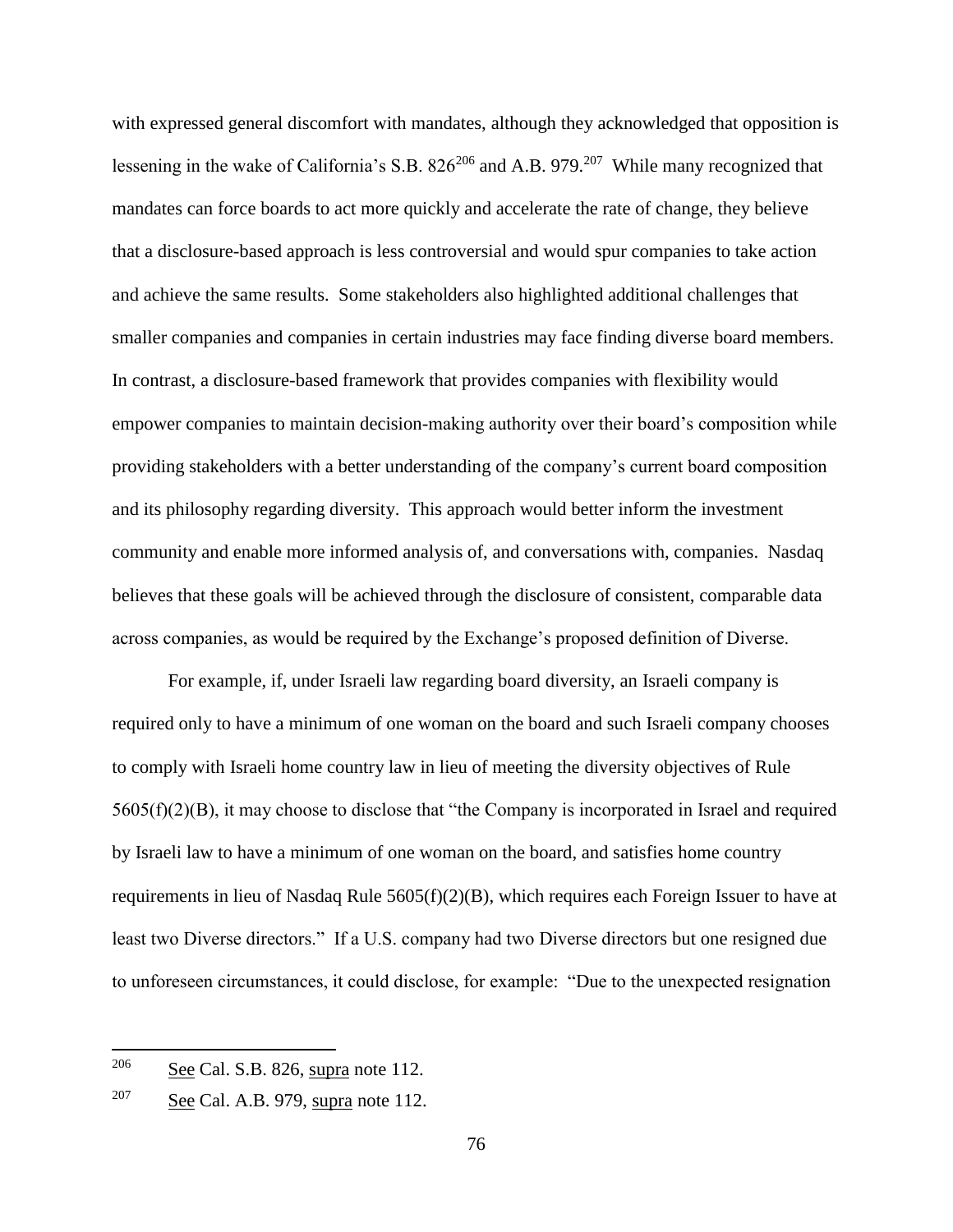with expressed general discomfort with mandates, although they acknowledged that opposition is lessening in the wake of California's S.B. 826[206] and A.B. 979.[207] While many recognized that mandates can force boards to act more quickly and accelerate the rate of change, they believe that a disclosure-based approach is less controversial and would spur companies to take action and achieve the same results. Some stakeholders also highlighted additional challenges that smaller companies and companies in certain industries may face finding diverse board members. In contrast, a disclosure-based framework that provides companies with flexibility would empower companies to maintain decision-making authority over their board's composition while providing stakeholders with a better understanding of the company's current board composition and its philosophy regarding diversity. This approach would better inform the investment community and enable more informed analysis of, and conversations with, companies. Nasdaq believes that these goals will be achieved through the disclosure of consistent, comparable data across companies, as would be required by the Exchange's proposed definition of Diverse.

For example, if, under Israeli law regarding board diversity, an Israeli company is required only to have a minimum of one woman on the board and such Israeli company chooses to comply with Israeli home country law in lieu of meeting the diversity objectives of Rule 5605(f)(2)(B), it may choose to disclose that "the Company is incorporated in Israel and required by Israeli law to have a minimum of one woman on the board, and satisfies home country requirements in lieu of Nasdaq Rule 5605(f)(2)(B), which requires each Foreign Issuer to have at least two Diverse directors." If a U.S. company had two Diverse directors but one resigned due to unforeseen circumstances, it could disclose, for example: "Due to the unexpected resignation

---

[206] See Cal. S.B. 826, supra note 112.

[207] See Cal. A.B. 979, supra note 112.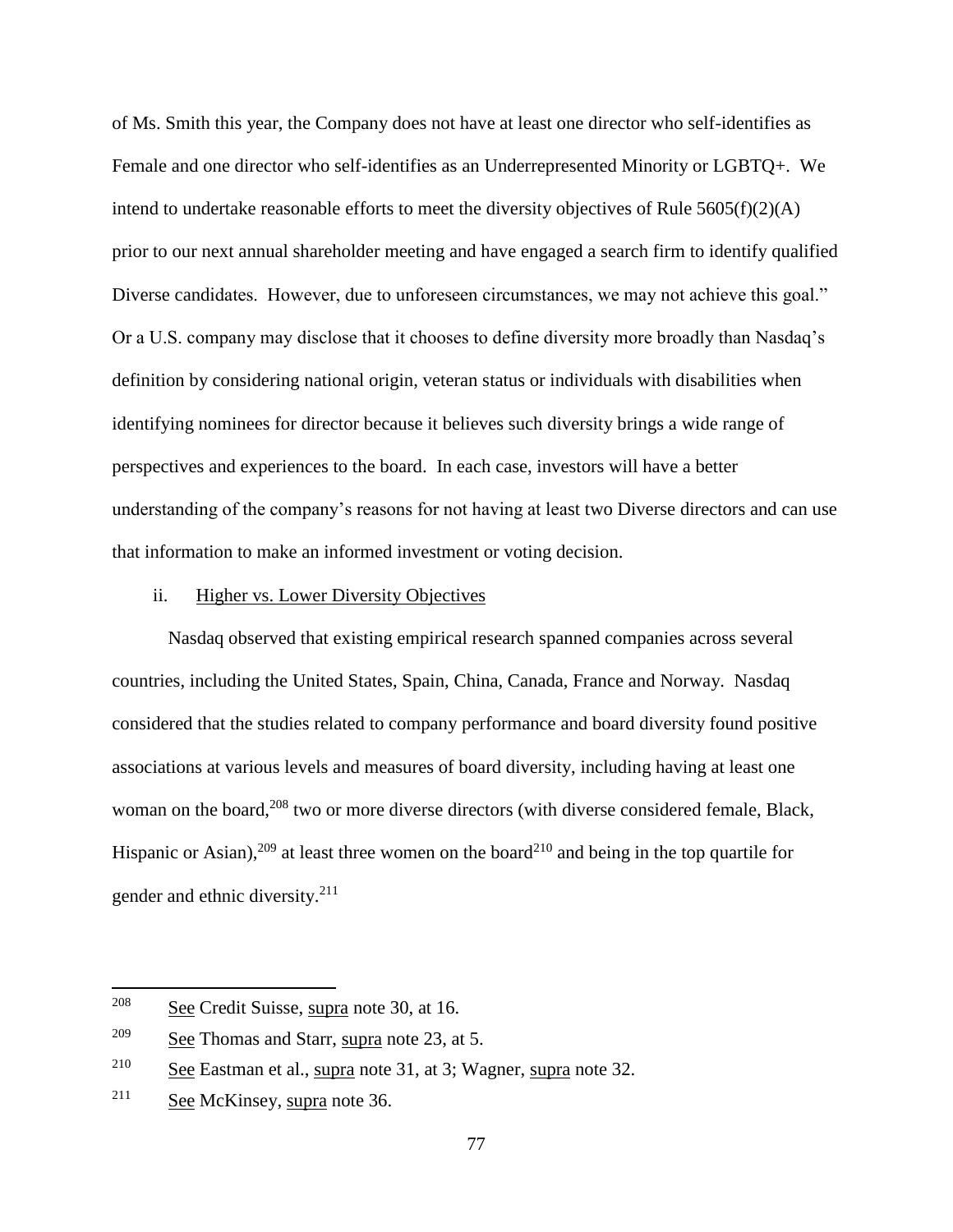of Ms. Smith this year, the Company does not have at least one director who self-identifies as Female and one director who self-identifies as an Underrepresented Minority or LGBTQ+. We intend to undertake reasonable efforts to meet the diversity objectives of Rule 5605(f)(2)(A) prior to our next annual shareholder meeting and have engaged a search firm to identify qualified Diverse candidates. However, due to unforeseen circumstances, we may not achieve this goal." Or a U.S. company may disclose that it chooses to define diversity more broadly than Nasdaq's definition by considering national origin, veteran status or individuals with disabilities when identifying nominees for director because it believes such diversity brings a wide range of perspectives and experiences to the board. In each case, investors will have a better understanding of the company's reasons for not having at least two Diverse directors and can use that information to make an informed investment or voting decision.

ii. Higher vs. Lower Diversity Objectives

Nasdaq observed that existing empirical research spanned companies across several countries, including the United States, Spain, China, Canada, France and Norway. Nasdaq considered that the studies related to company performance and board diversity found positive associations at various levels and measures of board diversity, including having at least one woman on the board,[208] two or more diverse directors (with diverse considered female, Black, Hispanic or Asian),[209] at least three women on the board[210] and being in the top quartile for gender and ethnic diversity.[211]

---

[208] See Credit Suisse, supra note 30, at 16.

[209] See Thomas and Starr, supra note 23, at 5.

[210] See Eastman et al., supra note 31, at 3; Wagner, supra note 32.

[211] See McKinsey, supra note 36.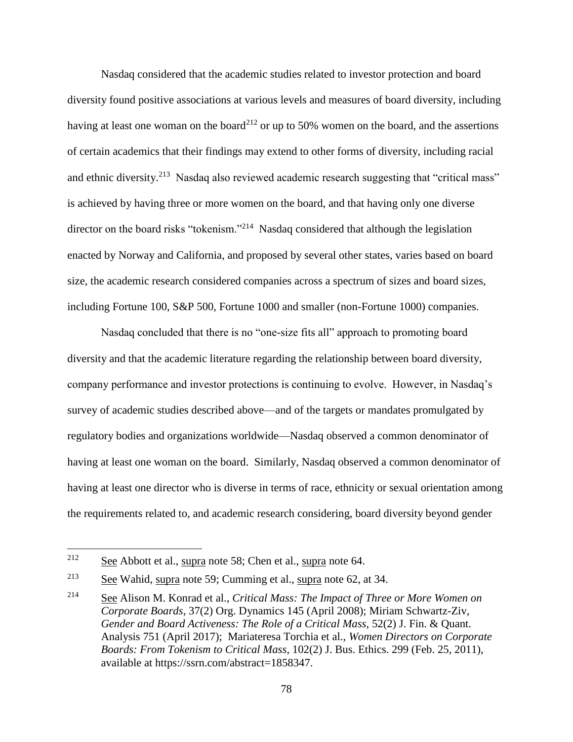Nasdaq considered that the academic studies related to investor protection and board diversity found positive associations at various levels and measures of board diversity, including having at least one woman on the board[212] or up to 50% women on the board, and the assertions of certain academics that their findings may extend to other forms of diversity, including racial and ethnic diversity.[213] Nasdaq also reviewed academic research suggesting that "critical mass" is achieved by having three or more women on the board, and that having only one diverse director on the board risks "tokenism."[214] Nasdaq considered that although the legislation enacted by Norway and California, and proposed by several other states, varies based on board size, the academic research considered companies across a spectrum of sizes and board sizes, including Fortune 100, S&P 500, Fortune 1000 and smaller (non-Fortune 1000) companies.

Nasdaq concluded that there is no "one-size fits all" approach to promoting board diversity and that the academic literature regarding the relationship between board diversity, company performance and investor protections is continuing to evolve. However, in Nasdaq's survey of academic studies described above—and of the targets or mandates promulgated by regulatory bodies and organizations worldwide—Nasdaq observed a common denominator of having at least one woman on the board. Similarly, Nasdaq observed a common denominator of having at least one director who is diverse in terms of race, ethnicity or sexual orientation among the requirements related to, and academic research considering, board diversity beyond gender

---

[212] See Abbott et al., supra note 58; Chen et al., supra note 64.

[213] See Wahid, supra note 59; Cumming et al., supra note 62, at 34.

[214] See Alison M. Konrad et al., *Critical Mass: The Impact of Three or More Women on Corporate Boards*, 37(2) Org. Dynamics 145 (April 2008); Miriam Schwartz-Ziv, *Gender and Board Activeness: The Role of a Critical Mass*, 52(2) J. Fin. & Quant. Analysis 751 (April 2017); Mariateresa Torchia et al., *Women Directors on Corporate Boards: From Tokenism to Critical Mass*, 102(2) J. Bus. Ethics. 299 (Feb. 25, 2011), available at https://ssrn.com/abstract=1858347.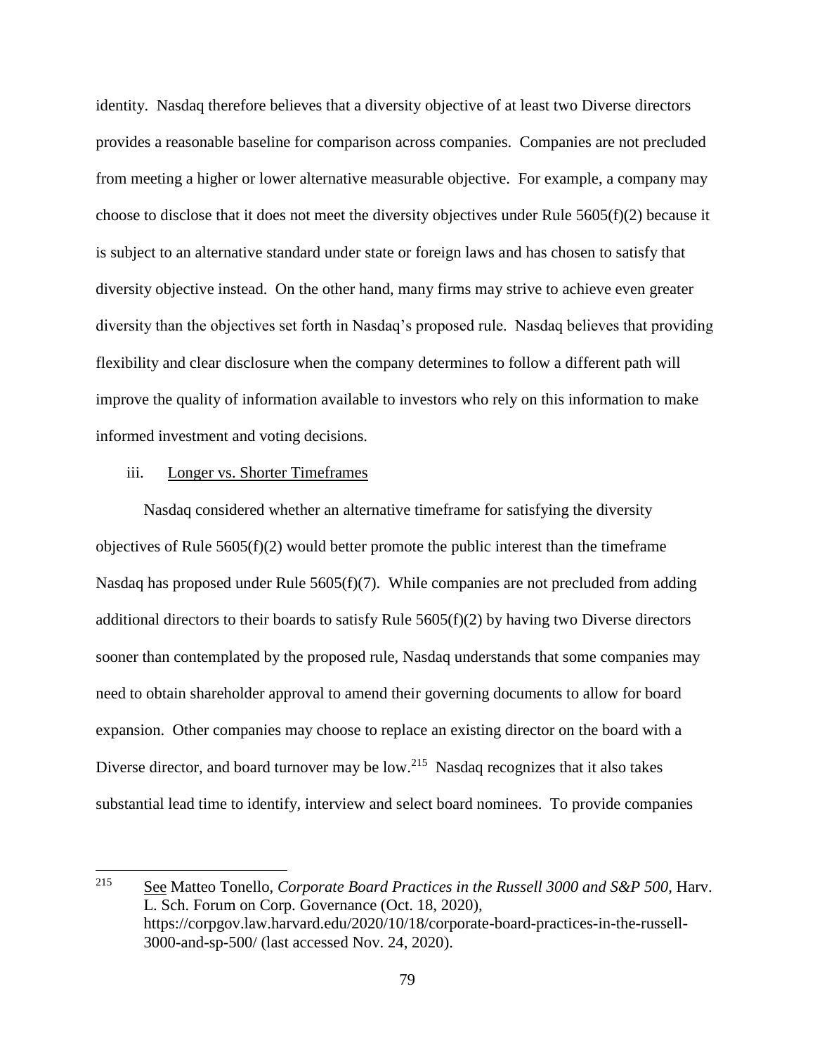identity. Nasdaq therefore believes that a diversity objective of at least two Diverse directors provides a reasonable baseline for comparison across companies. Companies are not precluded from meeting a higher or lower alternative measurable objective. For example, a company may choose to disclose that it does not meet the diversity objectives under Rule 5605(f)(2) because it is subject to an alternative standard under state or foreign laws and has chosen to satisfy that diversity objective instead. On the other hand, many firms may strive to achieve even greater diversity than the objectives set forth in Nasdaq's proposed rule. Nasdaq believes that providing flexibility and clear disclosure when the company determines to follow a different path will improve the quality of information available to investors who rely on this information to make informed investment and voting decisions.

iii. Longer vs. Shorter Timeframes

Nasdaq considered whether an alternative timeframe for satisfying the diversity objectives of Rule 5605(f)(2) would better promote the public interest than the timeframe Nasdaq has proposed under Rule 5605(f)(7). While companies are not precluded from adding additional directors to their boards to satisfy Rule 5605(f)(2) by having two Diverse directors sooner than contemplated by the proposed rule, Nasdaq understands that some companies may need to obtain shareholder approval to amend their governing documents to allow for board expansion. Other companies may choose to replace an existing director on the board with a Diverse director, and board turnover may be low.[215] Nasdaq recognizes that it also takes substantial lead time to identify, interview and select board nominees. To provide companies

---

[215] See Matteo Tonello, *Corporate Board Practices in the Russell 3000 and S&P 500*, Harv. L. Sch. Forum on Corp. Governance (Oct. 18, 2020), https://corpgov.law.harvard.edu/2020/10/18/corporate-board-practices-in-the-russell-3000-and-sp-500/ (last accessed Nov. 24, 2020).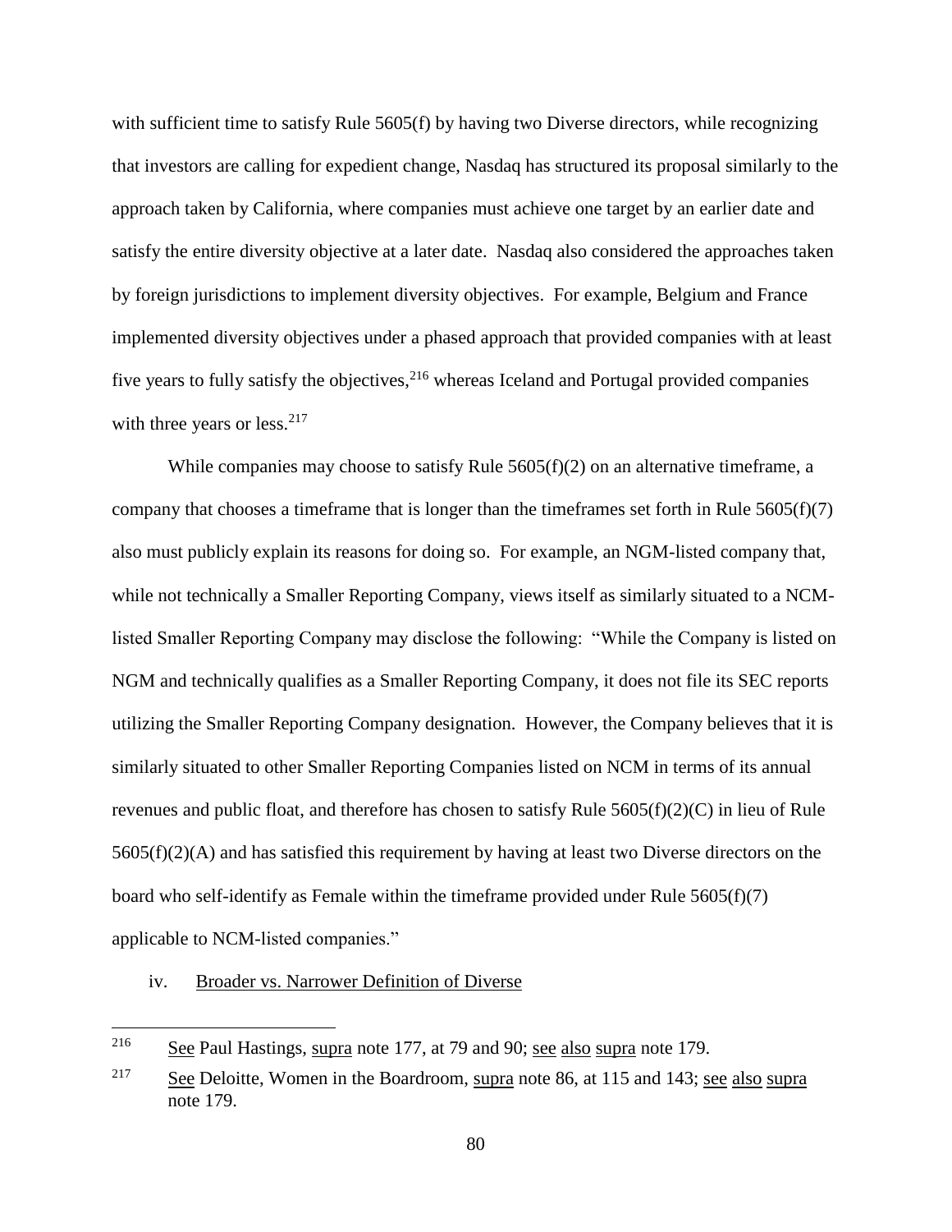with sufficient time to satisfy Rule 5605(f) by having two Diverse directors, while recognizing that investors are calling for expedient change, Nasdaq has structured its proposal similarly to the approach taken by California, where companies must achieve one target by an earlier date and satisfy the entire diversity objective at a later date. Nasdaq also considered the approaches taken by foreign jurisdictions to implement diversity objectives. For example, Belgium and France implemented diversity objectives under a phased approach that provided companies with at least five years to fully satisfy the objectives,[216] whereas Iceland and Portugal provided companies with three years or less.[217]

While companies may choose to satisfy Rule 5605(f)(2) on an alternative timeframe, a company that chooses a timeframe that is longer than the timeframes set forth in Rule 5605(f)(7) also must publicly explain its reasons for doing so. For example, an NGM-listed company that, while not technically a Smaller Reporting Company, views itself as similarly situated to a NCM-listed Smaller Reporting Company may disclose the following: "While the Company is listed on NGM and technically qualifies as a Smaller Reporting Company, it does not file its SEC reports utilizing the Smaller Reporting Company designation. However, the Company believes that it is similarly situated to other Smaller Reporting Companies listed on NCM in terms of its annual revenues and public float, and therefore has chosen to satisfy Rule 5605(f)(2)(C) in lieu of Rule 5605(f)(2)(A) and has satisfied this requirement by having at least two Diverse directors on the board who self-identify as Female within the timeframe provided under Rule 5605(f)(7) applicable to NCM-listed companies."

iv. Broader vs. Narrower Definition of Diverse

---

[216] See Paul Hastings, supra note 177, at 79 and 90; see also supra note 179.

[217] See Deloitte, Women in the Boardroom, supra note 86, at 115 and 143; see also supra note 179.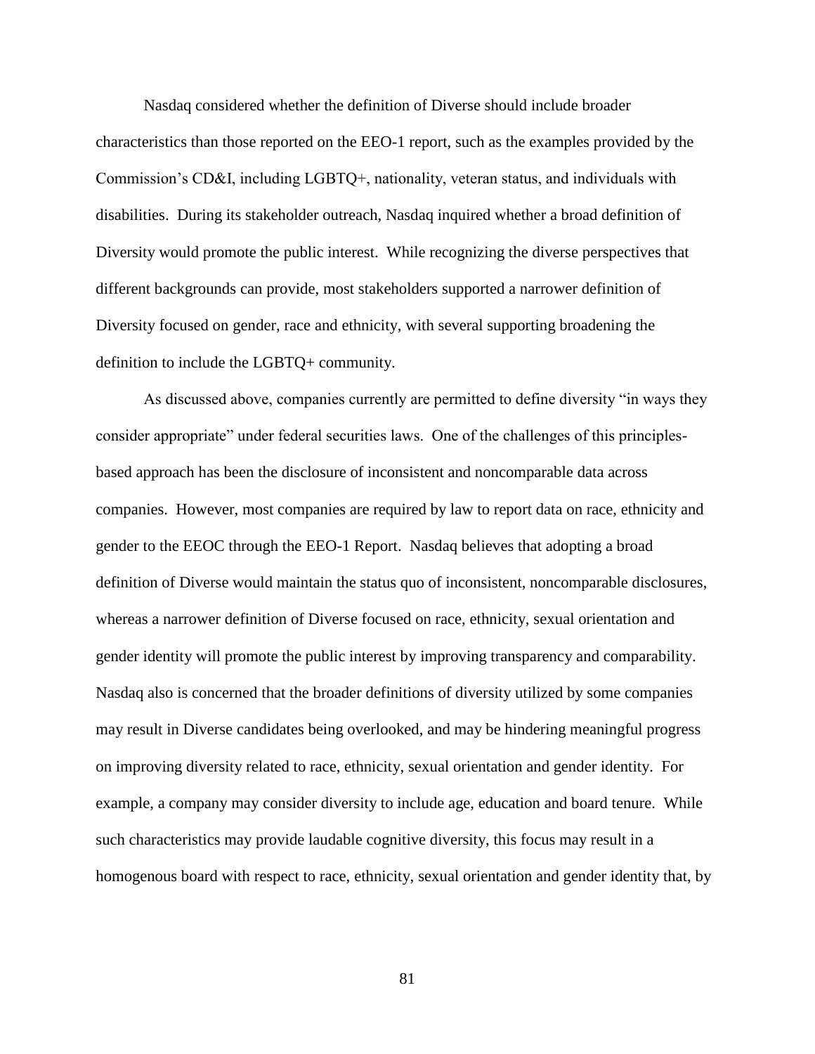Nasdaq considered whether the definition of Diverse should include broader characteristics than those reported on the EEO-1 report, such as the examples provided by the Commission's CD&I, including LGBTQ+, nationality, veteran status, and individuals with disabilities. During its stakeholder outreach, Nasdaq inquired whether a broad definition of Diversity would promote the public interest. While recognizing the diverse perspectives that different backgrounds can provide, most stakeholders supported a narrower definition of Diversity focused on gender, race and ethnicity, with several supporting broadening the definition to include the LGBTQ+ community.

As discussed above, companies currently are permitted to define diversity "in ways they consider appropriate" under federal securities laws. One of the challenges of this principles-based approach has been the disclosure of inconsistent and noncomparable data across companies. However, most companies are required by law to report data on race, ethnicity and gender to the EEOC through the EEO-1 Report. Nasdaq believes that adopting a broad definition of Diverse would maintain the status quo of inconsistent, noncomparable disclosures, whereas a narrower definition of Diverse focused on race, ethnicity, sexual orientation and gender identity will promote the public interest by improving transparency and comparability. Nasdaq also is concerned that the broader definitions of diversity utilized by some companies may result in Diverse candidates being overlooked, and may be hindering meaningful progress on improving diversity related to race, ethnicity, sexual orientation and gender identity. For example, a company may consider diversity to include age, education and board tenure. While such characteristics may provide laudable cognitive diversity, this focus may result in a homogenous board with respect to race, ethnicity, sexual orientation and gender identity that, by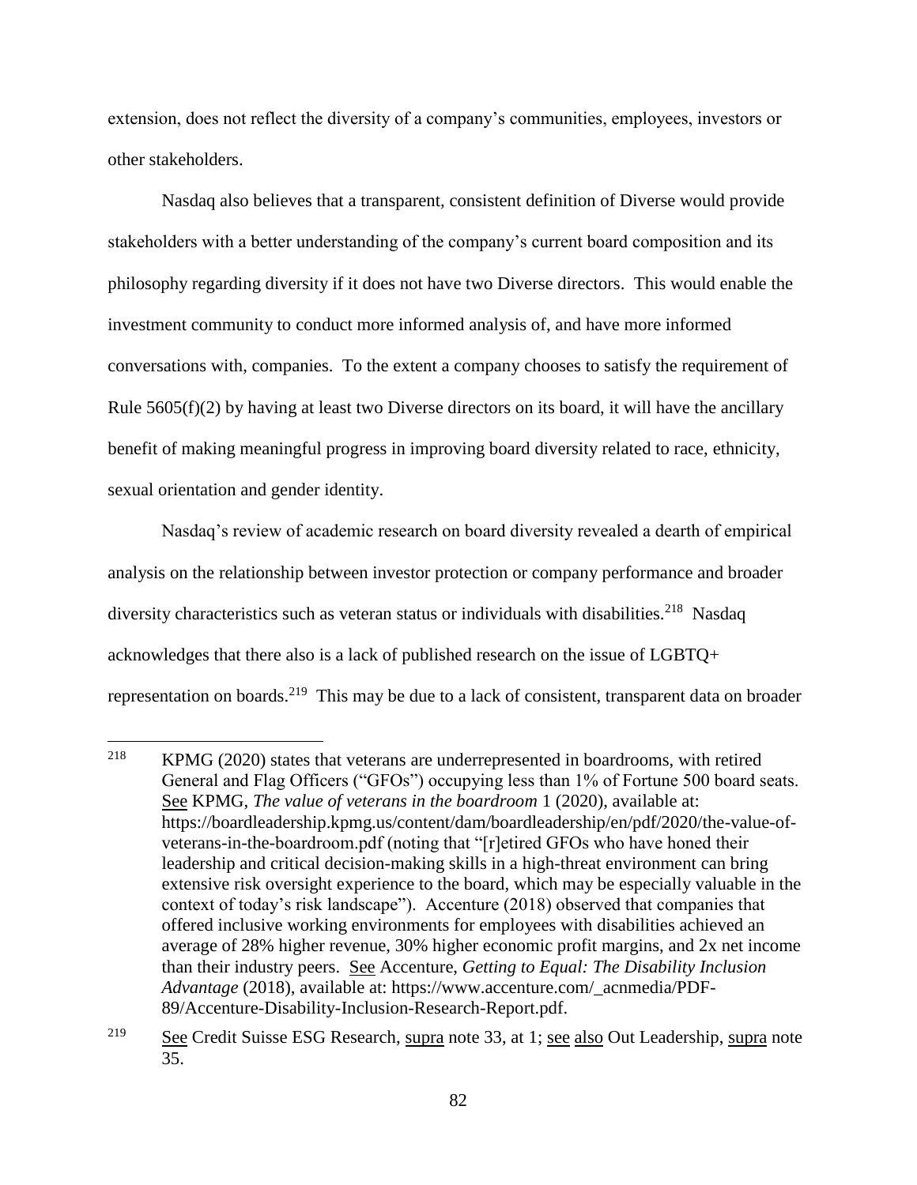extension, does not reflect the diversity of a company's communities, employees, investors or other stakeholders.

Nasdaq also believes that a transparent, consistent definition of Diverse would provide stakeholders with a better understanding of the company's current board composition and its philosophy regarding diversity if it does not have two Diverse directors. This would enable the investment community to conduct more informed analysis of, and have more informed conversations with, companies. To the extent a company chooses to satisfy the requirement of Rule 5605(f)(2) by having at least two Diverse directors on its board, it will have the ancillary benefit of making meaningful progress in improving board diversity related to race, ethnicity, sexual orientation and gender identity.

Nasdaq's review of academic research on board diversity revealed a dearth of empirical analysis on the relationship between investor protection or company performance and broader diversity characteristics such as veteran status or individuals with disabilities.[218] Nasdaq acknowledges that there also is a lack of published research on the issue of LGBTQ+ representation on boards.[219] This may be due to a lack of consistent, transparent data on broader

---

[218] KPMG (2020) states that veterans are underrepresented in boardrooms, with retired General and Flag Officers ("GFOs") occupying less than 1% of Fortune 500 board seats. See KPMG, *The value of veterans in the boardroom* 1 (2020), available at: https://boardleadership.kpmg.us/content/dam/boardleadership/en/pdf/2020/the-value-of-veterans-in-the-boardroom.pdf (noting that "[r]etired GFOs who have honed their leadership and critical decision-making skills in a high-threat environment can bring extensive risk oversight experience to the board, which may be especially valuable in the context of today's risk landscape"). Accenture (2018) observed that companies that offered inclusive working environments for employees with disabilities achieved an average of 28% higher revenue, 30% higher economic profit margins, and 2x net income than their industry peers. See Accenture, *Getting to Equal: The Disability Inclusion Advantage* (2018), available at: https://www.accenture.com/_acnmedia/PDF-89/Accenture-Disability-Inclusion-Research-Report.pdf.

[219] See Credit Suisse ESG Research, supra note 33, at 1; see also Out Leadership, supra note 35.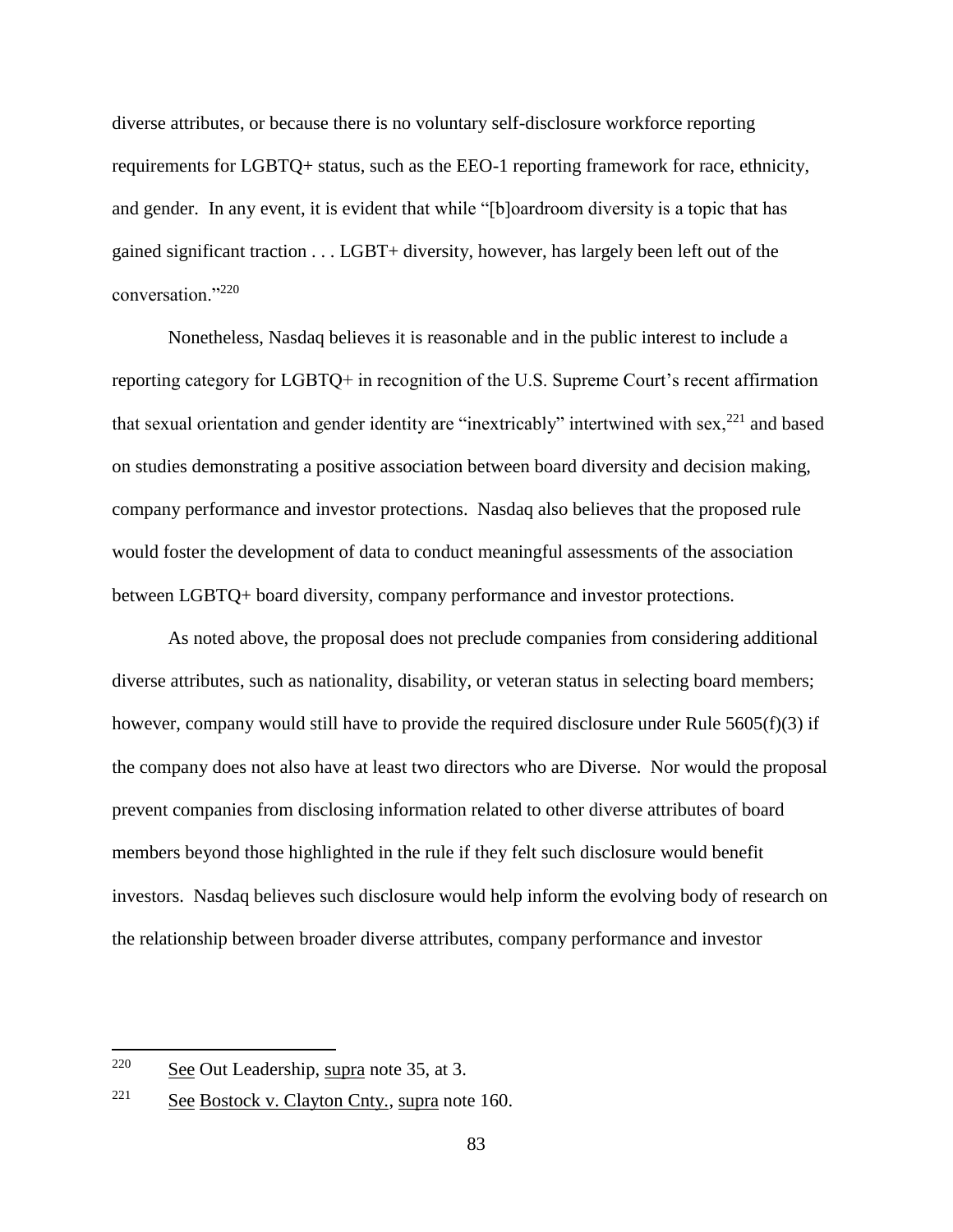diverse attributes, or because there is no voluntary self-disclosure workforce reporting requirements for LGBTQ+ status, such as the EEO-1 reporting framework for race, ethnicity, and gender. In any event, it is evident that while "[b]oardroom diversity is a topic that has gained significant traction . . . LGBT+ diversity, however, has largely been left out of the conversation."[220]

Nonetheless, Nasdaq believes it is reasonable and in the public interest to include a reporting category for LGBTQ+ in recognition of the U.S. Supreme Court's recent affirmation that sexual orientation and gender identity are "inextricably" intertwined with sex,[221] and based on studies demonstrating a positive association between board diversity and decision making, company performance and investor protections. Nasdaq also believes that the proposed rule would foster the development of data to conduct meaningful assessments of the association between LGBTQ+ board diversity, company performance and investor protections.

As noted above, the proposal does not preclude companies from considering additional diverse attributes, such as nationality, disability, or veteran status in selecting board members; however, company would still have to provide the required disclosure under Rule 5605(f)(3) if the company does not also have at least two directors who are Diverse. Nor would the proposal prevent companies from disclosing information related to other diverse attributes of board members beyond those highlighted in the rule if they felt such disclosure would benefit investors. Nasdaq believes such disclosure would help inform the evolving body of research on the relationship between broader diverse attributes, company performance and investor

---

[220] See Out Leadership, supra note 35, at 3.

[221] See Bostock v. Clayton Cnty., supra note 160.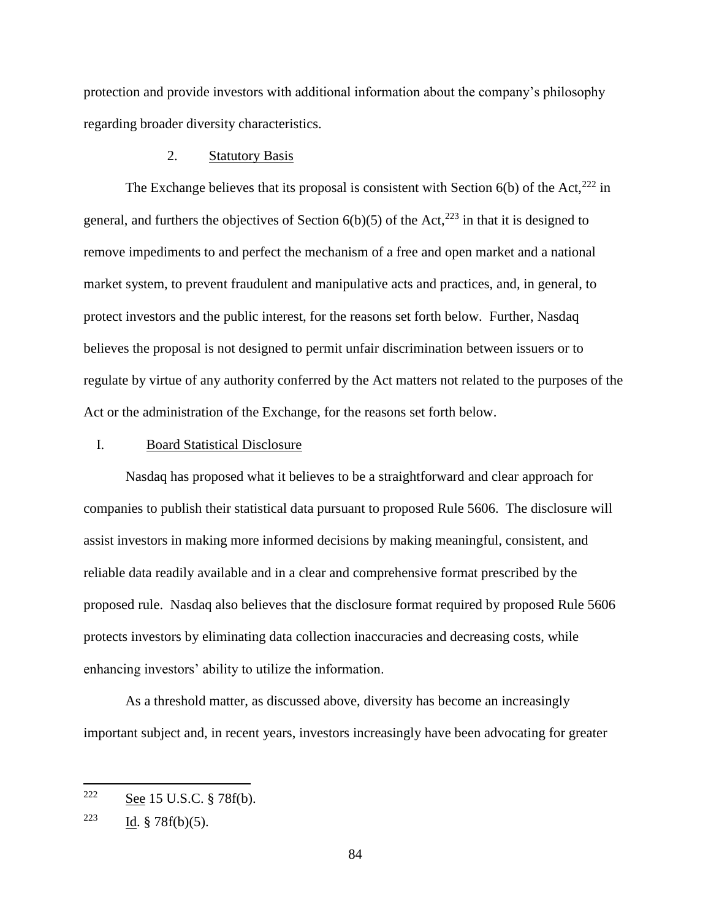protection and provide investors with additional information about the company's philosophy regarding broader diversity characteristics.

2. Statutory Basis

The Exchange believes that its proposal is consistent with Section 6(b) of the Act,[222] in general, and furthers the objectives of Section 6(b)(5) of the Act,[223] in that it is designed to remove impediments to and perfect the mechanism of a free and open market and a national market system, to prevent fraudulent and manipulative acts and practices, and, in general, to protect investors and the public interest, for the reasons set forth below. Further, Nasdaq believes the proposal is not designed to permit unfair discrimination between issuers or to regulate by virtue of any authority conferred by the Act matters not related to the purposes of the Act or the administration of the Exchange, for the reasons set forth below.

I. Board Statistical Disclosure

Nasdaq has proposed what it believes to be a straightforward and clear approach for companies to publish their statistical data pursuant to proposed Rule 5606. The disclosure will assist investors in making more informed decisions by making meaningful, consistent, and reliable data readily available and in a clear and comprehensive format prescribed by the proposed rule. Nasdaq also believes that the disclosure format required by proposed Rule 5606 protects investors by eliminating data collection inaccuracies and decreasing costs, while enhancing investors' ability to utilize the information.

As a threshold matter, as discussed above, diversity has become an increasingly important subject and, in recent years, investors increasingly have been advocating for greater

---

[222] See 15 U.S.C. § 78f(b).

[223] Id. § 78f(b)(5).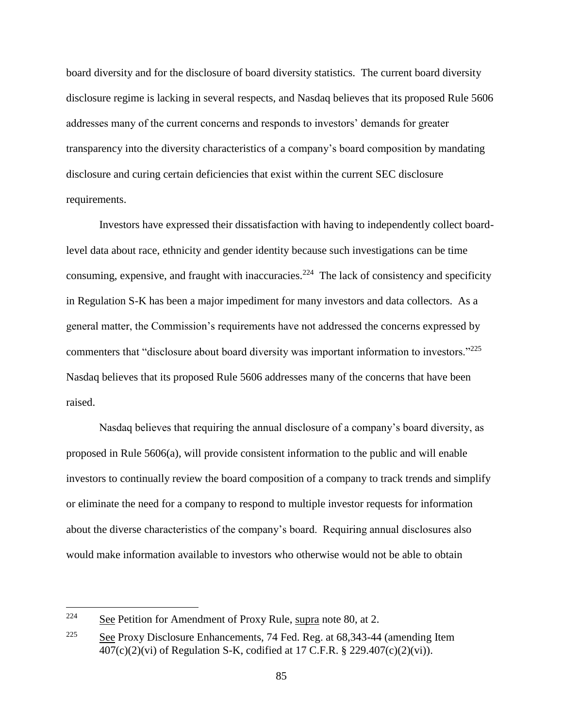board diversity and for the disclosure of board diversity statistics. The current board diversity disclosure regime is lacking in several respects, and Nasdaq believes that its proposed Rule 5606 addresses many of the current concerns and responds to investors' demands for greater transparency into the diversity characteristics of a company's board composition by mandating disclosure and curing certain deficiencies that exist within the current SEC disclosure requirements.

Investors have expressed their dissatisfaction with having to independently collect board-level data about race, ethnicity and gender identity because such investigations can be time consuming, expensive, and fraught with inaccuracies.[224] The lack of consistency and specificity in Regulation S-K has been a major impediment for many investors and data collectors. As a general matter, the Commission's requirements have not addressed the concerns expressed by commenters that "disclosure about board diversity was important information to investors."[225] Nasdaq believes that its proposed Rule 5606 addresses many of the concerns that have been raised.

Nasdaq believes that requiring the annual disclosure of a company's board diversity, as proposed in Rule 5606(a), will provide consistent information to the public and will enable investors to continually review the board composition of a company to track trends and simplify or eliminate the need for a company to respond to multiple investor requests for information about the diverse characteristics of the company's board. Requiring annual disclosures also would make information available to investors who otherwise would not be able to obtain

---

[224] See Petition for Amendment of Proxy Rule, supra note 80, at 2.

[225] See Proxy Disclosure Enhancements, 74 Fed. Reg. at 68,343-44 (amending Item 407(c)(2)(vi) of Regulation S-K, codified at 17 C.F.R. § 229.407(c)(2)(vi)).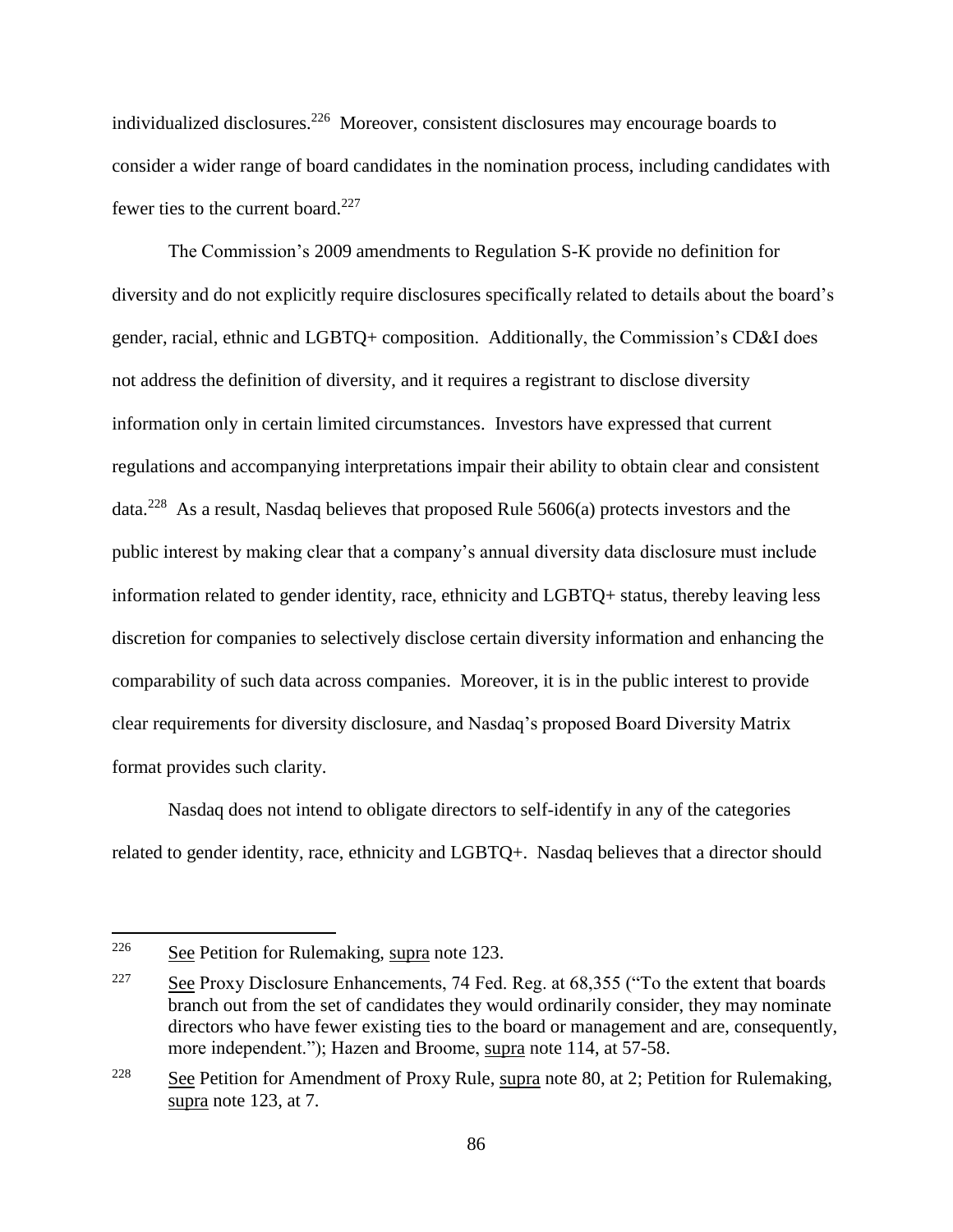individualized disclosures.[226] Moreover, consistent disclosures may encourage boards to consider a wider range of board candidates in the nomination process, including candidates with fewer ties to the current board.[227]

The Commission's 2009 amendments to Regulation S-K provide no definition for diversity and do not explicitly require disclosures specifically related to details about the board's gender, racial, ethnic and LGBTQ+ composition. Additionally, the Commission's CD&I does not address the definition of diversity, and it requires a registrant to disclose diversity information only in certain limited circumstances. Investors have expressed that current regulations and accompanying interpretations impair their ability to obtain clear and consistent data.[228] As a result, Nasdaq believes that proposed Rule 5606(a) protects investors and the public interest by making clear that a company's annual diversity data disclosure must include information related to gender identity, race, ethnicity and LGBTQ+ status, thereby leaving less discretion for companies to selectively disclose certain diversity information and enhancing the comparability of such data across companies. Moreover, it is in the public interest to provide clear requirements for diversity disclosure, and Nasdaq's proposed Board Diversity Matrix format provides such clarity.

Nasdaq does not intend to obligate directors to self-identify in any of the categories related to gender identity, race, ethnicity and LGBTQ+. Nasdaq believes that a director should

---

[226] See Petition for Rulemaking, supra note 123.

[227] See Proxy Disclosure Enhancements, 74 Fed. Reg. at 68,355 ("To the extent that boards branch out from the set of candidates they would ordinarily consider, they may nominate directors who have fewer existing ties to the board or management and are, consequently, more independent."); Hazen and Broome, supra note 114, at 57-58.

[228] See Petition for Amendment of Proxy Rule, supra note 80, at 2; Petition for Rulemaking, supra note 123, at 7.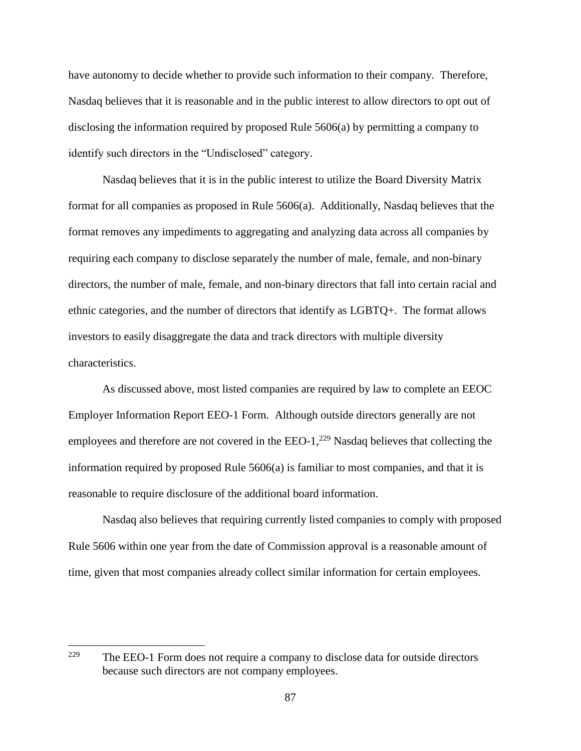have autonomy to decide whether to provide such information to their company. Therefore, Nasdaq believes that it is reasonable and in the public interest to allow directors to opt out of disclosing the information required by proposed Rule 5606(a) by permitting a company to identify such directors in the "Undisclosed" category.

Nasdaq believes that it is in the public interest to utilize the Board Diversity Matrix format for all companies as proposed in Rule 5606(a). Additionally, Nasdaq believes that the format removes any impediments to aggregating and analyzing data across all companies by requiring each company to disclose separately the number of male, female, and non-binary directors, the number of male, female, and non-binary directors that fall into certain racial and ethnic categories, and the number of directors that identify as LGBTQ+. The format allows investors to easily disaggregate the data and track directors with multiple diversity characteristics.

As discussed above, most listed companies are required by law to complete an EEOC Employer Information Report EEO-1 Form. Although outside directors generally are not employees and therefore are not covered in the EEO-1,[229] Nasdaq believes that collecting the information required by proposed Rule 5606(a) is familiar to most companies, and that it is reasonable to require disclosure of the additional board information.

Nasdaq also believes that requiring currently listed companies to comply with proposed Rule 5606 within one year from the date of Commission approval is a reasonable amount of time, given that most companies already collect similar information for certain employees.

---

[229] The EEO-1 Form does not require a company to disclose data for outside directors because such directors are not company employees.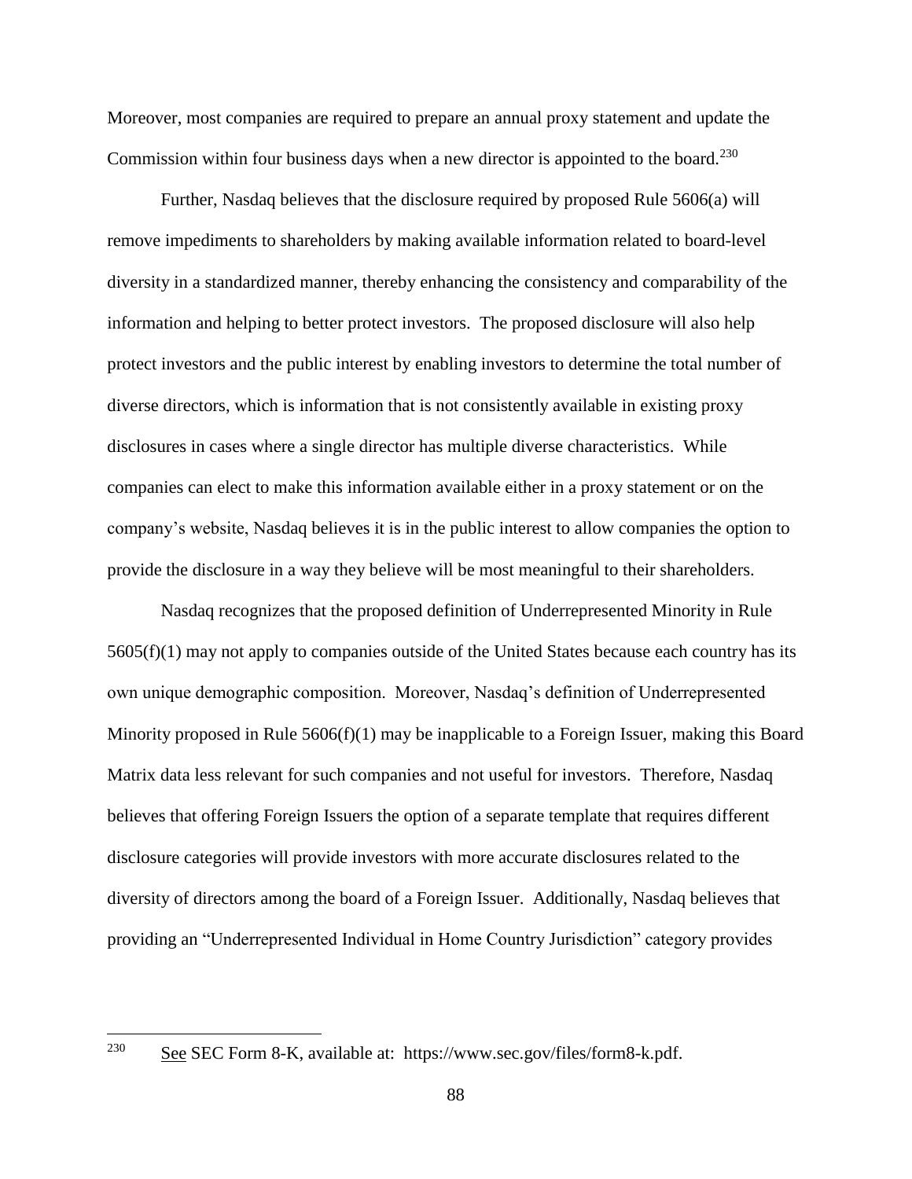Moreover, most companies are required to prepare an annual proxy statement and update the Commission within four business days when a new director is appointed to the board.[230]

Further, Nasdaq believes that the disclosure required by proposed Rule 5606(a) will remove impediments to shareholders by making available information related to board-level diversity in a standardized manner, thereby enhancing the consistency and comparability of the information and helping to better protect investors. The proposed disclosure will also help protect investors and the public interest by enabling investors to determine the total number of diverse directors, which is information that is not consistently available in existing proxy disclosures in cases where a single director has multiple diverse characteristics. While companies can elect to make this information available either in a proxy statement or on the company's website, Nasdaq believes it is in the public interest to allow companies the option to provide the disclosure in a way they believe will be most meaningful to their shareholders.

Nasdaq recognizes that the proposed definition of Underrepresented Minority in Rule 5605(f)(1) may not apply to companies outside of the United States because each country has its own unique demographic composition. Moreover, Nasdaq's definition of Underrepresented Minority proposed in Rule 5606(f)(1) may be inapplicable to a Foreign Issuer, making this Board Matrix data less relevant for such companies and not useful for investors. Therefore, Nasdaq believes that offering Foreign Issuers the option of a separate template that requires different disclosure categories will provide investors with more accurate disclosures related to the diversity of directors among the board of a Foreign Issuer. Additionally, Nasdaq believes that providing an "Underrepresented Individual in Home Country Jurisdiction" category provides

---

[230] See SEC Form 8-K, available at: https://www.sec.gov/files/form8-k.pdf.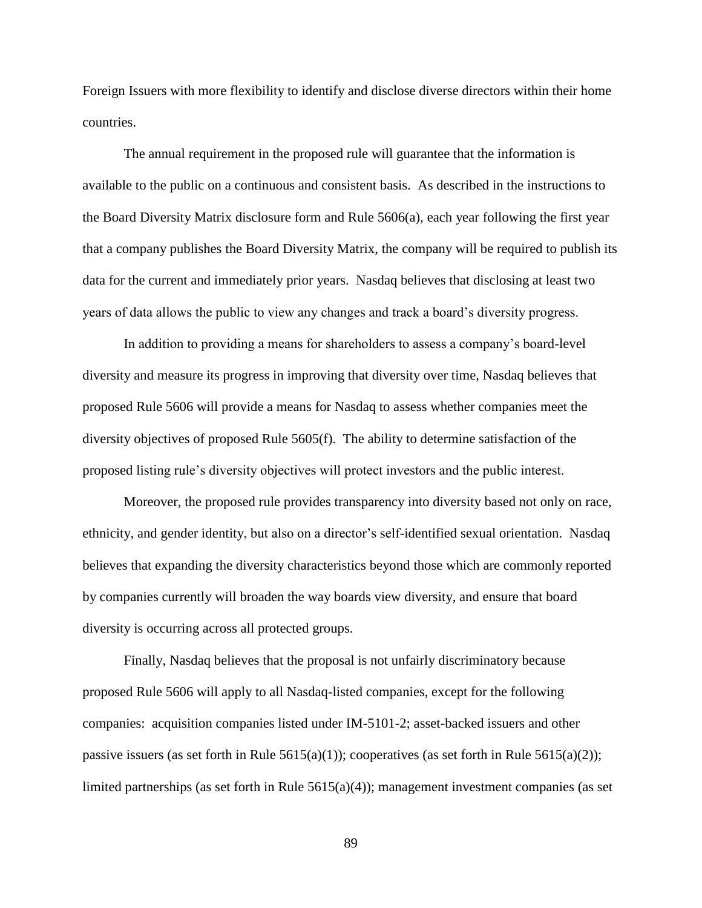Foreign Issuers with more flexibility to identify and disclose diverse directors within their home countries.

The annual requirement in the proposed rule will guarantee that the information is available to the public on a continuous and consistent basis. As described in the instructions to the Board Diversity Matrix disclosure form and Rule 5606(a), each year following the first year that a company publishes the Board Diversity Matrix, the company will be required to publish its data for the current and immediately prior years. Nasdaq believes that disclosing at least two years of data allows the public to view any changes and track a board's diversity progress.

In addition to providing a means for shareholders to assess a company's board-level diversity and measure its progress in improving that diversity over time, Nasdaq believes that proposed Rule 5606 will provide a means for Nasdaq to assess whether companies meet the diversity objectives of proposed Rule 5605(f). The ability to determine satisfaction of the proposed listing rule's diversity objectives will protect investors and the public interest.

Moreover, the proposed rule provides transparency into diversity based not only on race, ethnicity, and gender identity, but also on a director's self-identified sexual orientation. Nasdaq believes that expanding the diversity characteristics beyond those which are commonly reported by companies currently will broaden the way boards view diversity, and ensure that board diversity is occurring across all protected groups.

Finally, Nasdaq believes that the proposal is not unfairly discriminatory because proposed Rule 5606 will apply to all Nasdaq-listed companies, except for the following companies: acquisition companies listed under IM-5101-2; asset-backed issuers and other passive issuers (as set forth in Rule 5615(a)(1)); cooperatives (as set forth in Rule 5615(a)(2)); limited partnerships (as set forth in Rule 5615(a)(4)); management investment companies (as set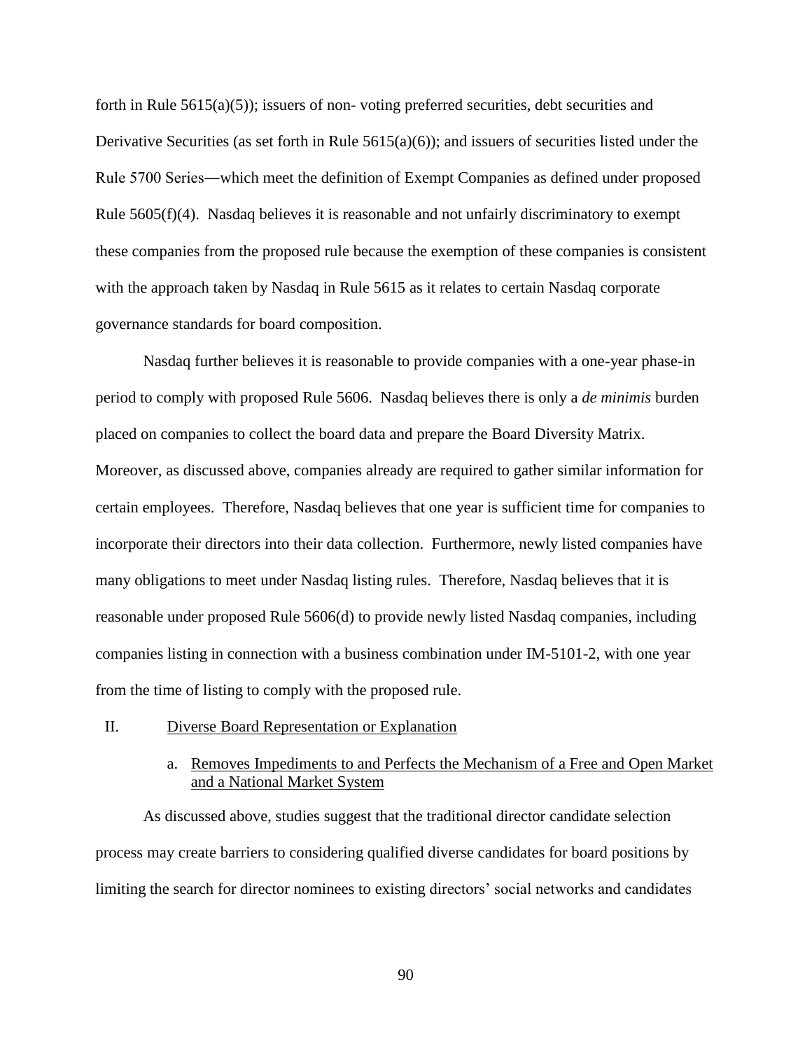forth in Rule 5615(a)(5)); issuers of non- voting preferred securities, debt securities and Derivative Securities (as set forth in Rule 5615(a)(6)); and issuers of securities listed under the Rule 5700 Series—which meet the definition of Exempt Companies as defined under proposed Rule 5605(f)(4). Nasdaq believes it is reasonable and not unfairly discriminatory to exempt these companies from the proposed rule because the exemption of these companies is consistent with the approach taken by Nasdaq in Rule 5615 as it relates to certain Nasdaq corporate governance standards for board composition.

Nasdaq further believes it is reasonable to provide companies with a one-year phase-in period to comply with proposed Rule 5606. Nasdaq believes there is only a *de minimis* burden placed on companies to collect the board data and prepare the Board Diversity Matrix. Moreover, as discussed above, companies already are required to gather similar information for certain employees. Therefore, Nasdaq believes that one year is sufficient time for companies to incorporate their directors into their data collection. Furthermore, newly listed companies have many obligations to meet under Nasdaq listing rules. Therefore, Nasdaq believes that it is reasonable under proposed Rule 5606(d) to provide newly listed Nasdaq companies, including companies listing in connection with a business combination under IM-5101-2, with one year from the time of listing to comply with the proposed rule.

## II. Diverse Board Representation or Explanation

### a. Removes Impediments to and Perfects the Mechanism of a Free and Open Market and a National Market System

As discussed above, studies suggest that the traditional director candidate selection process may create barriers to considering qualified diverse candidates for board positions by limiting the search for director nominees to existing directors' social networks and candidates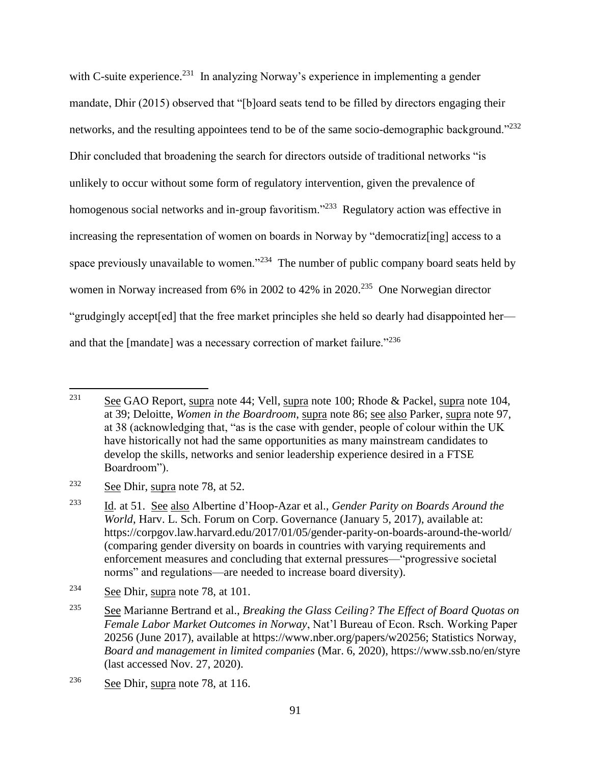with C-suite experience.[231] In analyzing Norway's experience in implementing a gender mandate, Dhir (2015) observed that "[b]oard seats tend to be filled by directors engaging their networks, and the resulting appointees tend to be of the same socio-demographic background."[232] Dhir concluded that broadening the search for directors outside of traditional networks "is unlikely to occur without some form of regulatory intervention, given the prevalence of homogenous social networks and in-group favoritism."[233] Regulatory action was effective in increasing the representation of women on boards in Norway by "democratiz[ing] access to a space previously unavailable to women."[234] The number of public company board seats held by women in Norway increased from 6% in 2002 to 42% in 2020.[235] One Norwegian director "grudgingly accept[ed] that the free market principles she held so dearly had disappointed her—and that the [mandate] was a necessary correction of market failure."[236]

---

[231] See GAO Report, supra note 44; Vell, supra note 100; Rhode & Packel, supra note 104, at 39; Deloitte, *Women in the Boardroom*, supra note 86; see also Parker, supra note 97, at 38 (acknowledging that, "as is the case with gender, people of colour within the UK have historically not had the same opportunities as many mainstream candidates to develop the skills, networks and senior leadership experience desired in a FTSE Boardroom").

[232] See Dhir, supra note 78, at 52.

[233] Id. at 51. See also Albertine d'Hoop-Azar et al., *Gender Parity on Boards Around the World*, Harv. L. Sch. Forum on Corp. Governance (January 5, 2017), available at: https://corpgov.law.harvard.edu/2017/01/05/gender-parity-on-boards-around-the-world/ (comparing gender diversity on boards in countries with varying requirements and enforcement measures and concluding that external pressures—"progressive societal norms" and regulations—are needed to increase board diversity).

[234] See Dhir, supra note 78, at 101.

[235] See Marianne Bertrand et al., *Breaking the Glass Ceiling? The Effect of Board Quotas on Female Labor Market Outcomes in Norway*, Nat'l Bureau of Econ. Rsch. Working Paper 20256 (June 2017), available at https://www.nber.org/papers/w20256; Statistics Norway, *Board and management in limited companies* (Mar. 6, 2020), https://www.ssb.no/en/styre (last accessed Nov. 27, 2020).

[236] See Dhir, supra note 78, at 116.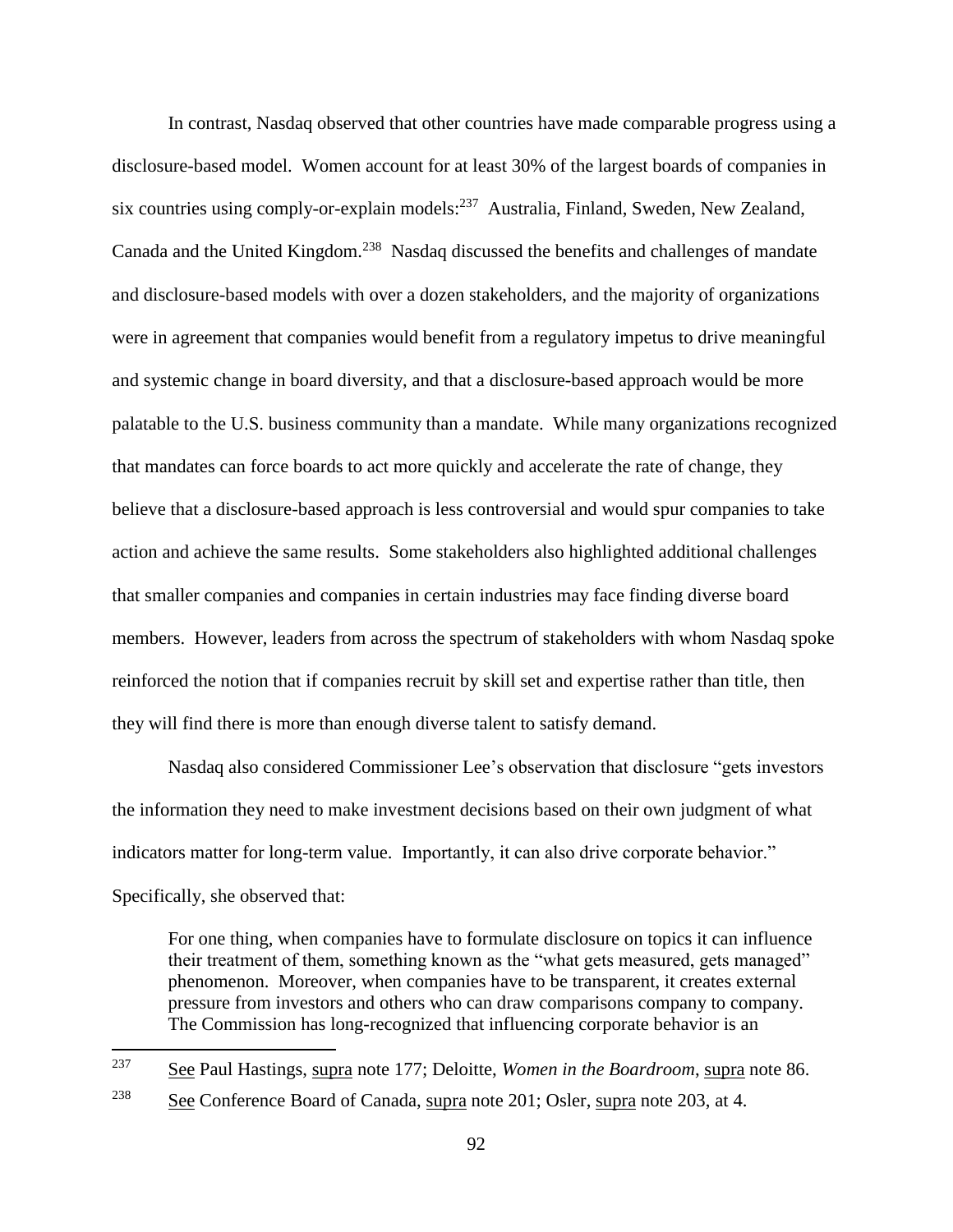In contrast, Nasdaq observed that other countries have made comparable progress using a disclosure-based model. Women account for at least 30% of the largest boards of companies in six countries using comply-or-explain models:[237] Australia, Finland, Sweden, New Zealand, Canada and the United Kingdom.[238] Nasdaq discussed the benefits and challenges of mandate and disclosure-based models with over a dozen stakeholders, and the majority of organizations were in agreement that companies would benefit from a regulatory impetus to drive meaningful and systemic change in board diversity, and that a disclosure-based approach would be more palatable to the U.S. business community than a mandate. While many organizations recognized that mandates can force boards to act more quickly and accelerate the rate of change, they believe that a disclosure-based approach is less controversial and would spur companies to take action and achieve the same results. Some stakeholders also highlighted additional challenges that smaller companies and companies in certain industries may face finding diverse board members. However, leaders from across the spectrum of stakeholders with whom Nasdaq spoke reinforced the notion that if companies recruit by skill set and expertise rather than title, then they will find there is more than enough diverse talent to satisfy demand.

Nasdaq also considered Commissioner Lee's observation that disclosure "gets investors the information they need to make investment decisions based on their own judgment of what indicators matter for long-term value. Importantly, it can also drive corporate behavior." Specifically, she observed that:

> For one thing, when companies have to formulate disclosure on topics it can influence their treatment of them, something known as the "what gets measured, gets managed" phenomenon. Moreover, when companies have to be transparent, it creates external pressure from investors and others who can draw comparisons company to company. The Commission has long-recognized that influencing corporate behavior is an

---

[237] See Paul Hastings, supra note 177; Deloitte, *Women in the Boardroom*, supra note 86.

[238] See Conference Board of Canada, supra note 201; Osler, supra note 203, at 4.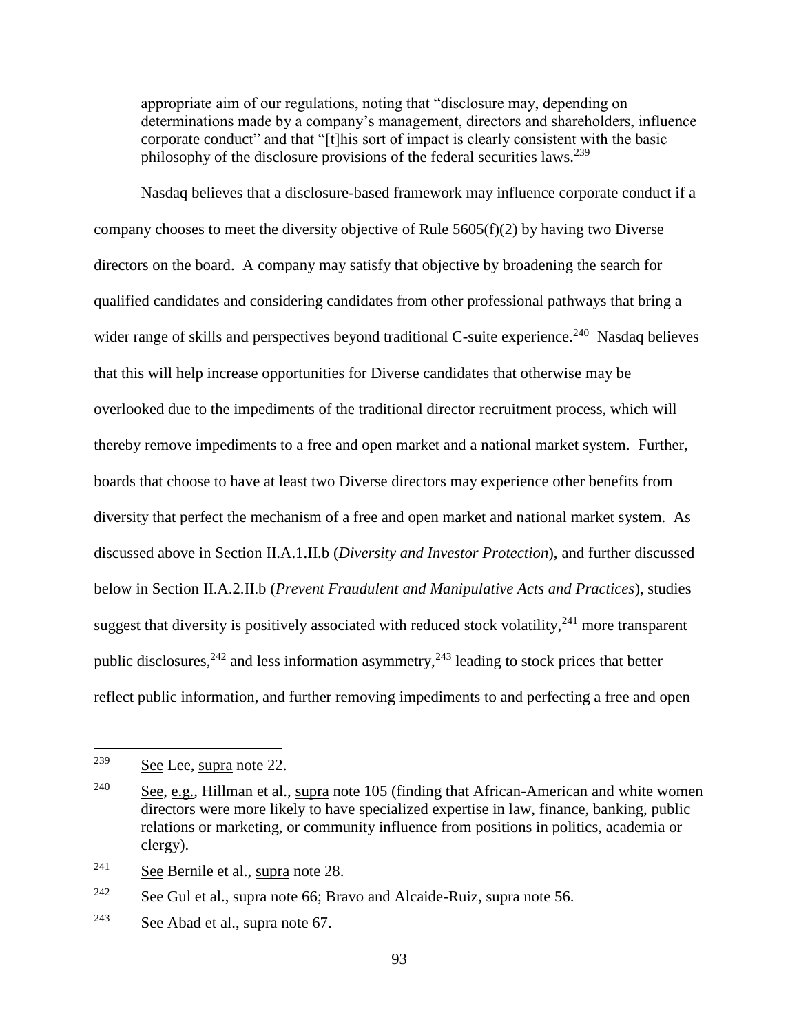appropriate aim of our regulations, noting that "disclosure may, depending on determinations made by a company's management, directors and shareholders, influence corporate conduct" and that "[t]his sort of impact is clearly consistent with the basic philosophy of the disclosure provisions of the federal securities laws.[239]

Nasdaq believes that a disclosure-based framework may influence corporate conduct if a company chooses to meet the diversity objective of Rule 5605(f)(2) by having two Diverse directors on the board. A company may satisfy that objective by broadening the search for qualified candidates and considering candidates from other professional pathways that bring a wider range of skills and perspectives beyond traditional C-suite experience.[240] Nasdaq believes that this will help increase opportunities for Diverse candidates that otherwise may be overlooked due to the impediments of the traditional director recruitment process, which will thereby remove impediments to a free and open market and a national market system. Further, boards that choose to have at least two Diverse directors may experience other benefits from diversity that perfect the mechanism of a free and open market and national market system. As discussed above in Section II.A.1.II.b (*Diversity and Investor Protection*), and further discussed below in Section II.A.2.II.b (*Prevent Fraudulent and Manipulative Acts and Practices*), studies suggest that diversity is positively associated with reduced stock volatility,[241] more transparent public disclosures,[242] and less information asymmetry,[243] leading to stock prices that better reflect public information, and further removing impediments to and perfecting a free and open

---

[239] See Lee, supra note 22.

[240] See, e.g., Hillman et al., supra note 105 (finding that African-American and white women directors were more likely to have specialized expertise in law, finance, banking, public relations or marketing, or community influence from positions in politics, academia or clergy).

[241] See Bernile et al., supra note 28.

[242] See Gul et al., supra note 66; Bravo and Alcaide-Ruiz, supra note 56.

[243] See Abad et al., supra note 67.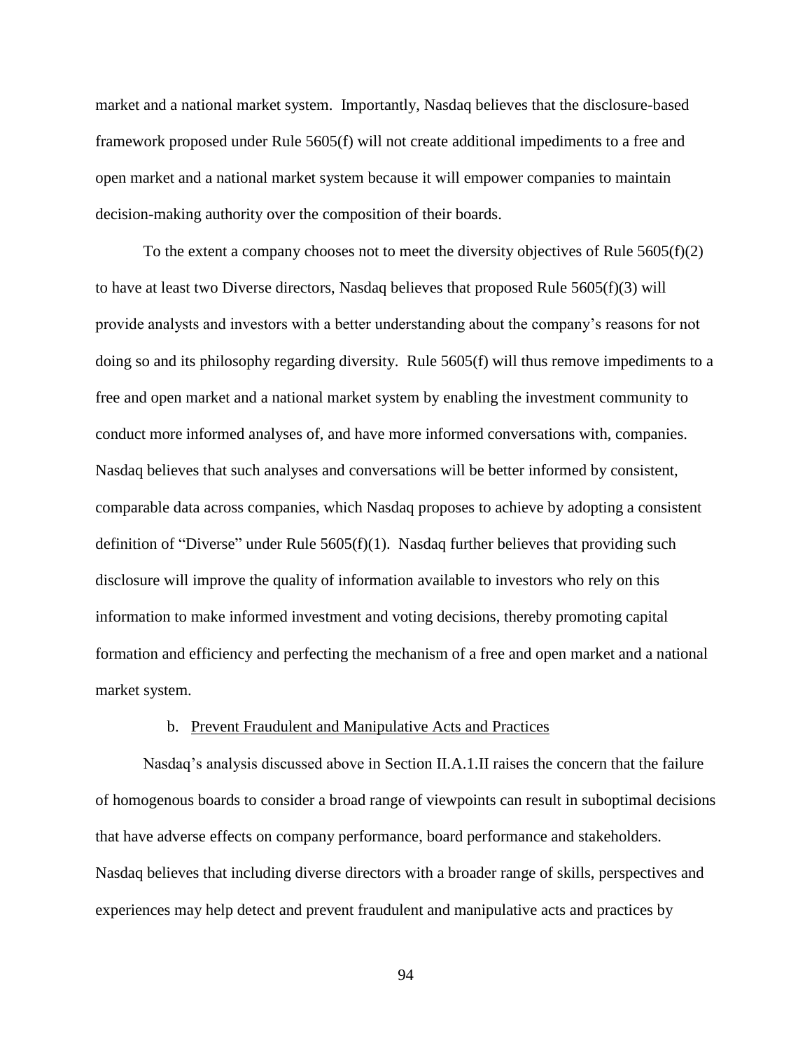market and a national market system. Importantly, Nasdaq believes that the disclosure-based framework proposed under Rule 5605(f) will not create additional impediments to a free and open market and a national market system because it will empower companies to maintain decision-making authority over the composition of their boards.

To the extent a company chooses not to meet the diversity objectives of Rule 5605(f)(2) to have at least two Diverse directors, Nasdaq believes that proposed Rule 5605(f)(3) will provide analysts and investors with a better understanding about the company's reasons for not doing so and its philosophy regarding diversity. Rule 5605(f) will thus remove impediments to a free and open market and a national market system by enabling the investment community to conduct more informed analyses of, and have more informed conversations with, companies. Nasdaq believes that such analyses and conversations will be better informed by consistent, comparable data across companies, which Nasdaq proposes to achieve by adopting a consistent definition of "Diverse" under Rule 5605(f)(1). Nasdaq further believes that providing such disclosure will improve the quality of information available to investors who rely on this information to make informed investment and voting decisions, thereby promoting capital formation and efficiency and perfecting the mechanism of a free and open market and a national market system.

b. Prevent Fraudulent and Manipulative Acts and Practices

Nasdaq's analysis discussed above in Section II.A.1.II raises the concern that the failure of homogenous boards to consider a broad range of viewpoints can result in suboptimal decisions that have adverse effects on company performance, board performance and stakeholders. Nasdaq believes that including diverse directors with a broader range of skills, perspectives and experiences may help detect and prevent fraudulent and manipulative acts and practices by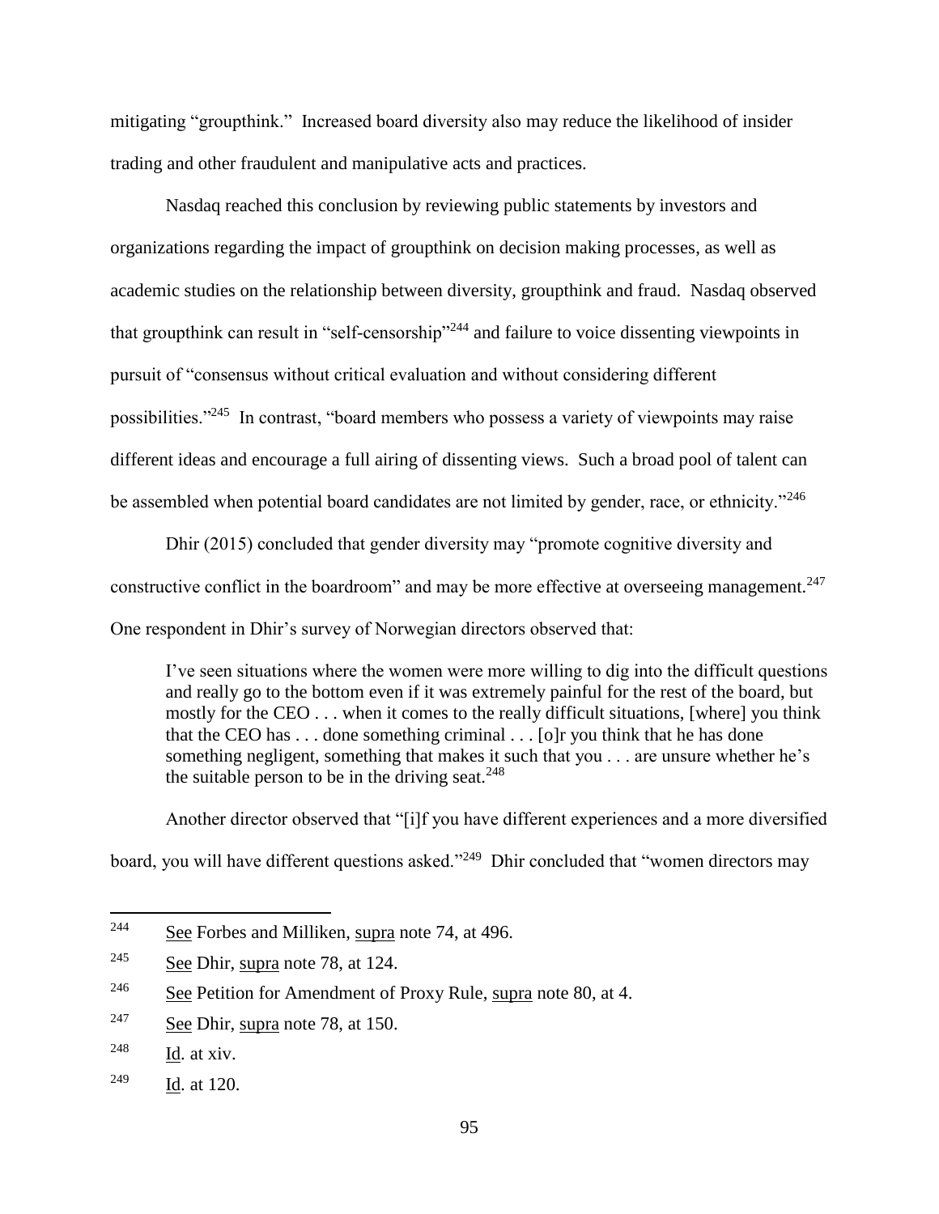mitigating "groupthink." Increased board diversity also may reduce the likelihood of insider trading and other fraudulent and manipulative acts and practices.

Nasdaq reached this conclusion by reviewing public statements by investors and organizations regarding the impact of groupthink on decision making processes, as well as academic studies on the relationship between diversity, groupthink and fraud. Nasdaq observed that groupthink can result in "self-censorship"[244] and failure to voice dissenting viewpoints in pursuit of "consensus without critical evaluation and without considering different possibilities."[245] In contrast, "board members who possess a variety of viewpoints may raise different ideas and encourage a full airing of dissenting views. Such a broad pool of talent can be assembled when potential board candidates are not limited by gender, race, or ethnicity."[246]

Dhir (2015) concluded that gender diversity may "promote cognitive diversity and constructive conflict in the boardroom" and may be more effective at overseeing management.[247] One respondent in Dhir's survey of Norwegian directors observed that:

> I've seen situations where the women were more willing to dig into the difficult questions and really go to the bottom even if it was extremely painful for the rest of the board, but mostly for the CEO . . . when it comes to the really difficult situations, [where] you think that the CEO has . . . done something criminal . . . [o]r you think that he has done something negligent, something that makes it such that you . . . are unsure whether he's the suitable person to be in the driving seat.[248]

Another director observed that "[i]f you have different experiences and a more diversified board, you will have different questions asked."[249] Dhir concluded that "women directors may

---

[244] See Forbes and Milliken, supra note 74, at 496.

[245] See Dhir, supra note 78, at 124.

[246] See Petition for Amendment of Proxy Rule, supra note 80, at 4.

[247] See Dhir, supra note 78, at 150.

[248] Id. at xiv.

[249] Id. at 120.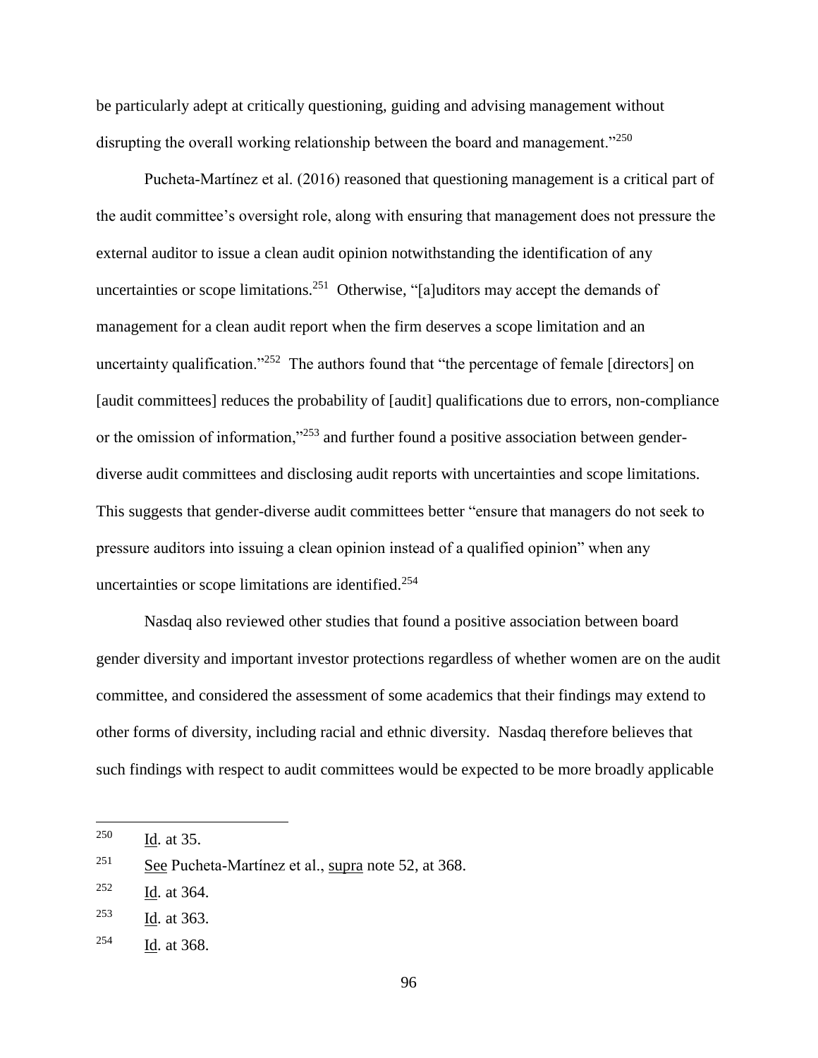be particularly adept at critically questioning, guiding and advising management without disrupting the overall working relationship between the board and management."[250]

Pucheta-Martínez et al. (2016) reasoned that questioning management is a critical part of the audit committee's oversight role, along with ensuring that management does not pressure the external auditor to issue a clean audit opinion notwithstanding the identification of any uncertainties or scope limitations.[251] Otherwise, "[a]uditors may accept the demands of management for a clean audit report when the firm deserves a scope limitation and an uncertainty qualification."[252] The authors found that "the percentage of female [directors] on [audit committees] reduces the probability of [audit] qualifications due to errors, non-compliance or the omission of information,"[253] and further found a positive association between gender-diverse audit committees and disclosing audit reports with uncertainties and scope limitations. This suggests that gender-diverse audit committees better "ensure that managers do not seek to pressure auditors into issuing a clean opinion instead of a qualified opinion" when any uncertainties or scope limitations are identified.[254]

Nasdaq also reviewed other studies that found a positive association between board gender diversity and important investor protections regardless of whether women are on the audit committee, and considered the assessment of some academics that their findings may extend to other forms of diversity, including racial and ethnic diversity. Nasdaq therefore believes that such findings with respect to audit committees would be expected to be more broadly applicable

---

[250] Id. at 35.

[251] See Pucheta-Martínez et al., supra note 52, at 368.

[252] Id. at 364.

[253] Id. at 363.

[254] Id. at 368.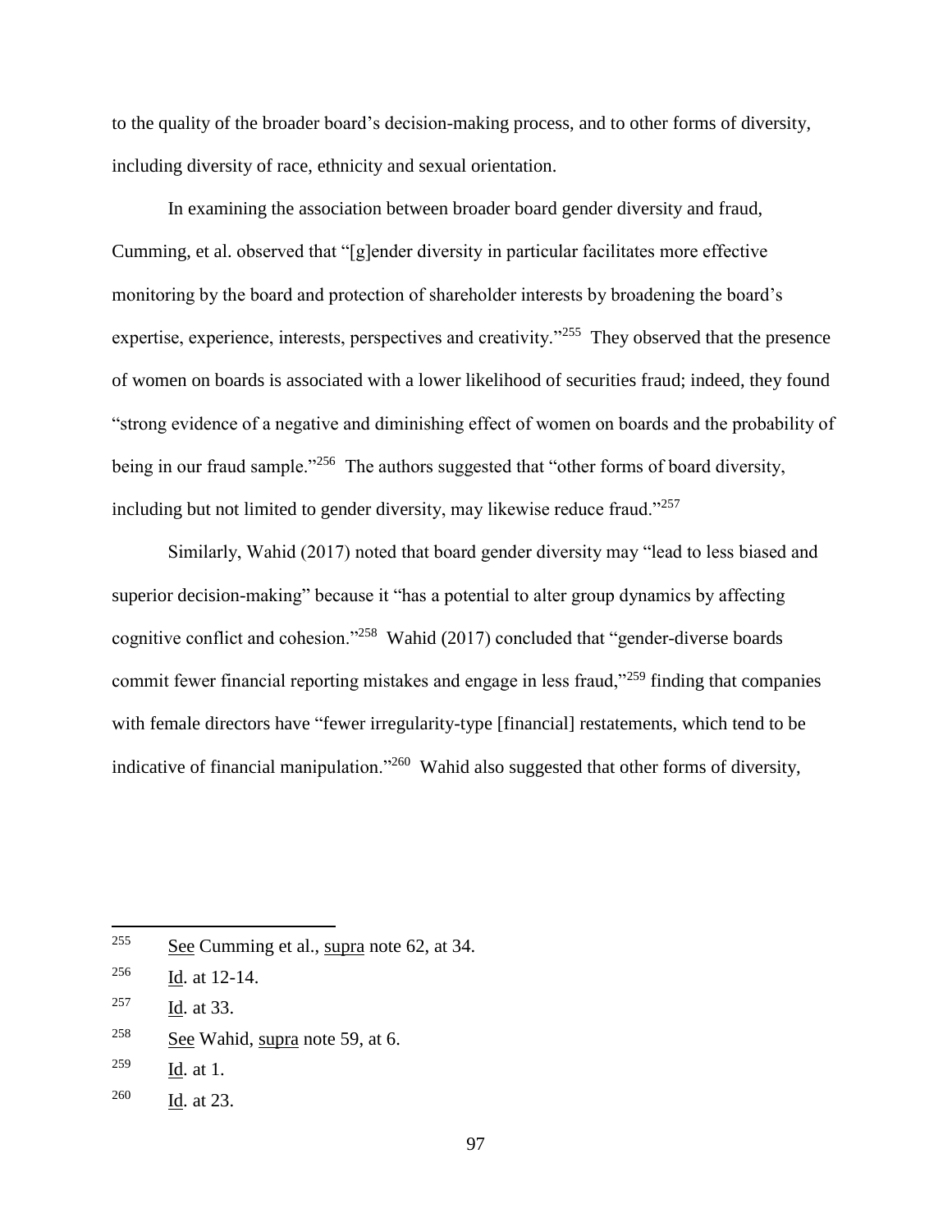to the quality of the broader board's decision-making process, and to other forms of diversity, including diversity of race, ethnicity and sexual orientation.

In examining the association between broader board gender diversity and fraud, Cumming, et al. observed that "[g]ender diversity in particular facilitates more effective monitoring by the board and protection of shareholder interests by broadening the board's expertise, experience, interests, perspectives and creativity."[255] They observed that the presence of women on boards is associated with a lower likelihood of securities fraud; indeed, they found "strong evidence of a negative and diminishing effect of women on boards and the probability of being in our fraud sample."[256] The authors suggested that "other forms of board diversity, including but not limited to gender diversity, may likewise reduce fraud."[257]

Similarly, Wahid (2017) noted that board gender diversity may "lead to less biased and superior decision-making" because it "has a potential to alter group dynamics by affecting cognitive conflict and cohesion."[258] Wahid (2017) concluded that "gender-diverse boards commit fewer financial reporting mistakes and engage in less fraud,"[259] finding that companies with female directors have "fewer irregularity-type [financial] restatements, which tend to be indicative of financial manipulation."[260] Wahid also suggested that other forms of diversity,

---

[255] See Cumming et al., supra note 62, at 34.

[256] Id. at 12-14.

[257] Id. at 33.

[258] See Wahid, supra note 59, at 6.

[259] Id. at 1.

[260] Id. at 23.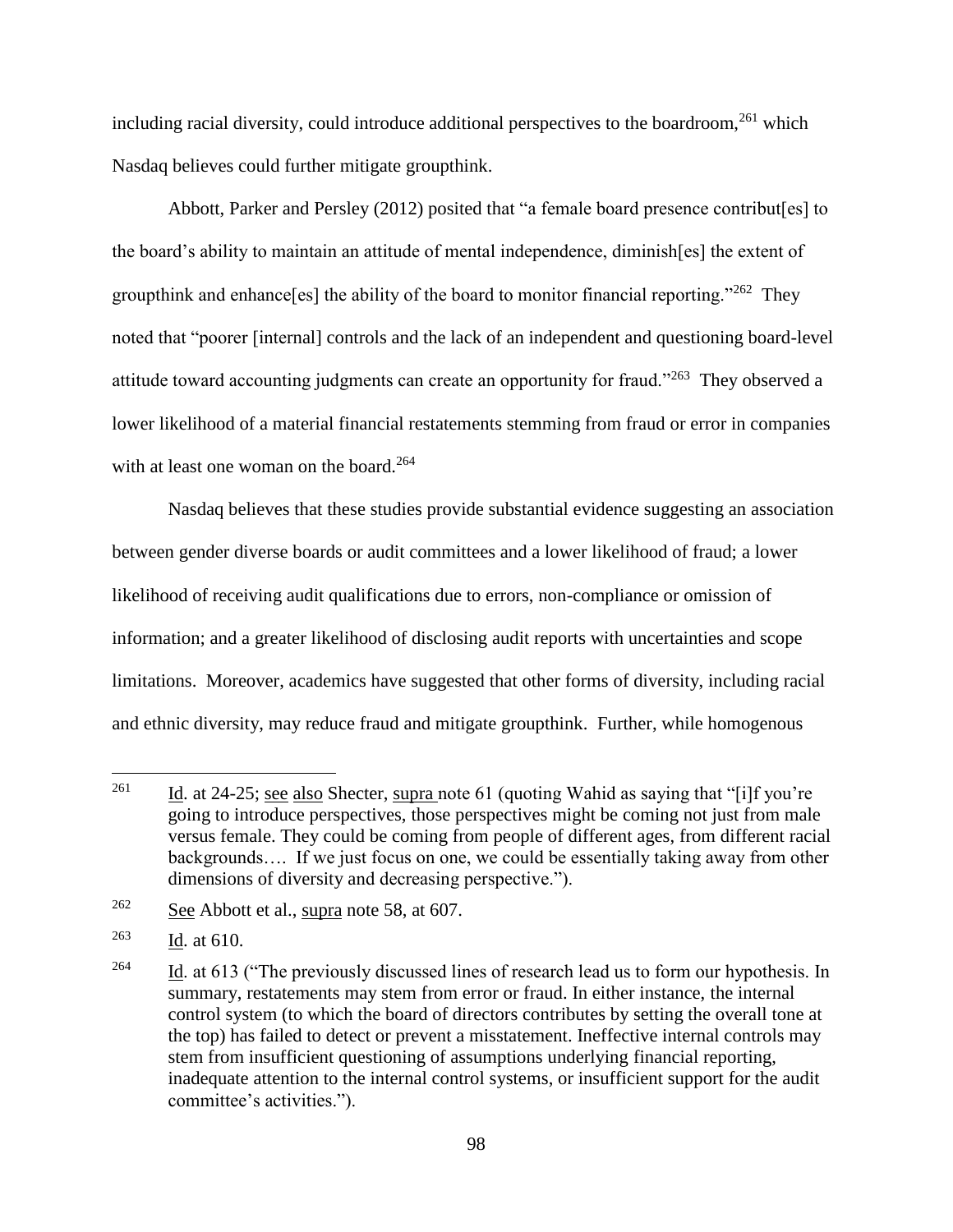including racial diversity, could introduce additional perspectives to the boardroom,[261] which Nasdaq believes could further mitigate groupthink.

Abbott, Parker and Persley (2012) posited that "a female board presence contribut[es] to the board's ability to maintain an attitude of mental independence, diminish[es] the extent of groupthink and enhance[es] the ability of the board to monitor financial reporting."[262] They noted that "poorer [internal] controls and the lack of an independent and questioning board-level attitude toward accounting judgments can create an opportunity for fraud."[263] They observed a lower likelihood of a material financial restatements stemming from fraud or error in companies with at least one woman on the board.[264]

Nasdaq believes that these studies provide substantial evidence suggesting an association between gender diverse boards or audit committees and a lower likelihood of fraud; a lower likelihood of receiving audit qualifications due to errors, non-compliance or omission of information; and a greater likelihood of disclosing audit reports with uncertainties and scope limitations. Moreover, academics have suggested that other forms of diversity, including racial and ethnic diversity, may reduce fraud and mitigate groupthink. Further, while homogenous

---

[261] Id. at 24-25; see also Shecter, supra note 61 (quoting Wahid as saying that "[i]f you're going to introduce perspectives, those perspectives might be coming not just from male versus female. They could be coming from people of different ages, from different racial backgrounds…. If we just focus on one, we could be essentially taking away from other dimensions of diversity and decreasing perspective.").

[262] See Abbott et al., supra note 58, at 607.

[263] Id. at 610.

[264] Id. at 613 ("The previously discussed lines of research lead us to form our hypothesis. In summary, restatements may stem from error or fraud. In either instance, the internal control system (to which the board of directors contributes by setting the overall tone at the top) has failed to detect or prevent a misstatement. Ineffective internal controls may stem from insufficient questioning of assumptions underlying financial reporting, inadequate attention to the internal control systems, or insufficient support for the audit committee's activities.").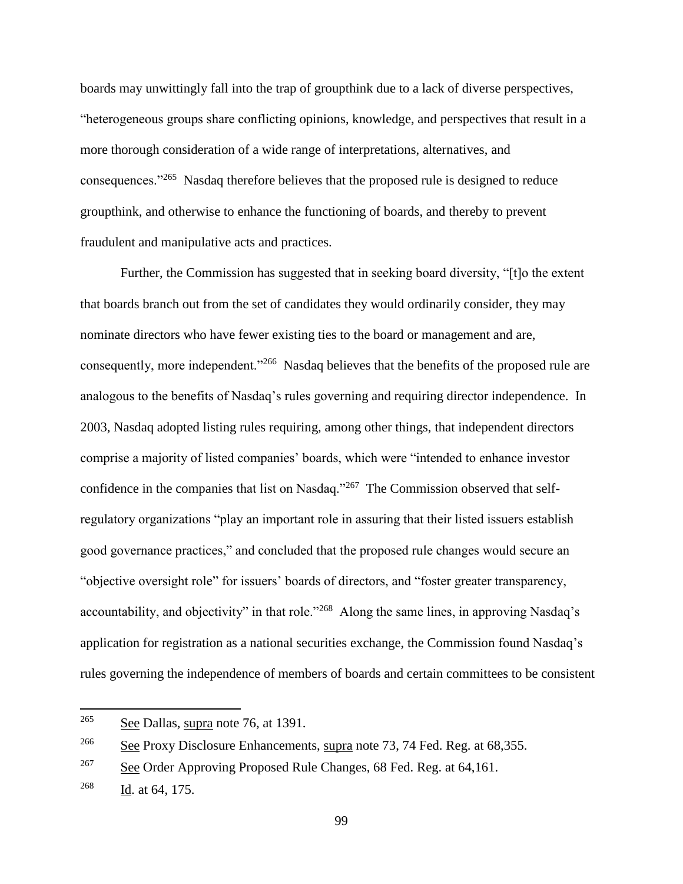boards may unwittingly fall into the trap of groupthink due to a lack of diverse perspectives, "heterogeneous groups share conflicting opinions, knowledge, and perspectives that result in a more thorough consideration of a wide range of interpretations, alternatives, and consequences."[265] Nasdaq therefore believes that the proposed rule is designed to reduce groupthink, and otherwise to enhance the functioning of boards, and thereby to prevent fraudulent and manipulative acts and practices.

Further, the Commission has suggested that in seeking board diversity, "[t]o the extent that boards branch out from the set of candidates they would ordinarily consider, they may nominate directors who have fewer existing ties to the board or management and are, consequently, more independent."[266] Nasdaq believes that the benefits of the proposed rule are analogous to the benefits of Nasdaq's rules governing and requiring director independence. In 2003, Nasdaq adopted listing rules requiring, among other things, that independent directors comprise a majority of listed companies' boards, which were "intended to enhance investor confidence in the companies that list on Nasdaq."[267] The Commission observed that self-regulatory organizations "play an important role in assuring that their listed issuers establish good governance practices," and concluded that the proposed rule changes would secure an "objective oversight role" for issuers' boards of directors, and "foster greater transparency, accountability, and objectivity" in that role."[268] Along the same lines, in approving Nasdaq's application for registration as a national securities exchange, the Commission found Nasdaq's rules governing the independence of members of boards and certain committees to be consistent

---

[265] See Dallas, supra note 76, at 1391.

[266] See Proxy Disclosure Enhancements, supra note 73, 74 Fed. Reg. at 68,355.

[267] See Order Approving Proposed Rule Changes, 68 Fed. Reg. at 64,161.

[268] Id. at 64, 175.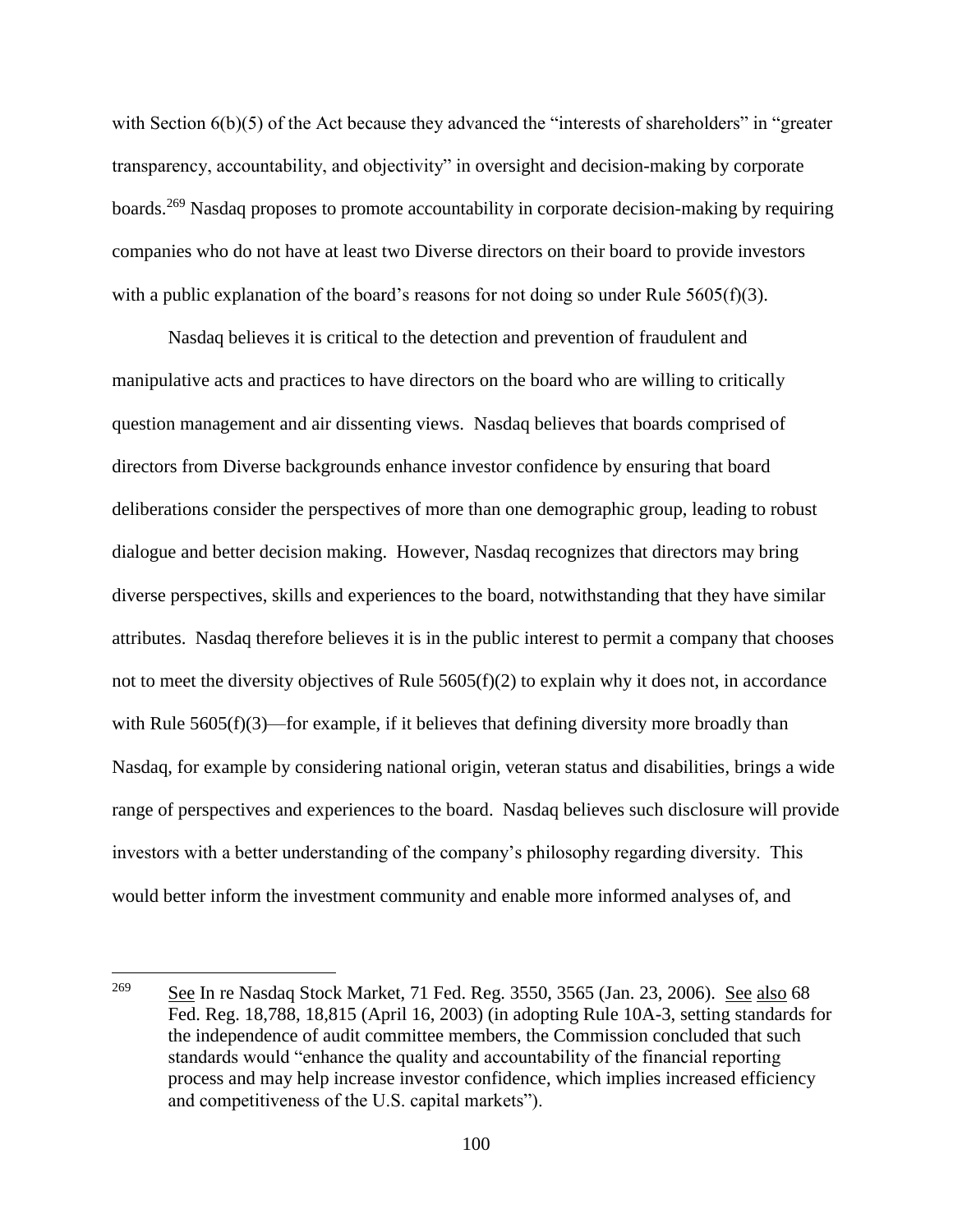with Section 6(b)(5) of the Act because they advanced the "interests of shareholders" in "greater transparency, accountability, and objectivity" in oversight and decision-making by corporate boards.[269] Nasdaq proposes to promote accountability in corporate decision-making by requiring companies who do not have at least two Diverse directors on their board to provide investors with a public explanation of the board's reasons for not doing so under Rule 5605(f)(3).

Nasdaq believes it is critical to the detection and prevention of fraudulent and manipulative acts and practices to have directors on the board who are willing to critically question management and air dissenting views. Nasdaq believes that boards comprised of directors from Diverse backgrounds enhance investor confidence by ensuring that board deliberations consider the perspectives of more than one demographic group, leading to robust dialogue and better decision making. However, Nasdaq recognizes that directors may bring diverse perspectives, skills and experiences to the board, notwithstanding that they have similar attributes. Nasdaq therefore believes it is in the public interest to permit a company that chooses not to meet the diversity objectives of Rule 5605(f)(2) to explain why it does not, in accordance with Rule 5605(f)(3)—for example, if it believes that defining diversity more broadly than Nasdaq, for example by considering national origin, veteran status and disabilities, brings a wide range of perspectives and experiences to the board. Nasdaq believes such disclosure will provide investors with a better understanding of the company's philosophy regarding diversity. This would better inform the investment community and enable more informed analyses of, and

---

[269] See In re Nasdaq Stock Market, 71 Fed. Reg. 3550, 3565 (Jan. 23, 2006). See also 68 Fed. Reg. 18,788, 18,815 (April 16, 2003) (in adopting Rule 10A-3, setting standards for the independence of audit committee members, the Commission concluded that such standards would "enhance the quality and accountability of the financial reporting process and may help increase investor confidence, which implies increased efficiency and competitiveness of the U.S. capital markets").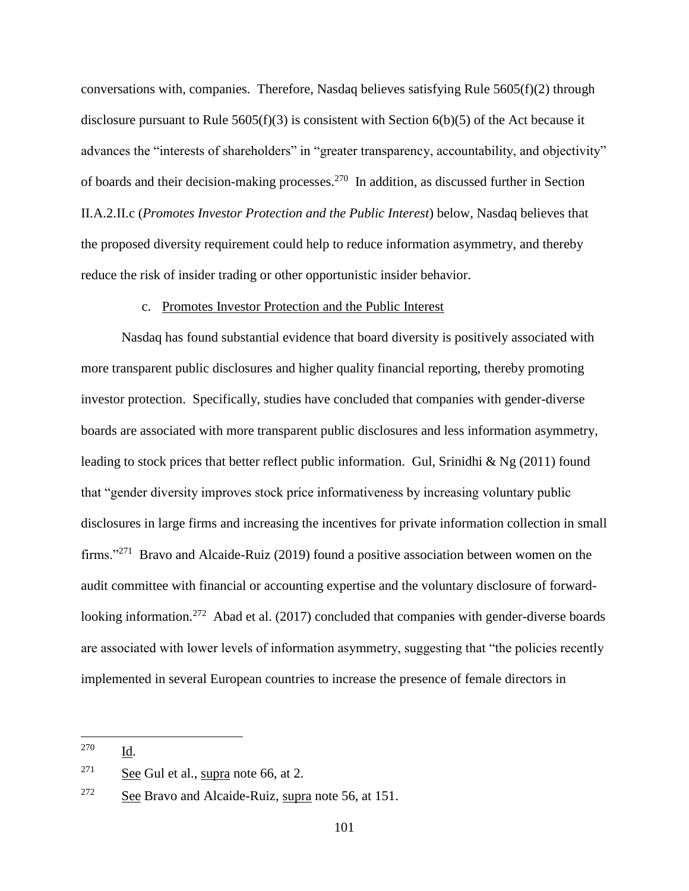conversations with, companies. Therefore, Nasdaq believes satisfying Rule 5605(f)(2) through disclosure pursuant to Rule 5605(f)(3) is consistent with Section 6(b)(5) of the Act because it advances the "interests of shareholders" in "greater transparency, accountability, and objectivity" of boards and their decision-making processes.[270] In addition, as discussed further in Section II.A.2.II.c (*Promotes Investor Protection and the Public Interest*) below, Nasdaq believes that the proposed diversity requirement could help to reduce information asymmetry, and thereby reduce the risk of insider trading or other opportunistic insider behavior.

c. Promotes Investor Protection and the Public Interest

Nasdaq has found substantial evidence that board diversity is positively associated with more transparent public disclosures and higher quality financial reporting, thereby promoting investor protection. Specifically, studies have concluded that companies with gender-diverse boards are associated with more transparent public disclosures and less information asymmetry, leading to stock prices that better reflect public information. Gul, Srinidhi & Ng (2011) found that "gender diversity improves stock price informativeness by increasing voluntary public disclosures in large firms and increasing the incentives for private information collection in small firms."[271] Bravo and Alcaide-Ruiz (2019) found a positive association between women on the audit committee with financial or accounting expertise and the voluntary disclosure of forward-looking information.[272] Abad et al. (2017) concluded that companies with gender-diverse boards are associated with lower levels of information asymmetry, suggesting that "the policies recently implemented in several European countries to increase the presence of female directors in

---

[270] Id.

[271] See Gul et al., supra note 66, at 2.

[272] See Bravo and Alcaide-Ruiz, supra note 56, at 151.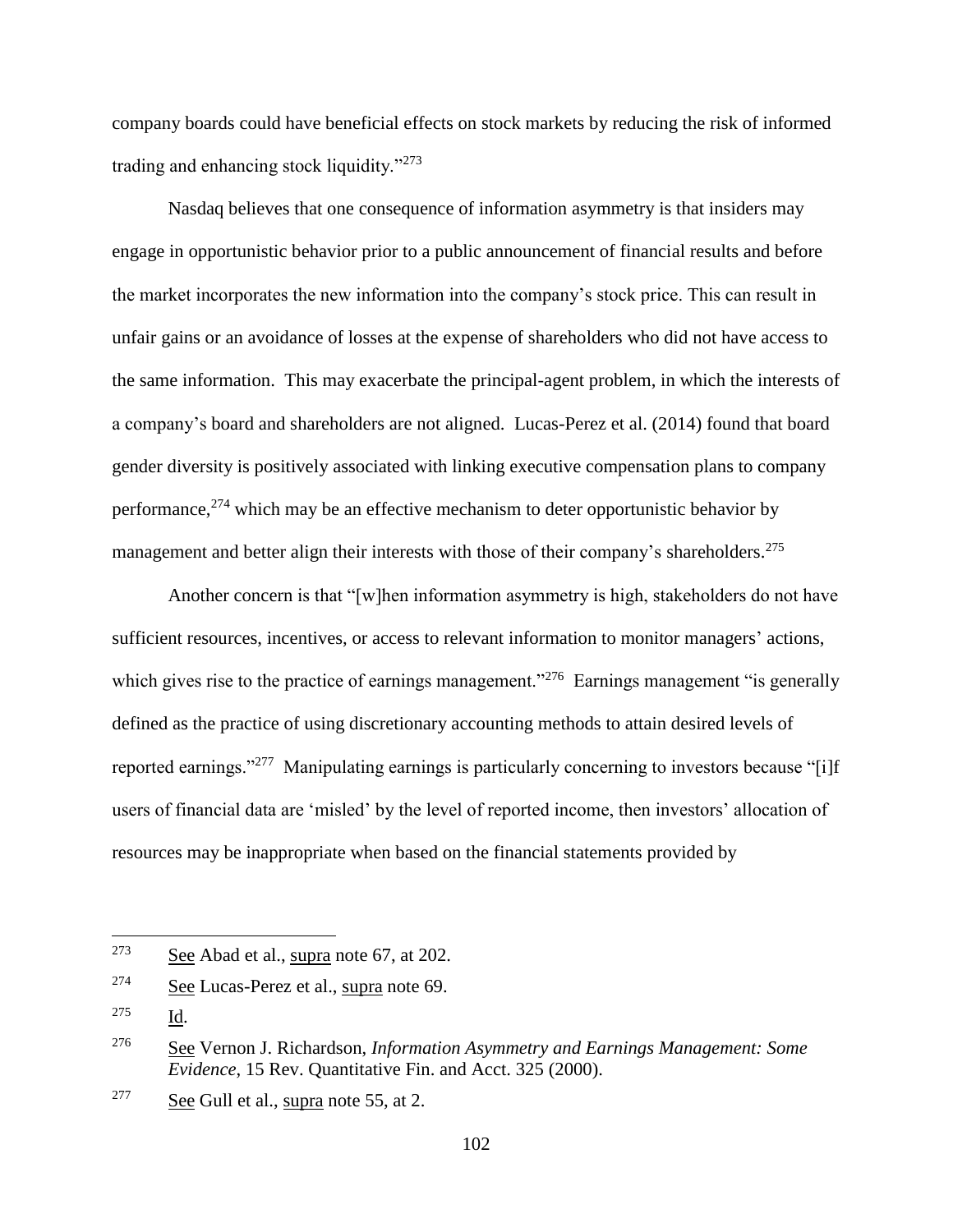company boards could have beneficial effects on stock markets by reducing the risk of informed trading and enhancing stock liquidity."[273]

Nasdaq believes that one consequence of information asymmetry is that insiders may engage in opportunistic behavior prior to a public announcement of financial results and before the market incorporates the new information into the company's stock price. This can result in unfair gains or an avoidance of losses at the expense of shareholders who did not have access to the same information. This may exacerbate the principal-agent problem, in which the interests of a company's board and shareholders are not aligned. Lucas-Perez et al. (2014) found that board gender diversity is positively associated with linking executive compensation plans to company performance,[274] which may be an effective mechanism to deter opportunistic behavior by management and better align their interests with those of their company's shareholders.[275]

Another concern is that "[w]hen information asymmetry is high, stakeholders do not have sufficient resources, incentives, or access to relevant information to monitor managers' actions, which gives rise to the practice of earnings management."[276] Earnings management "is generally defined as the practice of using discretionary accounting methods to attain desired levels of reported earnings."[277] Manipulating earnings is particularly concerning to investors because "[i]f users of financial data are 'misled' by the level of reported income, then investors' allocation of resources may be inappropriate when based on the financial statements provided by

---

[273] See Abad et al., supra note 67, at 202.

[274] See Lucas-Perez et al., supra note 69.

[275] Id.

[276] See Vernon J. Richardson, *Information Asymmetry and Earnings Management: Some Evidence*, 15 Rev. Quantitative Fin. and Acct. 325 (2000).

[277] See Gull et al., supra note 55, at 2.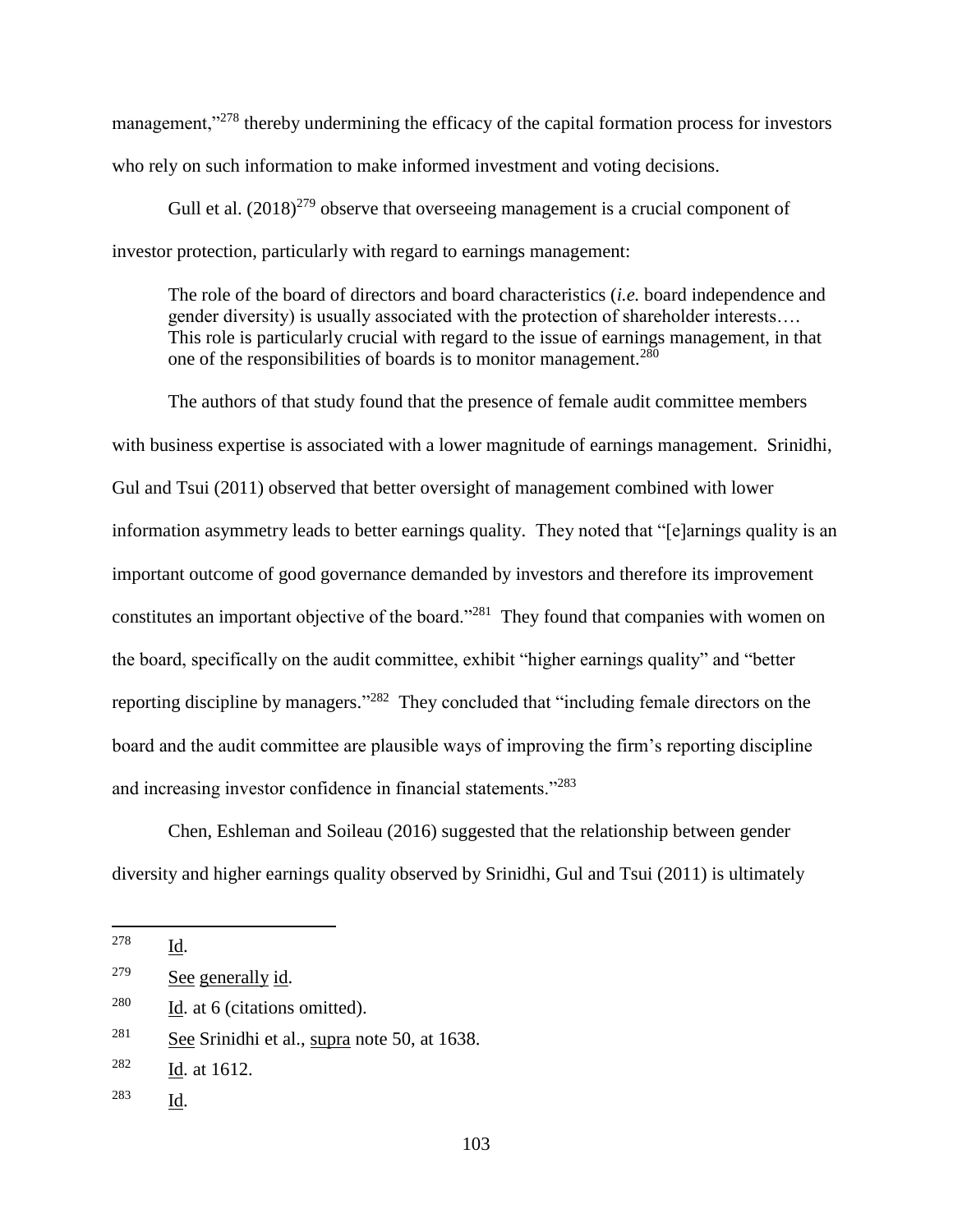management,"[278] thereby undermining the efficacy of the capital formation process for investors who rely on such information to make informed investment and voting decisions.

Gull et al. (2018)[279] observe that overseeing management is a crucial component of investor protection, particularly with regard to earnings management:

> The role of the board of directors and board characteristics (*i.e.* board independence and gender diversity) is usually associated with the protection of shareholder interests…. This role is particularly crucial with regard to the issue of earnings management, in that one of the responsibilities of boards is to monitor management.[280]

The authors of that study found that the presence of female audit committee members with business expertise is associated with a lower magnitude of earnings management. Srinidhi, Gul and Tsui (2011) observed that better oversight of management combined with lower information asymmetry leads to better earnings quality. They noted that "[e]arnings quality is an important outcome of good governance demanded by investors and therefore its improvement constitutes an important objective of the board."[281] They found that companies with women on the board, specifically on the audit committee, exhibit "higher earnings quality" and "better reporting discipline by managers."[282] They concluded that "including female directors on the board and the audit committee are plausible ways of improving the firm's reporting discipline and increasing investor confidence in financial statements."[283]

Chen, Eshleman and Soileau (2016) suggested that the relationship between gender diversity and higher earnings quality observed by Srinidhi, Gul and Tsui (2011) is ultimately

---

[278] Id.

[279] See generally id.

[280] Id. at 6 (citations omitted).

[281] See Srinidhi et al., supra note 50, at 1638.

[282] Id. at 1612.

[283] Id.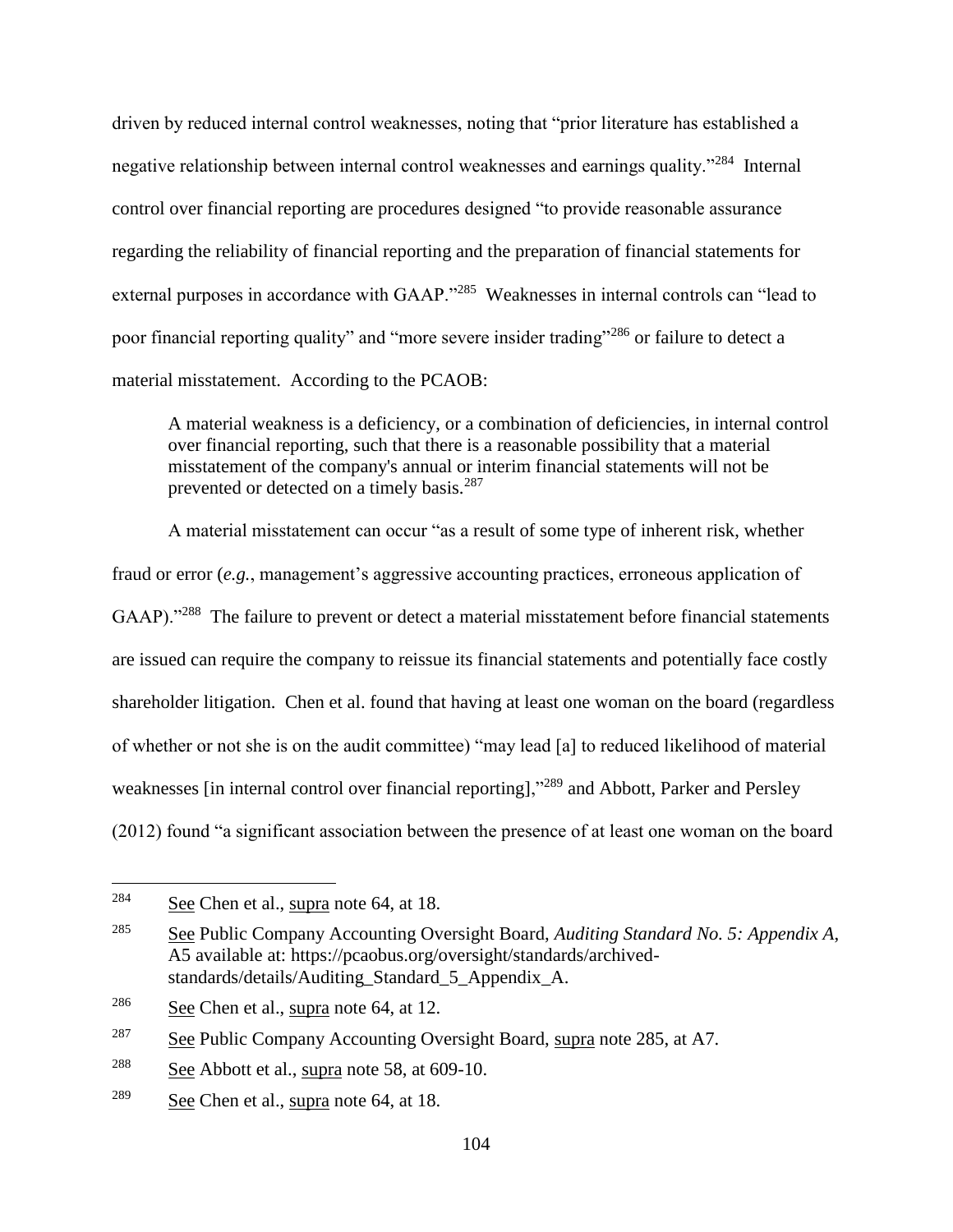driven by reduced internal control weaknesses, noting that "prior literature has established a negative relationship between internal control weaknesses and earnings quality."[284] Internal control over financial reporting are procedures designed "to provide reasonable assurance regarding the reliability of financial reporting and the preparation of financial statements for external purposes in accordance with GAAP."[285] Weaknesses in internal controls can "lead to poor financial reporting quality" and "more severe insider trading"[286] or failure to detect a material misstatement. According to the PCAOB:

> A material weakness is a deficiency, or a combination of deficiencies, in internal control over financial reporting, such that there is a reasonable possibility that a material misstatement of the company's annual or interim financial statements will not be prevented or detected on a timely basis.[287]

A material misstatement can occur "as a result of some type of inherent risk, whether fraud or error (*e.g.*, management's aggressive accounting practices, erroneous application of GAAP)."[288] The failure to prevent or detect a material misstatement before financial statements are issued can require the company to reissue its financial statements and potentially face costly shareholder litigation. Chen et al. found that having at least one woman on the board (regardless of whether or not she is on the audit committee) "may lead [a] to reduced likelihood of material weaknesses [in internal control over financial reporting],"[289] and Abbott, Parker and Persley (2012) found "a significant association between the presence of at least one woman on the board

---

[284] See Chen et al., supra note 64, at 18.

[285] See Public Company Accounting Oversight Board, *Auditing Standard No. 5: Appendix A*, A5 available at: https://pcaobus.org/oversight/standards/archived-standards/details/Auditing_Standard_5_Appendix_A.

[286] See Chen et al., supra note 64, at 12.

[287] See Public Company Accounting Oversight Board, supra note 285, at A7.

[288] See Abbott et al., supra note 58, at 609-10.

[289] See Chen et al., supra note 64, at 18.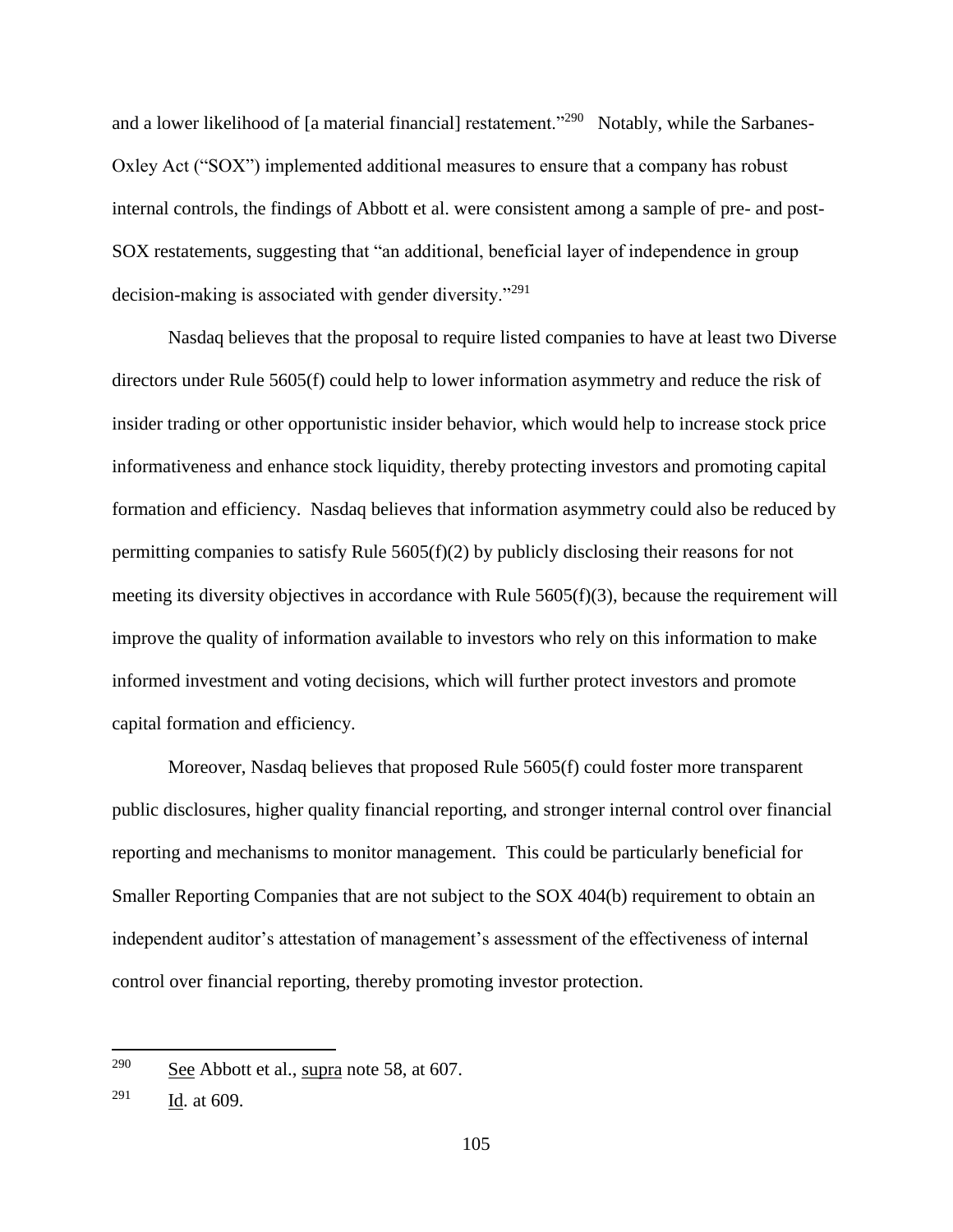and a lower likelihood of [a material financial] restatement."[290] Notably, while the Sarbanes-Oxley Act ("SOX") implemented additional measures to ensure that a company has robust internal controls, the findings of Abbott et al. were consistent among a sample of pre- and post-SOX restatements, suggesting that "an additional, beneficial layer of independence in group decision-making is associated with gender diversity."[291]

Nasdaq believes that the proposal to require listed companies to have at least two Diverse directors under Rule 5605(f) could help to lower information asymmetry and reduce the risk of insider trading or other opportunistic insider behavior, which would help to increase stock price informativeness and enhance stock liquidity, thereby protecting investors and promoting capital formation and efficiency. Nasdaq believes that information asymmetry could also be reduced by permitting companies to satisfy Rule 5605(f)(2) by publicly disclosing their reasons for not meeting its diversity objectives in accordance with Rule 5605(f)(3), because the requirement will improve the quality of information available to investors who rely on this information to make informed investment and voting decisions, which will further protect investors and promote capital formation and efficiency.

Moreover, Nasdaq believes that proposed Rule 5605(f) could foster more transparent public disclosures, higher quality financial reporting, and stronger internal control over financial reporting and mechanisms to monitor management. This could be particularly beneficial for Smaller Reporting Companies that are not subject to the SOX 404(b) requirement to obtain an independent auditor's attestation of management's assessment of the effectiveness of internal control over financial reporting, thereby promoting investor protection.

---

[290] See Abbott et al., supra note 58, at 607.

[291] Id. at 609.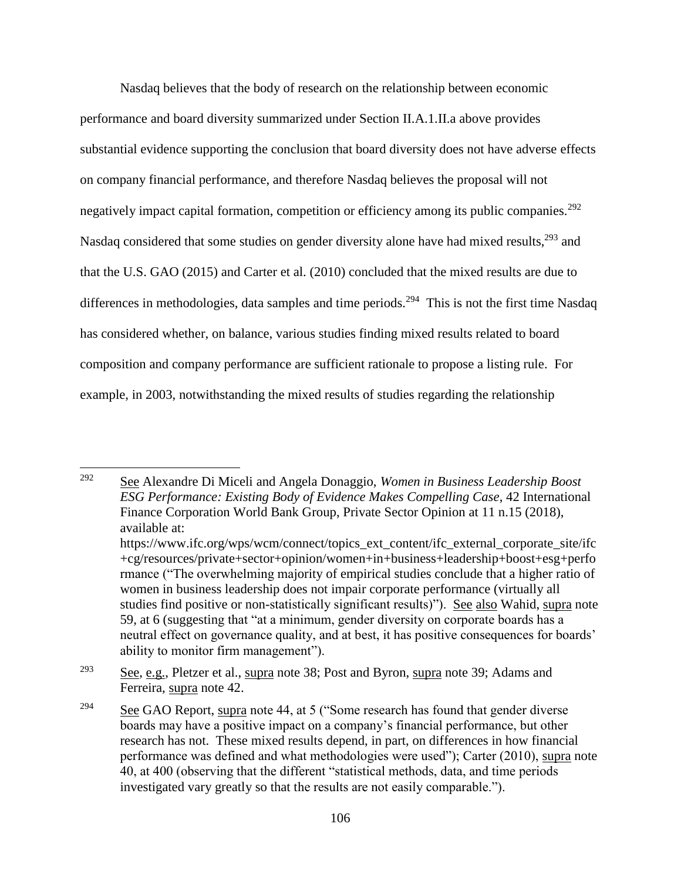Nasdaq believes that the body of research on the relationship between economic performance and board diversity summarized under Section II.A.1.II.a above provides substantial evidence supporting the conclusion that board diversity does not have adverse effects on company financial performance, and therefore Nasdaq believes the proposal will not negatively impact capital formation, competition or efficiency among its public companies.[292] Nasdaq considered that some studies on gender diversity alone have had mixed results,[293] and that the U.S. GAO (2015) and Carter et al. (2010) concluded that the mixed results are due to differences in methodologies, data samples and time periods.[294] This is not the first time Nasdaq has considered whether, on balance, various studies finding mixed results related to board composition and company performance are sufficient rationale to propose a listing rule. For example, in 2003, notwithstanding the mixed results of studies regarding the relationship

---

[292] See Alexandre Di Miceli and Angela Donaggio, *Women in Business Leadership Boost ESG Performance: Existing Body of Evidence Makes Compelling Case*, 42 International Finance Corporation World Bank Group, Private Sector Opinion at 11 n.15 (2018), available at: https://www.ifc.org/wps/wcm/connect/topics_ext_content/ifc_external_corporate_site/ifc+cg/resources/private+sector+opinion/women+in+business+leadership+boost+esg+performance ("The overwhelming majority of empirical studies conclude that a higher ratio of women in business leadership does not impair corporate performance (virtually all studies find positive or non-statistically significant results)"). See also Wahid, supra note 59, at 6 (suggesting that "at a minimum, gender diversity on corporate boards has a neutral effect on governance quality, and at best, it has positive consequences for boards' ability to monitor firm management").

[293] See, e.g., Pletzer et al., supra note 38; Post and Byron, supra note 39; Adams and Ferreira, supra note 42.

[294] See GAO Report, supra note 44, at 5 ("Some research has found that gender diverse boards may have a positive impact on a company's financial performance, but other research has not. These mixed results depend, in part, on differences in how financial performance was defined and what methodologies were used"); Carter (2010), supra note 40, at 400 (observing that the different "statistical methods, data, and time periods investigated vary greatly so that the results are not easily comparable.").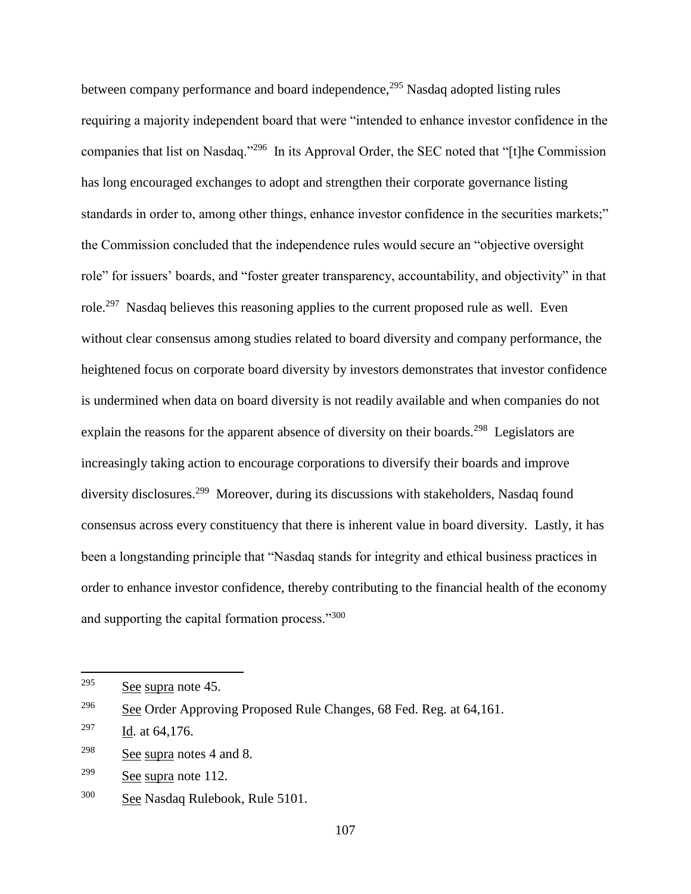between company performance and board independence,[295] Nasdaq adopted listing rules requiring a majority independent board that were "intended to enhance investor confidence in the companies that list on Nasdaq."[296] In its Approval Order, the SEC noted that "[t]he Commission has long encouraged exchanges to adopt and strengthen their corporate governance listing standards in order to, among other things, enhance investor confidence in the securities markets;" the Commission concluded that the independence rules would secure an "objective oversight role" for issuers' boards, and "foster greater transparency, accountability, and objectivity" in that role.[297] Nasdaq believes this reasoning applies to the current proposed rule as well. Even without clear consensus among studies related to board diversity and company performance, the heightened focus on corporate board diversity by investors demonstrates that investor confidence is undermined when data on board diversity is not readily available and when companies do not explain the reasons for the apparent absence of diversity on their boards.[298] Legislators are increasingly taking action to encourage corporations to diversify their boards and improve diversity disclosures.[299] Moreover, during its discussions with stakeholders, Nasdaq found consensus across every constituency that there is inherent value in board diversity. Lastly, it has been a longstanding principle that "Nasdaq stands for integrity and ethical business practices in order to enhance investor confidence, thereby contributing to the financial health of the economy and supporting the capital formation process."[300]

---

[295] See supra note 45.

[296] See Order Approving Proposed Rule Changes, 68 Fed. Reg. at 64,161.

[297] Id. at 64,176.

[298] See supra notes 4 and 8.

[299] See supra note 112.

[300] See Nasdaq Rulebook, Rule 5101.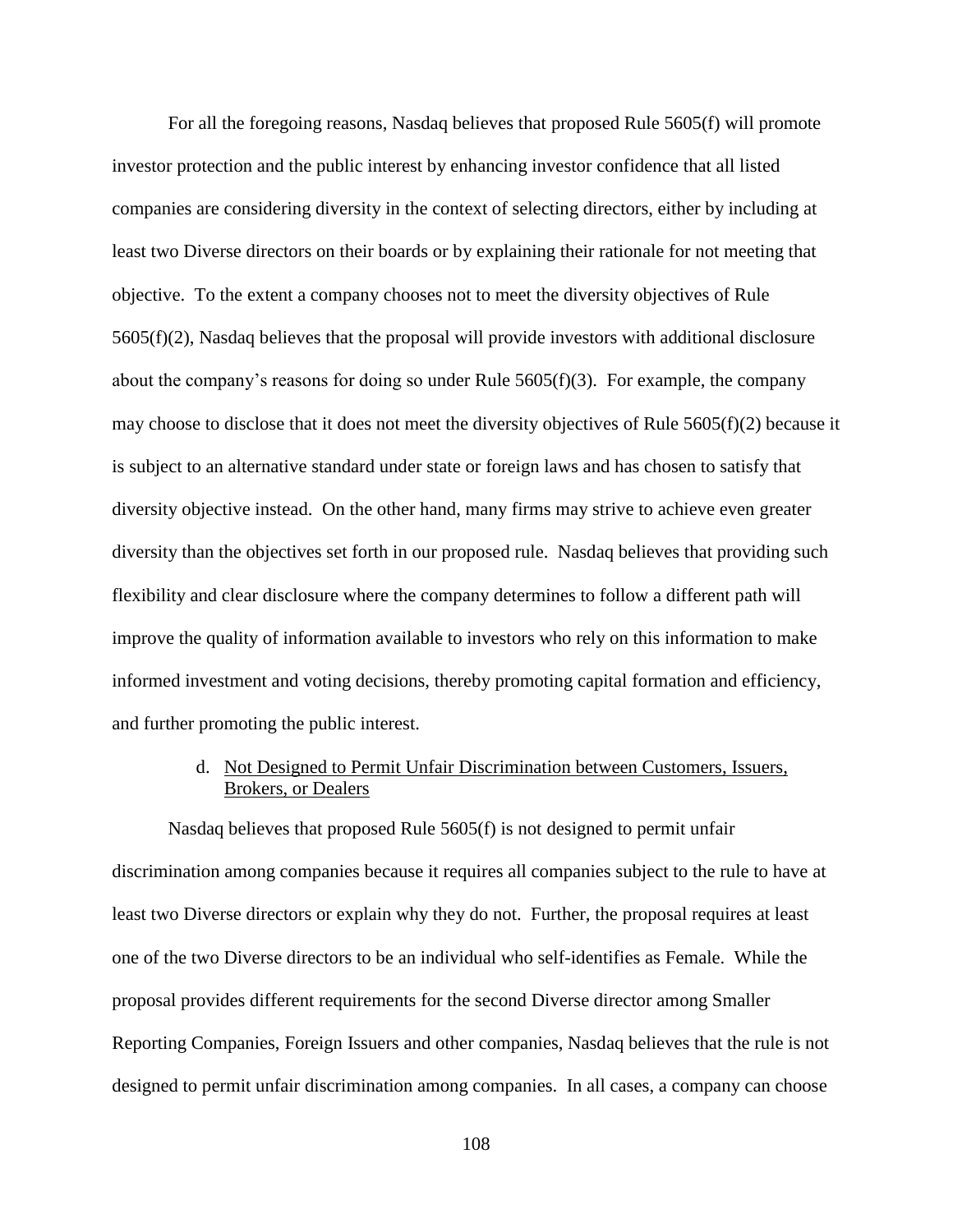For all the foregoing reasons, Nasdaq believes that proposed Rule 5605(f) will promote investor protection and the public interest by enhancing investor confidence that all listed companies are considering diversity in the context of selecting directors, either by including at least two Diverse directors on their boards or by explaining their rationale for not meeting that objective. To the extent a company chooses not to meet the diversity objectives of Rule 5605(f)(2), Nasdaq believes that the proposal will provide investors with additional disclosure about the company's reasons for doing so under Rule 5605(f)(3). For example, the company may choose to disclose that it does not meet the diversity objectives of Rule 5605(f)(2) because it is subject to an alternative standard under state or foreign laws and has chosen to satisfy that diversity objective instead. On the other hand, many firms may strive to achieve even greater diversity than the objectives set forth in our proposed rule. Nasdaq believes that providing such flexibility and clear disclosure where the company determines to follow a different path will improve the quality of information available to investors who rely on this information to make informed investment and voting decisions, thereby promoting capital formation and efficiency, and further promoting the public interest.

#### d. Not Designed to Permit Unfair Discrimination between Customers, Issuers, Brokers, or Dealers

Nasdaq believes that proposed Rule 5605(f) is not designed to permit unfair discrimination among companies because it requires all companies subject to the rule to have at least two Diverse directors or explain why they do not. Further, the proposal requires at least one of the two Diverse directors to be an individual who self-identifies as Female. While the proposal provides different requirements for the second Diverse director among Smaller Reporting Companies, Foreign Issuers and other companies, Nasdaq believes that the rule is not designed to permit unfair discrimination among companies. In all cases, a company can choose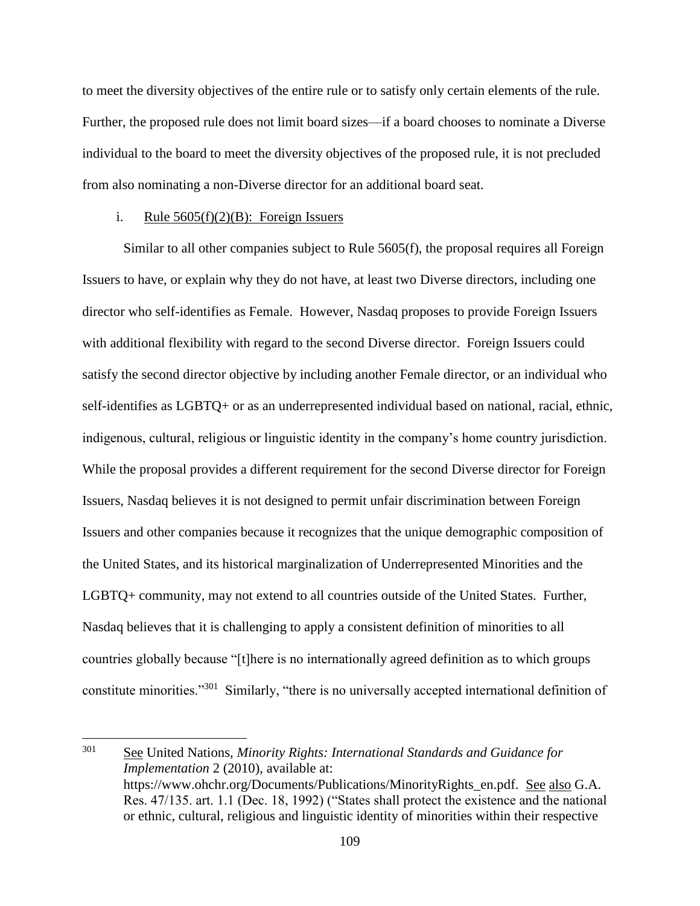to meet the diversity objectives of the entire rule or to satisfy only certain elements of the rule. Further, the proposed rule does not limit board sizes—if a board chooses to nominate a Diverse individual to the board to meet the diversity objectives of the proposed rule, it is not precluded from also nominating a non-Diverse director for an additional board seat.

i. Rule 5605(f)(2)(B): Foreign Issuers

Similar to all other companies subject to Rule 5605(f), the proposal requires all Foreign Issuers to have, or explain why they do not have, at least two Diverse directors, including one director who self-identifies as Female. However, Nasdaq proposes to provide Foreign Issuers with additional flexibility with regard to the second Diverse director. Foreign Issuers could satisfy the second director objective by including another Female director, or an individual who self-identifies as LGBTQ+ or as an underrepresented individual based on national, racial, ethnic, indigenous, cultural, religious or linguistic identity in the company's home country jurisdiction. While the proposal provides a different requirement for the second Diverse director for Foreign Issuers, Nasdaq believes it is not designed to permit unfair discrimination between Foreign Issuers and other companies because it recognizes that the unique demographic composition of the United States, and its historical marginalization of Underrepresented Minorities and the LGBTQ+ community, may not extend to all countries outside of the United States. Further, Nasdaq believes that it is challenging to apply a consistent definition of minorities to all countries globally because "[t]here is no internationally agreed definition as to which groups constitute minorities."[301] Similarly, "there is no universally accepted international definition of

---

[301] See United Nations, *Minority Rights: International Standards and Guidance for Implementation* 2 (2010), available at: https://www.ohchr.org/Documents/Publications/MinorityRights_en.pdf. See also G.A. Res. 47/135. art. 1.1 (Dec. 18, 1992) ("States shall protect the existence and the national or ethnic, cultural, religious and linguistic identity of minorities within their respective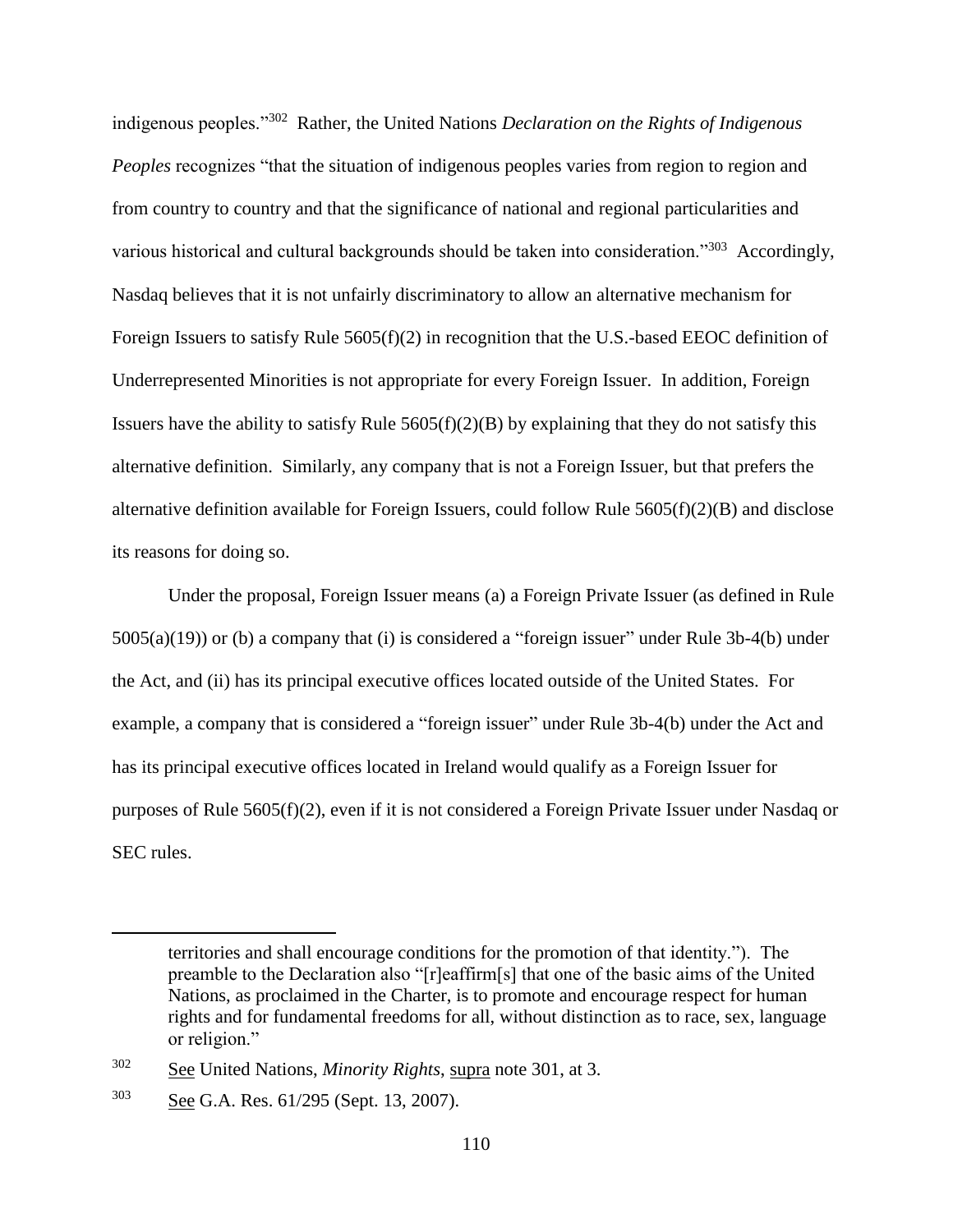indigenous peoples."[302] Rather, the United Nations *Declaration on the Rights of Indigenous Peoples* recognizes "that the situation of indigenous peoples varies from region to region and from country to country and that the significance of national and regional particularities and various historical and cultural backgrounds should be taken into consideration."[303] Accordingly, Nasdaq believes that it is not unfairly discriminatory to allow an alternative mechanism for Foreign Issuers to satisfy Rule 5605(f)(2) in recognition that the U.S.-based EEOC definition of Underrepresented Minorities is not appropriate for every Foreign Issuer. In addition, Foreign Issuers have the ability to satisfy Rule 5605(f)(2)(B) by explaining that they do not satisfy this alternative definition. Similarly, any company that is not a Foreign Issuer, but that prefers the alternative definition available for Foreign Issuers, could follow Rule 5605(f)(2)(B) and disclose its reasons for doing so.

Under the proposal, Foreign Issuer means (a) a Foreign Private Issuer (as defined in Rule 5005(a)(19)) or (b) a company that (i) is considered a "foreign issuer" under Rule 3b-4(b) under the Act, and (ii) has its principal executive offices located outside of the United States. For example, a company that is considered a "foreign issuer" under Rule 3b-4(b) under the Act and has its principal executive offices located in Ireland would qualify as a Foreign Issuer for purposes of Rule 5605(f)(2), even if it is not considered a Foreign Private Issuer under Nasdaq or SEC rules.

---

territories and shall encourage conditions for the promotion of that identity."). The preamble to the Declaration also "[r]eaffirm[s] that one of the basic aims of the United Nations, as proclaimed in the Charter, is to promote and encourage respect for human rights and for fundamental freedoms for all, without distinction as to race, sex, language or religion."

[302] See United Nations, *Minority Rights*, supra note 301, at 3.

[303] See G.A. Res. 61/295 (Sept. 13, 2007).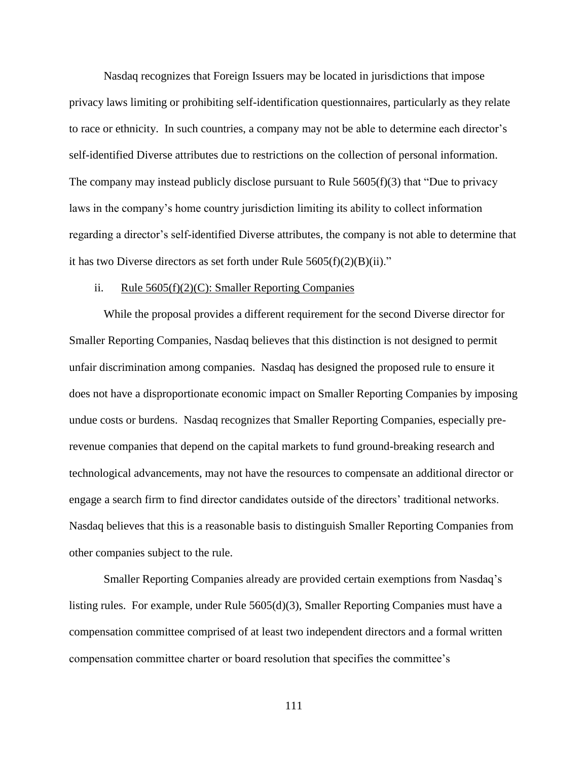Nasdaq recognizes that Foreign Issuers may be located in jurisdictions that impose privacy laws limiting or prohibiting self-identification questionnaires, particularly as they relate to race or ethnicity. In such countries, a company may not be able to determine each director's self-identified Diverse attributes due to restrictions on the collection of personal information. The company may instead publicly disclose pursuant to Rule 5605(f)(3) that "Due to privacy laws in the company's home country jurisdiction limiting its ability to collect information regarding a director's self-identified Diverse attributes, the company is not able to determine that it has two Diverse directors as set forth under Rule 5605(f)(2)(B)(ii)."

ii. <u>Rule 5605(f)(2)(C): Smaller Reporting Companies</u>

While the proposal provides a different requirement for the second Diverse director for Smaller Reporting Companies, Nasdaq believes that this distinction is not designed to permit unfair discrimination among companies. Nasdaq has designed the proposed rule to ensure it does not have a disproportionate economic impact on Smaller Reporting Companies by imposing undue costs or burdens. Nasdaq recognizes that Smaller Reporting Companies, especially pre-revenue companies that depend on the capital markets to fund ground-breaking research and technological advancements, may not have the resources to compensate an additional director or engage a search firm to find director candidates outside of the directors' traditional networks. Nasdaq believes that this is a reasonable basis to distinguish Smaller Reporting Companies from other companies subject to the rule.

Smaller Reporting Companies already are provided certain exemptions from Nasdaq's listing rules. For example, under Rule 5605(d)(3), Smaller Reporting Companies must have a compensation committee comprised of at least two independent directors and a formal written compensation committee charter or board resolution that specifies the committee's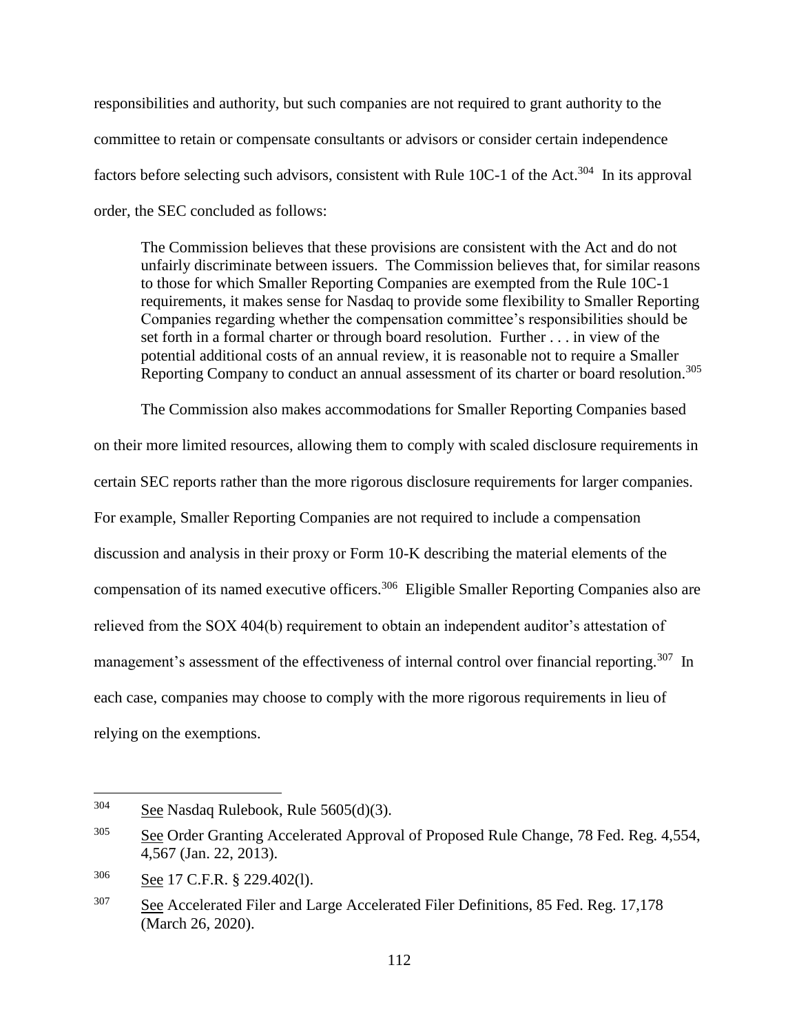responsibilities and authority, but such companies are not required to grant authority to the committee to retain or compensate consultants or advisors or consider certain independence factors before selecting such advisors, consistent with Rule 10C-1 of the Act.[304] In its approval order, the SEC concluded as follows:

> The Commission believes that these provisions are consistent with the Act and do not unfairly discriminate between issuers. The Commission believes that, for similar reasons to those for which Smaller Reporting Companies are exempted from the Rule 10C-1 requirements, it makes sense for Nasdaq to provide some flexibility to Smaller Reporting Companies regarding whether the compensation committee's responsibilities should be set forth in a formal charter or through board resolution. Further . . . in view of the potential additional costs of an annual review, it is reasonable not to require a Smaller Reporting Company to conduct an annual assessment of its charter or board resolution.[305]

The Commission also makes accommodations for Smaller Reporting Companies based on their more limited resources, allowing them to comply with scaled disclosure requirements in certain SEC reports rather than the more rigorous disclosure requirements for larger companies. For example, Smaller Reporting Companies are not required to include a compensation discussion and analysis in their proxy or Form 10-K describing the material elements of the compensation of its named executive officers.[306] Eligible Smaller Reporting Companies also are relieved from the SOX 404(b) requirement to obtain an independent auditor's attestation of management's assessment of the effectiveness of internal control over financial reporting.[307] In each case, companies may choose to comply with the more rigorous requirements in lieu of relying on the exemptions.

---

[304] See Nasdaq Rulebook, Rule 5605(d)(3).

[305] See Order Granting Accelerated Approval of Proposed Rule Change, 78 Fed. Reg. 4,554, 4,567 (Jan. 22, 2013).

[306] See 17 C.F.R. § 229.402(l).

[307] See Accelerated Filer and Large Accelerated Filer Definitions, 85 Fed. Reg. 17,178 (March 26, 2020).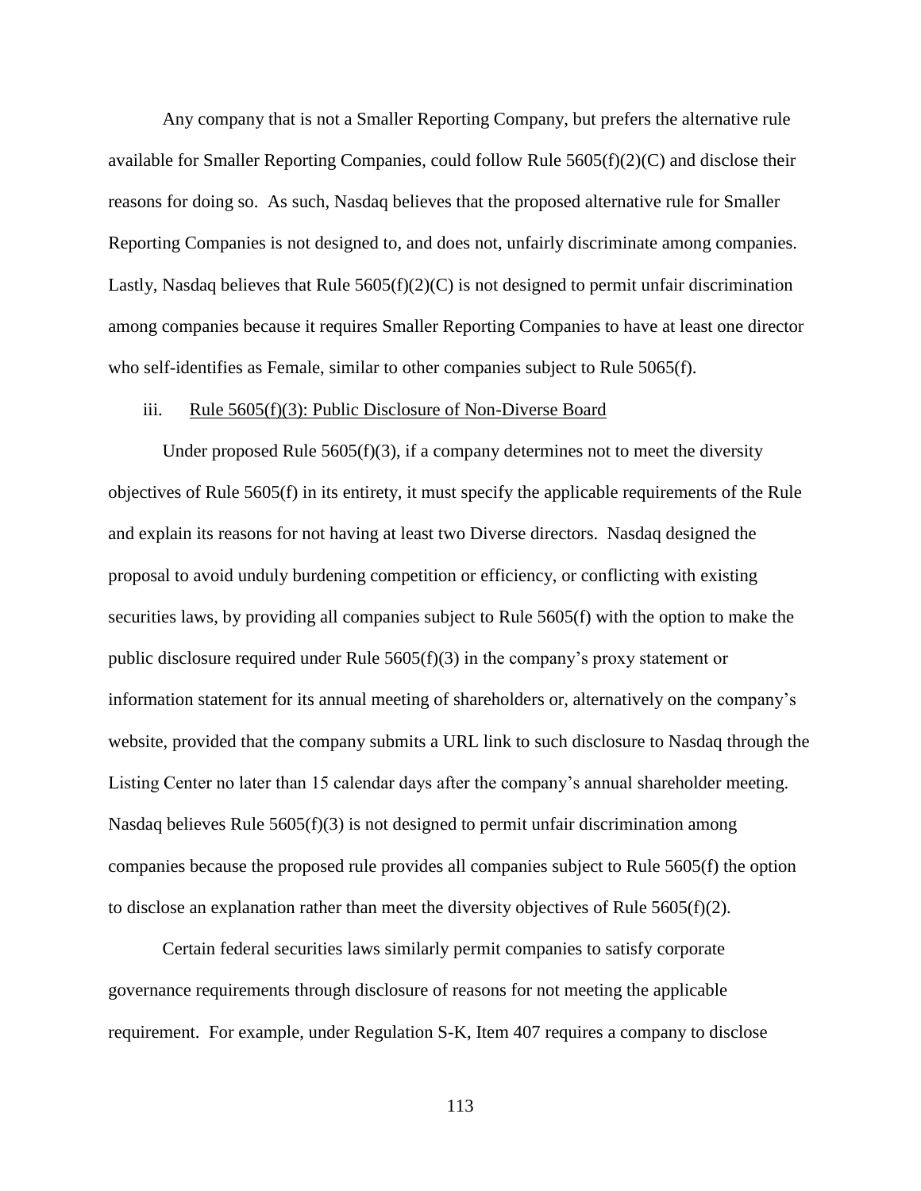Any company that is not a Smaller Reporting Company, but prefers the alternative rule available for Smaller Reporting Companies, could follow Rule 5605(f)(2)(C) and disclose their reasons for doing so. As such, Nasdaq believes that the proposed alternative rule for Smaller Reporting Companies is not designed to, and does not, unfairly discriminate among companies. Lastly, Nasdaq believes that Rule 5605(f)(2)(C) is not designed to permit unfair discrimination among companies because it requires Smaller Reporting Companies to have at least one director who self-identifies as Female, similar to other companies subject to Rule 5065(f).

iii. Rule 5605(f)(3): Public Disclosure of Non-Diverse Board

Under proposed Rule 5605(f)(3), if a company determines not to meet the diversity objectives of Rule 5605(f) in its entirety, it must specify the applicable requirements of the Rule and explain its reasons for not having at least two Diverse directors. Nasdaq designed the proposal to avoid unduly burdening competition or efficiency, or conflicting with existing securities laws, by providing all companies subject to Rule 5605(f) with the option to make the public disclosure required under Rule 5605(f)(3) in the company's proxy statement or information statement for its annual meeting of shareholders or, alternatively on the company's website, provided that the company submits a URL link to such disclosure to Nasdaq through the Listing Center no later than 15 calendar days after the company's annual shareholder meeting. Nasdaq believes Rule 5605(f)(3) is not designed to permit unfair discrimination among companies because the proposed rule provides all companies subject to Rule 5605(f) the option to disclose an explanation rather than meet the diversity objectives of Rule 5605(f)(2).

Certain federal securities laws similarly permit companies to satisfy corporate governance requirements through disclosure of reasons for not meeting the applicable requirement. For example, under Regulation S-K, Item 407 requires a company to disclose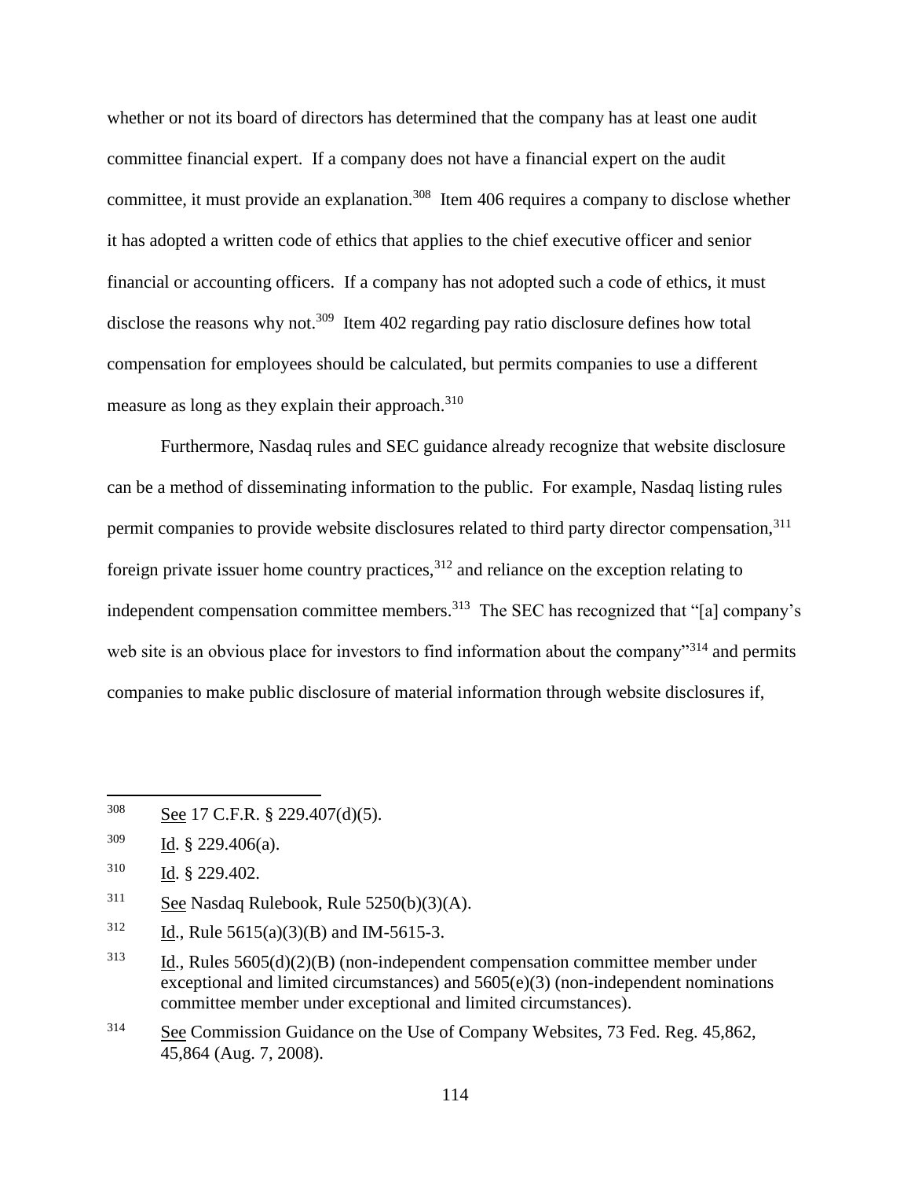whether or not its board of directors has determined that the company has at least one audit committee financial expert. If a company does not have a financial expert on the audit committee, it must provide an explanation.[308] Item 406 requires a company to disclose whether it has adopted a written code of ethics that applies to the chief executive officer and senior financial or accounting officers. If a company has not adopted such a code of ethics, it must disclose the reasons why not.[309] Item 402 regarding pay ratio disclosure defines how total compensation for employees should be calculated, but permits companies to use a different measure as long as they explain their approach.[310]

Furthermore, Nasdaq rules and SEC guidance already recognize that website disclosure can be a method of disseminating information to the public. For example, Nasdaq listing rules permit companies to provide website disclosures related to third party director compensation,[311] foreign private issuer home country practices,[312] and reliance on the exception relating to independent compensation committee members.[313] The SEC has recognized that "[a] company's web site is an obvious place for investors to find information about the company"[314] and permits companies to make public disclosure of material information through website disclosures if,

---

[308] See 17 C.F.R. § 229.407(d)(5).

[309] Id. § 229.406(a).

[310] Id. § 229.402.

[311] See Nasdaq Rulebook, Rule 5250(b)(3)(A).

[312] Id., Rule 5615(a)(3)(B) and IM-5615-3.

[313] Id., Rules 5605(d)(2)(B) (non-independent compensation committee member under exceptional and limited circumstances) and 5605(e)(3) (non-independent nominations committee member under exceptional and limited circumstances).

[314] See Commission Guidance on the Use of Company Websites, 73 Fed. Reg. 45,862, 45,864 (Aug. 7, 2008).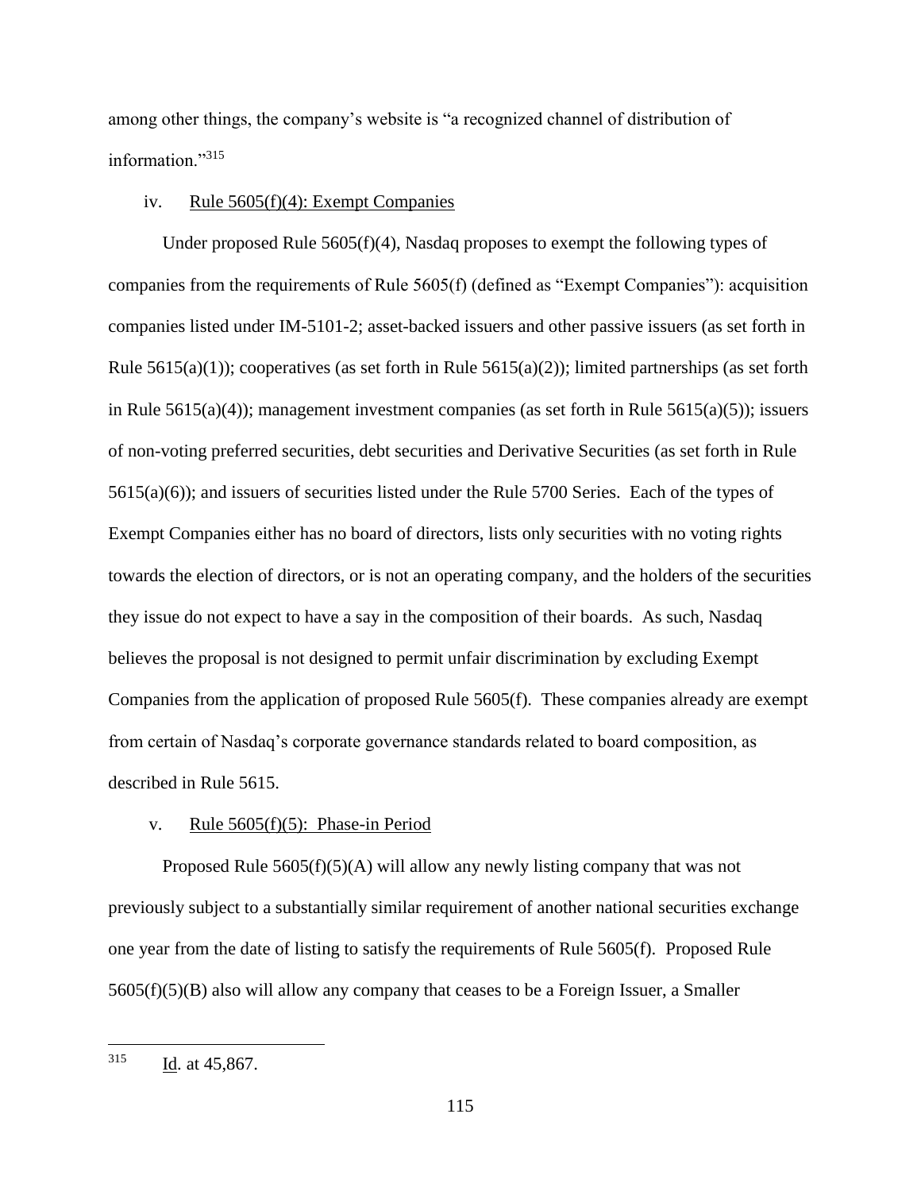among other things, the company's website is "a recognized channel of distribution of information."[315]

#### iv. Rule 5605(f)(4): Exempt Companies

Under proposed Rule 5605(f)(4), Nasdaq proposes to exempt the following types of companies from the requirements of Rule 5605(f) (defined as "Exempt Companies"): acquisition companies listed under IM-5101-2; asset-backed issuers and other passive issuers (as set forth in Rule 5615(a)(1)); cooperatives (as set forth in Rule 5615(a)(2)); limited partnerships (as set forth in Rule 5615(a)(4)); management investment companies (as set forth in Rule 5615(a)(5)); issuers of non-voting preferred securities, debt securities and Derivative Securities (as set forth in Rule 5615(a)(6)); and issuers of securities listed under the Rule 5700 Series. Each of the types of Exempt Companies either has no board of directors, lists only securities with no voting rights towards the election of directors, or is not an operating company, and the holders of the securities they issue do not expect to have a say in the composition of their boards. As such, Nasdaq believes the proposal is not designed to permit unfair discrimination by excluding Exempt Companies from the application of proposed Rule 5605(f). These companies already are exempt from certain of Nasdaq's corporate governance standards related to board composition, as described in Rule 5615.

#### v. Rule 5605(f)(5): Phase-in Period

Proposed Rule 5605(f)(5)(A) will allow any newly listing company that was not previously subject to a substantially similar requirement of another national securities exchange one year from the date of listing to satisfy the requirements of Rule 5605(f). Proposed Rule 5605(f)(5)(B) also will allow any company that ceases to be a Foreign Issuer, a Smaller

---

[315] Id. at 45,867.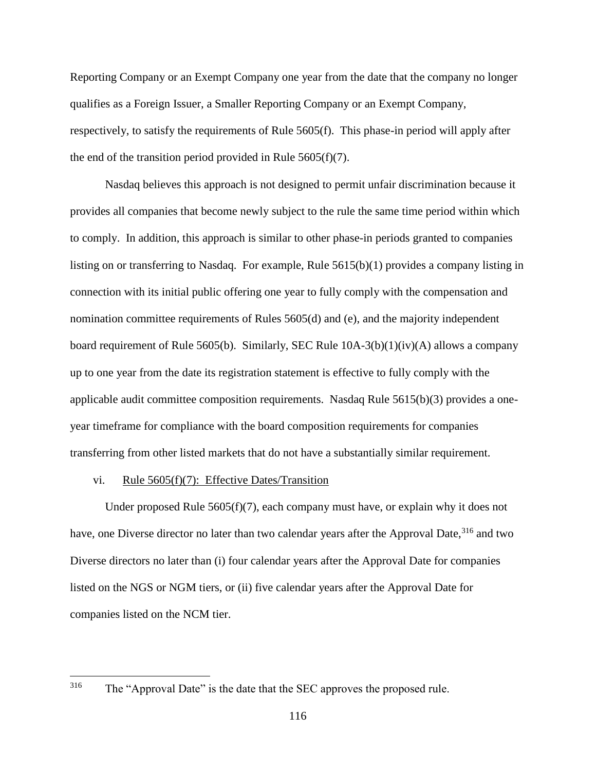Reporting Company or an Exempt Company one year from the date that the company no longer qualifies as a Foreign Issuer, a Smaller Reporting Company or an Exempt Company, respectively, to satisfy the requirements of Rule 5605(f). This phase-in period will apply after the end of the transition period provided in Rule 5605(f)(7).

Nasdaq believes this approach is not designed to permit unfair discrimination because it provides all companies that become newly subject to the rule the same time period within which to comply. In addition, this approach is similar to other phase-in periods granted to companies listing on or transferring to Nasdaq. For example, Rule 5615(b)(1) provides a company listing in connection with its initial public offering one year to fully comply with the compensation and nomination committee requirements of Rules 5605(d) and (e), and the majority independent board requirement of Rule 5605(b). Similarly, SEC Rule 10A-3(b)(1)(iv)(A) allows a company up to one year from the date its registration statement is effective to fully comply with the applicable audit committee composition requirements. Nasdaq Rule 5615(b)(3) provides a one-year timeframe for compliance with the board composition requirements for companies transferring from other listed markets that do not have a substantially similar requirement.

vi. Rule 5605(f)(7): Effective Dates/Transition

Under proposed Rule 5605(f)(7), each company must have, or explain why it does not have, one Diverse director no later than two calendar years after the Approval Date,[316] and two Diverse directors no later than (i) four calendar years after the Approval Date for companies listed on the NGS or NGM tiers, or (ii) five calendar years after the Approval Date for companies listed on the NCM tier.

---

[316] The "Approval Date" is the date that the SEC approves the proposed rule.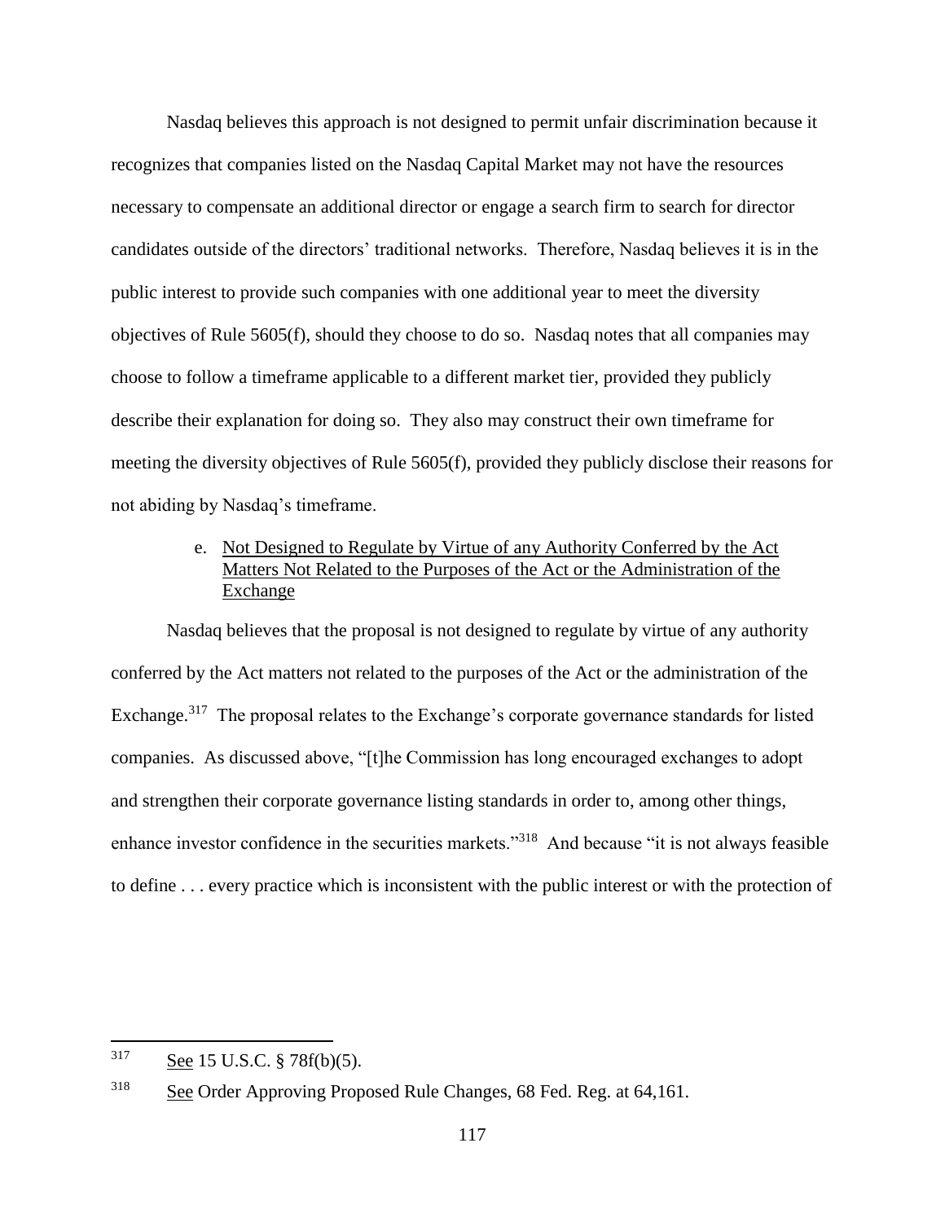Nasdaq believes this approach is not designed to permit unfair discrimination because it recognizes that companies listed on the Nasdaq Capital Market may not have the resources necessary to compensate an additional director or engage a search firm to search for director candidates outside of the directors' traditional networks. Therefore, Nasdaq believes it is in the public interest to provide such companies with one additional year to meet the diversity objectives of Rule 5605(f), should they choose to do so. Nasdaq notes that all companies may choose to follow a timeframe applicable to a different market tier, provided they publicly describe their explanation for doing so. They also may construct their own timeframe for meeting the diversity objectives of Rule 5605(f), provided they publicly disclose their reasons for not abiding by Nasdaq's timeframe.

e. Not Designed to Regulate by Virtue of any Authority Conferred by the Act Matters Not Related to the Purposes of the Act or the Administration of the Exchange

Nasdaq believes that the proposal is not designed to regulate by virtue of any authority conferred by the Act matters not related to the purposes of the Act or the administration of the Exchange.[317] The proposal relates to the Exchange's corporate governance standards for listed companies. As discussed above, "[t]he Commission has long encouraged exchanges to adopt and strengthen their corporate governance listing standards in order to, among other things, enhance investor confidence in the securities markets."[318] And because "it is not always feasible to define . . . every practice which is inconsistent with the public interest or with the protection of

---

[317] See 15 U.S.C. § 78f(b)(5).

[318] See Order Approving Proposed Rule Changes, 68 Fed. Reg. at 64,161.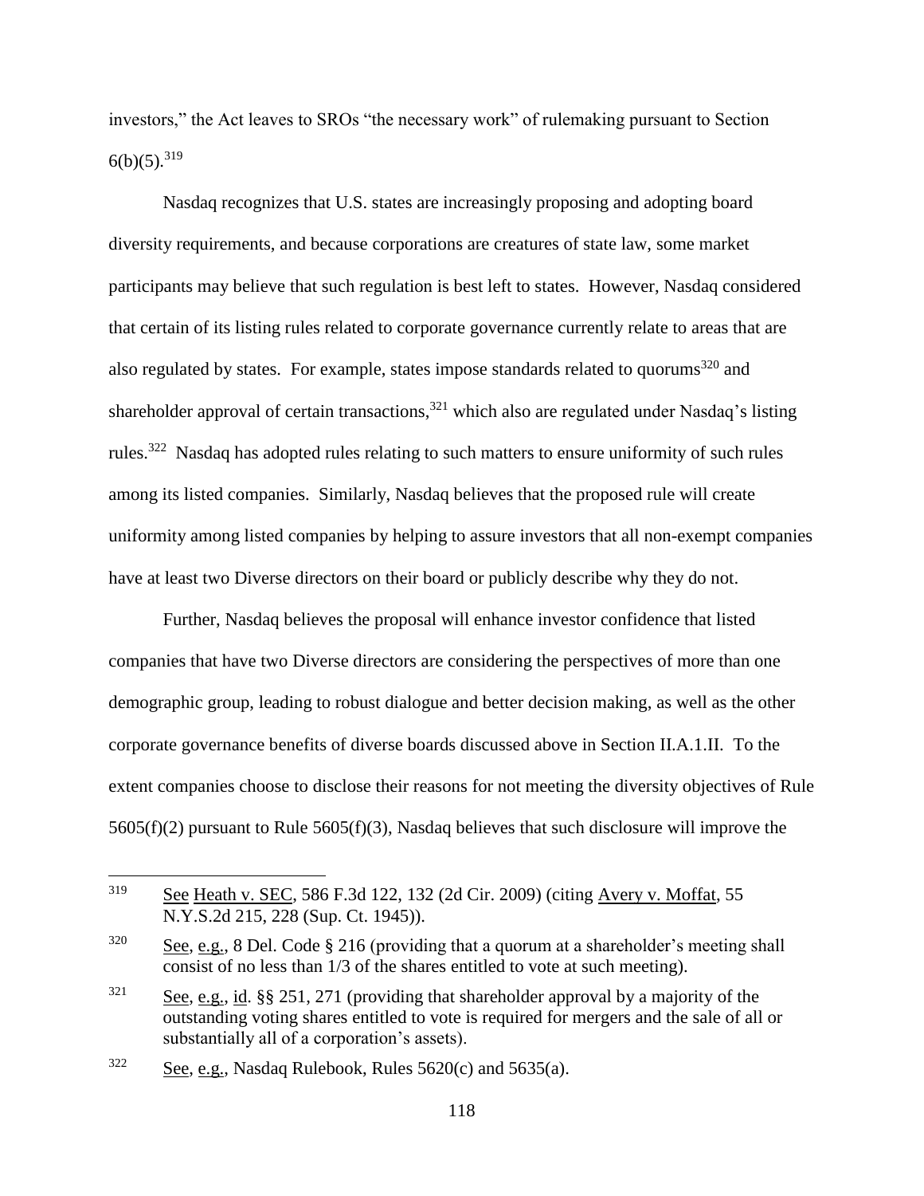investors," the Act leaves to SROs "the necessary work" of rulemaking pursuant to Section 6(b)(5).[319]

Nasdaq recognizes that U.S. states are increasingly proposing and adopting board diversity requirements, and because corporations are creatures of state law, some market participants may believe that such regulation is best left to states. However, Nasdaq considered that certain of its listing rules related to corporate governance currently relate to areas that are also regulated by states. For example, states impose standards related to quorums[320] and shareholder approval of certain transactions,[321] which also are regulated under Nasdaq's listing rules.[322] Nasdaq has adopted rules relating to such matters to ensure uniformity of such rules among its listed companies. Similarly, Nasdaq believes that the proposed rule will create uniformity among listed companies by helping to assure investors that all non-exempt companies have at least two Diverse directors on their board or publicly describe why they do not.

Further, Nasdaq believes the proposal will enhance investor confidence that listed companies that have two Diverse directors are considering the perspectives of more than one demographic group, leading to robust dialogue and better decision making, as well as the other corporate governance benefits of diverse boards discussed above in Section II.A.1.II. To the extent companies choose to disclose their reasons for not meeting the diversity objectives of Rule 5605(f)(2) pursuant to Rule 5605(f)(3), Nasdaq believes that such disclosure will improve the

---

[319] See Heath v. SEC, 586 F.3d 122, 132 (2d Cir. 2009) (citing Avery v. Moffat, 55 N.Y.S.2d 215, 228 (Sup. Ct. 1945)).

[320] See, e.g., 8 Del. Code § 216 (providing that a quorum at a shareholder's meeting shall consist of no less than 1/3 of the shares entitled to vote at such meeting).

[321] See, e.g., id. §§ 251, 271 (providing that shareholder approval by a majority of the outstanding voting shares entitled to vote is required for mergers and the sale of all or substantially all of a corporation's assets).

[322] See, e.g., Nasdaq Rulebook, Rules 5620(c) and 5635(a).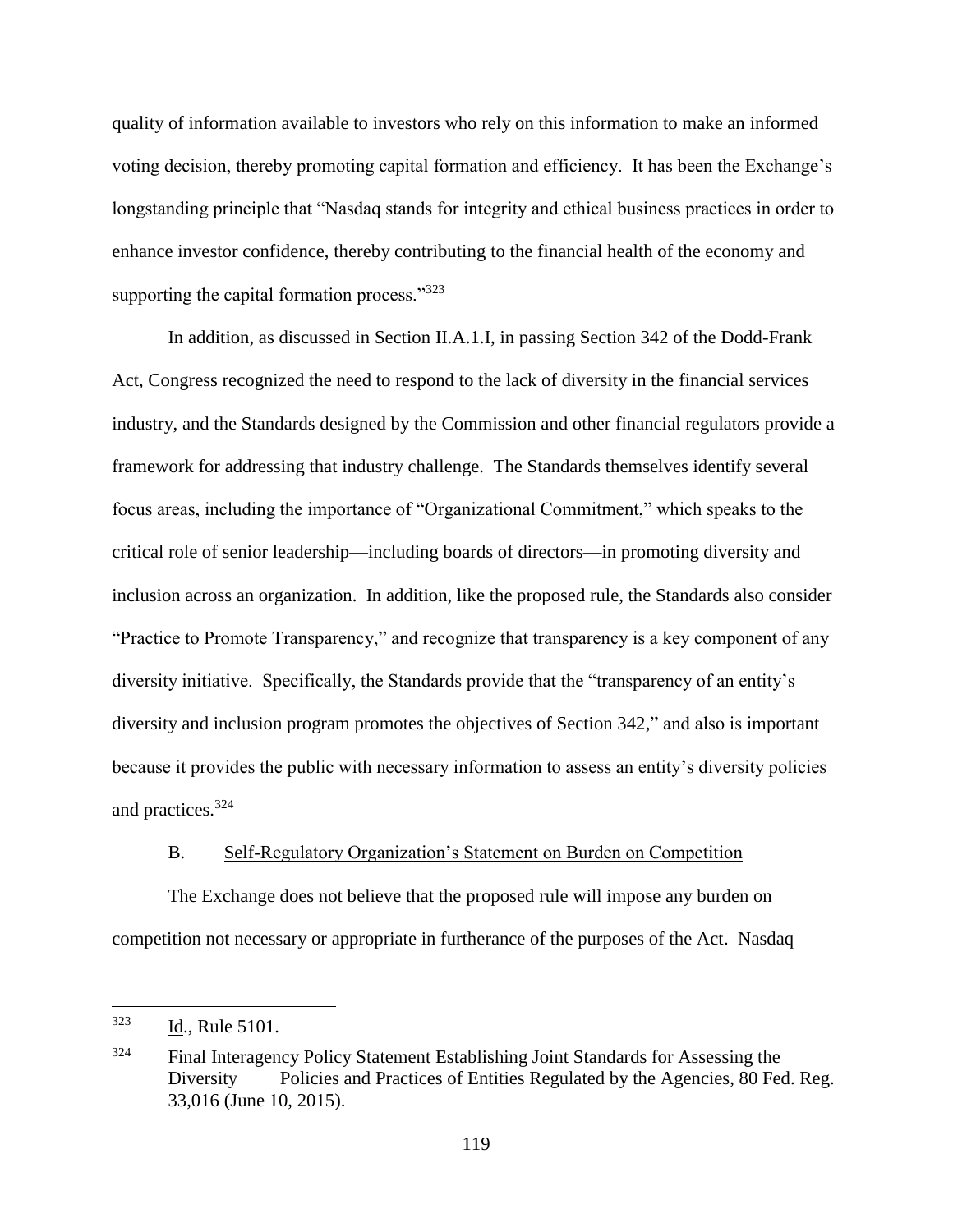quality of information available to investors who rely on this information to make an informed voting decision, thereby promoting capital formation and efficiency. It has been the Exchange's longstanding principle that "Nasdaq stands for integrity and ethical business practices in order to enhance investor confidence, thereby contributing to the financial health of the economy and supporting the capital formation process."[323]

In addition, as discussed in Section II.A.1.I, in passing Section 342 of the Dodd-Frank Act, Congress recognized the need to respond to the lack of diversity in the financial services industry, and the Standards designed by the Commission and other financial regulators provide a framework for addressing that industry challenge. The Standards themselves identify several focus areas, including the importance of "Organizational Commitment," which speaks to the critical role of senior leadership—including boards of directors—in promoting diversity and inclusion across an organization. In addition, like the proposed rule, the Standards also consider "Practice to Promote Transparency," and recognize that transparency is a key component of any diversity initiative. Specifically, the Standards provide that the "transparency of an entity's diversity and inclusion program promotes the objectives of Section 342," and also is important because it provides the public with necessary information to assess an entity's diversity policies and practices.[324]

B. Self-Regulatory Organization's Statement on Burden on Competition

The Exchange does not believe that the proposed rule will impose any burden on competition not necessary or appropriate in furtherance of the purposes of the Act. Nasdaq

---

[323] Id., Rule 5101.

[324] Final Interagency Policy Statement Establishing Joint Standards for Assessing the Diversity Policies and Practices of Entities Regulated by the Agencies, 80 Fed. Reg. 33,016 (June 10, 2015).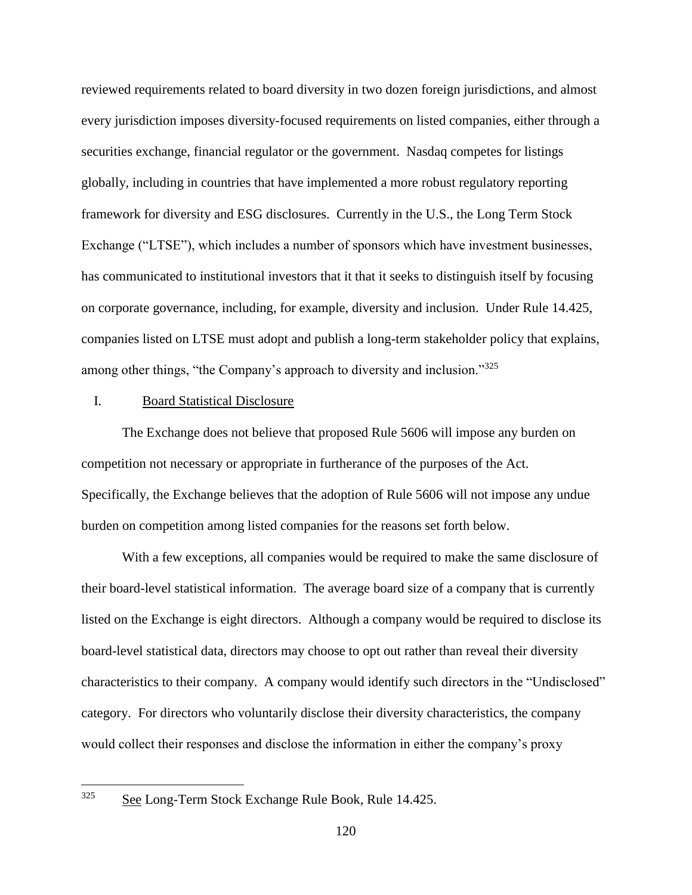reviewed requirements related to board diversity in two dozen foreign jurisdictions, and almost every jurisdiction imposes diversity-focused requirements on listed companies, either through a securities exchange, financial regulator or the government. Nasdaq competes for listings globally, including in countries that have implemented a more robust regulatory reporting framework for diversity and ESG disclosures. Currently in the U.S., the Long Term Stock Exchange ("LTSE"), which includes a number of sponsors which have investment businesses, has communicated to institutional investors that it that it seeks to distinguish itself by focusing on corporate governance, including, for example, diversity and inclusion. Under Rule 14.425, companies listed on LTSE must adopt and publish a long-term stakeholder policy that explains, among other things, "the Company's approach to diversity and inclusion."[325]

I. Board Statistical Disclosure

The Exchange does not believe that proposed Rule 5606 will impose any burden on competition not necessary or appropriate in furtherance of the purposes of the Act. Specifically, the Exchange believes that the adoption of Rule 5606 will not impose any undue burden on competition among listed companies for the reasons set forth below.

With a few exceptions, all companies would be required to make the same disclosure of their board-level statistical information. The average board size of a company that is currently listed on the Exchange is eight directors. Although a company would be required to disclose its board-level statistical data, directors may choose to opt out rather than reveal their diversity characteristics to their company. A company would identify such directors in the "Undisclosed" category. For directors who voluntarily disclose their diversity characteristics, the company would collect their responses and disclose the information in either the company's proxy

---

[325] See Long-Term Stock Exchange Rule Book, Rule 14.425.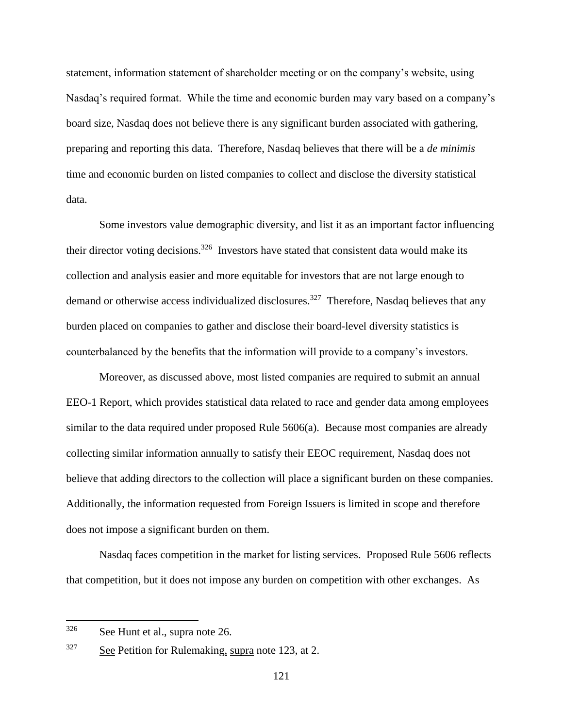statement, information statement of shareholder meeting or on the company's website, using Nasdaq's required format. While the time and economic burden may vary based on a company's board size, Nasdaq does not believe there is any significant burden associated with gathering, preparing and reporting this data. Therefore, Nasdaq believes that there will be a *de minimis* time and economic burden on listed companies to collect and disclose the diversity statistical data.

Some investors value demographic diversity, and list it as an important factor influencing their director voting decisions.[326] Investors have stated that consistent data would make its collection and analysis easier and more equitable for investors that are not large enough to demand or otherwise access individualized disclosures.[327] Therefore, Nasdaq believes that any burden placed on companies to gather and disclose their board-level diversity statistics is counterbalanced by the benefits that the information will provide to a company's investors.

Moreover, as discussed above, most listed companies are required to submit an annual EEO-1 Report, which provides statistical data related to race and gender data among employees similar to the data required under proposed Rule 5606(a). Because most companies are already collecting similar information annually to satisfy their EEOC requirement, Nasdaq does not believe that adding directors to the collection will place a significant burden on these companies. Additionally, the information requested from Foreign Issuers is limited in scope and therefore does not impose a significant burden on them.

Nasdaq faces competition in the market for listing services. Proposed Rule 5606 reflects that competition, but it does not impose any burden on competition with other exchanges. As

---

[326] See Hunt et al., supra note 26.

[327] See Petition for Rulemaking, supra note 123, at 2.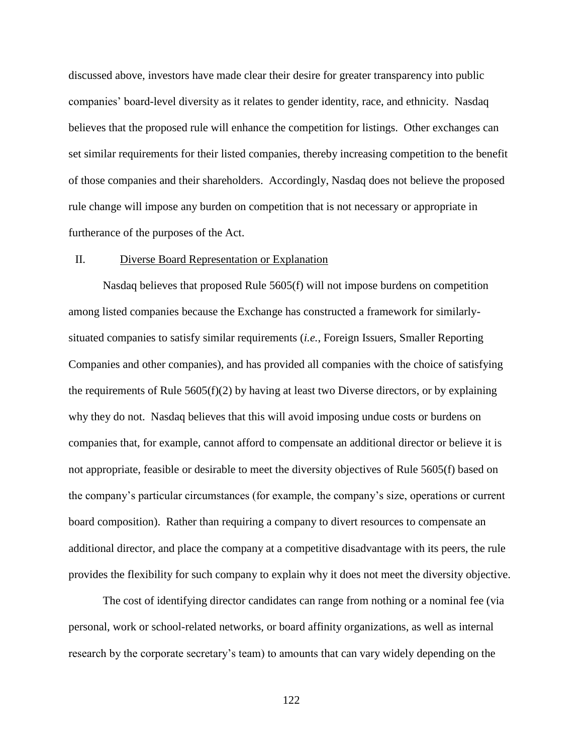discussed above, investors have made clear their desire for greater transparency into public companies' board-level diversity as it relates to gender identity, race, and ethnicity. Nasdaq believes that the proposed rule will enhance the competition for listings. Other exchanges can set similar requirements for their listed companies, thereby increasing competition to the benefit of those companies and their shareholders. Accordingly, Nasdaq does not believe the proposed rule change will impose any burden on competition that is not necessary or appropriate in furtherance of the purposes of the Act.

II. <u>Diverse Board Representation or Explanation</u>

Nasdaq believes that proposed Rule 5605(f) will not impose burdens on competition among listed companies because the Exchange has constructed a framework for similarly-situated companies to satisfy similar requirements (*i.e.*, Foreign Issuers, Smaller Reporting Companies and other companies), and has provided all companies with the choice of satisfying the requirements of Rule 5605(f)(2) by having at least two Diverse directors, or by explaining why they do not. Nasdaq believes that this will avoid imposing undue costs or burdens on companies that, for example, cannot afford to compensate an additional director or believe it is not appropriate, feasible or desirable to meet the diversity objectives of Rule 5605(f) based on the company's particular circumstances (for example, the company's size, operations or current board composition). Rather than requiring a company to divert resources to compensate an additional director, and place the company at a competitive disadvantage with its peers, the rule provides the flexibility for such company to explain why it does not meet the diversity objective.

The cost of identifying director candidates can range from nothing or a nominal fee (via personal, work or school-related networks, or board affinity organizations, as well as internal research by the corporate secretary's team) to amounts that can vary widely depending on the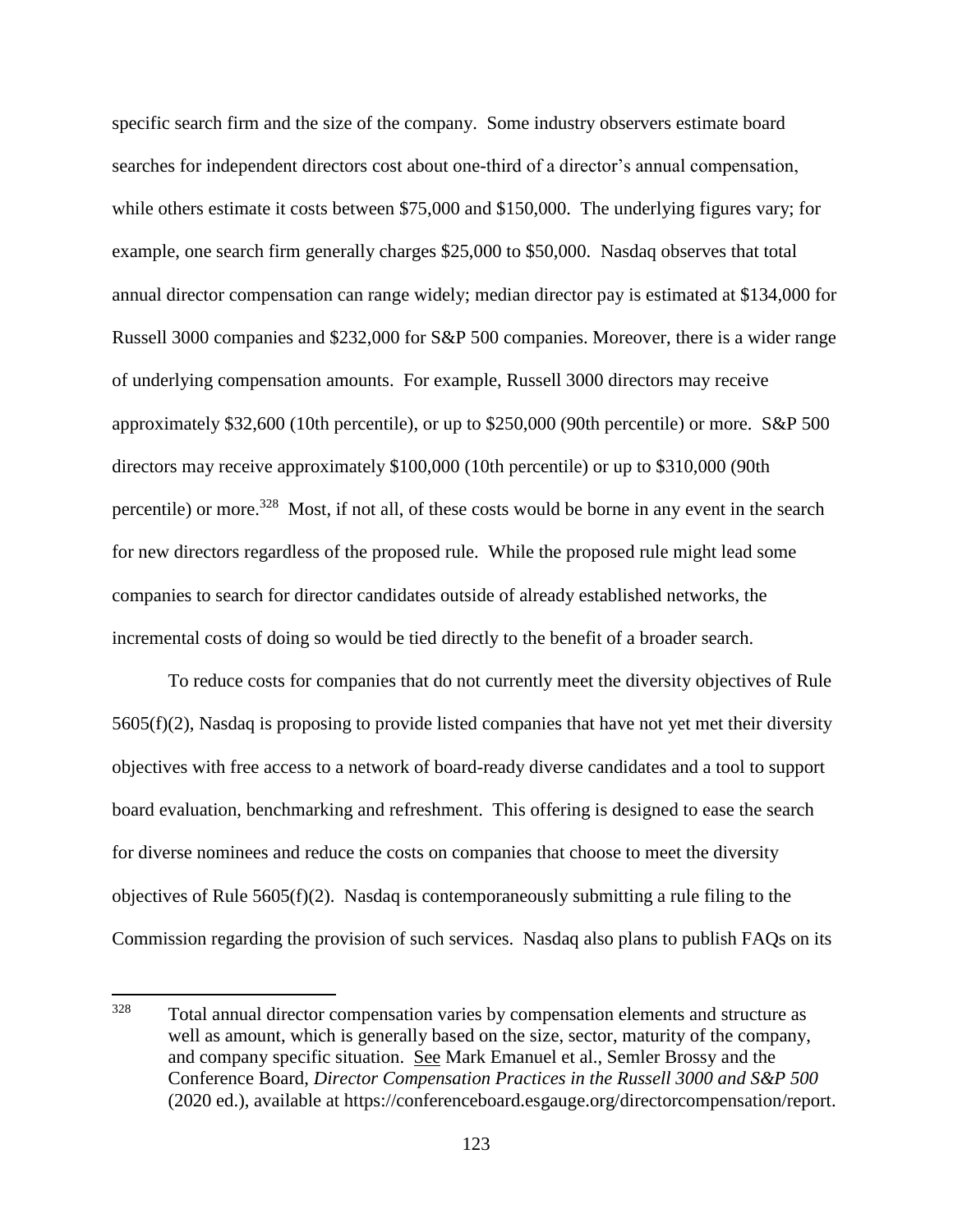specific search firm and the size of the company. Some industry observers estimate board searches for independent directors cost about one-third of a director's annual compensation, while others estimate it costs between $75,000 and $150,000. The underlying figures vary; for example, one search firm generally charges $25,000 to $50,000. Nasdaq observes that total annual director compensation can range widely; median director pay is estimated at $134,000 for Russell 3000 companies and $232,000 for S&P 500 companies. Moreover, there is a wider range of underlying compensation amounts. For example, Russell 3000 directors may receive approximately $32,600 (10th percentile), or up to $250,000 (90th percentile) or more. S&P 500 directors may receive approximately $100,000 (10th percentile) or up to $310,000 (90th percentile) or more.[328] Most, if not all, of these costs would be borne in any event in the search for new directors regardless of the proposed rule. While the proposed rule might lead some companies to search for director candidates outside of already established networks, the incremental costs of doing so would be tied directly to the benefit of a broader search.

To reduce costs for companies that do not currently meet the diversity objectives of Rule 5605(f)(2), Nasdaq is proposing to provide listed companies that have not yet met their diversity objectives with free access to a network of board-ready diverse candidates and a tool to support board evaluation, benchmarking and refreshment. This offering is designed to ease the search for diverse nominees and reduce the costs on companies that choose to meet the diversity objectives of Rule 5605(f)(2). Nasdaq is contemporaneously submitting a rule filing to the Commission regarding the provision of such services. Nasdaq also plans to publish FAQs on its

---

[328] Total annual director compensation varies by compensation elements and structure as well as amount, which is generally based on the size, sector, maturity of the company, and company specific situation. See Mark Emanuel et al., Semler Brossy and the Conference Board, *Director Compensation Practices in the Russell 3000 and S&P 500* (2020 ed.), available at https://conferenceboard.esgauge.org/directorcompensation/report.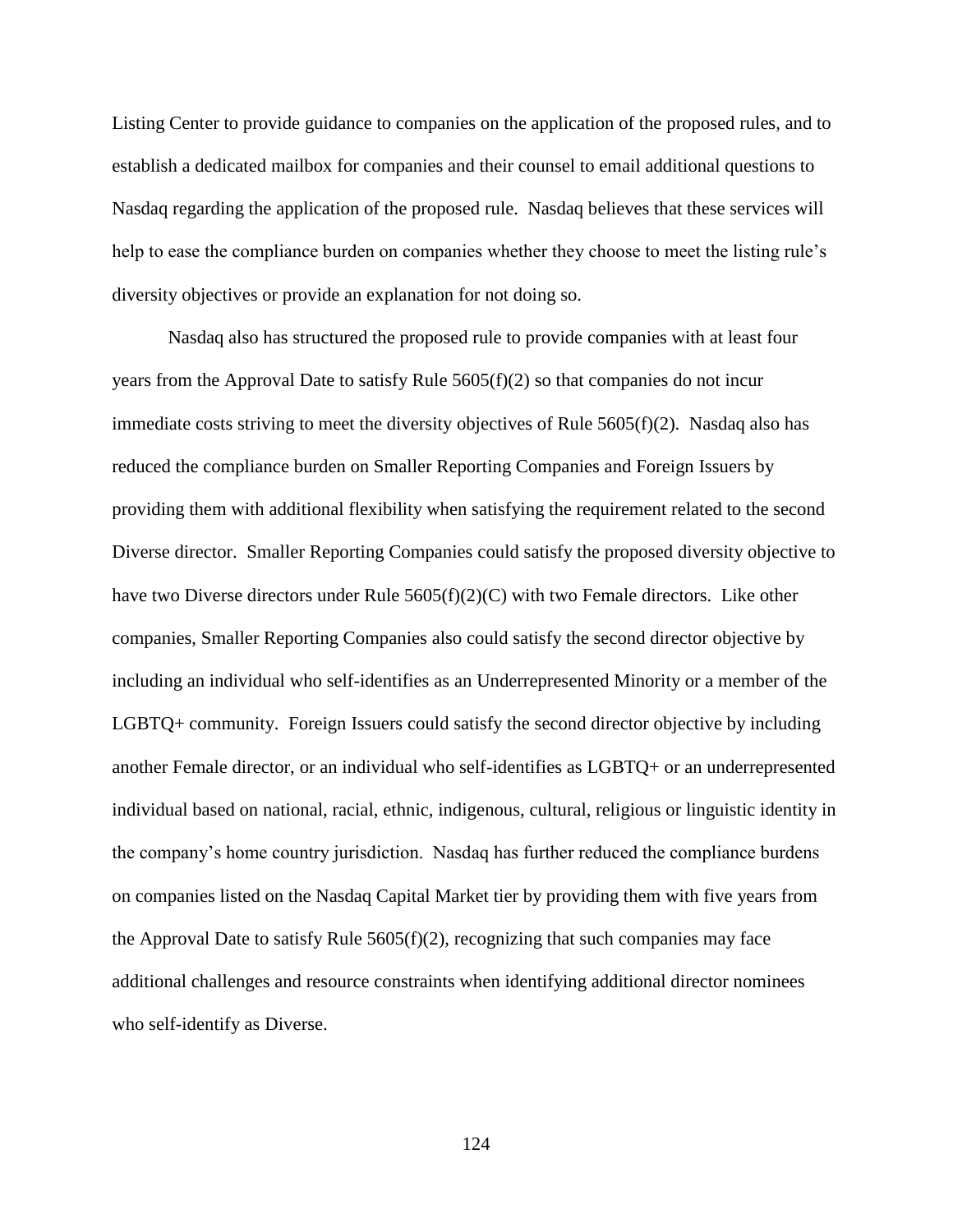Listing Center to provide guidance to companies on the application of the proposed rules, and to establish a dedicated mailbox for companies and their counsel to email additional questions to Nasdaq regarding the application of the proposed rule. Nasdaq believes that these services will help to ease the compliance burden on companies whether they choose to meet the listing rule's diversity objectives or provide an explanation for not doing so.

Nasdaq also has structured the proposed rule to provide companies with at least four years from the Approval Date to satisfy Rule 5605(f)(2) so that companies do not incur immediate costs striving to meet the diversity objectives of Rule 5605(f)(2). Nasdaq also has reduced the compliance burden on Smaller Reporting Companies and Foreign Issuers by providing them with additional flexibility when satisfying the requirement related to the second Diverse director. Smaller Reporting Companies could satisfy the proposed diversity objective to have two Diverse directors under Rule 5605(f)(2)(C) with two Female directors. Like other companies, Smaller Reporting Companies also could satisfy the second director objective by including an individual who self-identifies as an Underrepresented Minority or a member of the LGBTQ+ community. Foreign Issuers could satisfy the second director objective by including another Female director, or an individual who self-identifies as LGBTQ+ or an underrepresented individual based on national, racial, ethnic, indigenous, cultural, religious or linguistic identity in the company's home country jurisdiction. Nasdaq has further reduced the compliance burdens on companies listed on the Nasdaq Capital Market tier by providing them with five years from the Approval Date to satisfy Rule 5605(f)(2), recognizing that such companies may face additional challenges and resource constraints when identifying additional director nominees who self-identify as Diverse.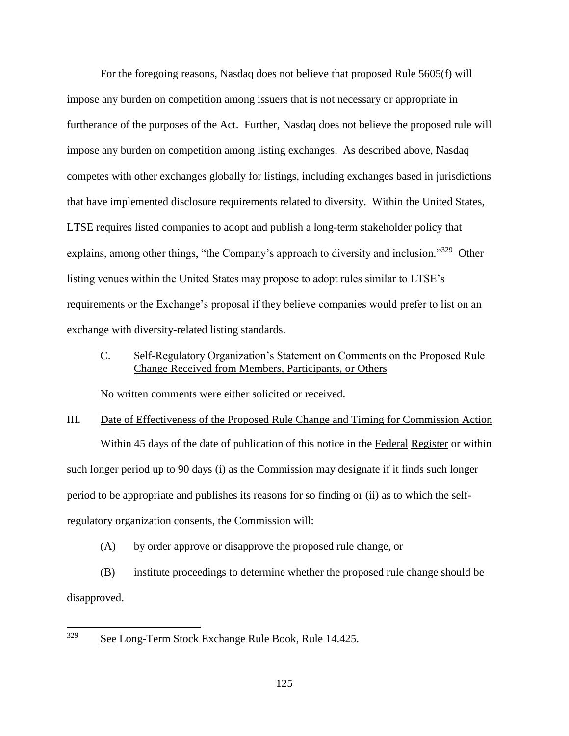For the foregoing reasons, Nasdaq does not believe that proposed Rule 5605(f) will impose any burden on competition among issuers that is not necessary or appropriate in furtherance of the purposes of the Act. Further, Nasdaq does not believe the proposed rule will impose any burden on competition among listing exchanges. As described above, Nasdaq competes with other exchanges globally for listings, including exchanges based in jurisdictions that have implemented disclosure requirements related to diversity. Within the United States, LTSE requires listed companies to adopt and publish a long-term stakeholder policy that explains, among other things, "the Company's approach to diversity and inclusion."[329] Other listing venues within the United States may propose to adopt rules similar to LTSE's requirements or the Exchange's proposal if they believe companies would prefer to list on an exchange with diversity-related listing standards.

C. Self-Regulatory Organization's Statement on Comments on the Proposed Rule Change Received from Members, Participants, or Others

No written comments were either solicited or received.

III. Date of Effectiveness of the Proposed Rule Change and Timing for Commission Action

Within 45 days of the date of publication of this notice in the Federal Register or within such longer period up to 90 days (i) as the Commission may designate if it finds such longer period to be appropriate and publishes its reasons for so finding or (ii) as to which the self-regulatory organization consents, the Commission will:

(A) by order approve or disapprove the proposed rule change, or

(B) institute proceedings to determine whether the proposed rule change should be disapproved.

---

[329] See Long-Term Stock Exchange Rule Book, Rule 14.425.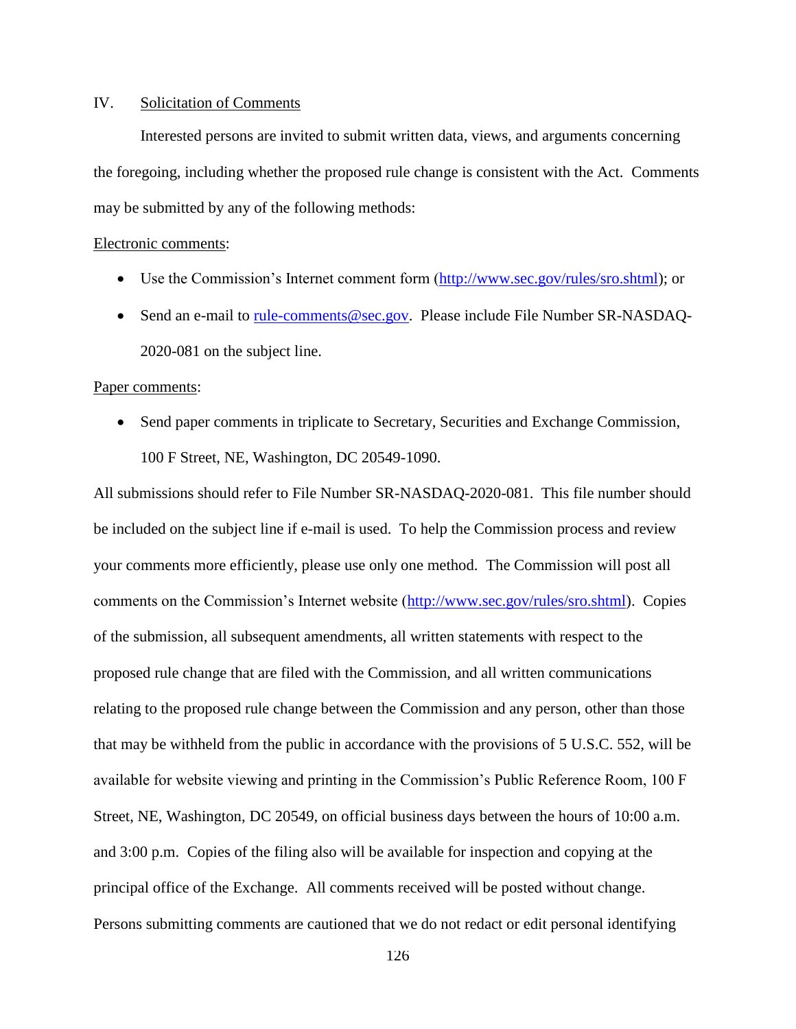## IV. Solicitation of Comments

Interested persons are invited to submit written data, views, and arguments concerning the foregoing, including whether the proposed rule change is consistent with the Act. Comments may be submitted by any of the following methods:

Electronic comments:

- Use the Commission's Internet comment form (http://www.sec.gov/rules/sro.shtml); or
- Send an e-mail to rule-comments@sec.gov. Please include File Number SR-NASDAQ-2020-081 on the subject line.

Paper comments:

- Send paper comments in triplicate to Secretary, Securities and Exchange Commission, 100 F Street, NE, Washington, DC 20549-1090.

All submissions should refer to File Number SR-NASDAQ-2020-081. This file number should be included on the subject line if e-mail is used. To help the Commission process and review your comments more efficiently, please use only one method. The Commission will post all comments on the Commission's Internet website (http://www.sec.gov/rules/sro.shtml). Copies of the submission, all subsequent amendments, all written statements with respect to the proposed rule change that are filed with the Commission, and all written communications relating to the proposed rule change between the Commission and any person, other than those that may be withheld from the public in accordance with the provisions of 5 U.S.C. 552, will be available for website viewing and printing in the Commission's Public Reference Room, 100 F Street, NE, Washington, DC 20549, on official business days between the hours of 10:00 a.m. and 3:00 p.m. Copies of the filing also will be available for inspection and copying at the principal office of the Exchange. All comments received will be posted without change. Persons submitting comments are cautioned that we do not redact or edit personal identifying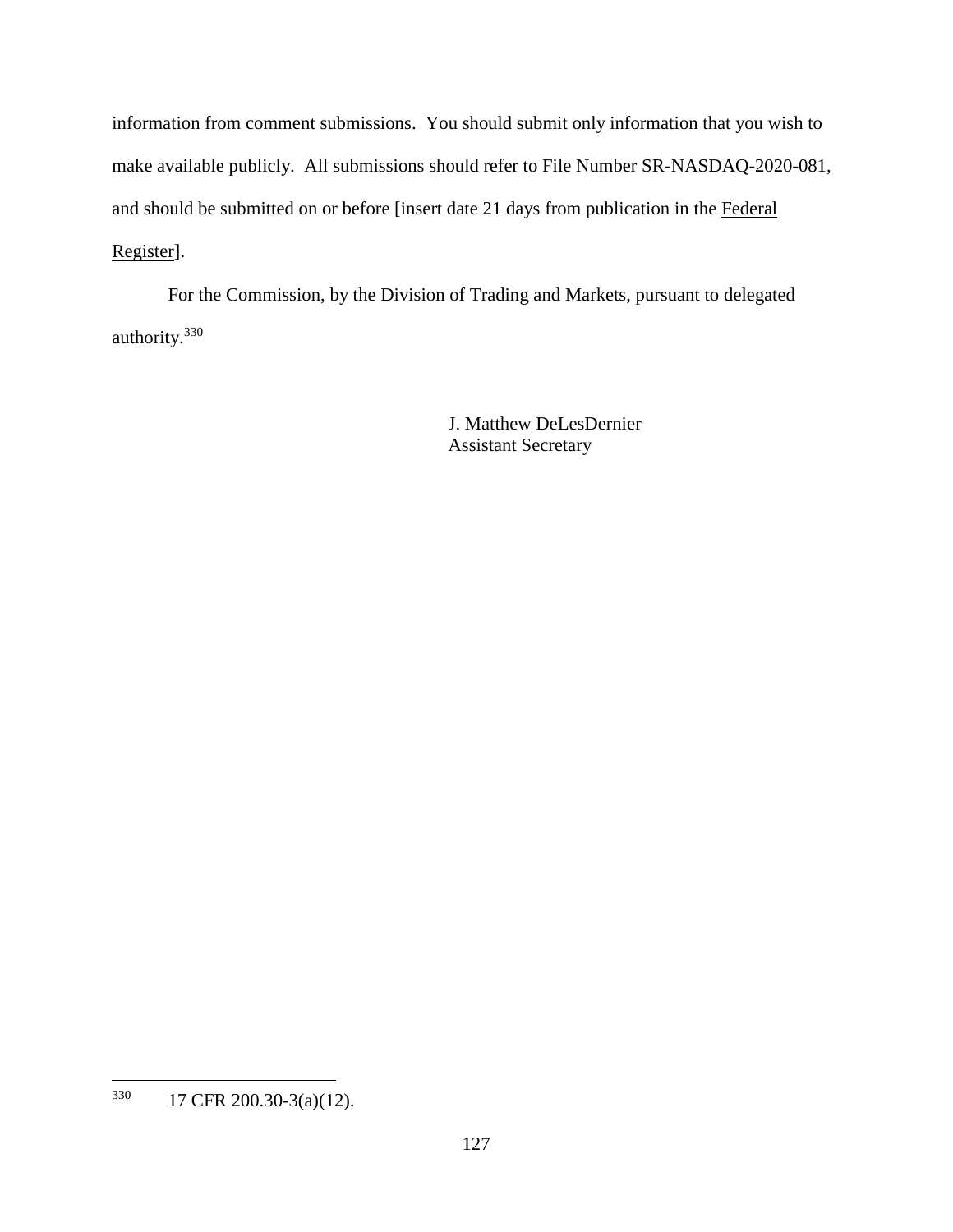information from comment submissions. You should submit only information that you wish to make available publicly. All submissions should refer to File Number SR-NASDAQ-2020-081, and should be submitted on or before [insert date 21 days from publication in the Federal Register].

For the Commission, by the Division of Trading and Markets, pursuant to delegated authority.[330]

J. Matthew DeLesDernier
Assistant Secretary

---

[330] 17 CFR 200.30-3(a)(12).